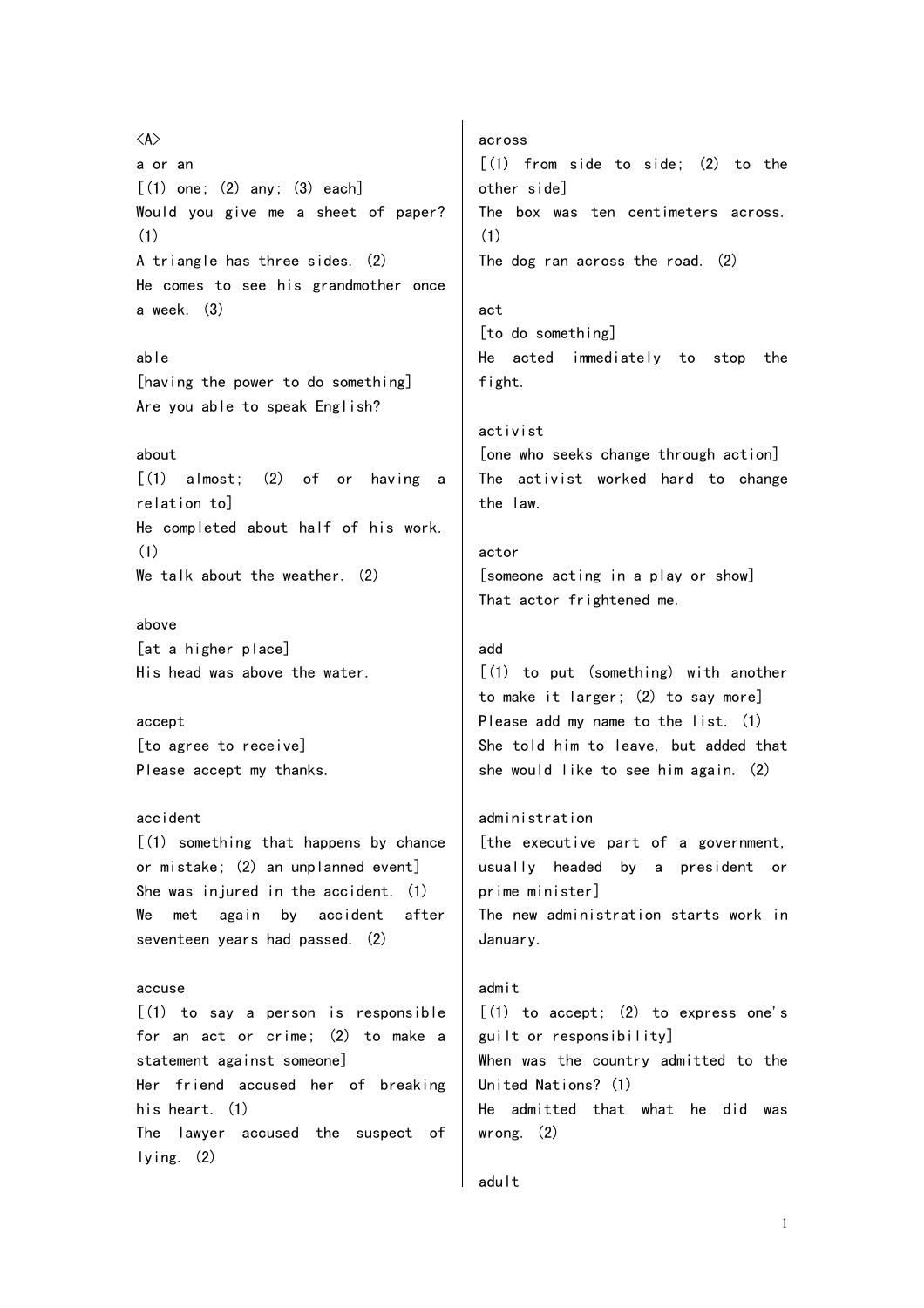<A>

a or an

[(1) one; (2) any; (3) each]

Would you give me a sheet of paper? (1)

A triangle has three sides. (2)

He comes to see his grandmother once a week. (3)

able

[having the power to do something]

Are you able to speak English?

about

[(1) almost; (2) of or having a relation to]

He completed about half of his work. (1)

We talk about the weather. (2)

above

[at a higher place]

His head was above the water.

accept

[to agree to receive]

Please accept my thanks.

accident

[(1) something that happens by chance or mistake; (2) an unplanned event]

She was injured in the accident. (1)

We met again by accident after seventeen years had passed. (2)

accuse

[(1) to say a person is responsible for an act or crime; (2) to make a statement against someone]

Her friend accused her of breaking his heart. (1)

The lawyer accused the suspect of lying. (2)

across

[(1) from side to side; (2) to the other side]

The box was ten centimeters across. (1)

The dog ran across the road. (2)

act

[to do something]

He acted immediately to stop the fight.

activist

[one who seeks change through action]

The activist worked hard to change the law.

actor

[someone acting in a play or show]

That actor frightened me.

add

[(1) to put (something) with another to make it larger; (2) to say more]

Please add my name to the list. (1)

She told him to leave, but added that she would like to see him again. (2)

administration

[the executive part of a government, usually headed by a president or prime minister]

The new administration starts work in January.

admit

[(1) to accept; (2) to express one's guilt or responsibility]

When was the country admitted to the United Nations? (1)

He admitted that what he did was wrong. (2)

adult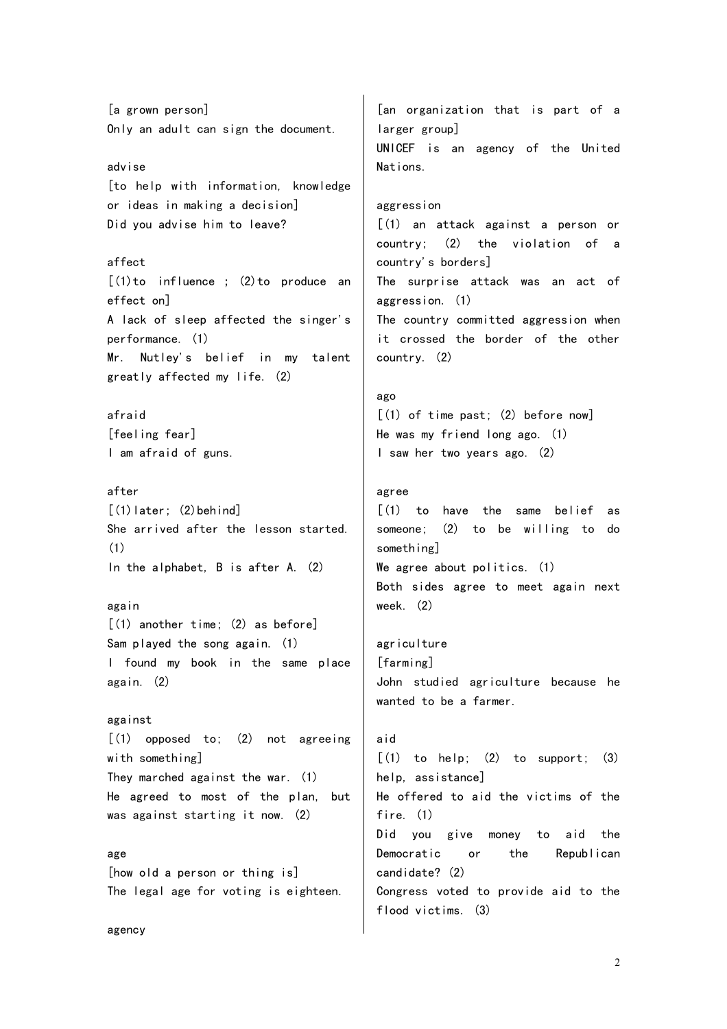[a grown person]
Only an adult can sign the document.

advise
[to help with information, knowledge or ideas in making a decision]
Did you advise him to leave?

affect
[(1)to influence ; (2)to produce an effect on]
A lack of sleep affected the singer's performance. (1)
Mr. Nutley's belief in my talent greatly affected my life. (2)

afraid
[feeling fear]
I am afraid of guns.

after
[(1)later; (2)behind]
She arrived after the lesson started. (1)
In the alphabet, B is after A. (2)

again
[(1) another time; (2) as before]
Sam played the song again. (1)
I found my book in the same place again. (2)

against
[(1) opposed to; (2) not agreeing with something]
They marched against the war. (1)
He agreed to most of the plan, but was against starting it now. (2)

age
[how old a person or thing is]
The legal age for voting is eighteen.

agency
[an organization that is part of a larger group]
UNICEF is an agency of the United Nations.

aggression
[(1) an attack against a person or country; (2) the violation of a country's borders]
The surprise attack was an act of aggression. (1)
The country committed aggression when it crossed the border of the other country. (2)

ago
[(1) of time past; (2) before now]
He was my friend long ago. (1)
I saw her two years ago. (2)

agree
[(1) to have the same belief as someone; (2) to be willing to do something]
We agree about politics. (1)
Both sides agree to meet again next week. (2)

agriculture
[farming]
John studied agriculture because he wanted to be a farmer.

aid
[(1) to help; (2) to support; (3) help, assistance]
He offered to aid the victims of the fire. (1)
Did you give money to aid the Democratic or the Republican candidate? (2)
Congress voted to provide aid to the flood victims. (3)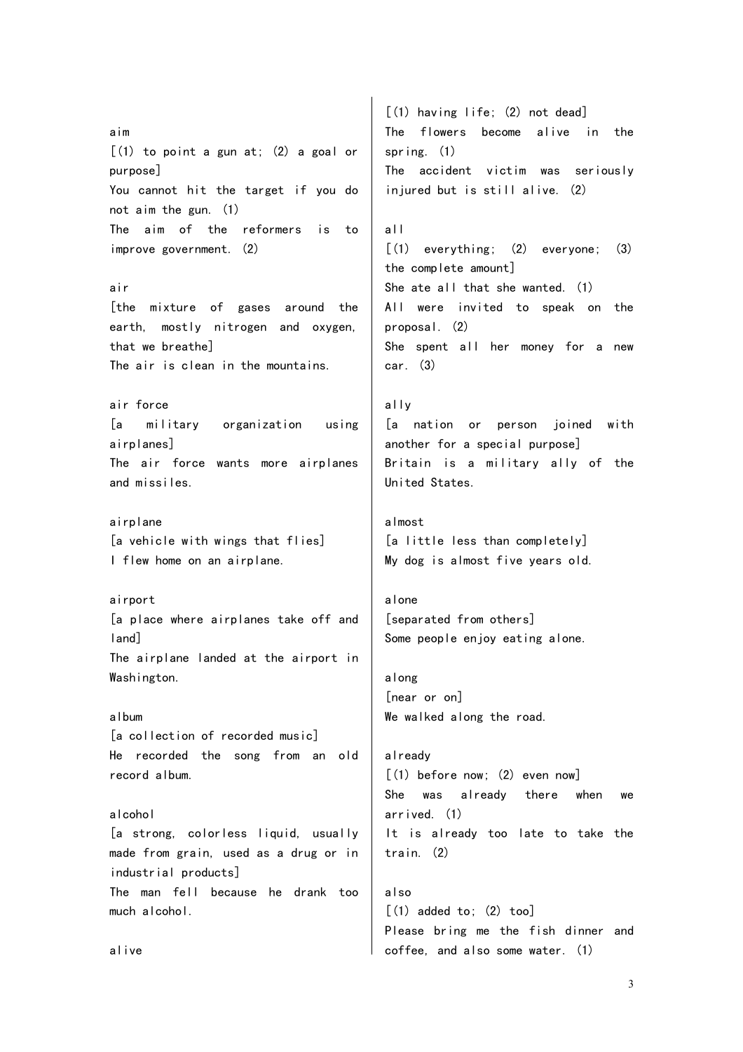aim

[(1) to point a gun at; (2) a goal or purpose]

You cannot hit the target if you do not aim the gun. (1)

The aim of the reformers is to improve government. (2)

air

[the mixture of gases around the earth, mostly nitrogen and oxygen, that we breathe]

The air is clean in the mountains.

air force

[a military organization using airplanes]

The air force wants more airplanes and missiles.

airplane

[a vehicle with wings that flies]

I flew home on an airplane.

airport

[a place where airplanes take off and land]

The airplane landed at the airport in Washington.

album

[a collection of recorded music]

He recorded the song from an old record album.

alcohol

[a strong, colorless liquid, usually made from grain, used as a drug or in industrial products]

The man fell because he drank too much alcohol.

alive

[(1) having life; (2) not dead]

The flowers become alive in the spring. (1)

The accident victim was seriously injured but is still alive. (2)

all

[(1) everything; (2) everyone; (3) the complete amount]

She ate all that she wanted. (1)

All were invited to speak on the proposal. (2)

She spent all her money for a new car. (3)

ally

[a nation or person joined with another for a special purpose]

Britain is a military ally of the United States.

almost

[a little less than completely]

My dog is almost five years old.

alone

[separated from others]

Some people enjoy eating alone.

along

[near or on]

We walked along the road.

already

[(1) before now; (2) even now]

She was already there when we arrived. (1)

It is already too late to take the train. (2)

also

[(1) added to; (2) too]

Please bring me the fish dinner and coffee, and also some water. (1)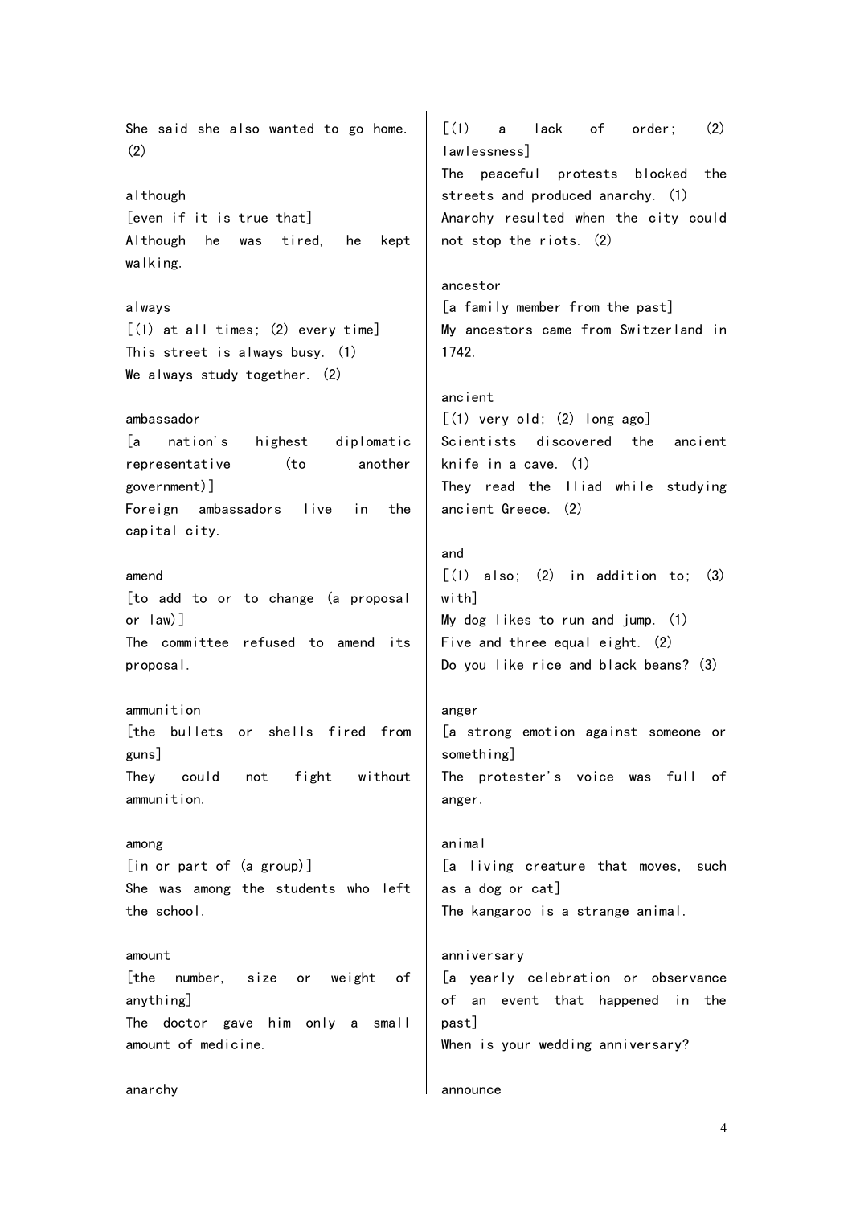She said she also wanted to go home. (2)

although
[even if it is true that]
Although he was tired, he kept walking.

always
[(1) at all times; (2) every time]
This street is always busy. (1)
We always study together. (2)

ambassador
[a nation's highest diplomatic representative (to another government)]
Foreign ambassadors live in the capital city.

amend
[to add to or to change (a proposal or law)]
The committee refused to amend its proposal.

ammunition
[the bullets or shells fired from guns]
They could not fight without ammunition.

among
[in or part of (a group)]
She was among the students who left the school.

amount
[the number, size or weight of anything]
The doctor gave him only a small amount of medicine.

anarchy
[(1) a lack of order; (2) lawlessness]
The peaceful protests blocked the streets and produced anarchy. (1)
Anarchy resulted when the city could not stop the riots. (2)

ancestor
[a family member from the past]
My ancestors came from Switzerland in 1742.

ancient
[(1) very old; (2) long ago]
Scientists discovered the ancient knife in a cave. (1)
They read the Iliad while studying ancient Greece. (2)

and
[(1) also; (2) in addition to; (3) with]
My dog likes to run and jump. (1)
Five and three equal eight. (2)
Do you like rice and black beans? (3)

anger
[a strong emotion against someone or something]
The protester's voice was full of anger.

animal
[a living creature that moves, such as a dog or cat]
The kangaroo is a strange animal.

anniversary
[a yearly celebration or observance of an event that happened in the past]
When is your wedding anniversary?

announce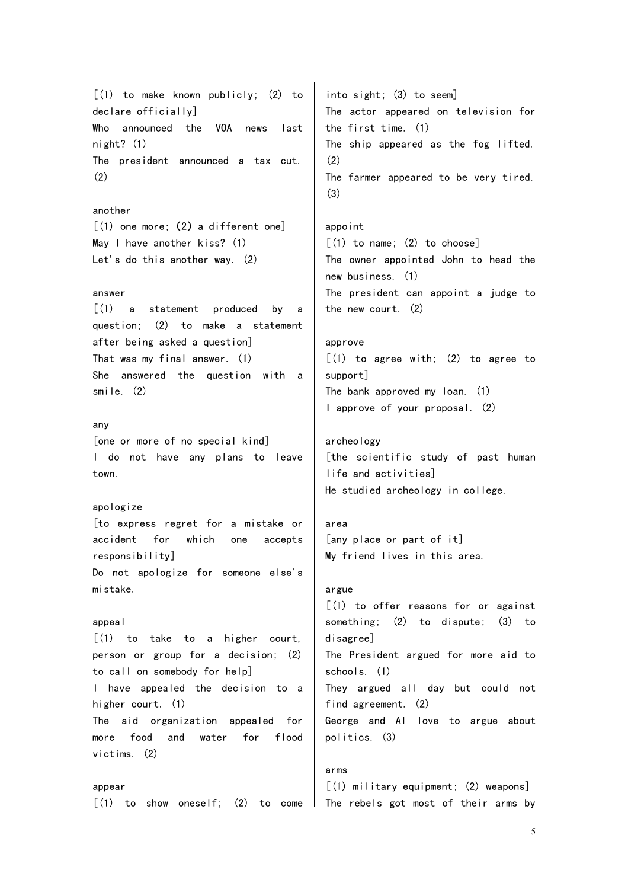[(1) to make known publicly; (2) to declare officially]
Who announced the VOA news last night? (1)
The president announced a tax cut. (2)

another
[(1) one more; (2) a different one]
May I have another kiss? (1)
Let's do this another way. (2)

answer
[(1) a statement produced by a question; (2) to make a statement after being asked a question]
That was my final answer. (1)
She answered the question with a smile. (2)

any
[one or more of no special kind]
I do not have any plans to leave town.

apologize
[to express regret for a mistake or accident for which one accepts responsibility]
Do not apologize for someone else's mistake.

appeal
[(1) to take to a higher court, person or group for a decision; (2) to call on somebody for help]
I have appealed the decision to a higher court. (1)
The aid organization appealed for more food and water for flood victims. (2)

appear
[(1) to show oneself; (2) to come into sight; (3) to seem]
The actor appeared on television for the first time. (1)
The ship appeared as the fog lifted. (2)
The farmer appeared to be very tired. (3)

appoint
[(1) to name; (2) to choose]
The owner appointed John to head the new business. (1)
The president can appoint a judge to the new court. (2)

approve
[(1) to agree with; (2) to agree to support]
The bank approved my loan. (1)
I approve of your proposal. (2)

archeology
[the scientific study of past human life and activities]
He studied archeology in college.

area
[any place or part of it]
My friend lives in this area.

argue
[(1) to offer reasons for or against something; (2) to dispute; (3) to disagree]
The President argued for more aid to schools. (1)
They argued all day but could not find agreement. (2)
George and Al love to argue about politics. (3)

arms
[(1) military equipment; (2) weapons]
The rebels got most of their arms by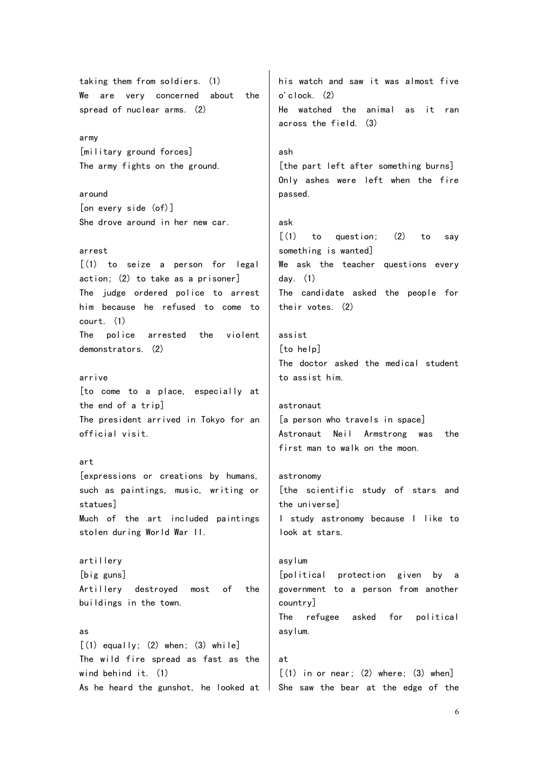taking them from soldiers. (1)
We are very concerned about the spread of nuclear arms. (2)

army
[military ground forces]
The army fights on the ground.

around
[on every side (of)]
She drove around in her new car.

arrest
[(1) to seize a person for legal action; (2) to take as a prisoner]
The judge ordered police to arrest him because he refused to come to court. (1)
The police arrested the violent demonstrators. (2)

arrive
[to come to a place, especially at the end of a trip]
The president arrived in Tokyo for an official visit.

art
[expressions or creations by humans, such as paintings, music, writing or statues]
Much of the art included paintings stolen during World War II.

artillery
[big guns]
Artillery destroyed most of the buildings in the town.

as
[(1) equally; (2) when; (3) while]
The wild fire spread as fast as the wind behind it. (1)
As he heard the gunshot, he looked at his watch and saw it was almost five o'clock. (2)
He watched the animal as it ran across the field. (3)

ash
[the part left after something burns]
Only ashes were left when the fire passed.

ask
[(1) to question; (2) to say something is wanted]
We ask the teacher questions every day. (1)
The candidate asked the people for their votes. (2)

assist
[to help]
The doctor asked the medical student to assist him.

astronaut
[a person who travels in space]
Astronaut Neil Armstrong was the first man to walk on the moon.

astronomy
[the scientific study of stars and the universe]
I study astronomy because I like to look at stars.

asylum
[political protection given by a government to a person from another country]
The refugee asked for political asylum.

at
[(1) in or near; (2) where; (3) when]
She saw the bear at the edge of the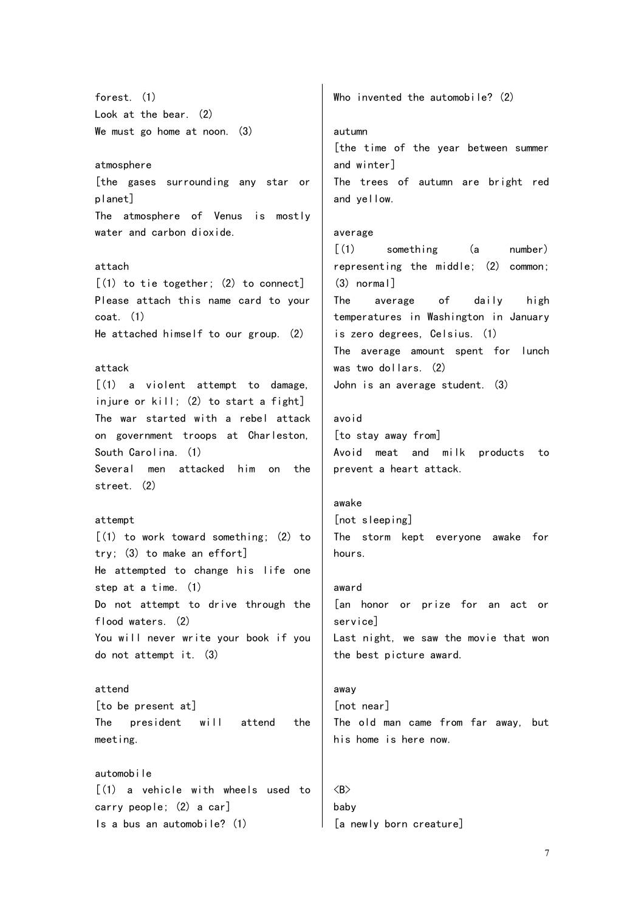forest. (1)
Look at the bear. (2)
We must go home at noon. (3)

atmosphere
[the gases surrounding any star or planet]
The atmosphere of Venus is mostly water and carbon dioxide.

attach
[(1) to tie together; (2) to connect]
Please attach this name card to your coat. (1)
He attached himself to our group. (2)

attack
[(1) a violent attempt to damage, injure or kill; (2) to start a fight]
The war started with a rebel attack on government troops at Charleston, South Carolina. (1)
Several men attacked him on the street. (2)

attempt
[(1) to work toward something; (2) to try; (3) to make an effort]
He attempted to change his life one step at a time. (1)
Do not attempt to drive through the flood waters. (2)
You will never write your book if you do not attempt it. (3)

attend
[to be present at]
The president will attend the meeting.

automobile
[(1) a vehicle with wheels used to carry people; (2) a car]
Is a bus an automobile? (1)
Who invented the automobile? (2)

autumn
[the time of the year between summer and winter]
The trees of autumn are bright red and yellow.

average
[(1) something (a number) representing the middle; (2) common; (3) normal]
The average of daily high temperatures in Washington in January is zero degrees, Celsius. (1)
The average amount spent for lunch was two dollars. (2)
John is an average student. (3)

avoid
[to stay away from]
Avoid meat and milk products to prevent a heart attack.

awake
[not sleeping]
The storm kept everyone awake for hours.

award
[an honor or prize for an act or service]
Last night, we saw the movie that won the best picture award.

away
[not near]
The old man came from far away, but his home is here now.

<B>
baby
[a newly born creature]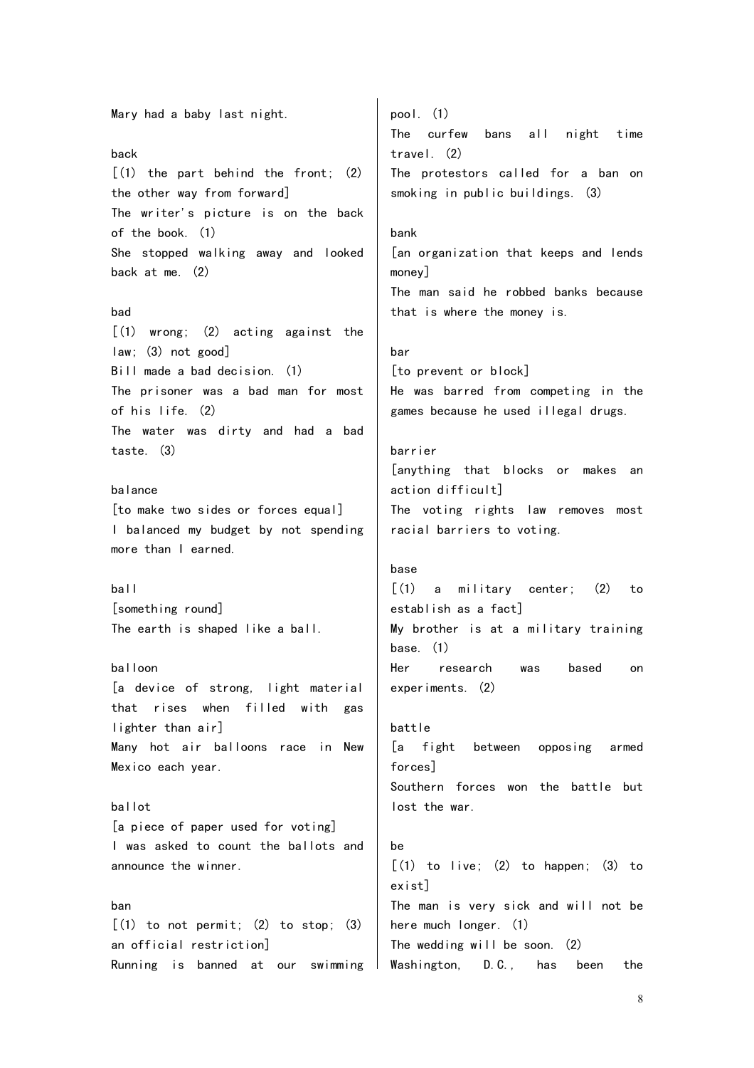Mary had a baby last night.

back

[(1) the part behind the front; (2) the other way from forward]

The writer's picture is on the back of the book. (1)

She stopped walking away and looked back at me. (2)

bad

[(1) wrong; (2) acting against the law; (3) not good]

Bill made a bad decision. (1)

The prisoner was a bad man for most of his life. (2)

The water was dirty and had a bad taste. (3)

balance

[to make two sides or forces equal]

I balanced my budget by not spending more than I earned.

ball

[something round]

The earth is shaped like a ball.

balloon

[a device of strong, light material that rises when filled with gas lighter than air]

Many hot air balloons race in New Mexico each year.

ballot

[a piece of paper used for voting]

I was asked to count the ballots and announce the winner.

ban

[(1) to not permit; (2) to stop; (3) an official restriction]

Running is banned at our swimming pool. (1)

The curfew bans all night time travel. (2)

The protestors called for a ban on smoking in public buildings. (3)

bank

[an organization that keeps and lends money]

The man said he robbed banks because that is where the money is.

bar

[to prevent or block]

He was barred from competing in the games because he used illegal drugs.

barrier

[anything that blocks or makes an action difficult]

The voting rights law removes most racial barriers to voting.

base

[(1) a military center; (2) to establish as a fact]

My brother is at a military training base. (1)

Her research was based on experiments. (2)

battle

[a fight between opposing armed forces]

Southern forces won the battle but lost the war.

be

[(1) to live; (2) to happen; (3) to exist]

The man is very sick and will not be here much longer. (1)

The wedding will be soon. (2)

Washington, D.C., has been the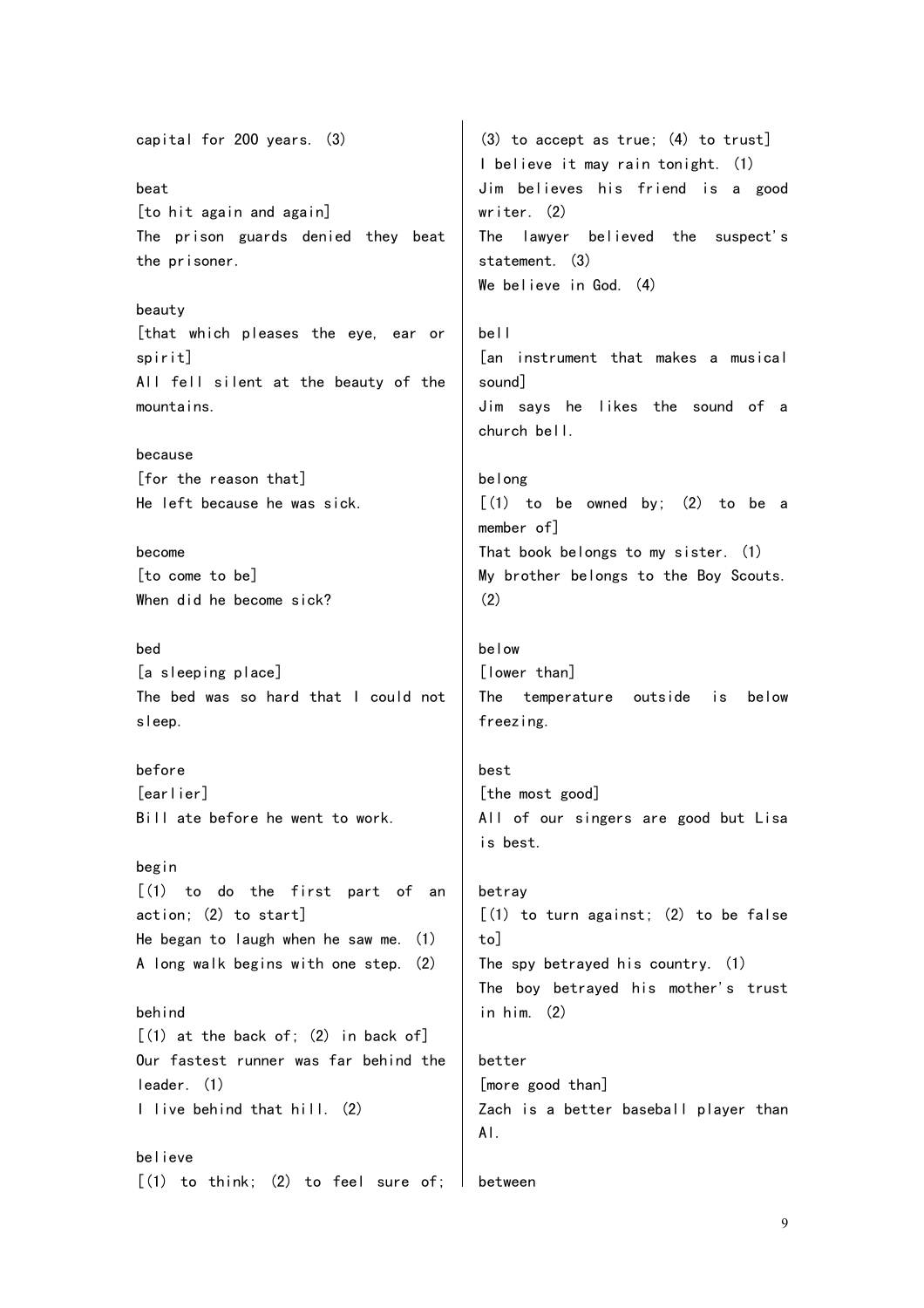capital for 200 years. (3)

beat
[to hit again and again]
The prison guards denied they beat the prisoner.

beauty
[that which pleases the eye, ear or spirit]
All fell silent at the beauty of the mountains.

because
[for the reason that]
He left because he was sick.

become
[to come to be]
When did he become sick?

bed
[a sleeping place]
The bed was so hard that I could not sleep.

before
[earlier]
Bill ate before he went to work.

begin
[(1) to do the first part of an action; (2) to start]
He began to laugh when he saw me. (1)
A long walk begins with one step. (2)

behind
[(1) at the back of; (2) in back of]
Our fastest runner was far behind the leader. (1)
I live behind that hill. (2)

believe
[(1) to think; (2) to feel sure of; (3) to accept as true; (4) to trust]
I believe it may rain tonight. (1)
Jim believes his friend is a good writer. (2)
The lawyer believed the suspect's statement. (3)
We believe in God. (4)

bell
[an instrument that makes a musical sound]
Jim says he likes the sound of a church bell.

belong
[(1) to be owned by; (2) to be a member of]
That book belongs to my sister. (1)
My brother belongs to the Boy Scouts. (2)

below
[lower than]
The temperature outside is below freezing.

best
[the most good]
All of our singers are good but Lisa is best.

betray
[(1) to turn against; (2) to be false to]
The spy betrayed his country. (1)
The boy betrayed his mother's trust in him. (2)

better
[more good than]
Zach is a better baseball player than Al.

between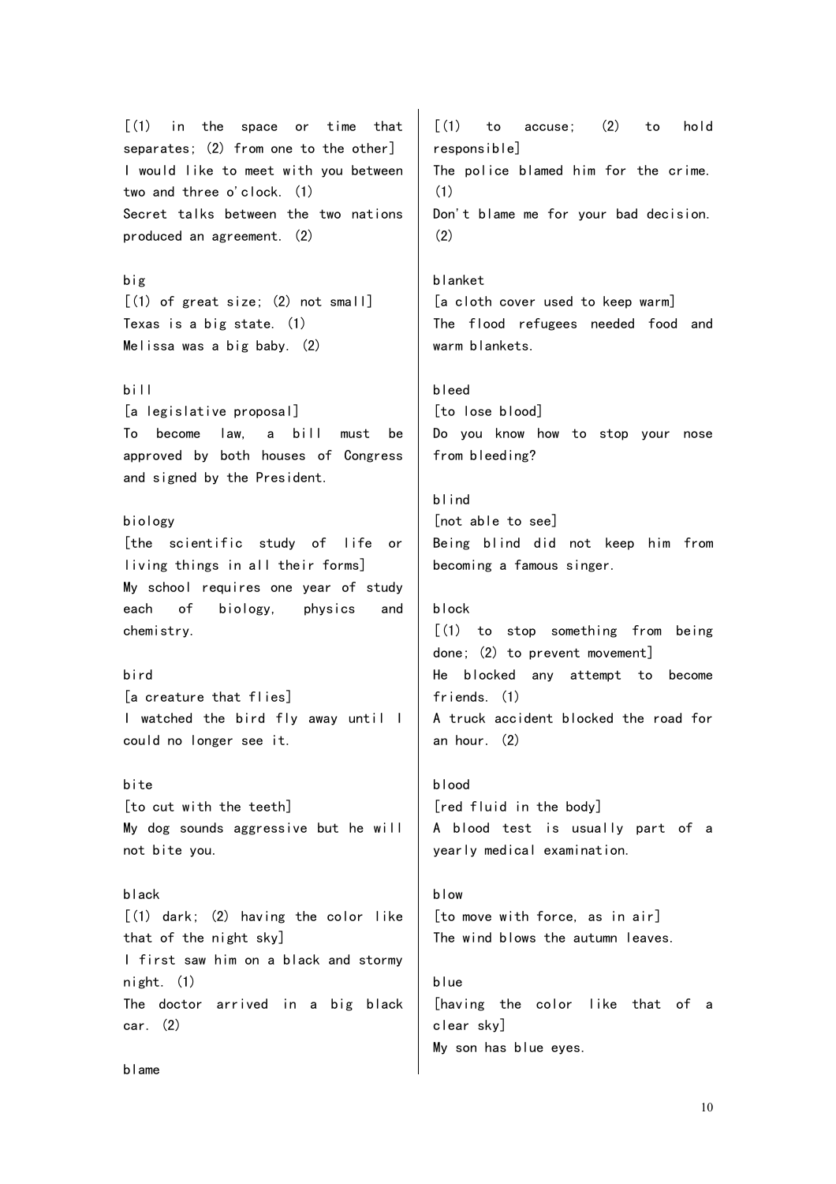[(1) in the space or time that separates; (2) from one to the other]
I would like to meet with you between two and three o'clock. (1)
Secret talks between the two nations produced an agreement. (2)

big
[(1) of great size; (2) not small]
Texas is a big state. (1)
Melissa was a big baby. (2)

bill
[a legislative proposal]
To become law, a bill must be approved by both houses of Congress and signed by the President.

biology
[the scientific study of life or living things in all their forms]
My school requires one year of study each of biology, physics and chemistry.

bird
[a creature that flies]
I watched the bird fly away until I could no longer see it.

bite
[to cut with the teeth]
My dog sounds aggressive but he will not bite you.

black
[(1) dark; (2) having the color like that of the night sky]
I first saw him on a black and stormy night. (1)
The doctor arrived in a big black car. (2)

blame
[(1) to accuse; (2) to hold responsible]
The police blamed him for the crime. (1)
Don't blame me for your bad decision. (2)

blanket
[a cloth cover used to keep warm]
The flood refugees needed food and warm blankets.

bleed
[to lose blood]
Do you know how to stop your nose from bleeding?

blind
[not able to see]
Being blind did not keep him from becoming a famous singer.

block
[(1) to stop something from being done; (2) to prevent movement]
He blocked any attempt to become friends. (1)
A truck accident blocked the road for an hour. (2)

blood
[red fluid in the body]
A blood test is usually part of a yearly medical examination.

blow
[to move with force, as in air]
The wind blows the autumn leaves.

blue
[having the color like that of a clear sky]
My son has blue eyes.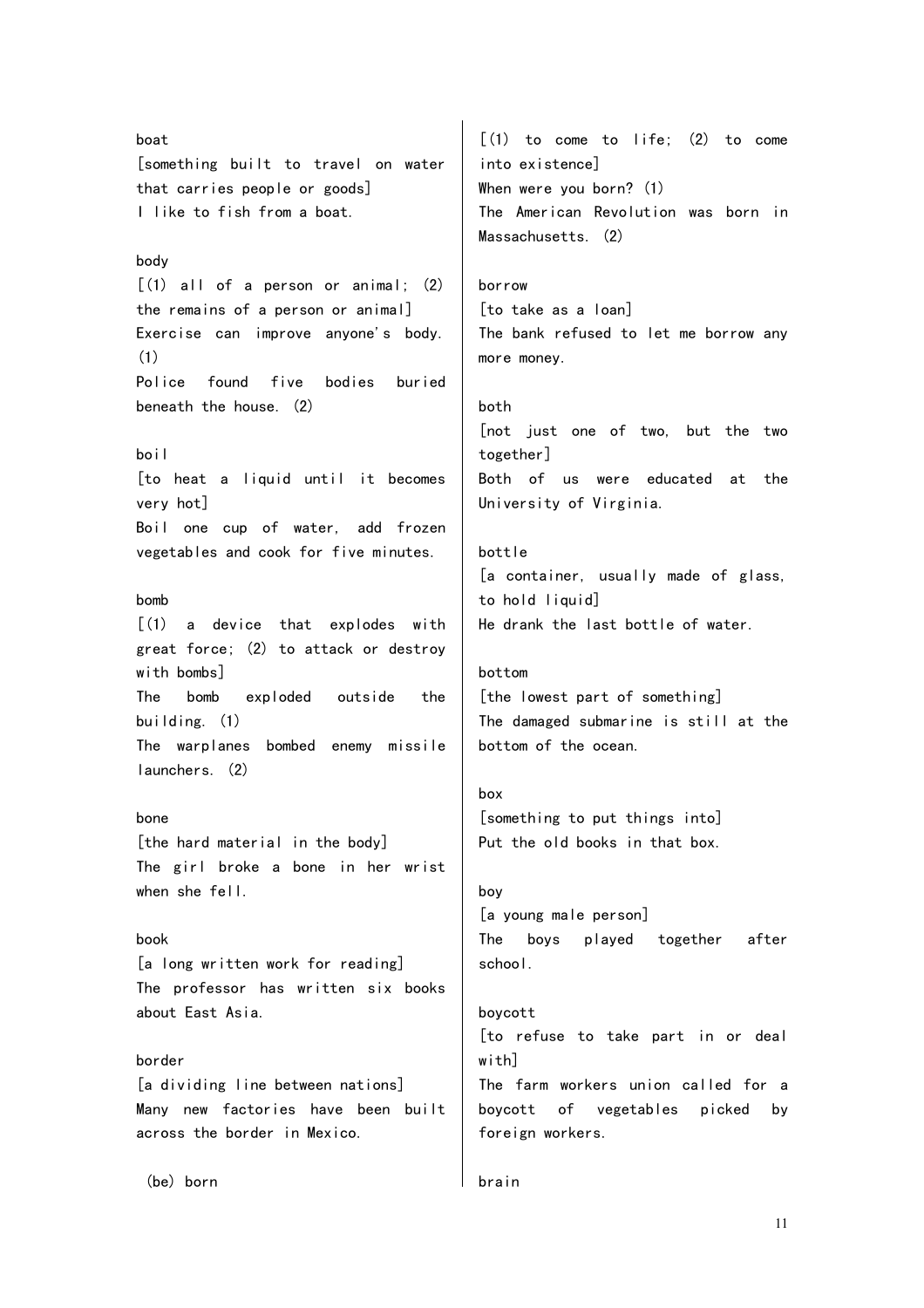boat
[something built to travel on water that carries people or goods]
I like to fish from a boat.

body
[(1) all of a person or animal; (2) the remains of a person or animal]
Exercise can improve anyone's body. (1)
Police found five bodies buried beneath the house. (2)

boil
[to heat a liquid until it becomes very hot]
Boil one cup of water, add frozen vegetables and cook for five minutes.

bomb
[(1) a device that explodes with great force; (2) to attack or destroy with bombs]
The bomb exploded outside the building. (1)
The warplanes bombed enemy missile launchers. (2)

bone
[the hard material in the body]
The girl broke a bone in her wrist when she fell.

book
[a long written work for reading]
The professor has written six books about East Asia.

border
[a dividing line between nations]
Many new factories have been built across the border in Mexico.

(be) born
[(1) to come to life; (2) to come into existence]
When were you born? (1)
The American Revolution was born in Massachusetts. (2)

borrow
[to take as a loan]
The bank refused to let me borrow any more money.

both
[not just one of two, but the two together]
Both of us were educated at the University of Virginia.

bottle
[a container, usually made of glass, to hold liquid]
He drank the last bottle of water.

bottom
[the lowest part of something]
The damaged submarine is still at the bottom of the ocean.

box
[something to put things into]
Put the old books in that box.

boy
[a young male person]
The boys played together after school.

boycott
[to refuse to take part in or deal with]
The farm workers union called for a boycott of vegetables picked by foreign workers.

brain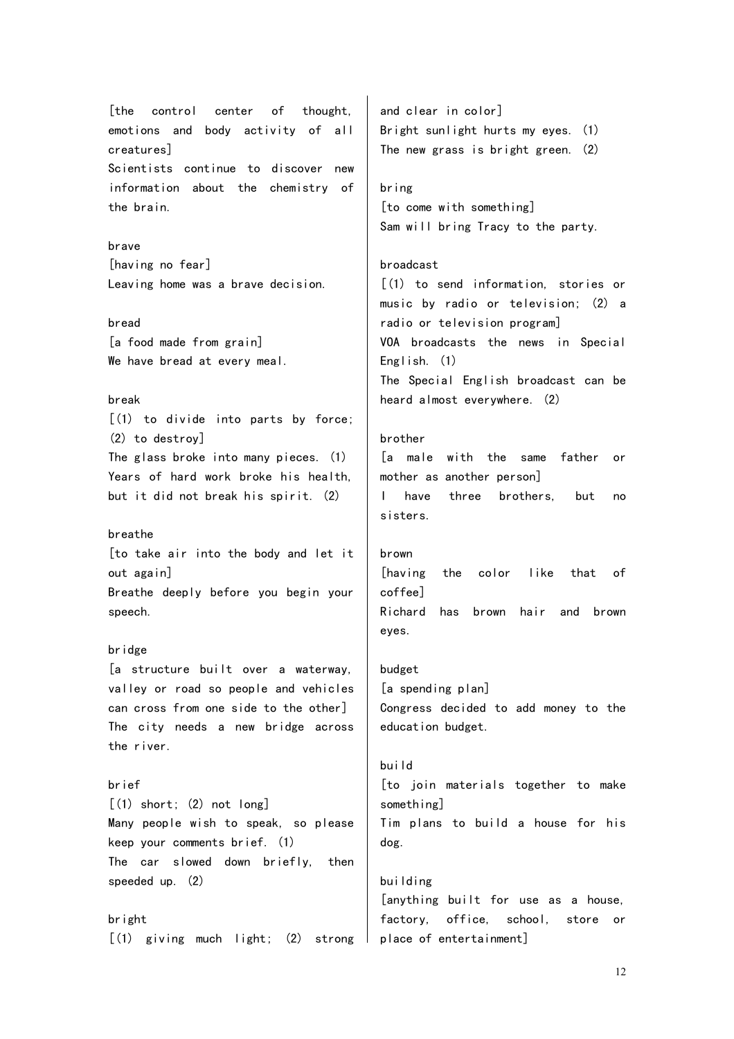[the control center of thought, emotions and body activity of all creatures]
Scientists continue to discover new information about the chemistry of the brain.

brave
[having no fear]
Leaving home was a brave decision.

bread
[a food made from grain]
We have bread at every meal.

break
[(1) to divide into parts by force; (2) to destroy]
The glass broke into many pieces. (1)
Years of hard work broke his health, but it did not break his spirit. (2)

breathe
[to take air into the body and let it out again]
Breathe deeply before you begin your speech.

bridge
[a structure built over a waterway, valley or road so people and vehicles can cross from one side to the other]
The city needs a new bridge across the river.

brief
[(1) short; (2) not long]
Many people wish to speak, so please keep your comments brief. (1)
The car slowed down briefly, then speeded up. (2)

bright
[(1) giving much light; (2) strong and clear in color]
Bright sunlight hurts my eyes. (1)
The new grass is bright green. (2)

bring
[to come with something]
Sam will bring Tracy to the party.

broadcast
[(1) to send information, stories or music by radio or television; (2) a radio or television program]
VOA broadcasts the news in Special English. (1)
The Special English broadcast can be heard almost everywhere. (2)

brother
[a male with the same father or mother as another person]
I have three brothers, but no sisters.

brown
[having the color like that of coffee]
Richard has brown hair and brown eyes.

budget
[a spending plan]
Congress decided to add money to the education budget.

build
[to join materials together to make something]
Tim plans to build a house for his dog.

building
[anything built for use as a house, factory, office, school, store or place of entertainment]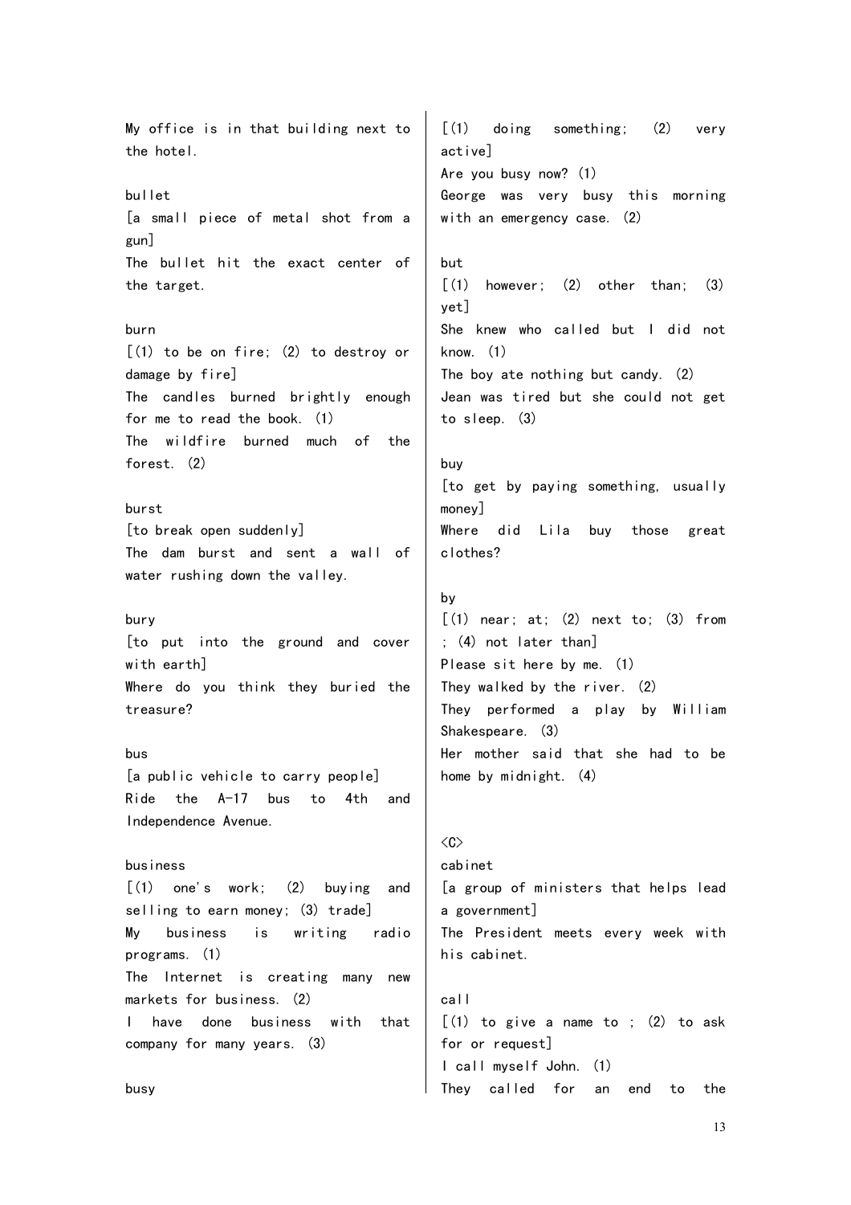My office is in that building next to the hotel.

bullet
[a small piece of metal shot from a gun]
The bullet hit the exact center of the target.

burn
[(1) to be on fire; (2) to destroy or damage by fire]
The candles burned brightly enough for me to read the book. (1)
The wildfire burned much of the forest. (2)

burst
[to break open suddenly]
The dam burst and sent a wall of water rushing down the valley.

bury
[to put into the ground and cover with earth]
Where do you think they buried the treasure?

bus
[a public vehicle to carry people]
Ride the A-17 bus to 4th and Independence Avenue.

business
[(1) one's work; (2) buying and selling to earn money; (3) trade]
My business is writing radio programs. (1)
The Internet is creating many new markets for business. (2)
I have done business with that company for many years. (3)

busy
[(1) doing something; (2) very active]
Are you busy now? (1)
George was very busy this morning with an emergency case. (2)

but
[(1) however; (2) other than; (3) yet]
She knew who called but I did not know. (1)
The boy ate nothing but candy. (2)
Jean was tired but she could not get to sleep. (3)

buy
[to get by paying something, usually money]
Where did Lila buy those great clothes?

by
[(1) near; at; (2) next to; (3) from ; (4) not later than]
Please sit here by me. (1)
They walked by the river. (2)
They performed a play by William Shakespeare. (3)
Her mother said that she had to be home by midnight. (4)

<C>

cabinet
[a group of ministers that helps lead a government]
The President meets every week with his cabinet.

call
[(1) to give a name to ; (2) to ask for or request]
I call myself John. (1)
They called for an end to the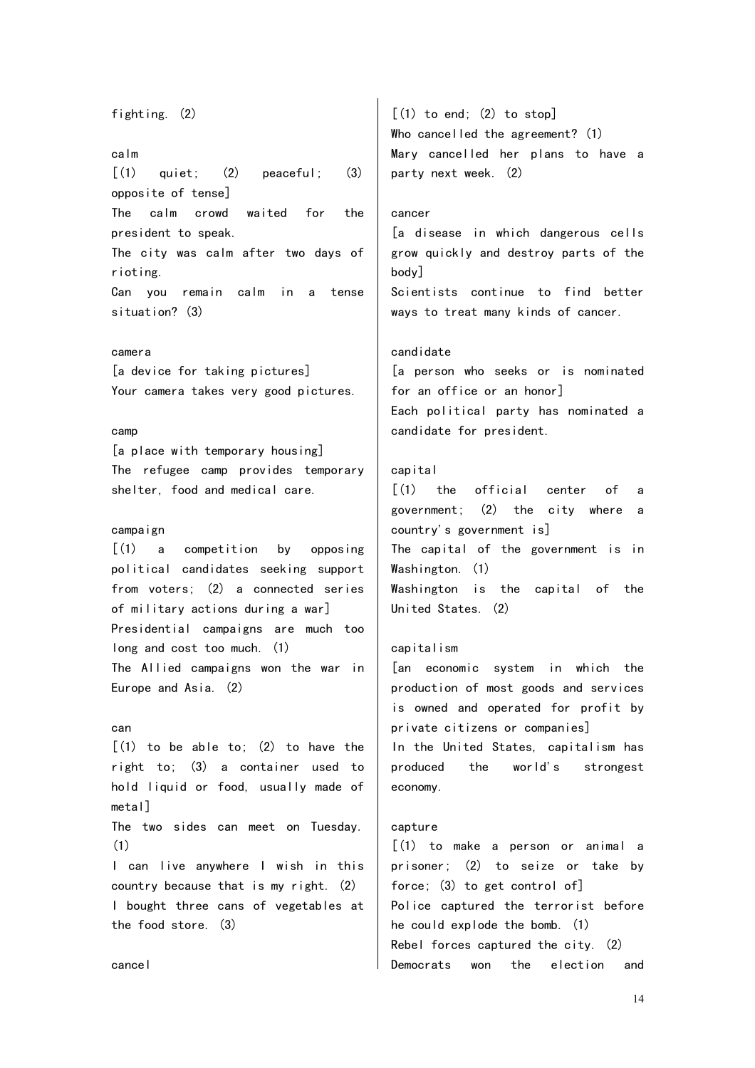fighting. (2)

calm
[(1) quiet; (2) peaceful; (3) opposite of tense]
The calm crowd waited for the president to speak.
The city was calm after two days of rioting.
Can you remain calm in a tense situation? (3)

camera
[a device for taking pictures]
Your camera takes very good pictures.

camp
[a place with temporary housing]
The refugee camp provides temporary shelter, food and medical care.

campaign
[(1) a competition by opposing political candidates seeking support from voters; (2) a connected series of military actions during a war]
Presidential campaigns are much too long and cost too much. (1)
The Allied campaigns won the war in Europe and Asia. (2)

can
[(1) to be able to; (2) to have the right to; (3) a container used to hold liquid or food, usually made of metal]
The two sides can meet on Tuesday. (1)
I can live anywhere I wish in this country because that is my right. (2)
I bought three cans of vegetables at the food store. (3)

cancel
[(1) to end; (2) to stop]
Who cancelled the agreement? (1)
Mary cancelled her plans to have a party next week. (2)

cancer
[a disease in which dangerous cells grow quickly and destroy parts of the body]
Scientists continue to find better ways to treat many kinds of cancer.

candidate
[a person who seeks or is nominated for an office or an honor]
Each political party has nominated a candidate for president.

capital
[(1) the official center of a government; (2) the city where a country's government is]
The capital of the government is in Washington. (1)
Washington is the capital of the United States. (2)

capitalism
[an economic system in which the production of most goods and services is owned and operated for profit by private citizens or companies]
In the United States, capitalism has produced the world's strongest economy.

capture
[(1) to make a person or animal a prisoner; (2) to seize or take by force; (3) to get control of]
Police captured the terrorist before he could explode the bomb. (1)
Rebel forces captured the city. (2)
Democrats won the election and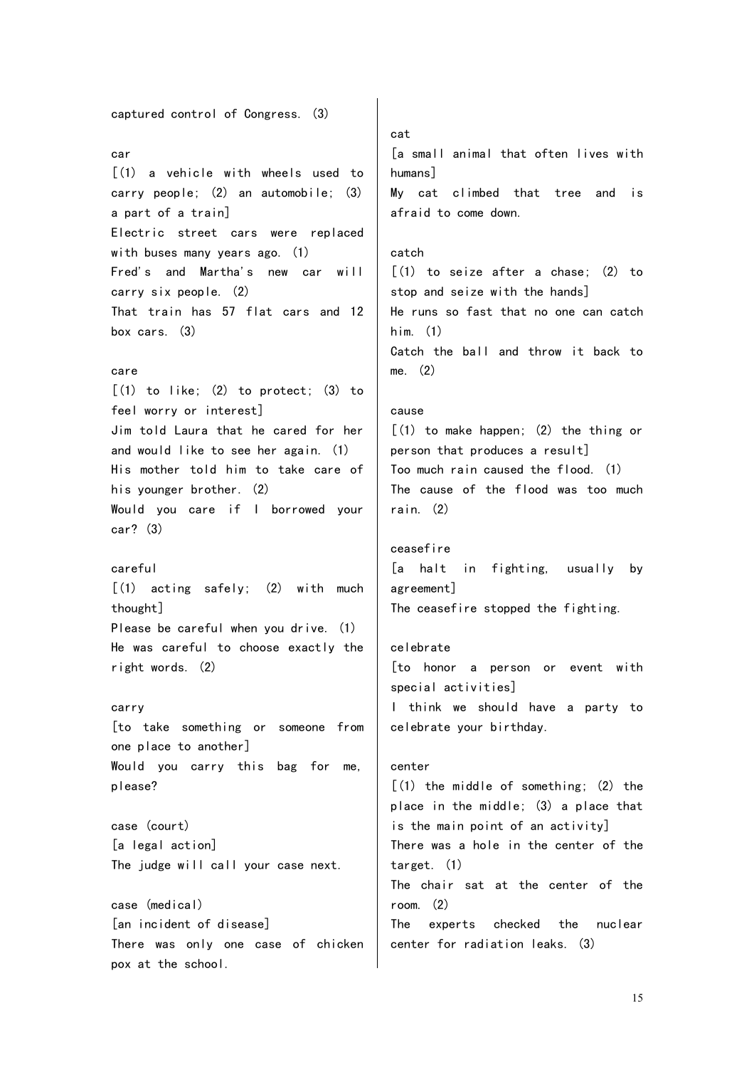captured control of Congress. (3)

car
[(1) a vehicle with wheels used to carry people; (2) an automobile; (3) a part of a train]
Electric street cars were replaced with buses many years ago. (1)
Fred's and Martha's new car will carry six people. (2)
That train has 57 flat cars and 12 box cars. (3)

care
[(1) to like; (2) to protect; (3) to feel worry or interest]
Jim told Laura that he cared for her and would like to see her again. (1)
His mother told him to take care of his younger brother. (2)
Would you care if I borrowed your car? (3)

careful
[(1) acting safely; (2) with much thought]
Please be careful when you drive. (1)
He was careful to choose exactly the right words. (2)

carry
[to take something or someone from one place to another]
Would you carry this bag for me, please?

case (court)
[a legal action]
The judge will call your case next.

case (medical)
[an incident of disease]
There was only one case of chicken pox at the school.

cat
[a small animal that often lives with humans]
My cat climbed that tree and is afraid to come down.

catch
[(1) to seize after a chase; (2) to stop and seize with the hands]
He runs so fast that no one can catch him. (1)
Catch the ball and throw it back to me. (2)

cause
[(1) to make happen; (2) the thing or person that produces a result]
Too much rain caused the flood. (1)
The cause of the flood was too much rain. (2)

ceasefire
[a halt in fighting, usually by agreement]
The ceasefire stopped the fighting.

celebrate
[to honor a person or event with special activities]
I think we should have a party to celebrate your birthday.

center
[(1) the middle of something; (2) the place in the middle; (3) a place that is the main point of an activity]
There was a hole in the center of the target. (1)
The chair sat at the center of the room. (2)
The experts checked the nuclear center for radiation leaks. (3)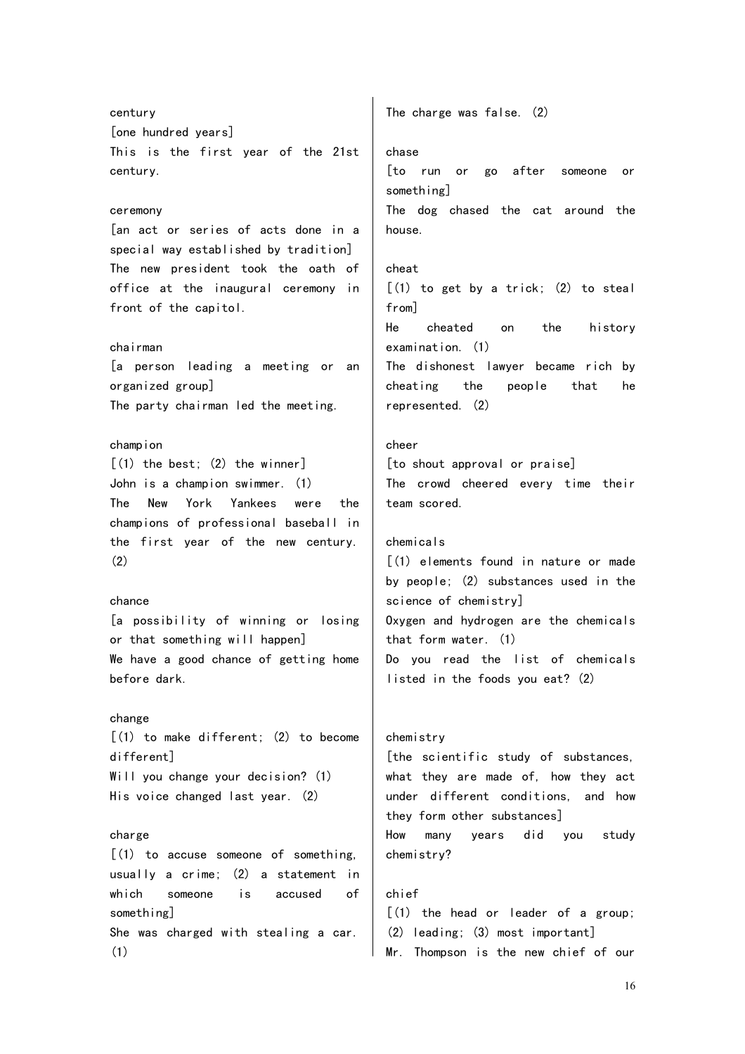century
[one hundred years]
This is the first year of the 21st century.

ceremony
[an act or series of acts done in a special way established by tradition]
The new president took the oath of office at the inaugural ceremony in front of the capitol.

chairman
[a person leading a meeting or an organized group]
The party chairman led the meeting.

champion
[(1) the best; (2) the winner]
John is a champion swimmer. (1)
The New York Yankees were the champions of professional baseball in the first year of the new century. (2)

chance
[a possibility of winning or losing or that something will happen]
We have a good chance of getting home before dark.

change
[(1) to make different; (2) to become different]
Will you change your decision? (1)
His voice changed last year. (2)

charge
[(1) to accuse someone of something, usually a crime; (2) a statement in which someone is accused of something]
She was charged with stealing a car. (1)
The charge was false. (2)

chase
[to run or go after someone or something]
The dog chased the cat around the house.

cheat
[(1) to get by a trick; (2) to steal from]
He cheated on the history examination. (1)
The dishonest lawyer became rich by cheating the people that he represented. (2)

cheer
[to shout approval or praise]
The crowd cheered every time their team scored.

chemicals
[(1) elements found in nature or made by people; (2) substances used in the science of chemistry]
Oxygen and hydrogen are the chemicals that form water. (1)
Do you read the list of chemicals listed in the foods you eat? (2)

chemistry
[the scientific study of substances, what they are made of, how they act under different conditions, and how they form other substances]
How many years did you study chemistry?

chief
[(1) the head or leader of a group; (2) leading; (3) most important]
Mr. Thompson is the new chief of our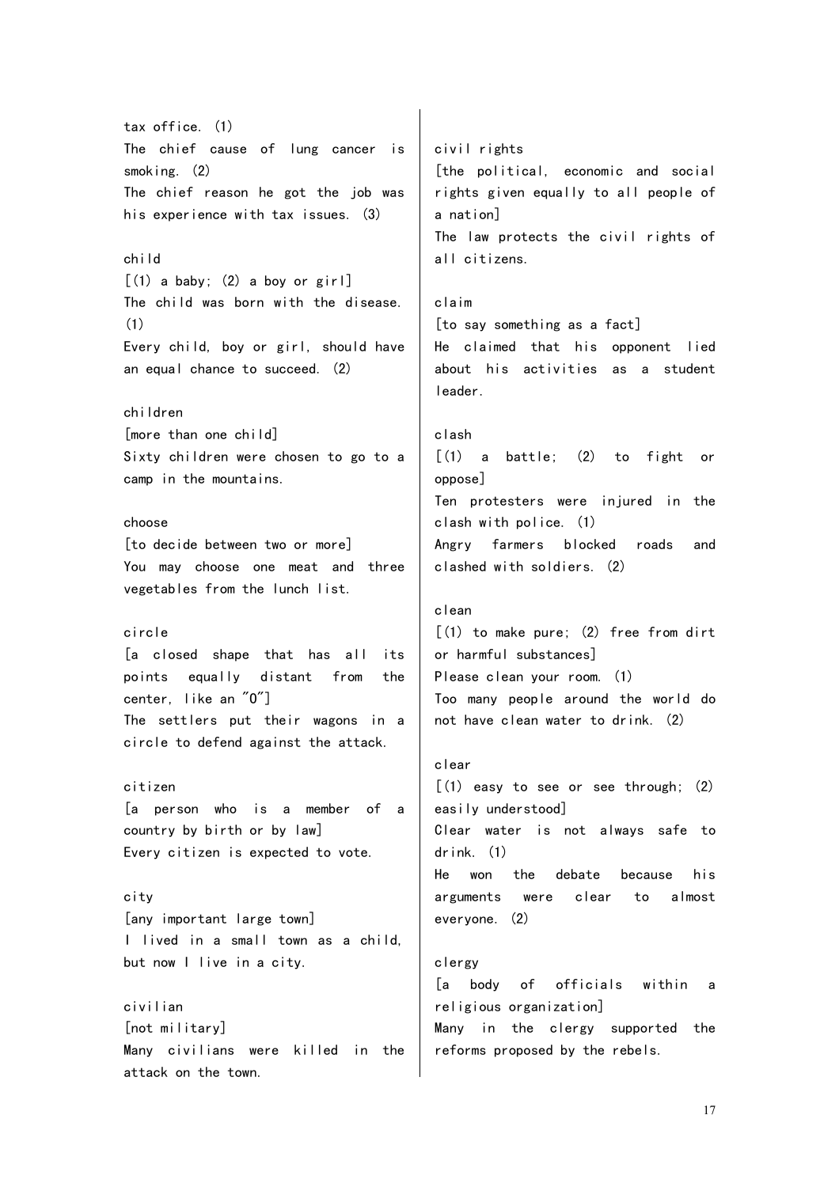tax office. (1)
The chief cause of lung cancer is smoking. (2)
The chief reason he got the job was his experience with tax issues. (3)

child
[(1) a baby; (2) a boy or girl]
The child was born with the disease. (1)
Every child, boy or girl, should have an equal chance to succeed. (2)

children
[more than one child]
Sixty children were chosen to go to a camp in the mountains.

choose
[to decide between two or more]
You may choose one meat and three vegetables from the lunch list.

circle
[a closed shape that has all its points equally distant from the center, like an "O"]
The settlers put their wagons in a circle to defend against the attack.

citizen
[a person who is a member of a country by birth or by law]
Every citizen is expected to vote.

city
[any important large town]
I lived in a small town as a child, but now I live in a city.

civilian
[not military]
Many civilians were killed in the attack on the town.

civil rights
[the political, economic and social rights given equally to all people of a nation]
The law protects the civil rights of all citizens.

claim
[to say something as a fact]
He claimed that his opponent lied about his activities as a student leader.

clash
[(1) a battle; (2) to fight or oppose]
Ten protesters were injured in the clash with police. (1)
Angry farmers blocked roads and clashed with soldiers. (2)

clean
[(1) to make pure; (2) free from dirt or harmful substances]
Please clean your room. (1)
Too many people around the world do not have clean water to drink. (2)

clear
[(1) easy to see or see through; (2) easily understood]
Clear water is not always safe to drink. (1)
He won the debate because his arguments were clear to almost everyone. (2)

clergy
[a body of officials within a religious organization]
Many in the clergy supported the reforms proposed by the rebels.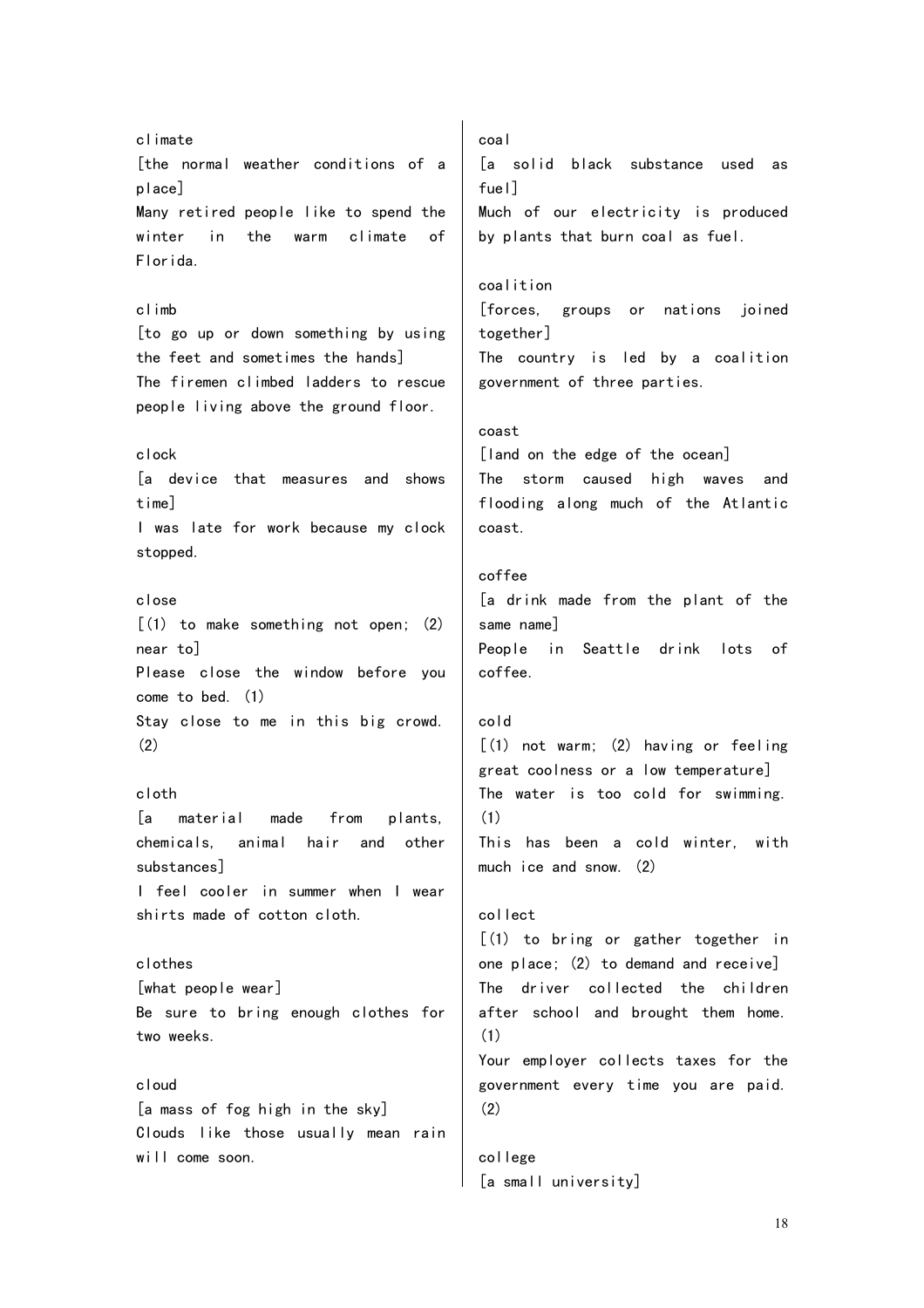climate
[the normal weather conditions of a place]
Many retired people like to spend the winter in the warm climate of Florida.

climb
[to go up or down something by using the feet and sometimes the hands]
The firemen climbed ladders to rescue people living above the ground floor.

clock
[a device that measures and shows time]
I was late for work because my clock stopped.

close
[(1) to make something not open; (2) near to]
Please close the window before you come to bed. (1)
Stay close to me in this big crowd. (2)

cloth
[a material made from plants, chemicals, animal hair and other substances]
I feel cooler in summer when I wear shirts made of cotton cloth.

clothes
[what people wear]
Be sure to bring enough clothes for two weeks.

cloud
[a mass of fog high in the sky]
Clouds like those usually mean rain will come soon.

coal
[a solid black substance used as fuel]
Much of our electricity is produced by plants that burn coal as fuel.

coalition
[forces, groups or nations joined together]
The country is led by a coalition government of three parties.

coast
[land on the edge of the ocean]
The storm caused high waves and flooding along much of the Atlantic coast.

coffee
[a drink made from the plant of the same name]
People in Seattle drink lots of coffee.

cold
[(1) not warm; (2) having or feeling great coolness or a low temperature]
The water is too cold for swimming. (1)
This has been a cold winter, with much ice and snow. (2)

collect
[(1) to bring or gather together in one place; (2) to demand and receive]
The driver collected the children after school and brought them home. (1)
Your employer collects taxes for the government every time you are paid. (2)

college
[a small university]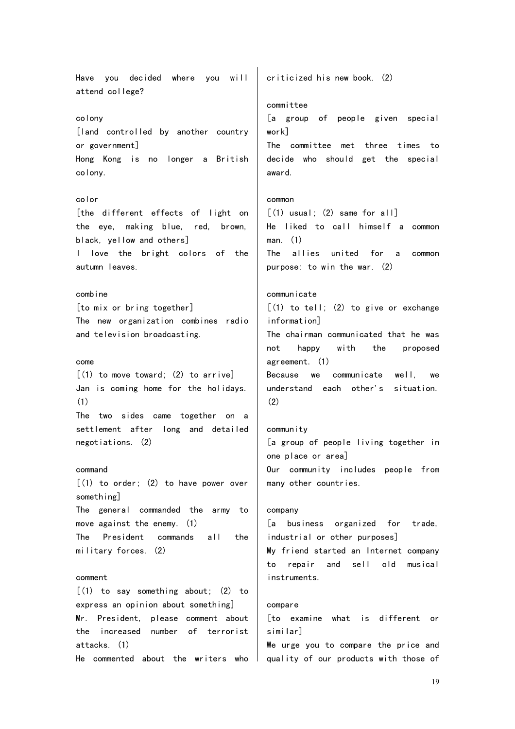Have you decided where you will attend college?

colony
[land controlled by another country or government]
Hong Kong is no longer a British colony.

color
[the different effects of light on the eye, making blue, red, brown, black, yellow and others]
I love the bright colors of the autumn leaves.

combine
[to mix or bring together]
The new organization combines radio and television broadcasting.

come
[(1) to move toward; (2) to arrive]
Jan is coming home for the holidays. (1)
The two sides came together on a settlement after long and detailed negotiations. (2)

command
[(1) to order; (2) to have power over something]
The general commanded the army to move against the enemy. (1)
The President commands all the military forces. (2)

comment
[(1) to say something about; (2) to express an opinion about something]
Mr. President, please comment about the increased number of terrorist attacks. (1)
He commented about the writers who criticized his new book. (2)

committee
[a group of people given special work]
The committee met three times to decide who should get the special award.

common
[(1) usual; (2) same for all]
He liked to call himself a common man. (1)
The allies united for a common purpose: to win the war. (2)

communicate
[(1) to tell; (2) to give or exchange information]
The chairman communicated that he was not happy with the proposed agreement. (1)
Because we communicate well, we understand each other's situation. (2)

community
[a group of people living together in one place or area]
Our community includes people from many other countries.

company
[a business organized for trade, industrial or other purposes]
My friend started an Internet company to repair and sell old musical instruments.

compare
[to examine what is different or similar]
We urge you to compare the price and quality of our products with those of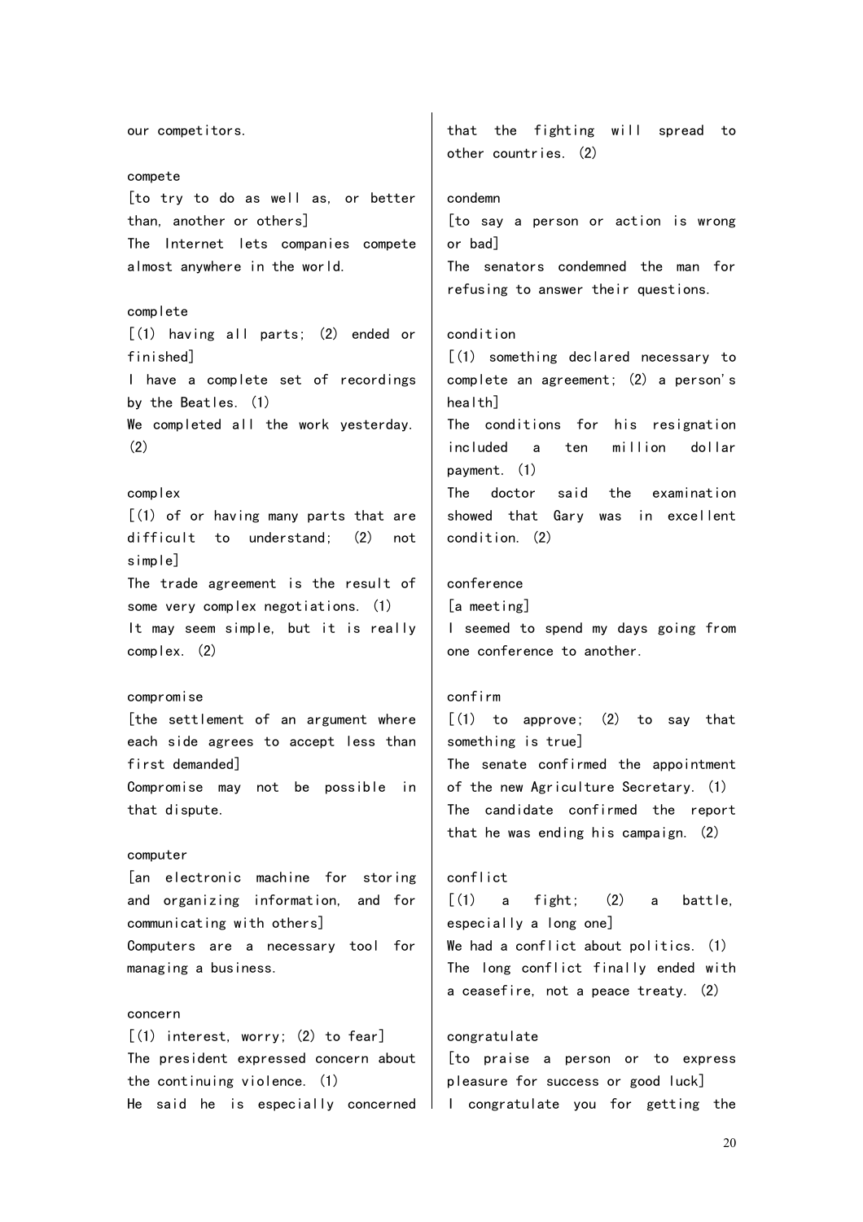our competitors.

compete
[to try to do as well as, or better than, another or others]
The Internet lets companies compete almost anywhere in the world.

complete
[(1) having all parts; (2) ended or finished]
I have a complete set of recordings by the Beatles. (1)
We completed all the work yesterday. (2)

complex
[(1) of or having many parts that are difficult to understand; (2) not simple]
The trade agreement is the result of some very complex negotiations. (1)
It may seem simple, but it is really complex. (2)

compromise
[the settlement of an argument where each side agrees to accept less than first demanded]
Compromise may not be possible in that dispute.

computer
[an electronic machine for storing and organizing information, and for communicating with others]
Computers are a necessary tool for managing a business.

concern
[(1) interest, worry; (2) to fear]
The president expressed concern about the continuing violence. (1)
He said he is especially concerned that the fighting will spread to other countries. (2)

condemn
[to say a person or action is wrong or bad]
The senators condemned the man for refusing to answer their questions.

condition
[(1) something declared necessary to complete an agreement; (2) a person's health]
The conditions for his resignation included a ten million dollar payment. (1)
The doctor said the examination showed that Gary was in excellent condition. (2)

conference
[a meeting]
I seemed to spend my days going from one conference to another.

confirm
[(1) to approve; (2) to say that something is true]
The senate confirmed the appointment of the new Agriculture Secretary. (1)
The candidate confirmed the report that he was ending his campaign. (2)

conflict
[(1) a fight; (2) a battle, especially a long one]
We had a conflict about politics. (1)
The long conflict finally ended with a ceasefire, not a peace treaty. (2)

congratulate
[to praise a person or to express pleasure for success or good luck]
I congratulate you for getting the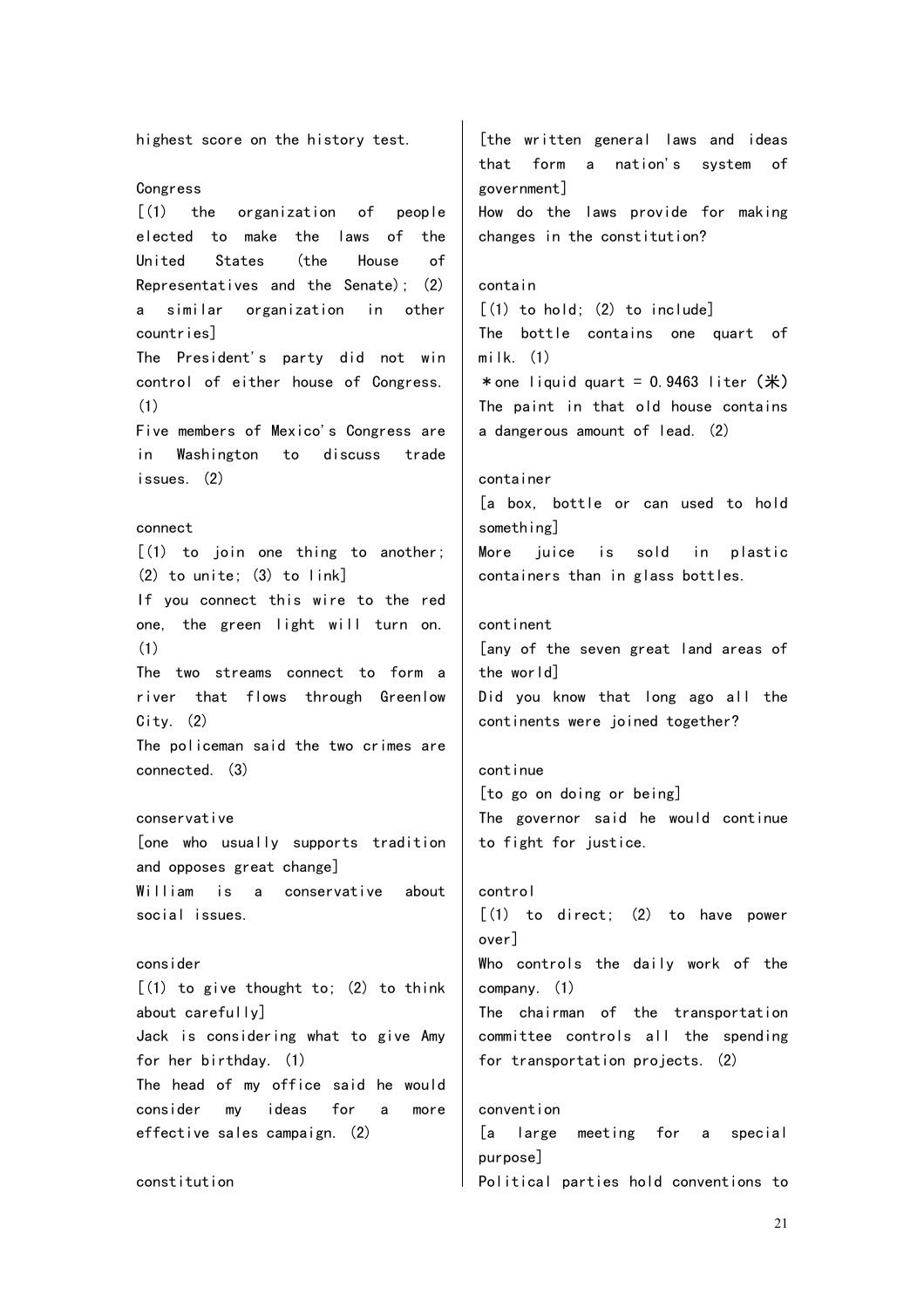highest score on the history test.

Congress

[(1) the organization of people elected to make the laws of the United States (the House of Representatives and the Senate); (2) a similar organization in other countries]

The President's party did not win control of either house of Congress. (1)

Five members of Mexico's Congress are in Washington to discuss trade issues. (2)

connect

[(1) to join one thing to another; (2) to unite; (3) to link]

If you connect this wire to the red one, the green light will turn on. (1)

The two streams connect to form a river that flows through Greenlow City. (2)

The policeman said the two crimes are connected. (3)

conservative

[one who usually supports tradition and opposes great change]

William is a conservative about social issues.

consider

[(1) to give thought to; (2) to think about carefully]

Jack is considering what to give Amy for her birthday. (1)

The head of my office said he would consider my ideas for a more effective sales campaign. (2)

constitution

[the written general laws and ideas that form a nation's system of government]

How do the laws provide for making changes in the constitution?

contain

[(1) to hold; (2) to include]

The bottle contains one quart of milk. (1)

*one liquid quart = 0.9463 liter (米)

The paint in that old house contains a dangerous amount of lead. (2)

container

[a box, bottle or can used to hold something]

More juice is sold in plastic containers than in glass bottles.

continent

[any of the seven great land areas of the world]

Did you know that long ago all the continents were joined together?

continue

[to go on doing or being]

The governor said he would continue to fight for justice.

control

[(1) to direct; (2) to have power over]

Who controls the daily work of the company. (1)

The chairman of the transportation committee controls all the spending for transportation projects. (2)

convention

[a large meeting for a special purpose]

Political parties hold conventions to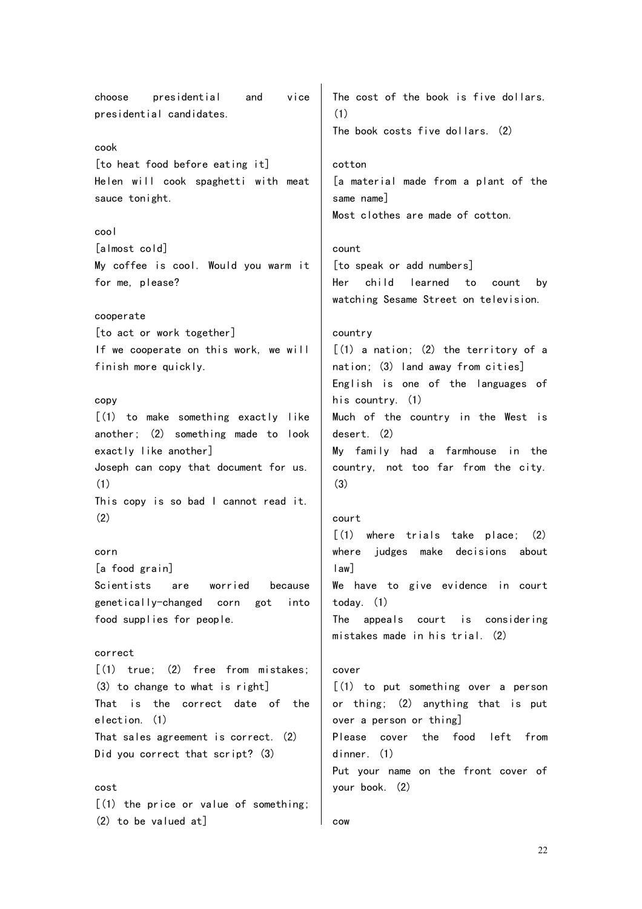choose presidential and vice presidential candidates.

cook
[to heat food before eating it]
Helen will cook spaghetti with meat sauce tonight.

cool
[almost cold]
My coffee is cool. Would you warm it for me, please?

cooperate
[to act or work together]
If we cooperate on this work, we will finish more quickly.

copy
[(1) to make something exactly like another; (2) something made to look exactly like another]
Joseph can copy that document for us. (1)
This copy is so bad I cannot read it. (2)

corn
[a food grain]
Scientists are worried because genetically-changed corn got into food supplies for people.

correct
[(1) true; (2) free from mistakes; (3) to change to what is right]
That is the correct date of the election. (1)
That sales agreement is correct. (2)
Did you correct that script? (3)

cost
[(1) the price or value of something; (2) to be valued at]
The cost of the book is five dollars. (1)
The book costs five dollars. (2)

cotton
[a material made from a plant of the same name]
Most clothes are made of cotton.

count
[to speak or add numbers]
Her child learned to count by watching Sesame Street on television.

country
[(1) a nation; (2) the territory of a nation; (3) land away from cities]
English is one of the languages of his country. (1)
Much of the country in the West is desert. (2)
My family had a farmhouse in the country, not too far from the city. (3)

court
[(1) where trials take place; (2) where judges make decisions about law]
We have to give evidence in court today. (1)
The appeals court is considering mistakes made in his trial. (2)

cover
[(1) to put something over a person or thing; (2) anything that is put over a person or thing]
Please cover the food left from dinner. (1)
Put your name on the front cover of your book. (2)

cow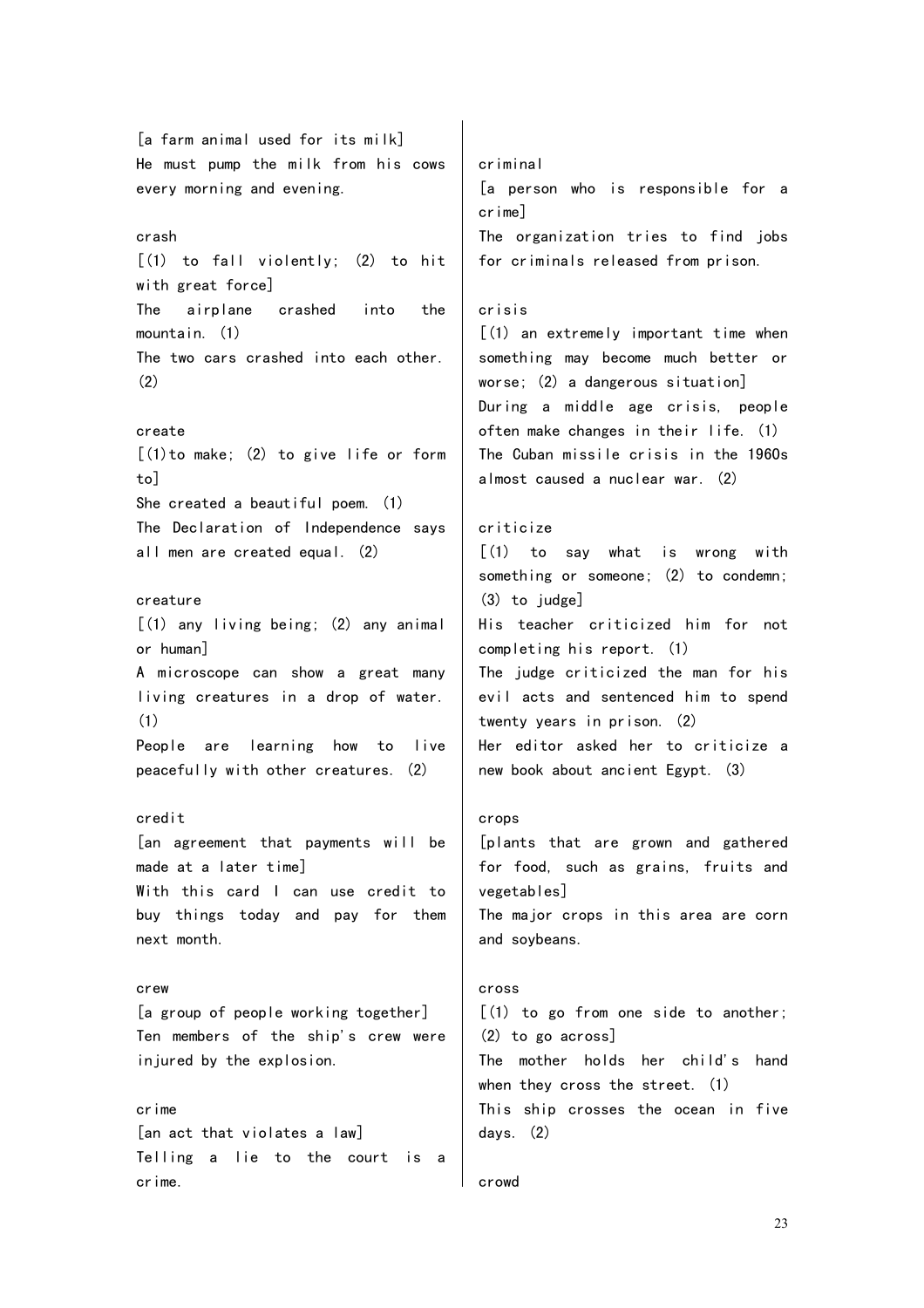[a farm animal used for its milk]
He must pump the milk from his cows every morning and evening.

crash
[(1) to fall violently; (2) to hit with great force]
The airplane crashed into the mountain. (1)
The two cars crashed into each other. (2)

create
[(1)to make; (2) to give life or form to]
She created a beautiful poem. (1)
The Declaration of Independence says all men are created equal. (2)

creature
[(1) any living being; (2) any animal or human]
A microscope can show a great many living creatures in a drop of water. (1)
People are learning how to live peacefully with other creatures. (2)

credit
[an agreement that payments will be made at a later time]
With this card I can use credit to buy things today and pay for them next month.

crew
[a group of people working together]
Ten members of the ship's crew were injured by the explosion.

crime
[an act that violates a law]
Telling a lie to the court is a crime.

criminal
[a person who is responsible for a crime]
The organization tries to find jobs for criminals released from prison.

crisis
[(1) an extremely important time when something may become much better or worse; (2) a dangerous situation]
During a middle age crisis, people often make changes in their life. (1)
The Cuban missile crisis in the 1960s almost caused a nuclear war. (2)

criticize
[(1) to say what is wrong with something or someone; (2) to condemn; (3) to judge]
His teacher criticized him for not completing his report. (1)
The judge criticized the man for his evil acts and sentenced him to spend twenty years in prison. (2)
Her editor asked her to criticize a new book about ancient Egypt. (3)

crops
[plants that are grown and gathered for food, such as grains, fruits and vegetables]
The major crops in this area are corn and soybeans.

cross
[(1) to go from one side to another; (2) to go across]
The mother holds her child's hand when they cross the street. (1)
This ship crosses the ocean in five days. (2)

crowd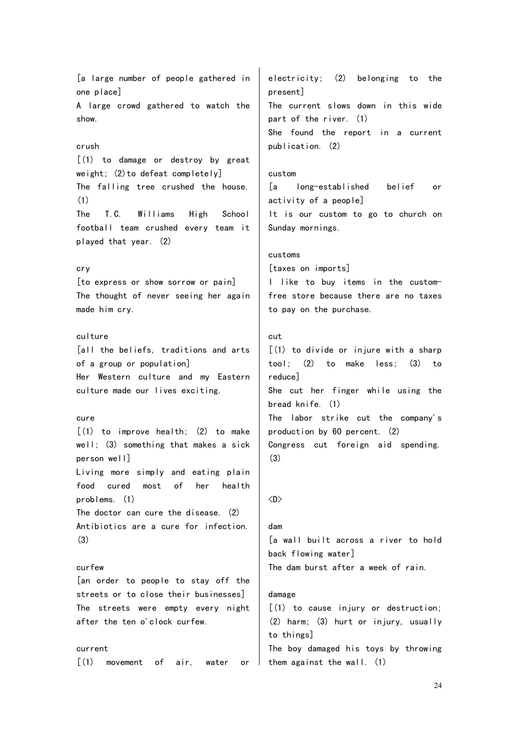[a large number of people gathered in one place]
A large crowd gathered to watch the show.

crush
[(1) to damage or destroy by great weight; (2)to defeat completely]
The falling tree crushed the house. (1)
The T.C. Williams High School football team crushed every team it played that year. (2)

cry
[to express or show sorrow or pain]
The thought of never seeing her again made him cry.

culture
[all the beliefs, traditions and arts of a group or population]
Her Western culture and my Eastern culture made our lives exciting.

cure
[(1) to improve health; (2) to make well; (3) something that makes a sick person well]
Living more simply and eating plain food cured most of her health problems. (1)
The doctor can cure the disease. (2)
Antibiotics are a cure for infection. (3)

curfew
[an order to people to stay off the streets or to close their businesses]
The streets were empty every night after the ten o'clock curfew.

current
[(1) movement of air, water or electricity; (2) belonging to the present]
The current slows down in this wide part of the river. (1)
She found the report in a current publication. (2)

custom
[a long-established belief or activity of a people]
It is our custom to go to church on Sunday mornings.

customs
[taxes on imports]
I like to buy items in the custom-free store because there are no taxes to pay on the purchase.

cut
[(1) to divide or injure with a sharp tool; (2) to make less; (3) to reduce]
She cut her finger while using the bread knife. (1)
The labor strike cut the company's production by 60 percent. (2)
Congress cut foreign aid spending. (3)

<D>

dam
[a wall built across a river to hold back flowing water]
The dam burst after a week of rain.

damage
[(1) to cause injury or destruction; (2) harm; (3) hurt or injury, usually to things]
The boy damaged his toys by throwing them against the wall. (1)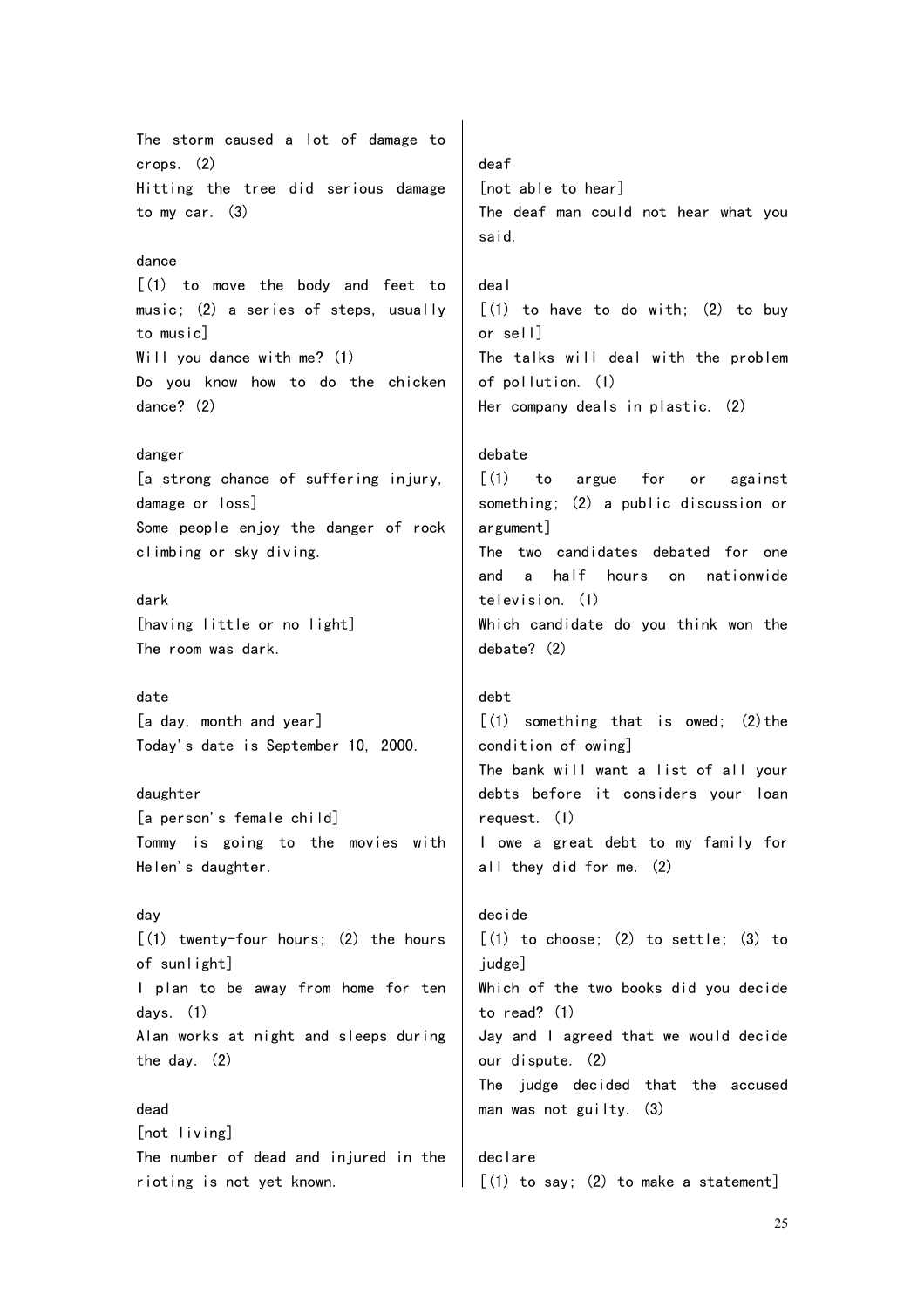The storm caused a lot of damage to crops. (2)
Hitting the tree did serious damage to my car. (3)

dance
[(1) to move the body and feet to music; (2) a series of steps, usually to music]
Will you dance with me? (1)
Do you know how to do the chicken dance? (2)

danger
[a strong chance of suffering injury, damage or loss]
Some people enjoy the danger of rock climbing or sky diving.

dark
[having little or no light]
The room was dark.

date
[a day, month and year]
Today's date is September 10, 2000.

daughter
[a person's female child]
Tommy is going to the movies with Helen's daughter.

day
[(1) twenty-four hours; (2) the hours of sunlight]
I plan to be away from home for ten days. (1)
Alan works at night and sleeps during the day. (2)

dead
[not living]
The number of dead and injured in the rioting is not yet known.

deaf
[not able to hear]
The deaf man could not hear what you said.

deal
[(1) to have to do with; (2) to buy or sell]
The talks will deal with the problem of pollution. (1)
Her company deals in plastic. (2)

debate
[(1) to argue for or against something; (2) a public discussion or argument]
The two candidates debated for one and a half hours on nationwide television. (1)
Which candidate do you think won the debate? (2)

debt
[(1) something that is owed; (2)the condition of owing]
The bank will want a list of all your debts before it considers your loan request. (1)
I owe a great debt to my family for all they did for me. (2)

decide
[(1) to choose; (2) to settle; (3) to judge]
Which of the two books did you decide to read? (1)
Jay and I agreed that we would decide our dispute. (2)
The judge decided that the accused man was not guilty. (3)

declare
[(1) to say; (2) to make a statement]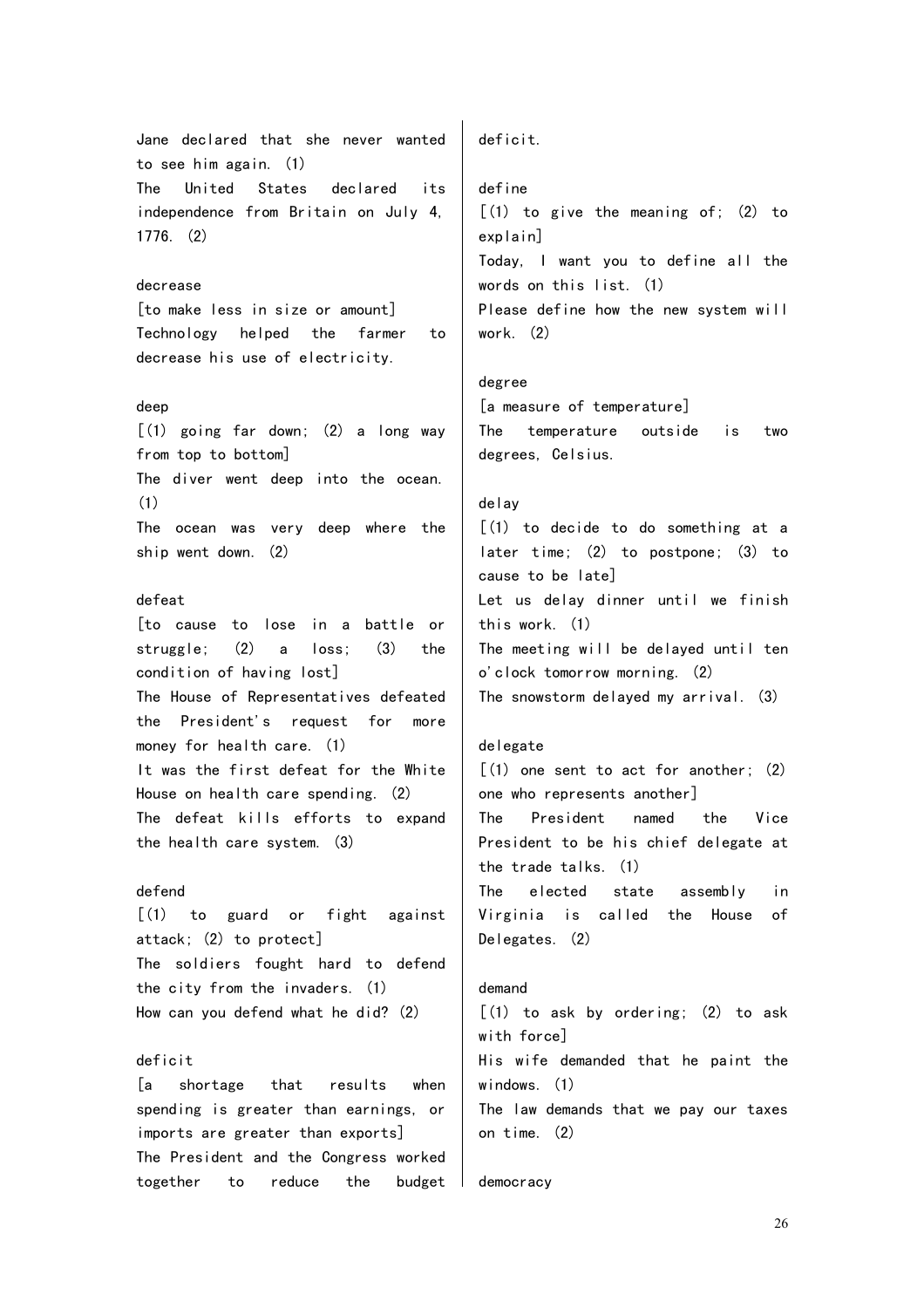Jane declared that she never wanted to see him again. (1)
The United States declared its independence from Britain on July 4, 1776. (2)

decrease
[to make less in size or amount]
Technology helped the farmer to decrease his use of electricity.

deep
[(1) going far down; (2) a long way from top to bottom]
The diver went deep into the ocean. (1)
The ocean was very deep where the ship went down. (2)

defeat
[to cause to lose in a battle or struggle; (2) a loss; (3) the condition of having lost]
The House of Representatives defeated the President's request for more money for health care. (1)
It was the first defeat for the White House on health care spending. (2)
The defeat kills efforts to expand the health care system. (3)

defend
[(1) to guard or fight against attack; (2) to protect]
The soldiers fought hard to defend the city from the invaders. (1)
How can you defend what he did? (2)

deficit
[a shortage that results when spending is greater than earnings, or imports are greater than exports]
The President and the Congress worked together to reduce the budget deficit.

define
[(1) to give the meaning of; (2) to explain]
Today, I want you to define all the words on this list. (1)
Please define how the new system will work. (2)

degree
[a measure of temperature]
The temperature outside is two degrees, Celsius.

delay
[(1) to decide to do something at a later time; (2) to postpone; (3) to cause to be late]
Let us delay dinner until we finish this work. (1)
The meeting will be delayed until ten o'clock tomorrow morning. (2)
The snowstorm delayed my arrival. (3)

delegate
[(1) one sent to act for another; (2) one who represents another]
The President named the Vice President to be his chief delegate at the trade talks. (1)
The elected state assembly in Virginia is called the House of Delegates. (2)

demand
[(1) to ask by ordering; (2) to ask with force]
His wife demanded that he paint the windows. (1)
The law demands that we pay our taxes on time. (2)

democracy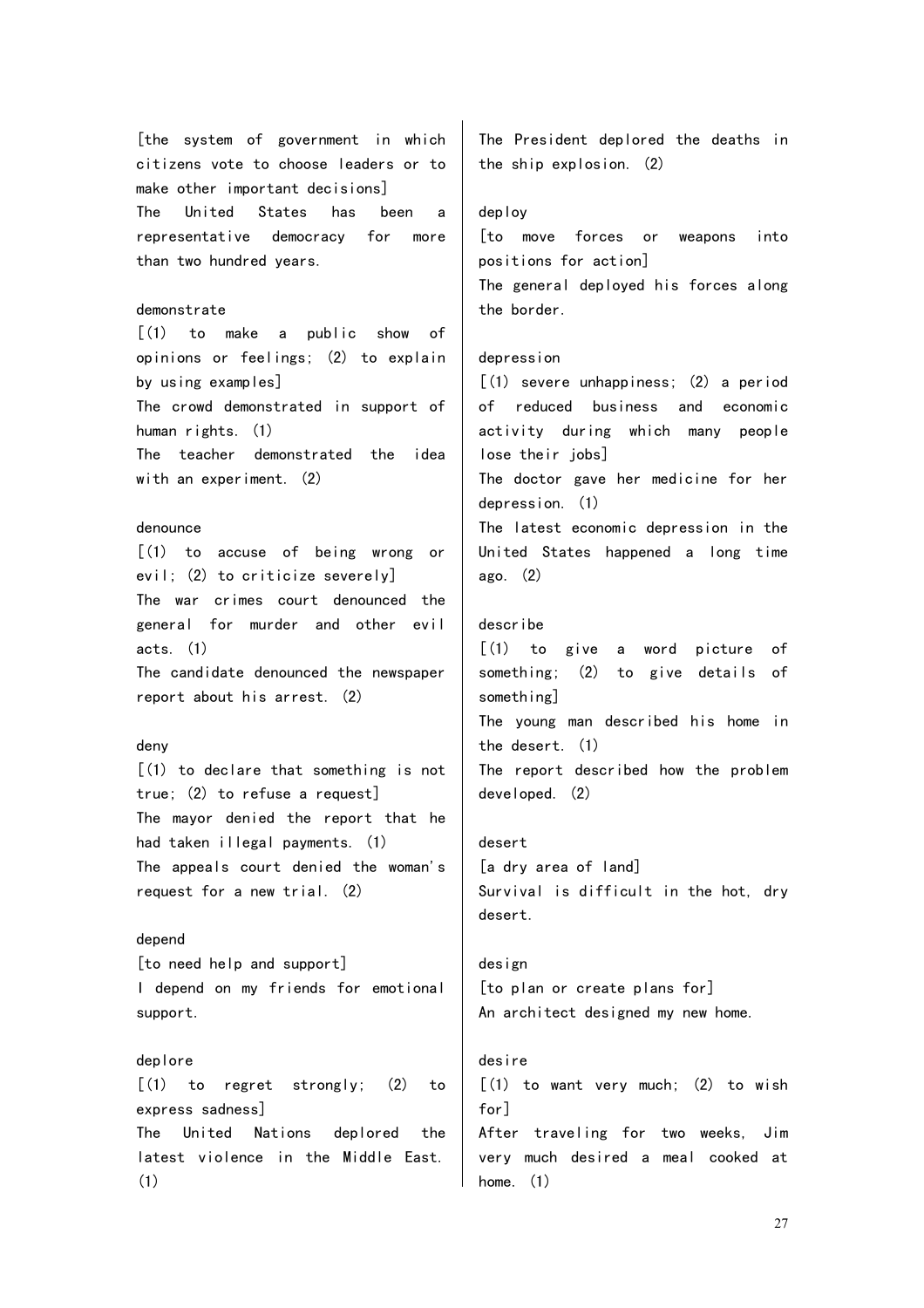[the system of government in which citizens vote to choose leaders or to make other important decisions]
The United States has been a representative democracy for more than two hundred years.

demonstrate
[(1) to make a public show of opinions or feelings; (2) to explain by using examples]
The crowd demonstrated in support of human rights. (1)
The teacher demonstrated the idea with an experiment. (2)

denounce
[(1) to accuse of being wrong or evil; (2) to criticize severely]
The war crimes court denounced the general for murder and other evil acts. (1)
The candidate denounced the newspaper report about his arrest. (2)

deny
[(1) to declare that something is not true; (2) to refuse a request]
The mayor denied the report that he had taken illegal payments. (1)
The appeals court denied the woman's request for a new trial. (2)

depend
[to need help and support]
I depend on my friends for emotional support.

deplore
[(1) to regret strongly; (2) to express sadness]
The United Nations deplored the latest violence in the Middle East. (1)
The President deplored the deaths in the ship explosion. (2)

deploy
[to move forces or weapons into positions for action]
The general deployed his forces along the border.

depression
[(1) severe unhappiness; (2) a period of reduced business and economic activity during which many people lose their jobs]
The doctor gave her medicine for her depression. (1)
The latest economic depression in the United States happened a long time ago. (2)

describe
[(1) to give a word picture of something; (2) to give details of something]
The young man described his home in the desert. (1)
The report described how the problem developed. (2)

desert
[a dry area of land]
Survival is difficult in the hot, dry desert.

design
[to plan or create plans for]
An architect designed my new home.

desire
[(1) to want very much; (2) to wish for]
After traveling for two weeks, Jim very much desired a meal cooked at home. (1)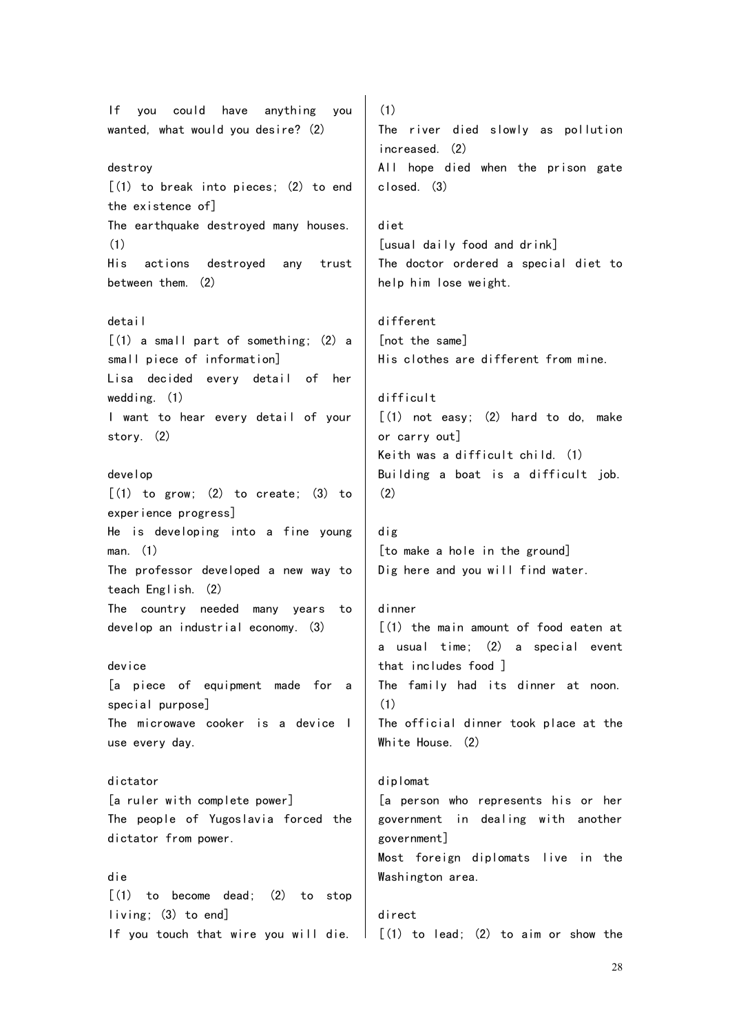If you could have anything you wanted, what would you desire? (2)

destroy
[(1) to break into pieces; (2) to end the existence of]
The earthquake destroyed many houses. (1)
His actions destroyed any trust between them. (2)

detail
[(1) a small part of something; (2) a small piece of information]
Lisa decided every detail of her wedding. (1)
I want to hear every detail of your story. (2)

develop
[(1) to grow; (2) to create; (3) to experience progress]
He is developing into a fine young man. (1)
The professor developed a new way to teach English. (2)
The country needed many years to develop an industrial economy. (3)

device
[a piece of equipment made for a special purpose]
The microwave cooker is a device I use every day.

dictator
[a ruler with complete power]
The people of Yugoslavia forced the dictator from power.

die
[(1) to become dead; (2) to stop living; (3) to end]
If you touch that wire you will die. (1)
The river died slowly as pollution increased. (2)
All hope died when the prison gate closed. (3)

diet
[usual daily food and drink]
The doctor ordered a special diet to help him lose weight.

different
[not the same]
His clothes are different from mine.

difficult
[(1) not easy; (2) hard to do, make or carry out]
Keith was a difficult child. (1)
Building a boat is a difficult job. (2)

dig
[to make a hole in the ground]
Dig here and you will find water.

dinner
[(1) the main amount of food eaten at a usual time; (2) a special event that includes food ]
The family had its dinner at noon. (1)
The official dinner took place at the White House. (2)

diplomat
[a person who represents his or her government in dealing with another government]
Most foreign diplomats live in the Washington area.

direct
[(1) to lead; (2) to aim or show the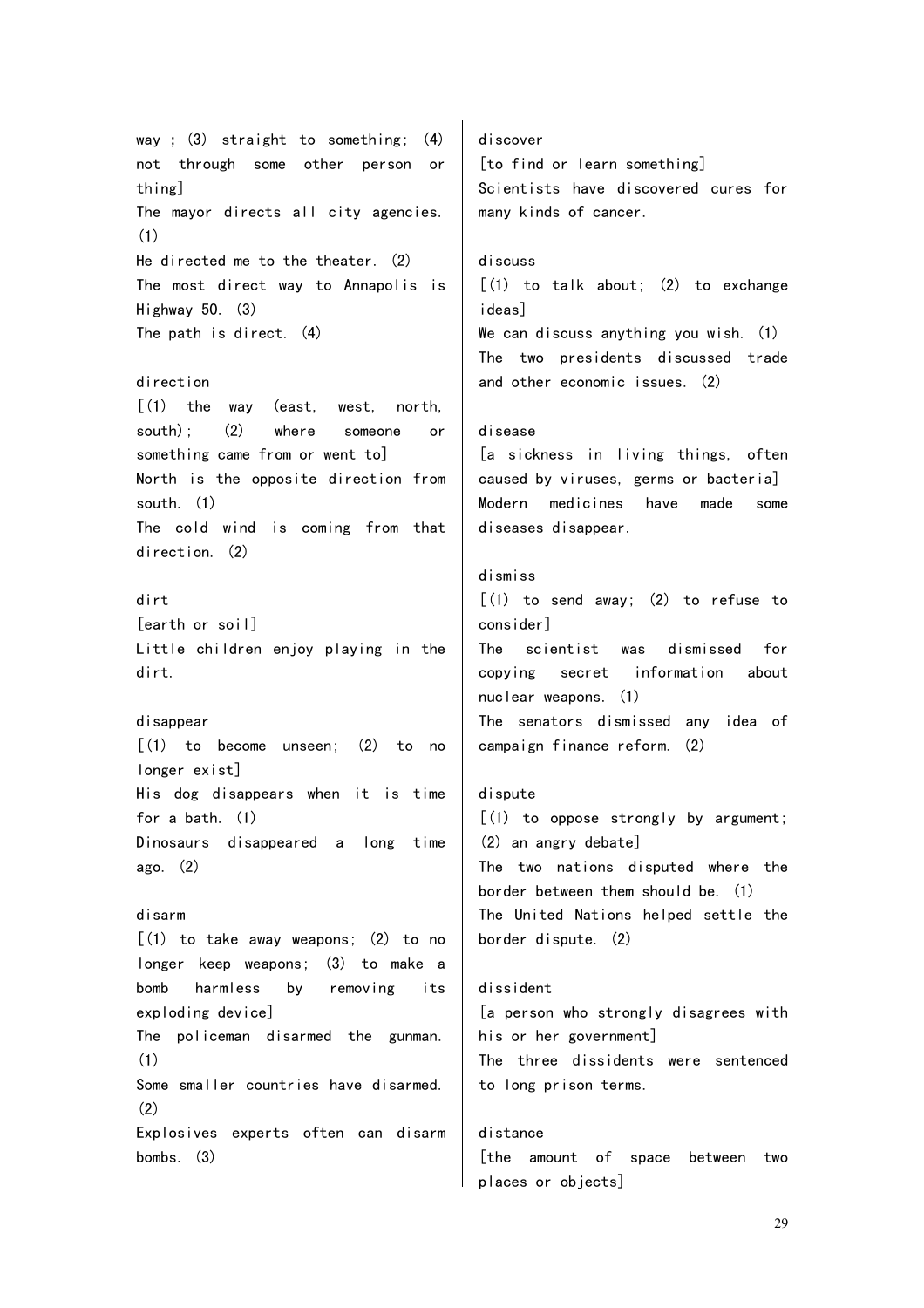way ; (3) straight to something; (4) not through some other person or thing]
The mayor directs all city agencies. (1)
He directed me to the theater. (2)
The most direct way to Annapolis is Highway 50. (3)
The path is direct. (4)

direction
[(1) the way (east, west, north, south); (2) where someone or something came from or went to]
North is the opposite direction from south. (1)
The cold wind is coming from that direction. (2)

dirt
[earth or soil]
Little children enjoy playing in the dirt.

disappear
[(1) to become unseen; (2) to no longer exist]
His dog disappears when it is time for a bath. (1)
Dinosaurs disappeared a long time ago. (2)

disarm
[(1) to take away weapons; (2) to no longer keep weapons; (3) to make a bomb harmless by removing its exploding device]
The policeman disarmed the gunman. (1)
Some smaller countries have disarmed. (2)
Explosives experts often can disarm bombs. (3)

discover
[to find or learn something]
Scientists have discovered cures for many kinds of cancer.

discuss
[(1) to talk about; (2) to exchange ideas]
We can discuss anything you wish. (1)
The two presidents discussed trade and other economic issues. (2)

disease
[a sickness in living things, often caused by viruses, germs or bacteria]
Modern medicines have made some diseases disappear.

dismiss
[(1) to send away; (2) to refuse to consider]
The scientist was dismissed for copying secret information about nuclear weapons. (1)
The senators dismissed any idea of campaign finance reform. (2)

dispute
[(1) to oppose strongly by argument; (2) an angry debate]
The two nations disputed where the border between them should be. (1)
The United Nations helped settle the border dispute. (2)

dissident
[a person who strongly disagrees with his or her government]
The three dissidents were sentenced to long prison terms.

distance
[the amount of space between two places or objects]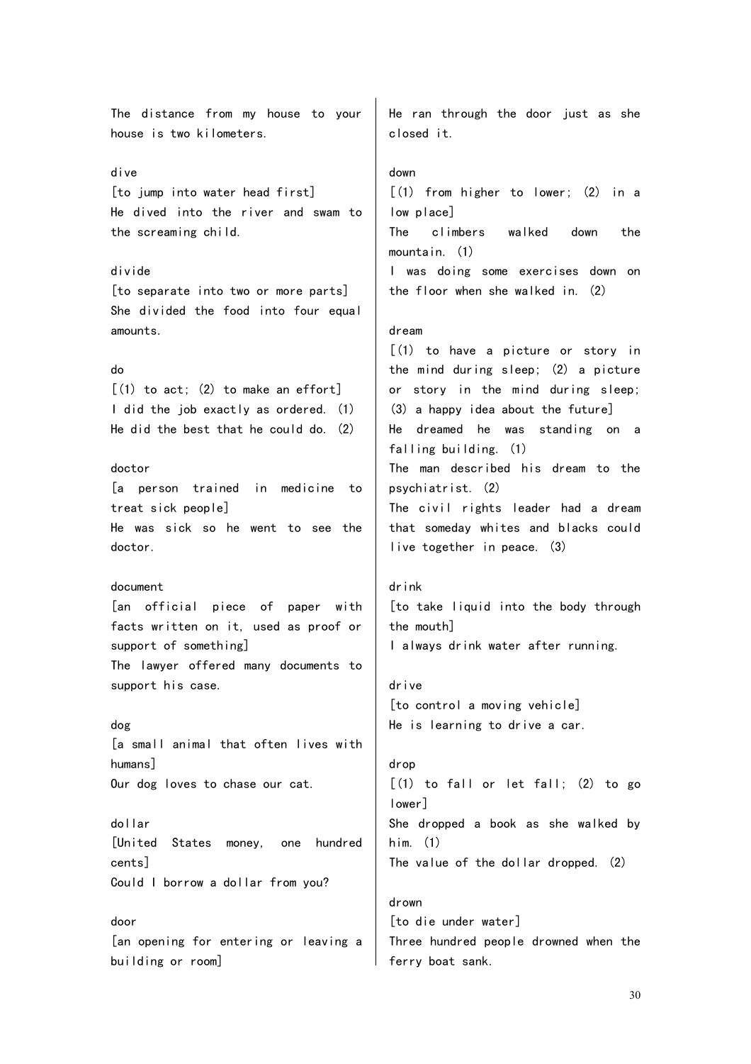The distance from my house to your house is two kilometers.

dive
[to jump into water head first]
He dived into the river and swam to the screaming child.

divide
[to separate into two or more parts]
She divided the food into four equal amounts.

do
[(1) to act; (2) to make an effort]
I did the job exactly as ordered. (1)
He did the best that he could do. (2)

doctor
[a person trained in medicine to treat sick people]
He was sick so he went to see the doctor.

document
[an official piece of paper with facts written on it, used as proof or support of something]
The lawyer offered many documents to support his case.

dog
[a small animal that often lives with humans]
Our dog loves to chase our cat.

dollar
[United States money, one hundred cents]
Could I borrow a dollar from you?

door
[an opening for entering or leaving a building or room]
He ran through the door just as she closed it.

down
[(1) from higher to lower; (2) in a low place]
The climbers walked down the mountain. (1)
I was doing some exercises down on the floor when she walked in. (2)

dream
[(1) to have a picture or story in the mind during sleep; (2) a picture or story in the mind during sleep; (3) a happy idea about the future]
He dreamed he was standing on a falling building. (1)
The man described his dream to the psychiatrist. (2)
The civil rights leader had a dream that someday whites and blacks could live together in peace. (3)

drink
[to take liquid into the body through the mouth]
I always drink water after running.

drive
[to control a moving vehicle]
He is learning to drive a car.

drop
[(1) to fall or let fall; (2) to go lower]
She dropped a book as she walked by him. (1)
The value of the dollar dropped. (2)

drown
[to die under water]
Three hundred people drowned when the ferry boat sank.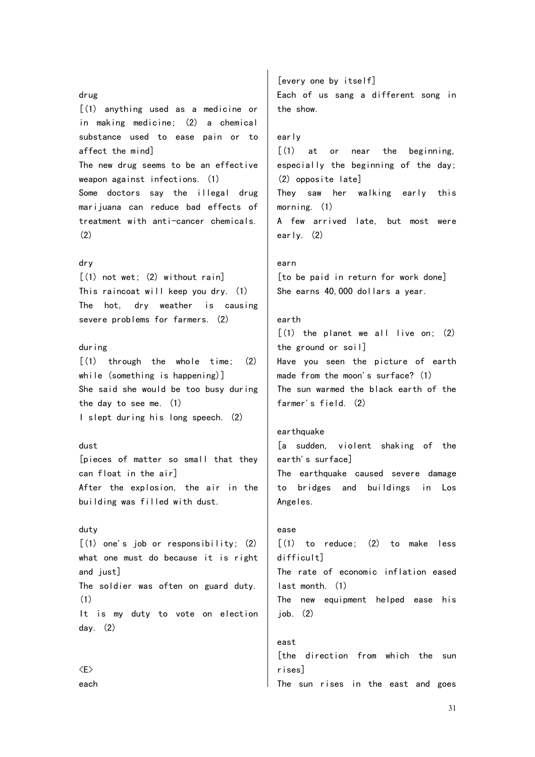drug
[(1) anything used as a medicine or in making medicine; (2) a chemical substance used to ease pain or to affect the mind]
The new drug seems to be an effective weapon against infections. (1)
Some doctors say the illegal drug marijuana can reduce bad effects of treatment with anti-cancer chemicals. (2)

dry
[(1) not wet; (2) without rain]
This raincoat will keep you dry. (1)
The hot, dry weather is causing severe problems for farmers. (2)

during
[(1) through the whole time; (2) while (something is happening)]
She said she would be too busy during the day to see me. (1)
I slept during his long speech. (2)

dust
[pieces of matter so small that they can float in the air]
After the explosion, the air in the building was filled with dust.

duty
[(1) one's job or responsibility; (2) what one must do because it is right and just]
The soldier was often on guard duty. (1)
It is my duty to vote on election day. (2)

<E>

each
[every one by itself]
Each of us sang a different song in the show.

early
[(1) at or near the beginning, especially the beginning of the day; (2) opposite late]
They saw her walking early this morning. (1)
A few arrived late, but most were early. (2)

earn
[to be paid in return for work done]
She earns 40,000 dollars a year.

earth
[(1) the planet we all live on; (2) the ground or soil]
Have you seen the picture of earth made from the moon's surface? (1)
The sun warmed the black earth of the farmer's field. (2)

earthquake
[a sudden, violent shaking of the earth's surface]
The earthquake caused severe damage to bridges and buildings in Los Angeles.

ease
[(1) to reduce; (2) to make less difficult]
The rate of economic inflation eased last month. (1)
The new equipment helped ease his job. (2)

east
[the direction from which the sun rises]
The sun rises in the east and goes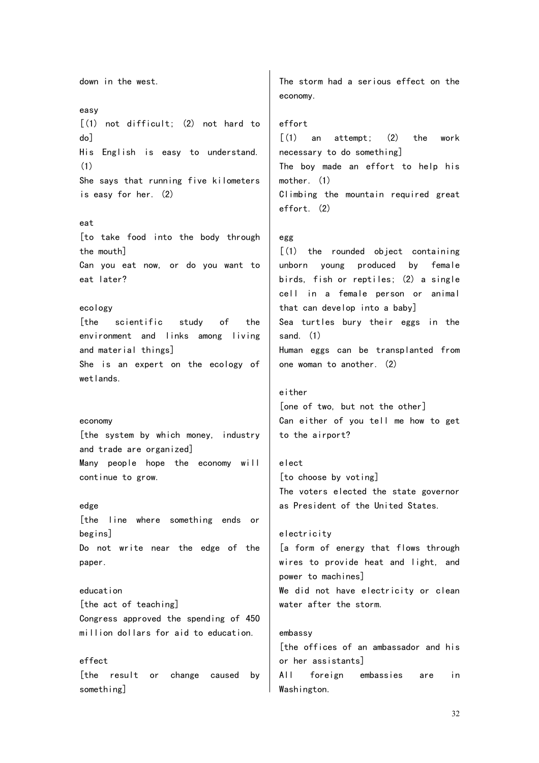down in the west.

easy
[(1) not difficult; (2) not hard to do]
His English is easy to understand. (1)
She says that running five kilometers is easy for her. (2)

eat
[to take food into the body through the mouth]
Can you eat now, or do you want to eat later?

ecology
[the scientific study of the environment and links among living and material things]
She is an expert on the ecology of wetlands.

economy
[the system by which money, industry and trade are organized]
Many people hope the economy will continue to grow.

edge
[the line where something ends or begins]
Do not write near the edge of the paper.

education
[the act of teaching]
Congress approved the spending of 450 million dollars for aid to education.

effect
[the result or change caused by something]
The storm had a serious effect on the economy.

effort
[(1) an attempt; (2) the work necessary to do something]
The boy made an effort to help his mother. (1)
Climbing the mountain required great effort. (2)

egg
[(1) the rounded object containing unborn young produced by female birds, fish or reptiles; (2) a single cell in a female person or animal that can develop into a baby]
Sea turtles bury their eggs in the sand. (1)
Human eggs can be transplanted from one woman to another. (2)

either
[one of two, but not the other]
Can either of you tell me how to get to the airport?

elect
[to choose by voting]
The voters elected the state governor as President of the United States.

electricity
[a form of energy that flows through wires to provide heat and light, and power to machines]
We did not have electricity or clean water after the storm.

embassy
[the offices of an ambassador and his or her assistants]
All foreign embassies are in Washington.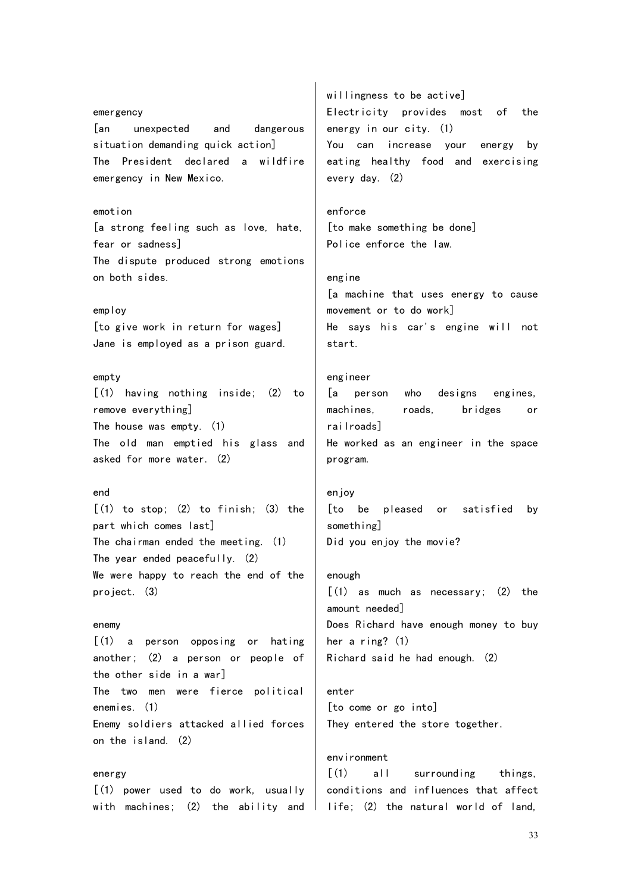emergency
[an unexpected and dangerous situation demanding quick action]
The President declared a wildfire emergency in New Mexico.

emotion
[a strong feeling such as love, hate, fear or sadness]
The dispute produced strong emotions on both sides.

employ
[to give work in return for wages]
Jane is employed as a prison guard.

empty
[(1) having nothing inside; (2) to remove everything]
The house was empty. (1)
The old man emptied his glass and asked for more water. (2)

end
[(1) to stop; (2) to finish; (3) the part which comes last]
The chairman ended the meeting. (1)
The year ended peacefully. (2)
We were happy to reach the end of the project. (3)

enemy
[(1) a person opposing or hating another; (2) a person or people of the other side in a war]
The two men were fierce political enemies. (1)
Enemy soldiers attacked allied forces on the island. (2)

energy
[(1) power used to do work, usually with machines; (2) the ability and willingness to be active]
Electricity provides most of the energy in our city. (1)
You can increase your energy by eating healthy food and exercising every day. (2)

enforce
[to make something be done]
Police enforce the law.

engine
[a machine that uses energy to cause movement or to do work]
He says his car's engine will not start.

engineer
[a person who designs engines, machines, roads, bridges or railroads]
He worked as an engineer in the space program.

enjoy
[to be pleased or satisfied by something]
Did you enjoy the movie?

enough
[(1) as much as necessary; (2) the amount needed]
Does Richard have enough money to buy her a ring? (1)
Richard said he had enough. (2)

enter
[to come or go into]
They entered the store together.

environment
[(1) all surrounding things, conditions and influences that affect life; (2) the natural world of land,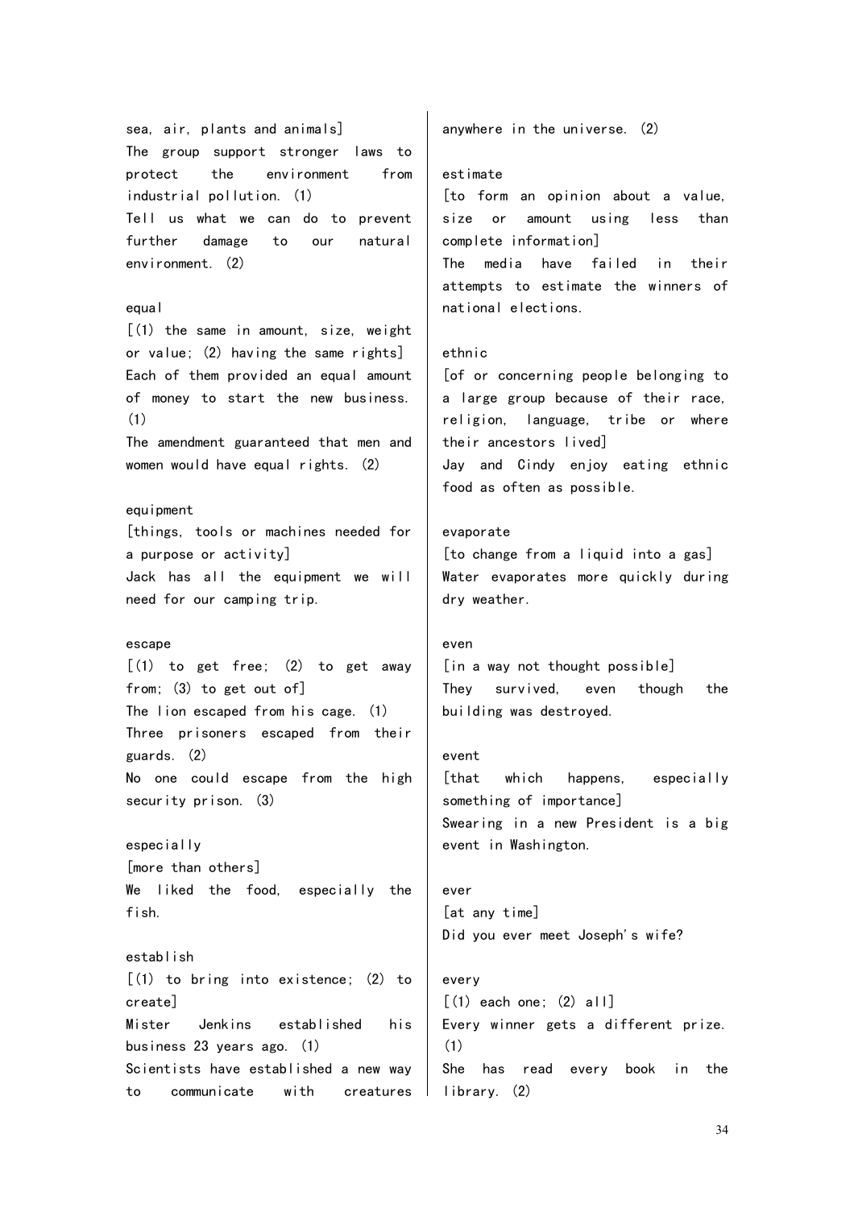sea, air, plants and animals]
The group support stronger laws to protect the environment from industrial pollution. (1)
Tell us what we can do to prevent further damage to our natural environment. (2)

equal
[(1) the same in amount, size, weight or value; (2) having the same rights]
Each of them provided an equal amount of money to start the new business. (1)
The amendment guaranteed that men and women would have equal rights. (2)

equipment
[things, tools or machines needed for a purpose or activity]
Jack has all the equipment we will need for our camping trip.

escape
[(1) to get free; (2) to get away from; (3) to get out of]
The lion escaped from his cage. (1)
Three prisoners escaped from their guards. (2)
No one could escape from the high security prison. (3)

especially
[more than others]
We liked the food, especially the fish.

establish
[(1) to bring into existence; (2) to create]
Mister Jenkins established his business 23 years ago. (1)
Scientists have established a new way to communicate with creatures anywhere in the universe. (2)

estimate
[to form an opinion about a value, size or amount using less than complete information]
The media have failed in their attempts to estimate the winners of national elections.

ethnic
[of or concerning people belonging to a large group because of their race, religion, language, tribe or where their ancestors lived]
Jay and Cindy enjoy eating ethnic food as often as possible.

evaporate
[to change from a liquid into a gas]
Water evaporates more quickly during dry weather.

even
[in a way not thought possible]
They survived, even though the building was destroyed.

event
[that which happens, especially something of importance]
Swearing in a new President is a big event in Washington.

ever
[at any time]
Did you ever meet Joseph's wife?

every
[(1) each one; (2) all]
Every winner gets a different prize. (1)
She has read every book in the library. (2)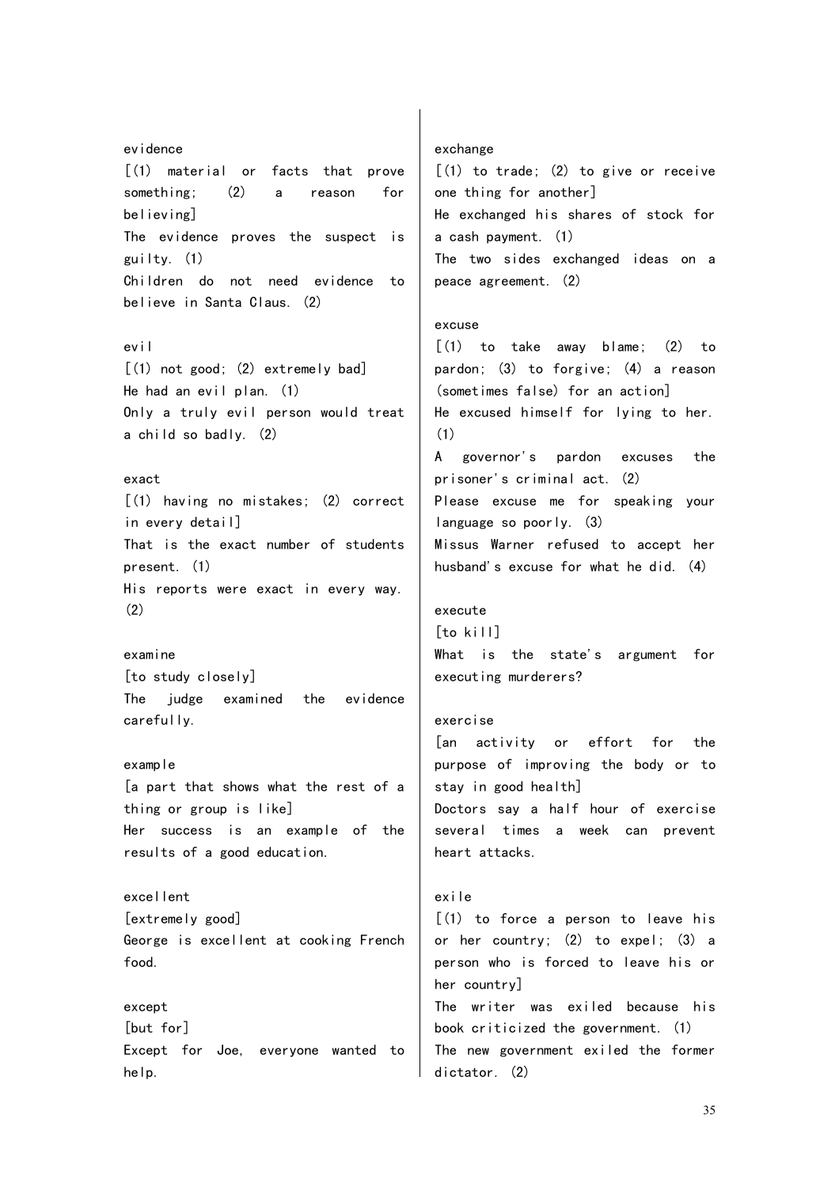evidence
[(1) material or facts that prove something; (2) a reason for believing]
The evidence proves the suspect is guilty. (1)
Children do not need evidence to believe in Santa Claus. (2)

evil
[(1) not good; (2) extremely bad]
He had an evil plan. (1)
Only a truly evil person would treat a child so badly. (2)

exact
[(1) having no mistakes; (2) correct in every detail]
That is the exact number of students present. (1)
His reports were exact in every way. (2)

examine
[to study closely]
The judge examined the evidence carefully.

example
[a part that shows what the rest of a thing or group is like]
Her success is an example of the results of a good education.

excellent
[extremely good]
George is excellent at cooking French food.

except
[but for]
Except for Joe, everyone wanted to help.

exchange
[(1) to trade; (2) to give or receive one thing for another]
He exchanged his shares of stock for a cash payment. (1)
The two sides exchanged ideas on a peace agreement. (2)

excuse
[(1) to take away blame; (2) to pardon; (3) to forgive; (4) a reason (sometimes false) for an action]
He excused himself for lying to her. (1)
A governor's pardon excuses the prisoner's criminal act. (2)
Please excuse me for speaking your language so poorly. (3)
Missus Warner refused to accept her husband's excuse for what he did. (4)

execute
[to kill]
What is the state's argument for executing murderers?

exercise
[an activity or effort for the purpose of improving the body or to stay in good health]
Doctors say a half hour of exercise several times a week can prevent heart attacks.

exile
[(1) to force a person to leave his or her country; (2) to expel; (3) a person who is forced to leave his or her country]
The writer was exiled because his book criticized the government. (1)
The new government exiled the former dictator. (2)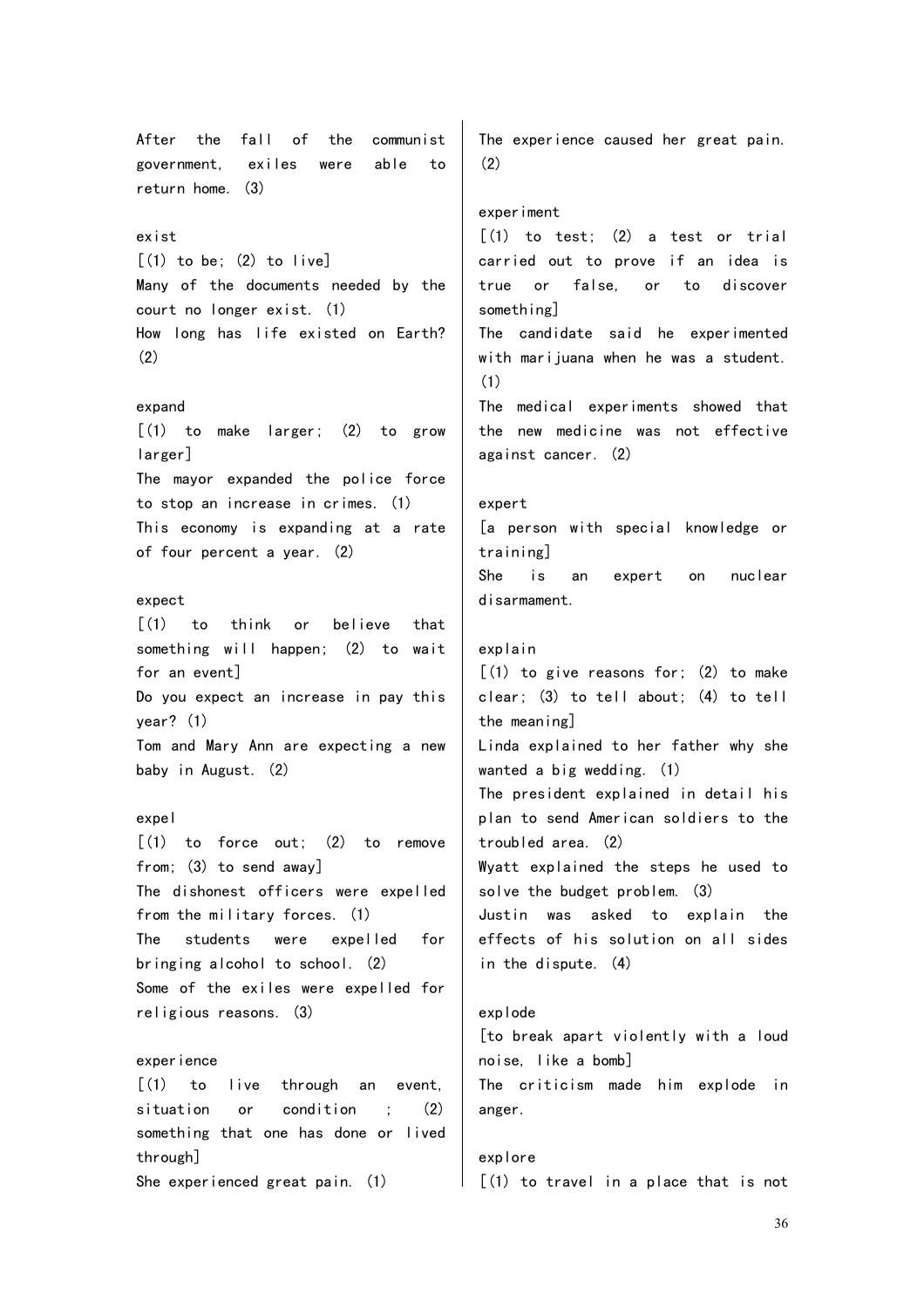After the fall of the communist government, exiles were able to return home. (3)

exist
[(1) to be; (2) to live]
Many of the documents needed by the court no longer exist. (1)
How long has life existed on Earth? (2)

expand
[(1) to make larger; (2) to grow larger]
The mayor expanded the police force to stop an increase in crimes. (1)
This economy is expanding at a rate of four percent a year. (2)

expect
[(1) to think or believe that something will happen; (2) to wait for an event]
Do you expect an increase in pay this year? (1)
Tom and Mary Ann are expecting a new baby in August. (2)

expel
[(1) to force out; (2) to remove from; (3) to send away]
The dishonest officers were expelled from the military forces. (1)
The students were expelled for bringing alcohol to school. (2)
Some of the exiles were expelled for religious reasons. (3)

experience
[(1) to live through an event, situation or condition ; (2) something that one has done or lived through]
She experienced great pain. (1)
The experience caused her great pain. (2)

experiment
[(1) to test; (2) a test or trial carried out to prove if an idea is true or false, or to discover something]
The candidate said he experimented with marijuana when he was a student. (1)
The medical experiments showed that the new medicine was not effective against cancer. (2)

expert
[a person with special knowledge or training]
She is an expert on nuclear disarmament.

explain
[(1) to give reasons for; (2) to make clear; (3) to tell about; (4) to tell the meaning]
Linda explained to her father why she wanted a big wedding. (1)
The president explained in detail his plan to send American soldiers to the troubled area. (2)
Wyatt explained the steps he used to solve the budget problem. (3)
Justin was asked to explain the effects of his solution on all sides in the dispute. (4)

explode
[to break apart violently with a loud noise, like a bomb]
The criticism made him explode in anger.

explore
[(1) to travel in a place that is not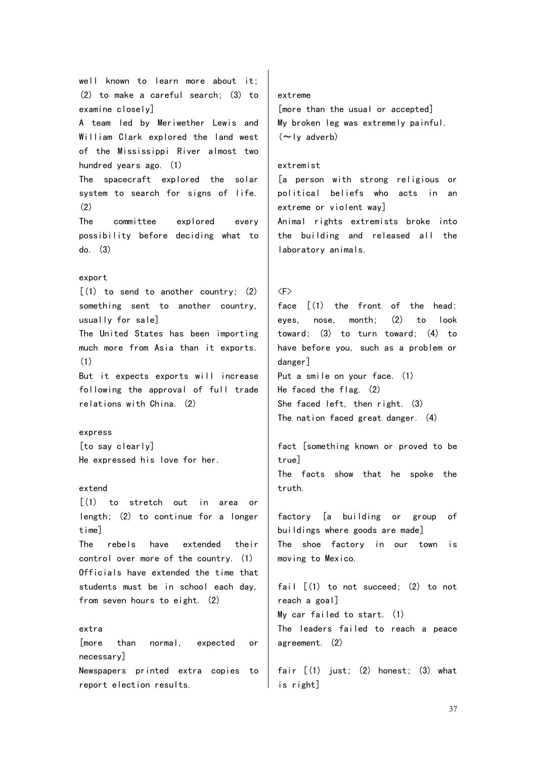well known to learn more about it; (2) to make a careful search; (3) to examine closely]
A team led by Meriwether Lewis and William Clark explored the land west of the Mississippi River almost two hundred years ago. (1)
The spacecraft explored the solar system to search for signs of life. (2)
The committee explored every possibility before deciding what to do. (3)

export
[(1) to send to another country; (2) something sent to another country, usually for sale]
The United States has been importing much more from Asia than it exports. (1)
But it expects exports will increase following the approval of full trade relations with China. (2)

express
[to say clearly]
He expressed his love for her.

extend
[(1) to stretch out in area or length; (2) to continue for a longer time]
The rebels have extended their control over more of the country. (1)
Officials have extended the time that students must be in school each day, from seven hours to eight. (2)

extra
[more than normal, expected or necessary]
Newspapers printed extra copies to report election results.

extreme
[more than the usual or accepted]
My broken leg was extremely painful.
(～ly adverb)

extremist
[a person with strong religious or political beliefs who acts in an extreme or violent way]
Animal rights extremists broke into the building and released all the laboratory animals.

<F>
face [(1) the front of the head: eyes, nose, month; (2) to look toward; (3) to turn toward; (4) to have before you, such as a problem or danger]
Put a smile on your face. (1)
He faced the flag. (2)
She faced left, then right. (3)
The nation faced great danger. (4)

fact [something known or proved to be true]
The facts show that he spoke the truth.

factory [a building or group of buildings where goods are made]
The shoe factory in our town is moving to Mexico.

fail [(1) to not succeed; (2) to not reach a goal]
My car failed to start. (1)
The leaders failed to reach a peace agreement. (2)

fair [(1) just; (2) honest; (3) what is right]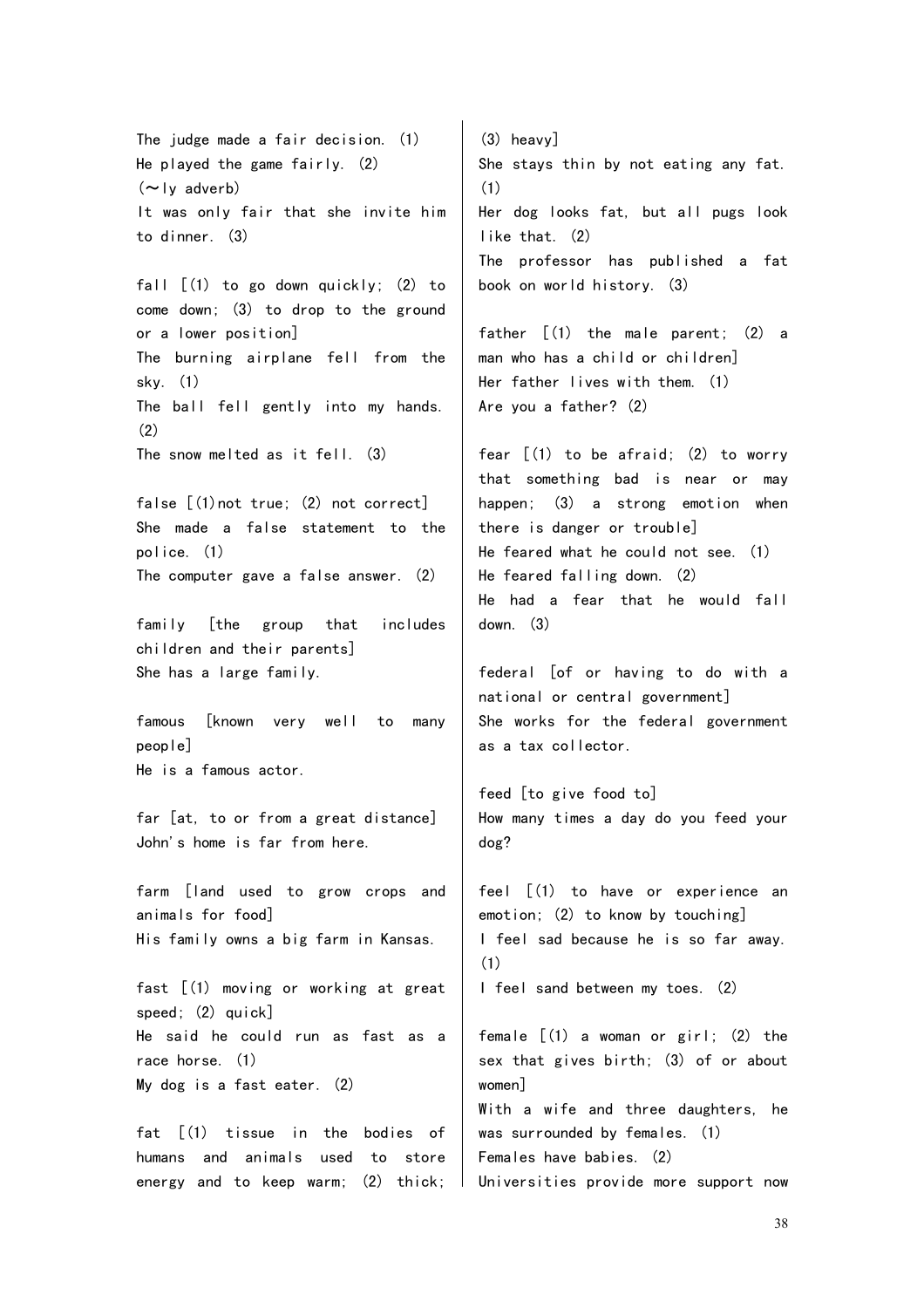The judge made a fair decision. (1)
He played the game fairly. (2)
(~ly adverb)
It was only fair that she invite him to dinner. (3)

fall [(1) to go down quickly; (2) to come down; (3) to drop to the ground or a lower position]
The burning airplane fell from the sky. (1)
The ball fell gently into my hands. (2)
The snow melted as it fell. (3)

false [(1)not true; (2) not correct]
She made a false statement to the police. (1)
The computer gave a false answer. (2)

family [the group that includes children and their parents]
She has a large family.

famous [known very well to many people]
He is a famous actor.

far [at, to or from a great distance]
John's home is far from here.

farm [land used to grow crops and animals for food]
His family owns a big farm in Kansas.

fast [(1) moving or working at great speed; (2) quick]
He said he could run as fast as a race horse. (1)
My dog is a fast eater. (2)

fat [(1) tissue in the bodies of humans and animals used to store energy and to keep warm; (2) thick; (3) heavy]
She stays thin by not eating any fat. (1)
Her dog looks fat, but all pugs look like that. (2)
The professor has published a fat book on world history. (3)

father [(1) the male parent; (2) a man who has a child or children]
Her father lives with them. (1)
Are you a father? (2)

fear [(1) to be afraid; (2) to worry that something bad is near or may happen; (3) a strong emotion when there is danger or trouble]
He feared what he could not see. (1)
He feared falling down. (2)
He had a fear that he would fall down. (3)

federal [of or having to do with a national or central government]
She works for the federal government as a tax collector.

feed [to give food to]
How many times a day do you feed your dog?

feel [(1) to have or experience an emotion; (2) to know by touching]
I feel sad because he is so far away. (1)
I feel sand between my toes. (2)

female [(1) a woman or girl; (2) the sex that gives birth; (3) of or about women]
With a wife and three daughters, he was surrounded by females. (1)
Females have babies. (2)
Universities provide more support now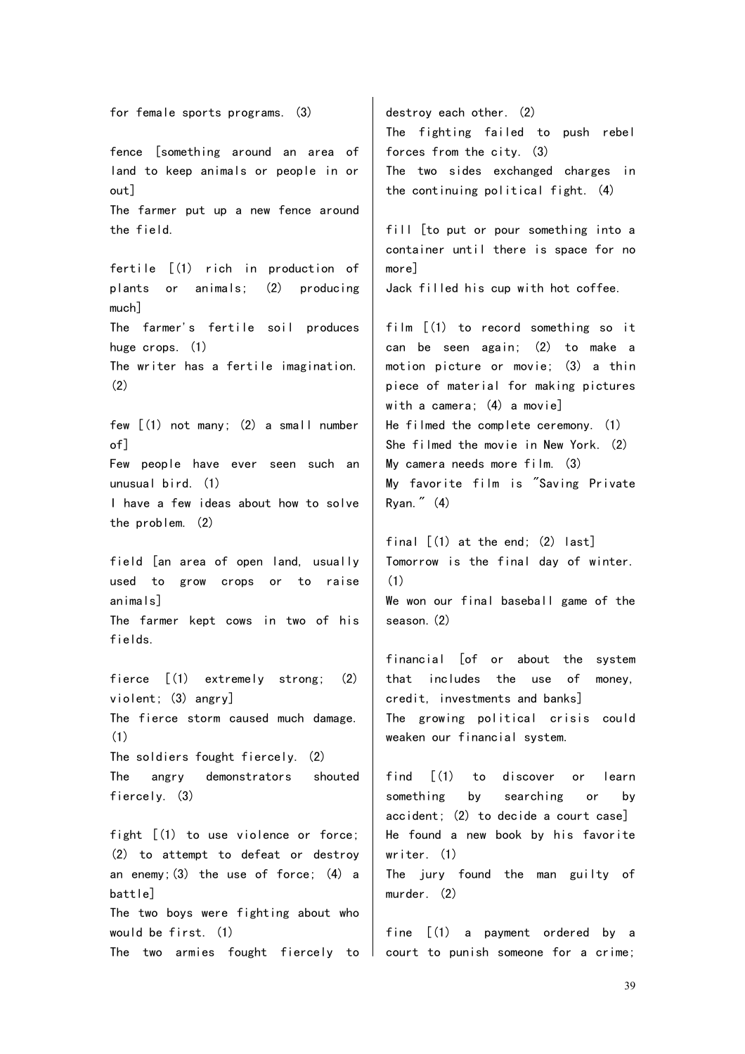for female sports programs. (3)

fence [something around an area of land to keep animals or people in or out]
The farmer put up a new fence around the field.

fertile [(1) rich in production of plants or animals; (2) producing much]
The farmer's fertile soil produces huge crops. (1)
The writer has a fertile imagination. (2)

few [(1) not many; (2) a small number of]
Few people have ever seen such an unusual bird. (1)
I have a few ideas about how to solve the problem. (2)

field [an area of open land, usually used to grow crops or to raise animals]
The farmer kept cows in two of his fields.

fierce [(1) extremely strong; (2) violent; (3) angry]
The fierce storm caused much damage. (1)
The soldiers fought fiercely. (2)
The angry demonstrators shouted fiercely. (3)

fight [(1) to use violence or force; (2) to attempt to defeat or destroy an enemy;(3) the use of force; (4) a battle]
The two boys were fighting about who would be first. (1)
The two armies fought fiercely to destroy each other. (2)
The fighting failed to push rebel forces from the city. (3)
The two sides exchanged charges in the continuing political fight. (4)

fill [to put or pour something into a container until there is space for no more]
Jack filled his cup with hot coffee.

film [(1) to record something so it can be seen again; (2) to make a motion picture or movie; (3) a thin piece of material for making pictures with a camera; (4) a movie]
He filmed the complete ceremony. (1)
She filmed the movie in New York. (2)
My camera needs more film. (3)
My favorite film is "Saving Private Ryan." (4)

final [(1) at the end; (2) last]
Tomorrow is the final day of winter. (1)
We won our final baseball game of the season.(2)

financial [of or about the system that includes the use of money, credit, investments and banks]
The growing political crisis could weaken our financial system.

find [(1) to discover or learn something by searching or by accident; (2) to decide a court case]
He found a new book by his favorite writer. (1)
The jury found the man guilty of murder. (2)

fine [(1) a payment ordered by a court to punish someone for a crime;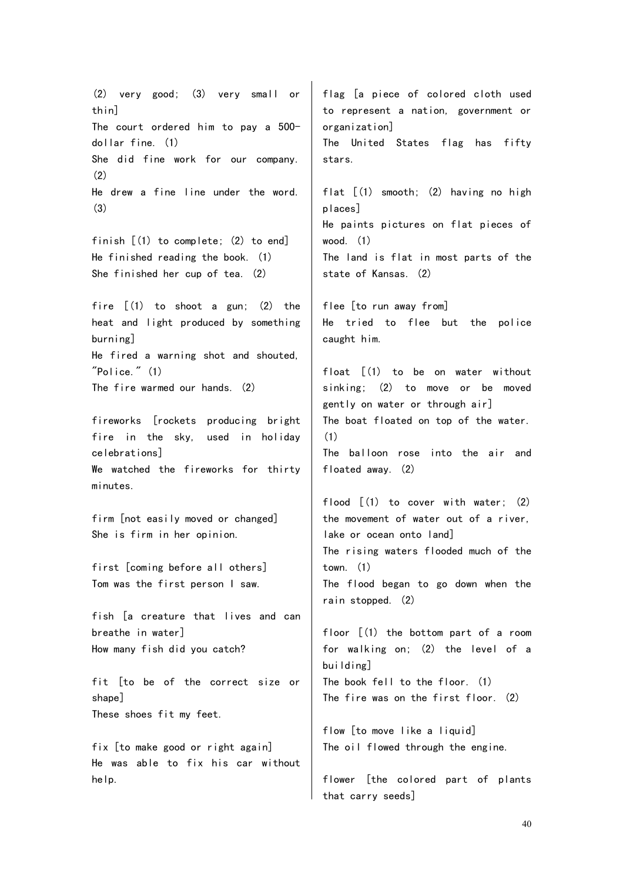(2) very good; (3) very small or thin]
The court ordered him to pay a 500-dollar fine. (1)
She did fine work for our company. (2)
He drew a fine line under the word. (3)

finish [(1) to complete; (2) to end]
He finished reading the book. (1)
She finished her cup of tea. (2)

fire [(1) to shoot a gun; (2) the heat and light produced by something burning]
He fired a warning shot and shouted, "Police." (1)
The fire warmed our hands. (2)

fireworks [rockets producing bright fire in the sky, used in holiday celebrations]
We watched the fireworks for thirty minutes.

firm [not easily moved or changed]
She is firm in her opinion.

first [coming before all others]
Tom was the first person I saw.

fish [a creature that lives and can breathe in water]
How many fish did you catch?

fit [to be of the correct size or shape]
These shoes fit my feet.

fix [to make good or right again]
He was able to fix his car without help.

flag [a piece of colored cloth used to represent a nation, government or organization]
The United States flag has fifty stars.

flat [(1) smooth; (2) having no high places]
He paints pictures on flat pieces of wood. (1)
The land is flat in most parts of the state of Kansas. (2)

flee [to run away from]
He tried to flee but the police caught him.

float [(1) to be on water without sinking; (2) to move or be moved gently on water or through air]
The boat floated on top of the water. (1)
The balloon rose into the air and floated away. (2)

flood [(1) to cover with water; (2) the movement of water out of a river, lake or ocean onto land]
The rising waters flooded much of the town. (1)
The flood began to go down when the rain stopped. (2)

floor [(1) the bottom part of a room for walking on; (2) the level of a building]
The book fell to the floor. (1)
The fire was on the first floor. (2)

flow [to move like a liquid]
The oil flowed through the engine.

flower [the colored part of plants that carry seeds]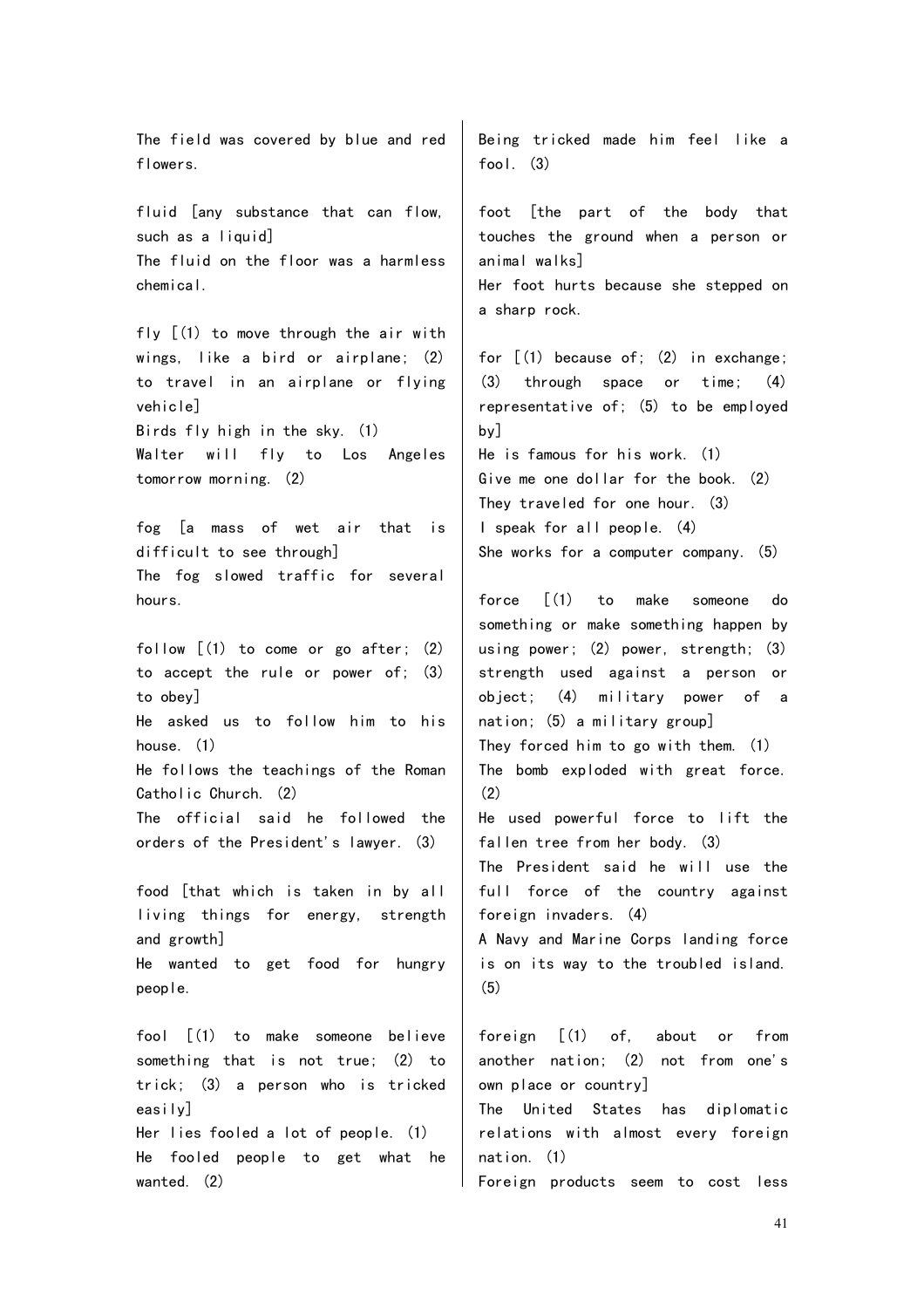The field was covered by blue and red flowers.

fluid [any substance that can flow, such as a liquid]
The fluid on the floor was a harmless chemical.

fly [(1) to move through the air with wings, like a bird or airplane; (2) to travel in an airplane or flying vehicle]
Birds fly high in the sky. (1)
Walter will fly to Los Angeles tomorrow morning. (2)

fog [a mass of wet air that is difficult to see through]
The fog slowed traffic for several hours.

follow [(1) to come or go after; (2) to accept the rule or power of; (3) to obey]
He asked us to follow him to his house. (1)
He follows the teachings of the Roman Catholic Church. (2)
The official said he followed the orders of the President's lawyer. (3)

food [that which is taken in by all living things for energy, strength and growth]
He wanted to get food for hungry people.

fool [(1) to make someone believe something that is not true; (2) to trick; (3) a person who is tricked easily]
Her lies fooled a lot of people. (1)
He fooled people to get what he wanted. (2)
Being tricked made him feel like a fool. (3)

foot [the part of the body that touches the ground when a person or animal walks]
Her foot hurts because she stepped on a sharp rock.

for [(1) because of; (2) in exchange; (3) through space or time; (4) representative of; (5) to be employed by]
He is famous for his work. (1)
Give me one dollar for the book. (2)
They traveled for one hour. (3)
I speak for all people. (4)
She works for a computer company. (5)

force [(1) to make someone do something or make something happen by using power; (2) power, strength; (3) strength used against a person or object; (4) military power of a nation; (5) a military group]
They forced him to go with them. (1)
The bomb exploded with great force. (2)
He used powerful force to lift the fallen tree from her body. (3)
The President said he will use the full force of the country against foreign invaders. (4)
A Navy and Marine Corps landing force is on its way to the troubled island. (5)

foreign [(1) of, about or from another nation; (2) not from one's own place or country]
The United States has diplomatic relations with almost every foreign nation. (1)
Foreign products seem to cost less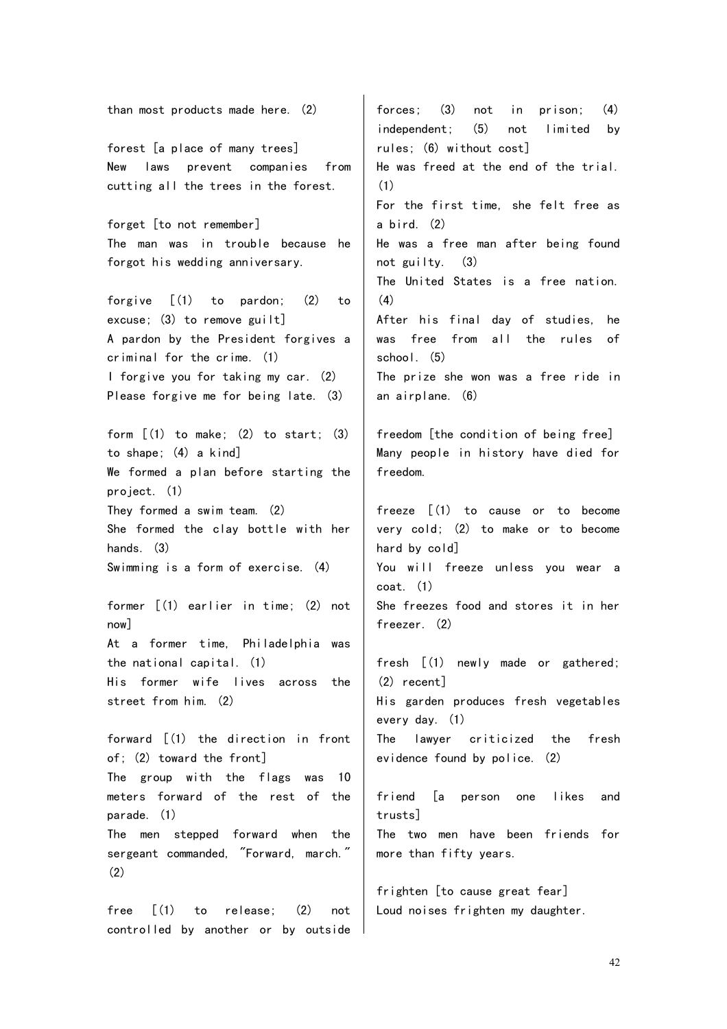than most products made here. (2)

forest [a place of many trees]
New laws prevent companies from cutting all the trees in the forest.

forget [to not remember]
The man was in trouble because he forgot his wedding anniversary.

forgive [(1) to pardon; (2) to excuse; (3) to remove guilt]
A pardon by the President forgives a criminal for the crime. (1)
I forgive you for taking my car. (2)
Please forgive me for being late. (3)

form [(1) to make; (2) to start; (3) to shape; (4) a kind]
We formed a plan before starting the project. (1)
They formed a swim team. (2)
She formed the clay bottle with her hands. (3)
Swimming is a form of exercise. (4)

former [(1) earlier in time; (2) not now]
At a former time, Philadelphia was the national capital. (1)
His former wife lives across the street from him. (2)

forward [(1) the direction in front of; (2) toward the front]
The group with the flags was 10 meters forward of the rest of the parade. (1)
The men stepped forward when the sergeant commanded, "Forward, march." (2)

free [(1) to release; (2) not controlled by another or by outside forces; (3) not in prison; (4) independent; (5) not limited by rules; (6) without cost]
He was freed at the end of the trial. (1)
For the first time, she felt free as a bird. (2)
He was a free man after being found not guilty. (3)
The United States is a free nation. (4)
After his final day of studies, he was free from all the rules of school. (5)
The prize she won was a free ride in an airplane. (6)

freedom [the condition of being free]
Many people in history have died for freedom.

freeze [(1) to cause or to become very cold; (2) to make or to become hard by cold]
You will freeze unless you wear a coat. (1)
She freezes food and stores it in her freezer. (2)

fresh [(1) newly made or gathered; (2) recent]
His garden produces fresh vegetables every day. (1)
The lawyer criticized the fresh evidence found by police. (2)

friend [a person one likes and trusts]
The two men have been friends for more than fifty years.

frighten [to cause great fear]
Loud noises frighten my daughter.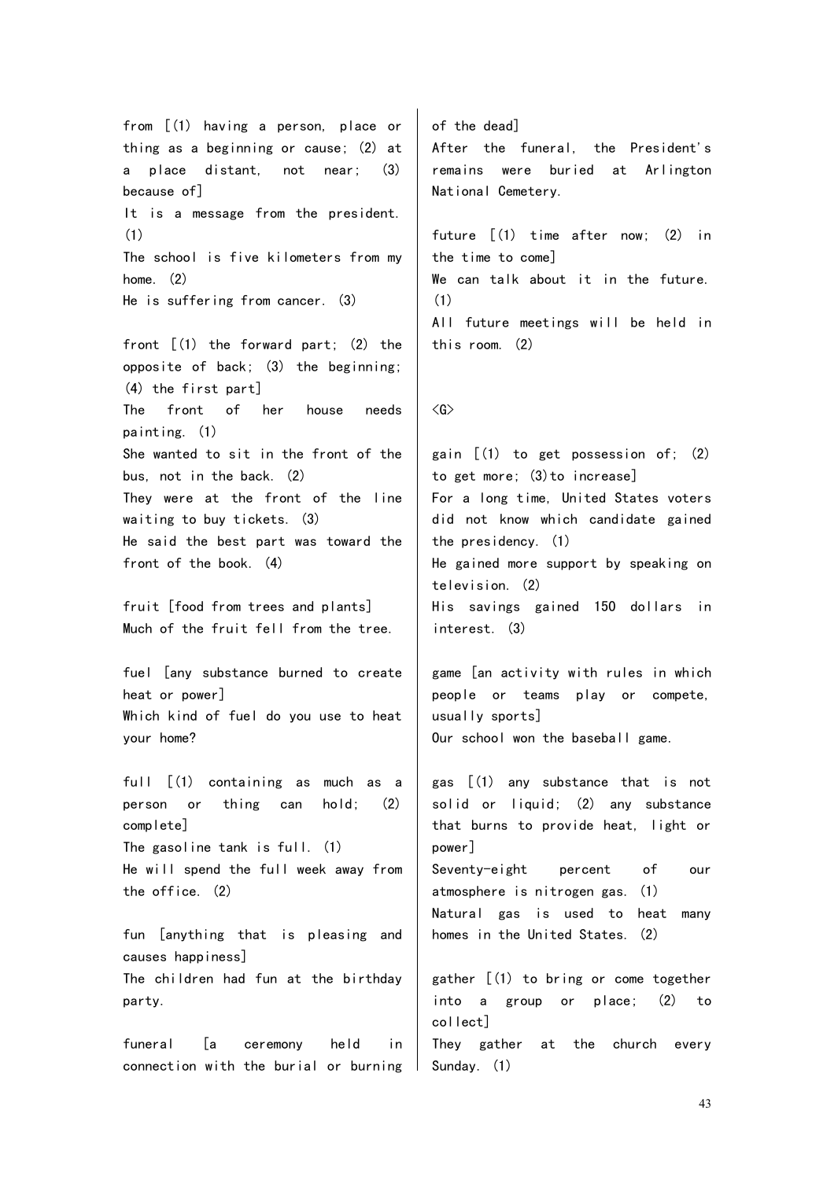from [(1) having a person, place or thing as a beginning or cause; (2) at a place distant, not near; (3) because of]
It is a message from the president. (1)
The school is five kilometers from my home. (2)
He is suffering from cancer. (3)

front [(1) the forward part; (2) the opposite of back; (3) the beginning; (4) the first part]
The front of her house needs painting. (1)
She wanted to sit in the front of the bus, not in the back. (2)
They were at the front of the line waiting to buy tickets. (3)
He said the best part was toward the front of the book. (4)

fruit [food from trees and plants]
Much of the fruit fell from the tree.

fuel [any substance burned to create heat or power]
Which kind of fuel do you use to heat your home?

full [(1) containing as much as a person or thing can hold; (2) complete]
The gasoline tank is full. (1)
He will spend the full week away from the office. (2)

fun [anything that is pleasing and causes happiness]
The children had fun at the birthday party.

funeral [a ceremony held in connection with the burial or burning of the dead]
After the funeral, the President's remains were buried at Arlington National Cemetery.

future [(1) time after now; (2) in the time to come]
We can talk about it in the future. (1)
All future meetings will be held in this room. (2)

<G>

gain [(1) to get possession of; (2) to get more; (3)to increase]
For a long time, United States voters did not know which candidate gained the presidency. (1)
He gained more support by speaking on television. (2)
His savings gained 150 dollars in interest. (3)

game [an activity with rules in which people or teams play or compete, usually sports]
Our school won the baseball game.

gas [(1) any substance that is not solid or liquid; (2) any substance that burns to provide heat, light or power]
Seventy-eight percent of our atmosphere is nitrogen gas. (1)
Natural gas is used to heat many homes in the United States. (2)

gather [(1) to bring or come together into a group or place; (2) to collect]
They gather at the church every Sunday. (1)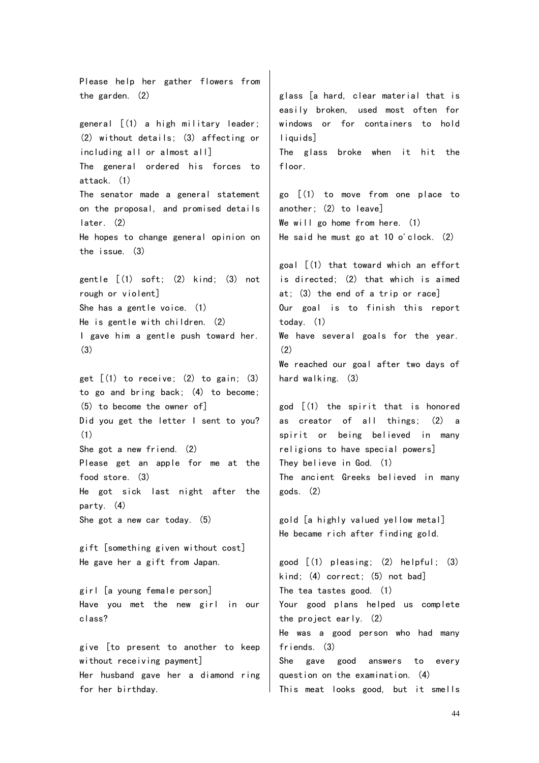Please help her gather flowers from the garden. (2)

general [(1) a high military leader; (2) without details; (3) affecting or including all or almost all]
The general ordered his forces to attack. (1)
The senator made a general statement on the proposal, and promised details later. (2)
He hopes to change general opinion on the issue. (3)

gentle [(1) soft; (2) kind; (3) not rough or violent]
She has a gentle voice. (1)
He is gentle with children. (2)
I gave him a gentle push toward her. (3)

get [(1) to receive; (2) to gain; (3) to go and bring back; (4) to become; (5) to become the owner of]
Did you get the letter I sent to you? (1)
She got a new friend. (2)
Please get an apple for me at the food store. (3)
He got sick last night after the party. (4)
She got a new car today. (5)

gift [something given without cost]
He gave her a gift from Japan.

girl [a young female person]
Have you met the new girl in our class?

give [to present to another to keep without receiving payment]
Her husband gave her a diamond ring for her birthday.

glass [a hard, clear material that is easily broken, used most often for windows or for containers to hold liquids]
The glass broke when it hit the floor.

go [(1) to move from one place to another; (2) to leave]
We will go home from here. (1)
He said he must go at 10 o'clock. (2)

goal [(1) that toward which an effort is directed; (2) that which is aimed at; (3) the end of a trip or race]
Our goal is to finish this report today. (1)
We have several goals for the year. (2)
We reached our goal after two days of hard walking. (3)

god [(1) the spirit that is honored as creator of all things; (2) a spirit or being believed in many religions to have special powers]
They believe in God. (1)
The ancient Greeks believed in many gods. (2)

gold [a highly valued yellow metal]
He became rich after finding gold.

good [(1) pleasing; (2) helpful; (3) kind; (4) correct; (5) not bad]
The tea tastes good. (1)
Your good plans helped us complete the project early. (2)
He was a good person who had many friends. (3)
She gave good answers to every question on the examination. (4)
This meat looks good, but it smells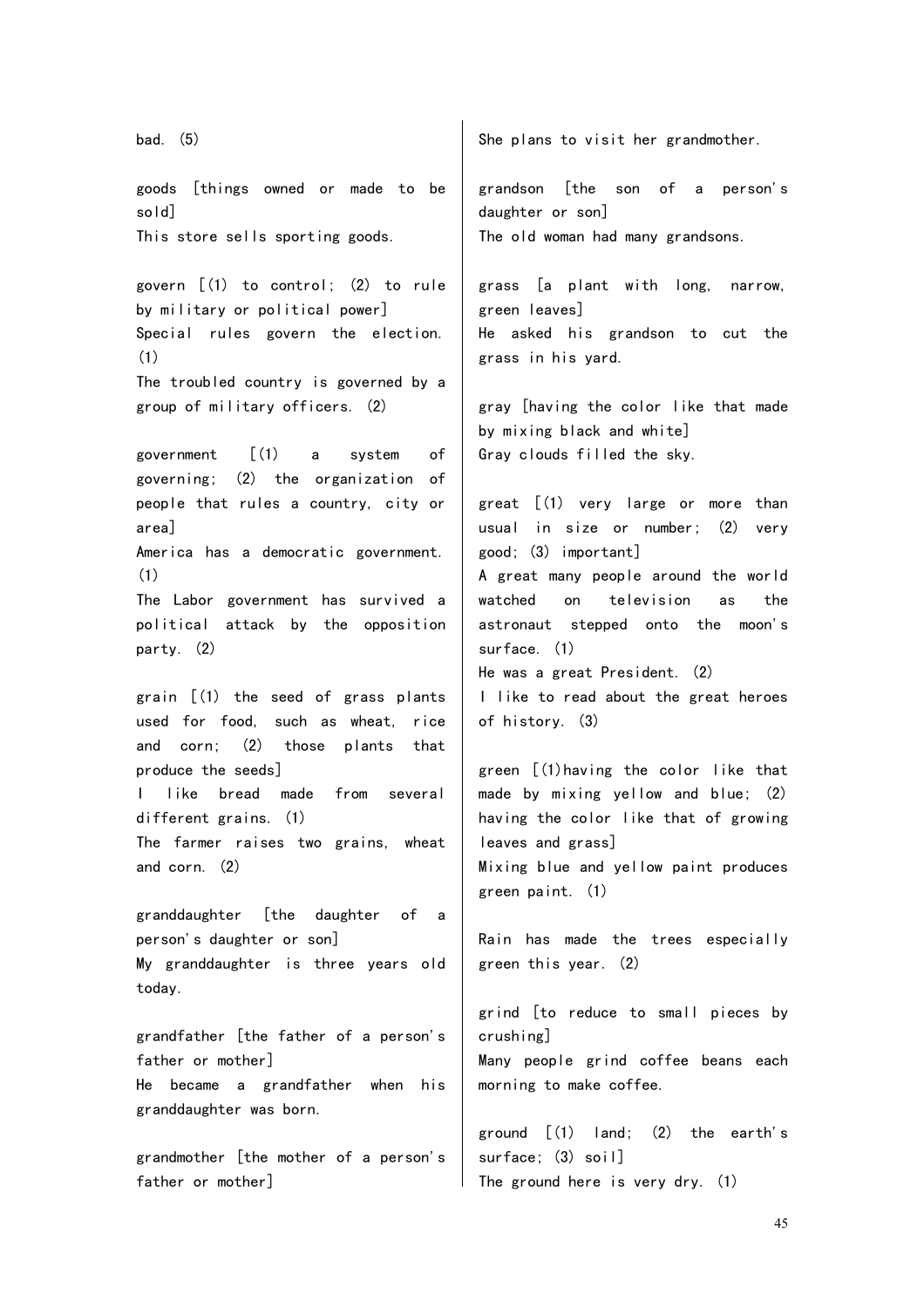bad. (5)

goods [things owned or made to be sold]
This store sells sporting goods.

govern [(1) to control; (2) to rule by military or political power]
Special rules govern the election. (1)
The troubled country is governed by a group of military officers. (2)

government [(1) a system of governing; (2) the organization of people that rules a country, city or area]
America has a democratic government. (1)
The Labor government has survived a political attack by the opposition party. (2)

grain [(1) the seed of grass plants used for food, such as wheat, rice and corn; (2) those plants that produce the seeds]
I like bread made from several different grains. (1)
The farmer raises two grains, wheat and corn. (2)

granddaughter [the daughter of a person's daughter or son]
My granddaughter is three years old today.

grandfather [the father of a person's father or mother]
He became a grandfather when his granddaughter was born.

grandmother [the mother of a person's father or mother]
She plans to visit her grandmother.

grandson [the son of a person's daughter or son]
The old woman had many grandsons.

grass [a plant with long, narrow, green leaves]
He asked his grandson to cut the grass in his yard.

gray [having the color like that made by mixing black and white]
Gray clouds filled the sky.

great [(1) very large or more than usual in size or number; (2) very good; (3) important]
A great many people around the world watched on television as the astronaut stepped onto the moon's surface. (1)
He was a great President. (2)
I like to read about the great heroes of history. (3)

green [(1)having the color like that made by mixing yellow and blue; (2) having the color like that of growing leaves and grass]
Mixing blue and yellow paint produces green paint. (1)

Rain has made the trees especially green this year. (2)

grind [to reduce to small pieces by crushing]
Many people grind coffee beans each morning to make coffee.

ground [(1) land; (2) the earth's surface; (3) soil]
The ground here is very dry. (1)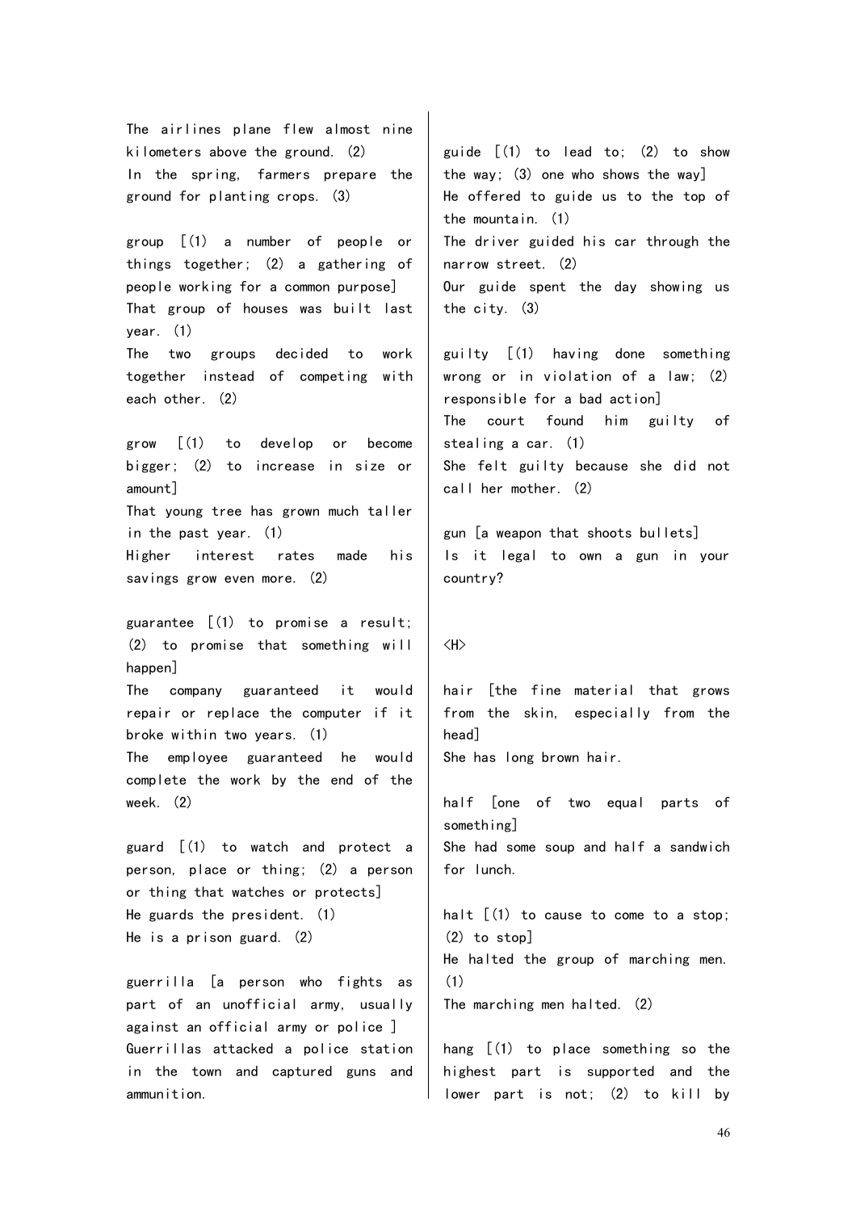The airlines plane flew almost nine kilometers above the ground. (2)
In the spring, farmers prepare the ground for planting crops. (3)

group [(1) a number of people or things together; (2) a gathering of people working for a common purpose]
That group of houses was built last year. (1)
The two groups decided to work together instead of competing with each other. (2)

grow [(1) to develop or become bigger; (2) to increase in size or amount]
That young tree has grown much taller in the past year. (1)
Higher interest rates made his savings grow even more. (2)

guarantee [(1) to promise a result; (2) to promise that something will happen]
The company guaranteed it would repair or replace the computer if it broke within two years. (1)
The employee guaranteed he would complete the work by the end of the week. (2)

guard [(1) to watch and protect a person, place or thing; (2) a person or thing that watches or protects]
He guards the president. (1)
He is a prison guard. (2)

guerrilla [a person who fights as part of an unofficial army, usually against an official army or police ]
Guerrillas attacked a police station in the town and captured guns and ammunition.

guide [(1) to lead to; (2) to show the way; (3) one who shows the way]
He offered to guide us to the top of the mountain. (1)
The driver guided his car through the narrow street. (2)
Our guide spent the day showing us the city. (3)

guilty [(1) having done something wrong or in violation of a law; (2) responsible for a bad action]
The court found him guilty of stealing a car. (1)
She felt guilty because she did not call her mother. (2)

gun [a weapon that shoots bullets]
Is it legal to own a gun in your country?

<H>

hair [the fine material that grows from the skin, especially from the head]
She has long brown hair.

half [one of two equal parts of something]
She had some soup and half a sandwich for lunch.

halt [(1) to cause to come to a stop; (2) to stop]
He halted the group of marching men. (1)
The marching men halted. (2)

hang [(1) to place something so the highest part is supported and the lower part is not; (2) to kill by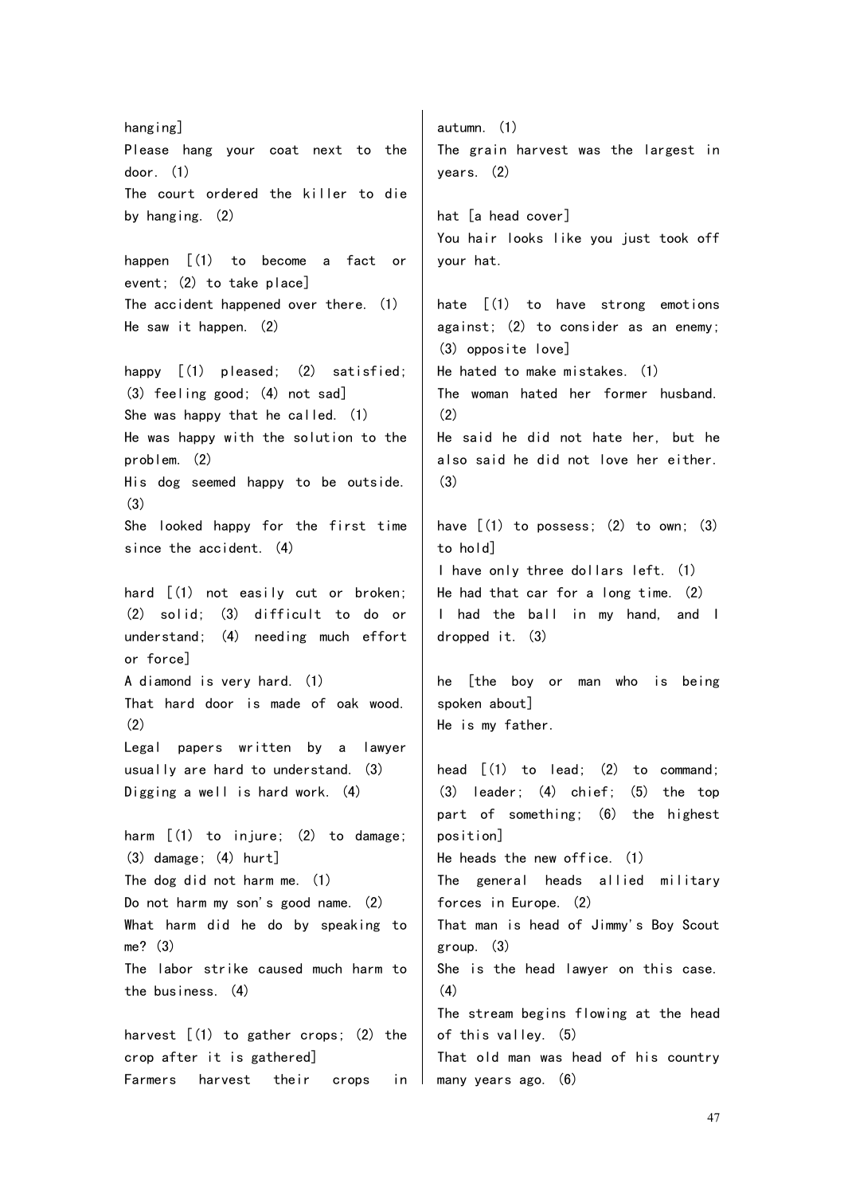hanging]
Please hang your coat next to the door. (1)
The court ordered the killer to die by hanging. (2)

happen [(1) to become a fact or event; (2) to take place]
The accident happened over there. (1)
He saw it happen. (2)

happy [(1) pleased; (2) satisfied; (3) feeling good; (4) not sad]
She was happy that he called. (1)
He was happy with the solution to the problem. (2)
His dog seemed happy to be outside. (3)
She looked happy for the first time since the accident. (4)

hard [(1) not easily cut or broken; (2) solid; (3) difficult to do or understand; (4) needing much effort or force]
A diamond is very hard. (1)
That hard door is made of oak wood. (2)
Legal papers written by a lawyer usually are hard to understand. (3)
Digging a well is hard work. (4)

harm [(1) to injure; (2) to damage; (3) damage; (4) hurt]
The dog did not harm me. (1)
Do not harm my son's good name. (2)
What harm did he do by speaking to me? (3)
The labor strike caused much harm to the business. (4)

harvest [(1) to gather crops; (2) the crop after it is gathered]
Farmers harvest their crops in autumn. (1)
The grain harvest was the largest in years. (2)

hat [a head cover]
You hair looks like you just took off your hat.

hate [(1) to have strong emotions against; (2) to consider as an enemy; (3) opposite love]
He hated to make mistakes. (1)
The woman hated her former husband. (2)
He said he did not hate her, but he also said he did not love her either. (3)

have [(1) to possess; (2) to own; (3) to hold]
I have only three dollars left. (1)
He had that car for a long time. (2)
I had the ball in my hand, and I dropped it. (3)

he [the boy or man who is being spoken about]
He is my father.

head [(1) to lead; (2) to command; (3) leader; (4) chief; (5) the top part of something; (6) the highest position]
He heads the new office. (1)
The general heads allied military forces in Europe. (2)
That man is head of Jimmy's Boy Scout group. (3)
She is the head lawyer on this case. (4)
The stream begins flowing at the head of this valley. (5)
That old man was head of his country many years ago. (6)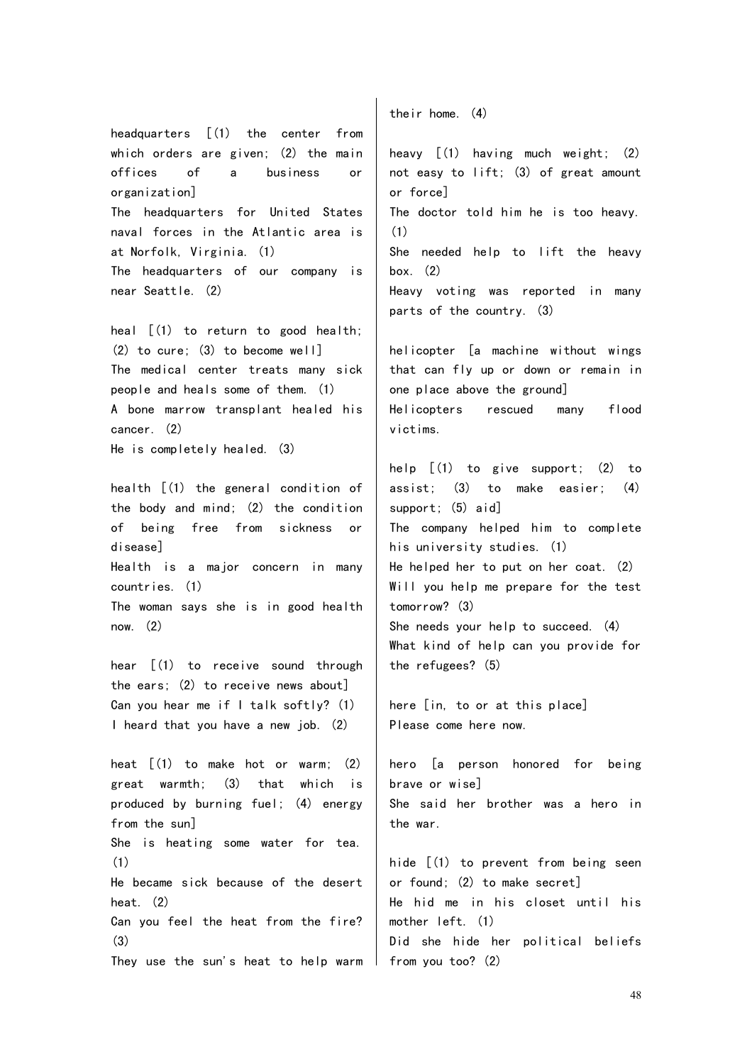headquarters [(1) the center from which orders are given; (2) the main offices of a business or organization]
The headquarters for United States naval forces in the Atlantic area is at Norfolk, Virginia. (1)
The headquarters of our company is near Seattle. (2)

heal [(1) to return to good health; (2) to cure; (3) to become well]
The medical center treats many sick people and heals some of them. (1)
A bone marrow transplant healed his cancer. (2)
He is completely healed. (3)

health [(1) the general condition of the body and mind; (2) the condition of being free from sickness or disease]
Health is a major concern in many countries. (1)
The woman says she is in good health now. (2)

hear [(1) to receive sound through the ears; (2) to receive news about]
Can you hear me if I talk softly? (1)
I heard that you have a new job. (2)

heat [(1) to make hot or warm; (2) great warmth; (3) that which is produced by burning fuel; (4) energy from the sun]
She is heating some water for tea. (1)
He became sick because of the desert heat. (2)
Can you feel the heat from the fire? (3)
They use the sun's heat to help warm their home. (4)

heavy [(1) having much weight; (2) not easy to lift; (3) of great amount or force]
The doctor told him he is too heavy. (1)
She needed help to lift the heavy box. (2)
Heavy voting was reported in many parts of the country. (3)

helicopter [a machine without wings that can fly up or down or remain in one place above the ground]
Helicopters rescued many flood victims.

help [(1) to give support; (2) to assist; (3) to make easier; (4) support; (5) aid]
The company helped him to complete his university studies. (1)
He helped her to put on her coat. (2)
Will you help me prepare for the test tomorrow? (3)
She needs your help to succeed. (4)
What kind of help can you provide for the refugees? (5)

here [in, to or at this place]
Please come here now.

hero [a person honored for being brave or wise]
She said her brother was a hero in the war.

hide [(1) to prevent from being seen or found; (2) to make secret]
He hid me in his closet until his mother left. (1)
Did she hide her political beliefs from you too? (2)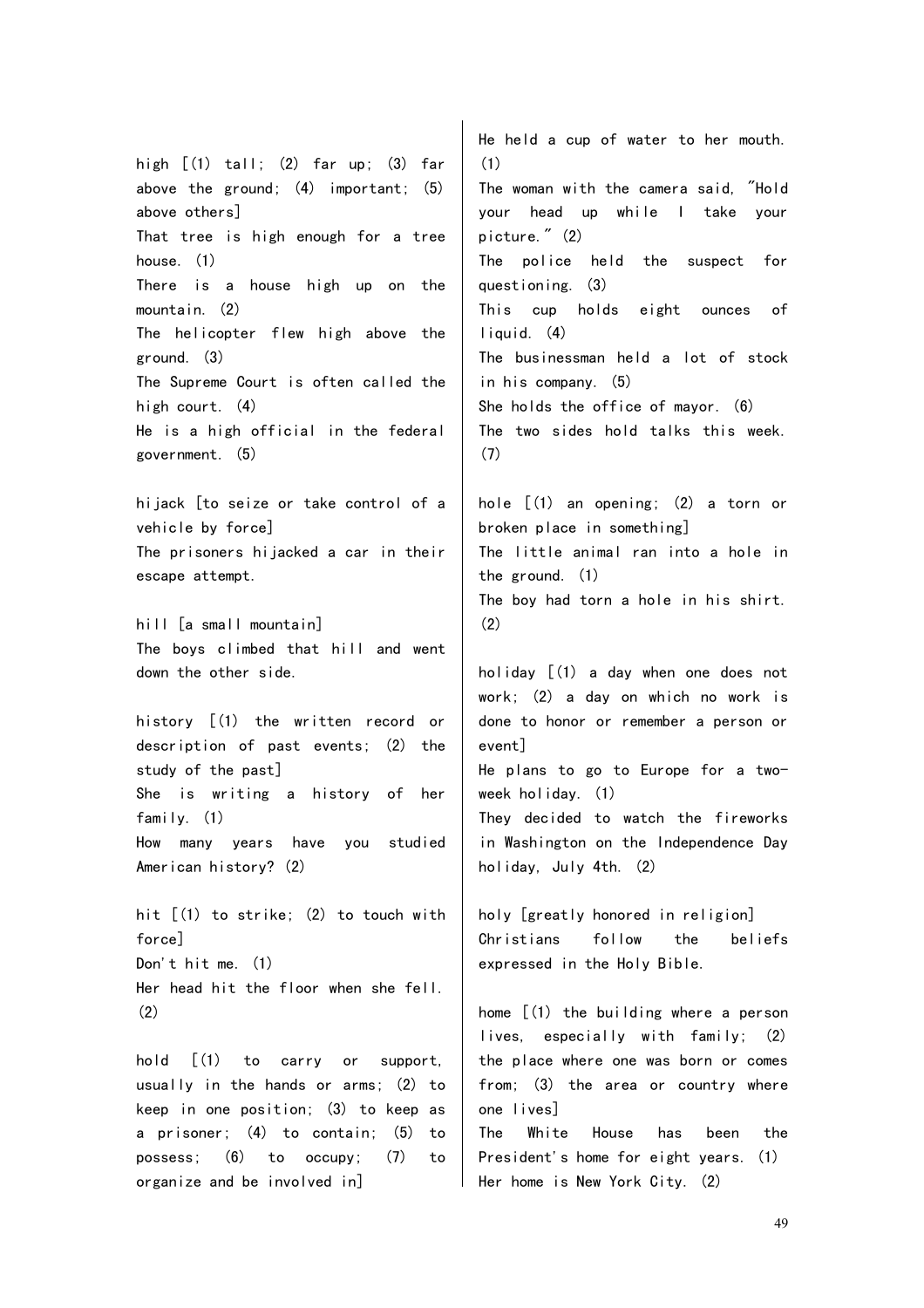high [(1) tall; (2) far up; (3) far above the ground; (4) important; (5) above others]
That tree is high enough for a tree house. (1)
There is a house high up on the mountain. (2)
The helicopter flew high above the ground. (3)
The Supreme Court is often called the high court. (4)
He is a high official in the federal government. (5)

hijack [to seize or take control of a vehicle by force]
The prisoners hijacked a car in their escape attempt.

hill [a small mountain]
The boys climbed that hill and went down the other side.

history [(1) the written record or description of past events; (2) the study of the past]
She is writing a history of her family. (1)
How many years have you studied American history? (2)

hit [(1) to strike; (2) to touch with force]
Don't hit me. (1)
Her head hit the floor when she fell. (2)

hold [(1) to carry or support, usually in the hands or arms; (2) to keep in one position; (3) to keep as a prisoner; (4) to contain; (5) to possess; (6) to occupy; (7) to organize and be involved in]
He held a cup of water to her mouth. (1)
The woman with the camera said, "Hold your head up while I take your picture." (2)
The police held the suspect for questioning. (3)
This cup holds eight ounces of liquid. (4)
The businessman held a lot of stock in his company. (5)
She holds the office of mayor. (6)
The two sides hold talks this week. (7)

hole [(1) an opening; (2) a torn or broken place in something]
The little animal ran into a hole in the ground. (1)
The boy had torn a hole in his shirt. (2)

holiday [(1) a day when one does not work; (2) a day on which no work is done to honor or remember a person or event]
He plans to go to Europe for a two-week holiday. (1)
They decided to watch the fireworks in Washington on the Independence Day holiday, July 4th. (2)

holy [greatly honored in religion]
Christians follow the beliefs expressed in the Holy Bible.

home [(1) the building where a person lives, especially with family; (2) the place where one was born or comes from; (3) the area or country where one lives]
The White House has been the President's home for eight years. (1)
Her home is New York City. (2)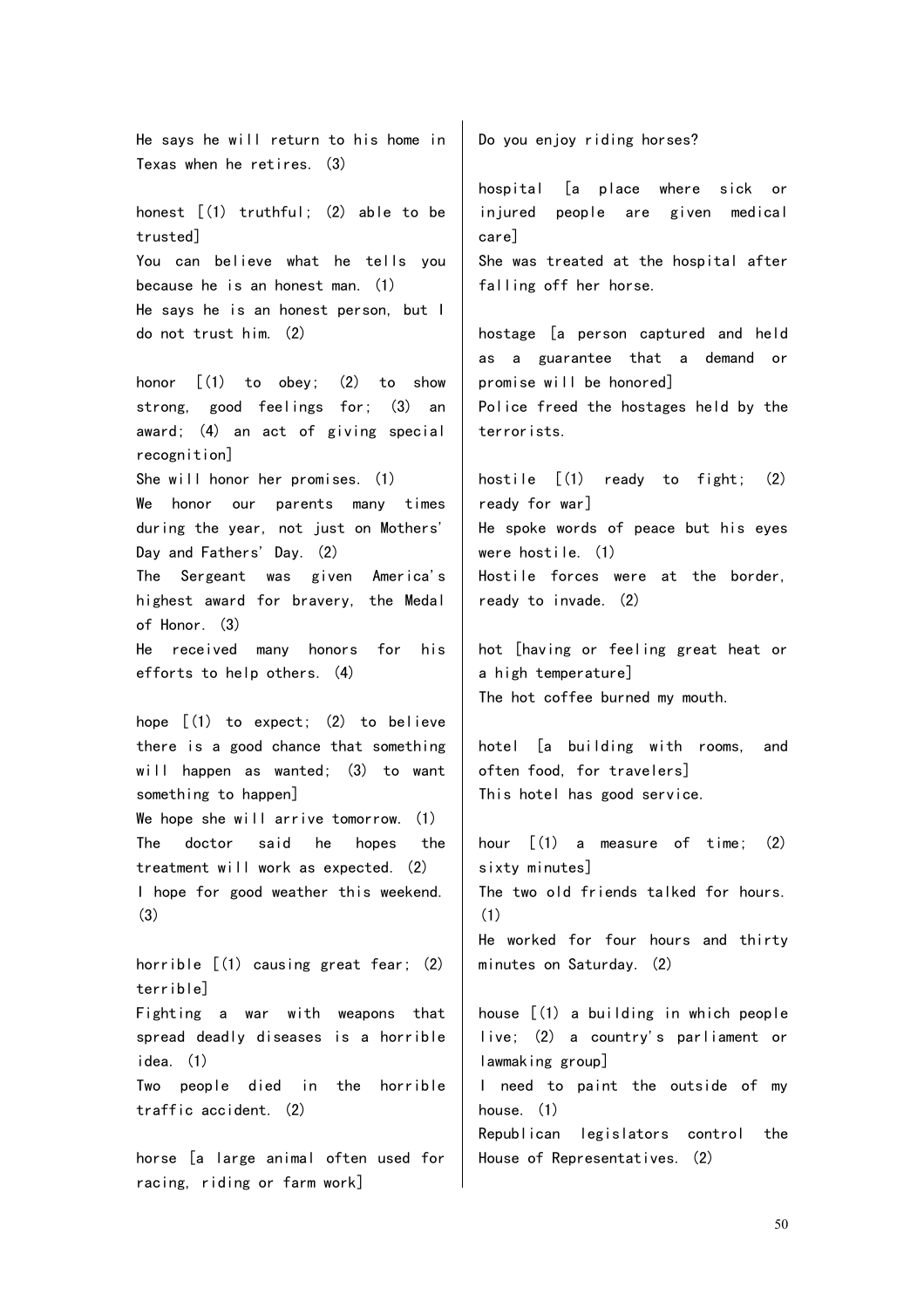He says he will return to his home in Texas when he retires. (3)

honest [(1) truthful; (2) able to be trusted]
You can believe what he tells you because he is an honest man. (1)
He says he is an honest person, but I do not trust him. (2)

honor [(1) to obey; (2) to show strong, good feelings for; (3) an award; (4) an act of giving special recognition]
She will honor her promises. (1)
We honor our parents many times during the year, not just on Mothers' Day and Fathers' Day. (2)
The Sergeant was given America's highest award for bravery, the Medal of Honor. (3)
He received many honors for his efforts to help others. (4)

hope [(1) to expect; (2) to believe there is a good chance that something will happen as wanted; (3) to want something to happen]
We hope she will arrive tomorrow. (1)
The doctor said he hopes the treatment will work as expected. (2)
I hope for good weather this weekend. (3)

horrible [(1) causing great fear; (2) terrible]
Fighting a war with weapons that spread deadly diseases is a horrible idea. (1)
Two people died in the horrible traffic accident. (2)

horse [a large animal often used for racing, riding or farm work]
Do you enjoy riding horses?

hospital [a place where sick or injured people are given medical care]
She was treated at the hospital after falling off her horse.

hostage [a person captured and held as a guarantee that a demand or promise will be honored]
Police freed the hostages held by the terrorists.

hostile [(1) ready to fight; (2) ready for war]
He spoke words of peace but his eyes were hostile. (1)
Hostile forces were at the border, ready to invade. (2)

hot [having or feeling great heat or a high temperature]
The hot coffee burned my mouth.

hotel [a building with rooms, and often food, for travelers]
This hotel has good service.

hour [(1) a measure of time; (2) sixty minutes]
The two old friends talked for hours. (1)
He worked for four hours and thirty minutes on Saturday. (2)

house [(1) a building in which people live; (2) a country's parliament or lawmaking group]
I need to paint the outside of my house. (1)
Republican legislators control the House of Representatives. (2)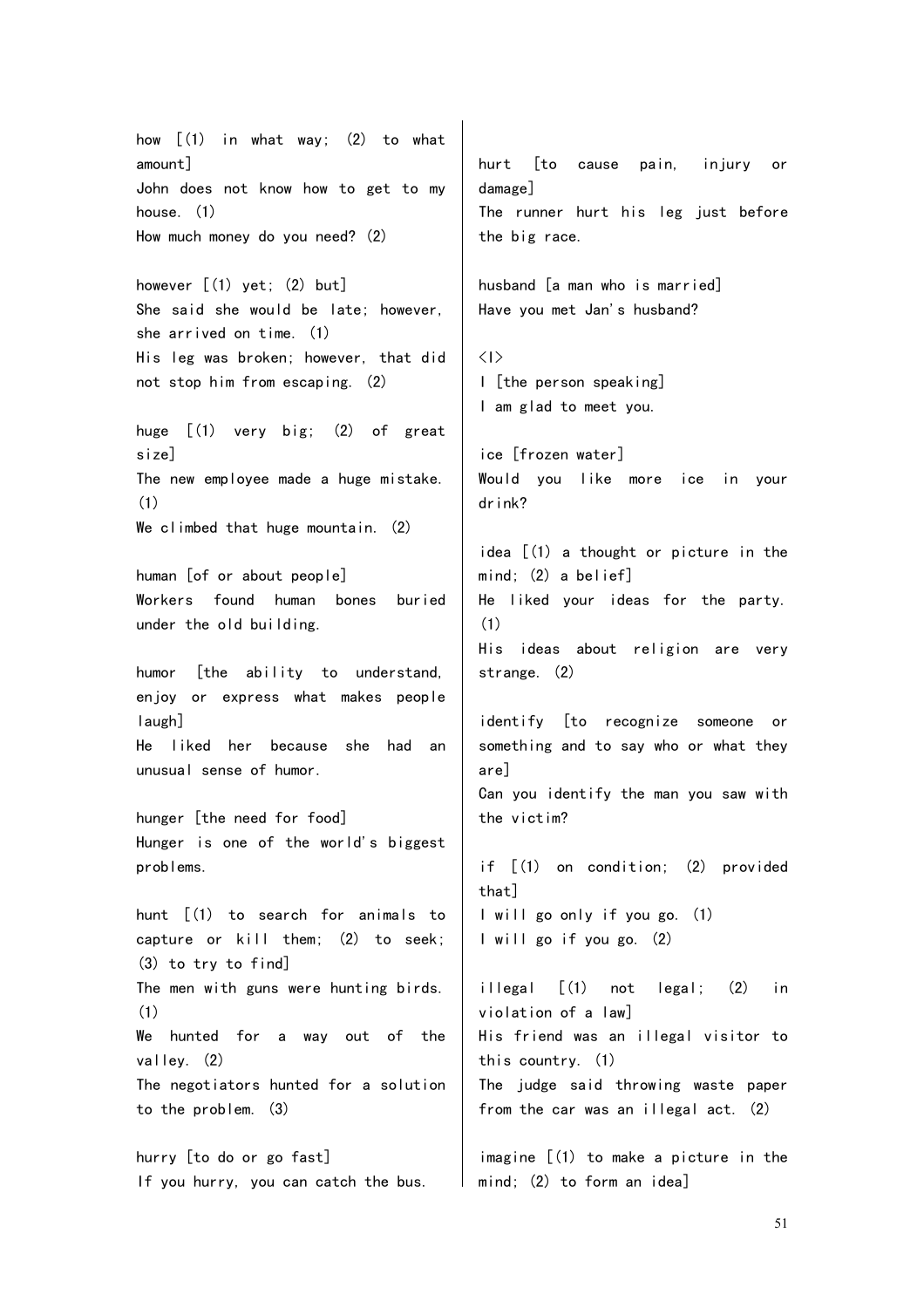how [(1) in what way; (2) to what amount]
John does not know how to get to my house. (1)
How much money do you need? (2)

however [(1) yet; (2) but]
She said she would be late; however, she arrived on time. (1)
His leg was broken; however, that did not stop him from escaping. (2)

huge [(1) very big; (2) of great size]
The new employee made a huge mistake. (1)
We climbed that huge mountain. (2)

human [of or about people]
Workers found human bones buried under the old building.

humor [the ability to understand, enjoy or express what makes people laugh]
He liked her because she had an unusual sense of humor.

hunger [the need for food]
Hunger is one of the world's biggest problems.

hunt [(1) to search for animals to capture or kill them; (2) to seek; (3) to try to find]
The men with guns were hunting birds. (1)
We hunted for a way out of the valley. (2)
The negotiators hunted for a solution to the problem. (3)

hurry [to do or go fast]
If you hurry, you can catch the bus.

hurt [to cause pain, injury or damage]
The runner hurt his leg just before the big race.

husband [a man who is married]
Have you met Jan's husband?

<I>

I [the person speaking]
I am glad to meet you.

ice [frozen water]
Would you like more ice in your drink?

idea [(1) a thought or picture in the mind; (2) a belief]
He liked your ideas for the party. (1)
His ideas about religion are very strange. (2)

identify [to recognize someone or something and to say who or what they are]
Can you identify the man you saw with the victim?

if [(1) on condition; (2) provided that]
I will go only if you go. (1)
I will go if you go. (2)

illegal [(1) not legal; (2) in violation of a law]
His friend was an illegal visitor to this country. (1)
The judge said throwing waste paper from the car was an illegal act. (2)

imagine [(1) to make a picture in the mind; (2) to form an idea]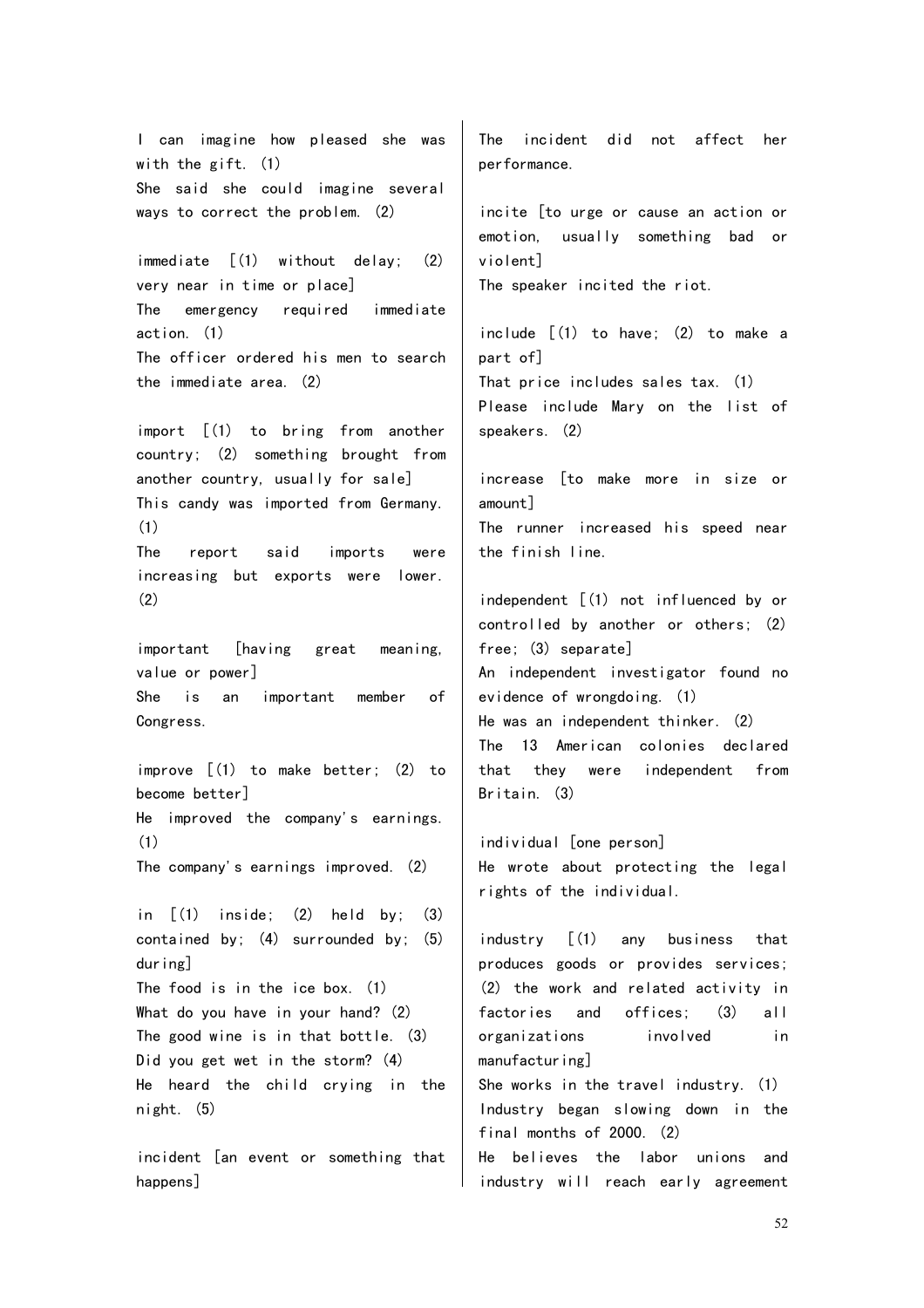I can imagine how pleased she was with the gift. (1)
She said she could imagine several ways to correct the problem. (2)

immediate [(1) without delay; (2) very near in time or place]
The emergency required immediate action. (1)
The officer ordered his men to search the immediate area. (2)

import [(1) to bring from another country; (2) something brought from another country, usually for sale]
This candy was imported from Germany. (1)
The report said imports were increasing but exports were lower. (2)

important [having great meaning, value or power]
She is an important member of Congress.

improve [(1) to make better; (2) to become better]
He improved the company's earnings. (1)
The company's earnings improved. (2)

in [(1) inside; (2) held by; (3) contained by; (4) surrounded by; (5) during]
The food is in the ice box. (1)
What do you have in your hand? (2)
The good wine is in that bottle. (3)
Did you get wet in the storm? (4)
He heard the child crying in the night. (5)

incident [an event or something that happens]
The incident did not affect her performance.

incite [to urge or cause an action or emotion, usually something bad or violent]
The speaker incited the riot.

include [(1) to have; (2) to make a part of]
That price includes sales tax. (1)
Please include Mary on the list of speakers. (2)

increase [to make more in size or amount]
The runner increased his speed near the finish line.

independent [(1) not influenced by or controlled by another or others; (2) free; (3) separate]
An independent investigator found no evidence of wrongdoing. (1)
He was an independent thinker. (2)
The 13 American colonies declared that they were independent from Britain. (3)

individual [one person]
He wrote about protecting the legal rights of the individual.

industry [(1) any business that produces goods or provides services; (2) the work and related activity in factories and offices; (3) all organizations involved in manufacturing]
She works in the travel industry. (1)
Industry began slowing down in the final months of 2000. (2)
He believes the labor unions and industry will reach early agreement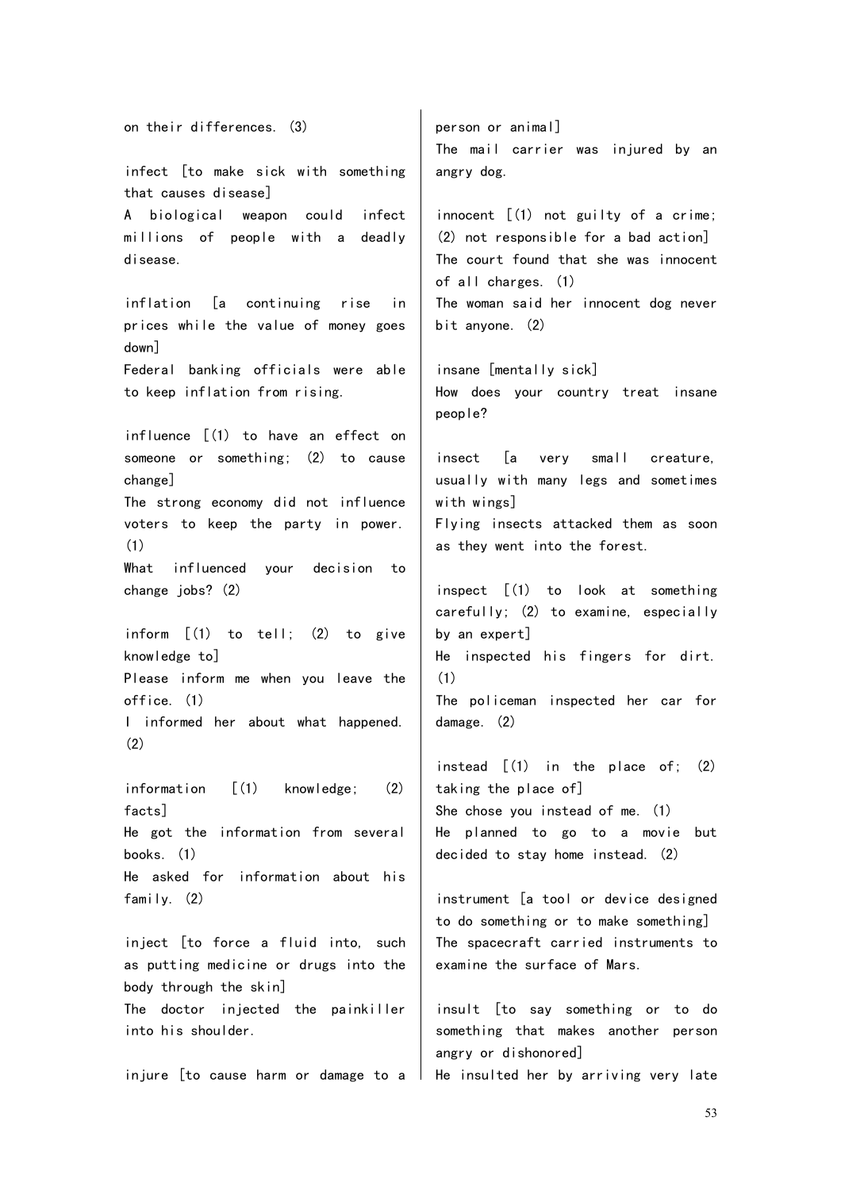on their differences. (3)

infect [to make sick with something that causes disease]
A biological weapon could infect millions of people with a deadly disease.

inflation [a continuing rise in prices while the value of money goes down]
Federal banking officials were able to keep inflation from rising.

influence [(1) to have an effect on someone or something; (2) to cause change]
The strong economy did not influence voters to keep the party in power. (1)
What influenced your decision to change jobs? (2)

inform [(1) to tell; (2) to give knowledge to]
Please inform me when you leave the office. (1)
I informed her about what happened. (2)

information [(1) knowledge; (2) facts]
He got the information from several books. (1)
He asked for information about his family. (2)

inject [to force a fluid into, such as putting medicine or drugs into the body through the skin]
The doctor injected the painkiller into his shoulder.

injure [to cause harm or damage to a person or animal]
The mail carrier was injured by an angry dog.

innocent [(1) not guilty of a crime; (2) not responsible for a bad action]
The court found that she was innocent of all charges. (1)
The woman said her innocent dog never bit anyone. (2)

insane [mentally sick]
How does your country treat insane people?

insect [a very small creature, usually with many legs and sometimes with wings]
Flying insects attacked them as soon as they went into the forest.

inspect [(1) to look at something carefully; (2) to examine, especially by an expert]
He inspected his fingers for dirt. (1)
The policeman inspected her car for damage. (2)

instead [(1) in the place of; (2) taking the place of]
She chose you instead of me. (1)
He planned to go to a movie but decided to stay home instead. (2)

instrument [a tool or device designed to do something or to make something]
The spacecraft carried instruments to examine the surface of Mars.

insult [to say something or to do something that makes another person angry or dishonored]
He insulted her by arriving very late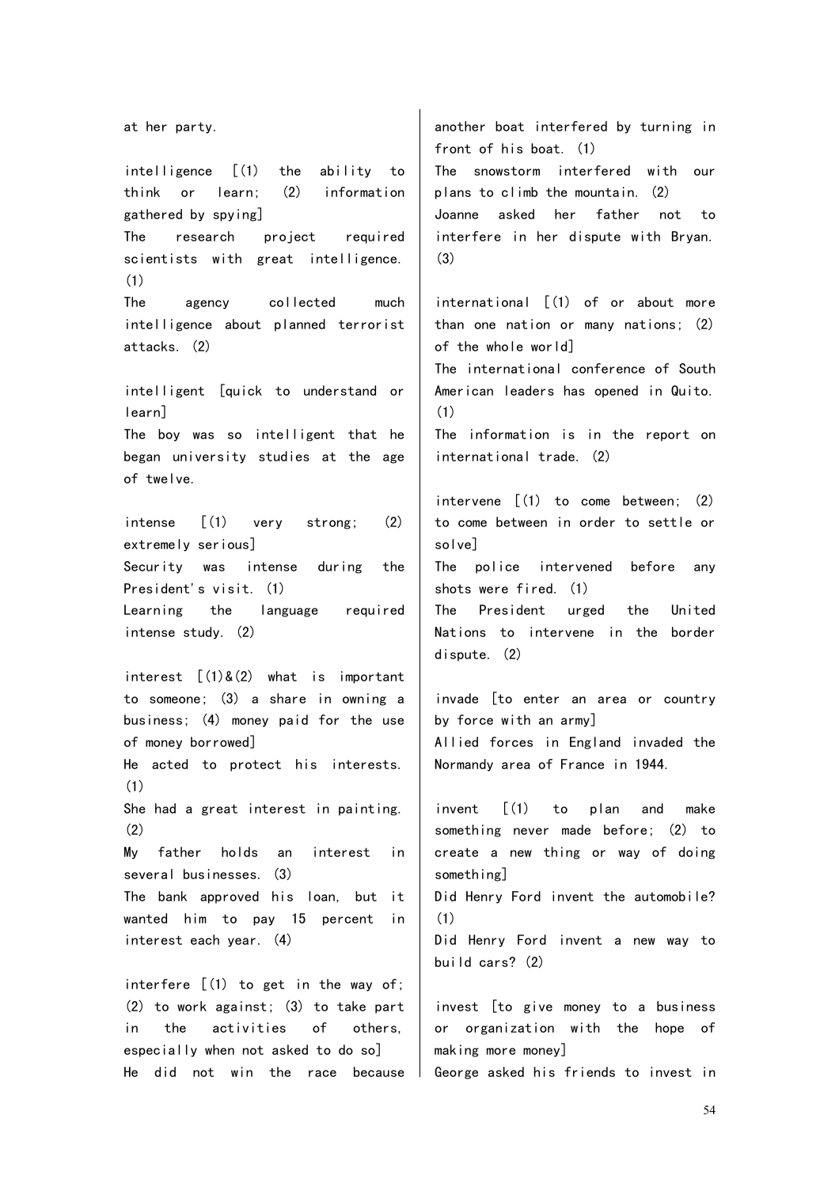at her party.

intelligence [(1) the ability to think or learn; (2) information gathered by spying]
The research project required scientists with great intelligence. (1)
The agency collected much intelligence about planned terrorist attacks. (2)

intelligent [quick to understand or learn]
The boy was so intelligent that he began university studies at the age of twelve.

intense [(1) very strong; (2) extremely serious]
Security was intense during the President's visit. (1)
Learning the language required intense study. (2)

interest [(1)&(2) what is important to someone; (3) a share in owning a business; (4) money paid for the use of money borrowed]
He acted to protect his interests. (1)
She had a great interest in painting. (2)
My father holds an interest in several businesses. (3)
The bank approved his loan, but it wanted him to pay 15 percent in interest each year. (4)

interfere [(1) to get in the way of; (2) to work against; (3) to take part in the activities of others, especially when not asked to do so]
He did not win the race because another boat interfered by turning in front of his boat. (1)
The snowstorm interfered with our plans to climb the mountain. (2)
Joanne asked her father not to interfere in her dispute with Bryan. (3)

international [(1) of or about more than one nation or many nations; (2) of the whole world]
The international conference of South American leaders has opened in Quito. (1)
The information is in the report on international trade. (2)

intervene [(1) to come between; (2) to come between in order to settle or solve]
The police intervened before any shots were fired. (1)
The President urged the United Nations to intervene in the border dispute. (2)

invade [to enter an area or country by force with an army]
Allied forces in England invaded the Normandy area of France in 1944.

invent [(1) to plan and make something never made before; (2) to create a new thing or way of doing something]
Did Henry Ford invent the automobile? (1)
Did Henry Ford invent a new way to build cars? (2)

invest [to give money to a business or organization with the hope of making more money]
George asked his friends to invest in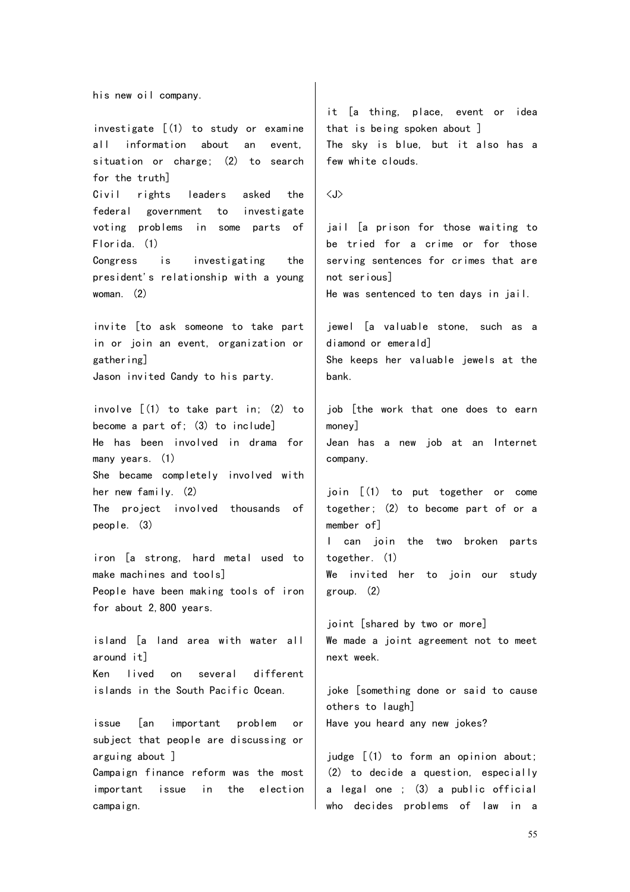his new oil company.

investigate [(1) to study or examine all information about an event, situation or charge; (2) to search for the truth]
Civil rights leaders asked the federal government to investigate voting problems in some parts of Florida. (1)
Congress is investigating the president's relationship with a young woman. (2)

invite [to ask someone to take part in or join an event, organization or gathering]
Jason invited Candy to his party.

involve [(1) to take part in; (2) to become a part of; (3) to include]
He has been involved in drama for many years. (1)
She became completely involved with her new family. (2)
The project involved thousands of people. (3)

iron [a strong, hard metal used to make machines and tools]
People have been making tools of iron for about 2,800 years.

island [a land area with water all around it]
Ken lived on several different islands in the South Pacific Ocean.

issue [an important problem or subject that people are discussing or arguing about ]
Campaign finance reform was the most important issue in the election campaign.

it [a thing, place, event or idea that is being spoken about ]
The sky is blue, but it also has a few white clouds.

<J>

jail [a prison for those waiting to be tried for a crime or for those serving sentences for crimes that are not serious]
He was sentenced to ten days in jail.

jewel [a valuable stone, such as a diamond or emerald]
She keeps her valuable jewels at the bank.

job [the work that one does to earn money]
Jean has a new job at an Internet company.

join [(1) to put together or come together; (2) to become part of or a member of]
I can join the two broken parts together. (1)
We invited her to join our study group. (2)

joint [shared by two or more]
We made a joint agreement not to meet next week.

joke [something done or said to cause others to laugh]
Have you heard any new jokes?

judge [(1) to form an opinion about; (2) to decide a question, especially a legal one ; (3) a public official who decides problems of law in a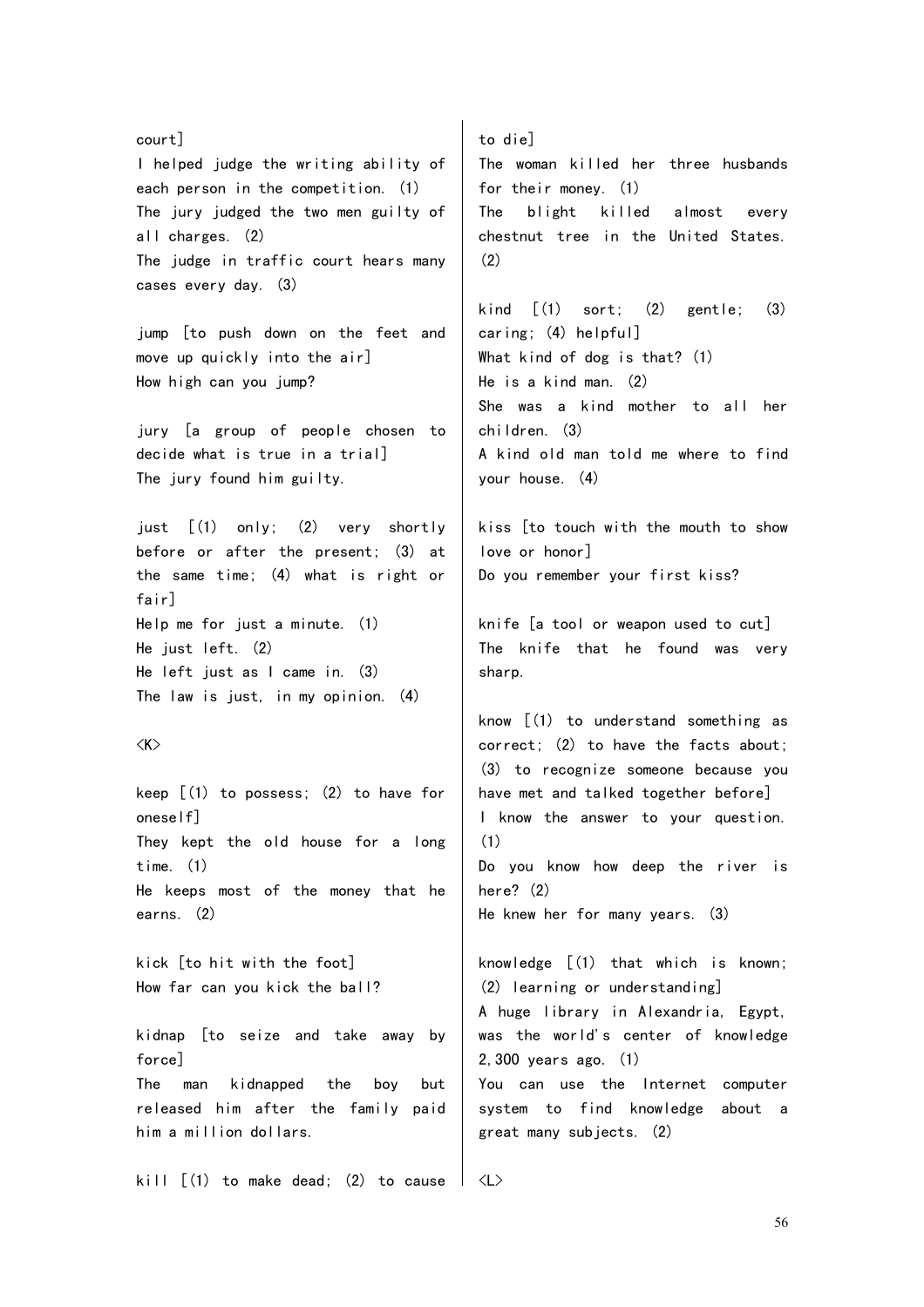court]
I helped judge the writing ability of each person in the competition. (1)
The jury judged the two men guilty of all charges. (2)
The judge in traffic court hears many cases every day. (3)

jump [to push down on the feet and move up quickly into the air]
How high can you jump?

jury [a group of people chosen to decide what is true in a trial]
The jury found him guilty.

just [(1) only; (2) very shortly before or after the present; (3) at the same time; (4) what is right or fair]
Help me for just a minute. (1)
He just left. (2)
He left just as I came in. (3)
The law is just, in my opinion. (4)

<K>

keep [(1) to possess; (2) to have for oneself]
They kept the old house for a long time. (1)
He keeps most of the money that he earns. (2)

kick [to hit with the foot]
How far can you kick the ball?

kidnap [to seize and take away by force]
The man kidnapped the boy but released him after the family paid him a million dollars.

kill [(1) to make dead; (2) to cause to die]
The woman killed her three husbands for their money. (1)
The blight killed almost every chestnut tree in the United States. (2)

kind [(1) sort; (2) gentle; (3) caring; (4) helpful]
What kind of dog is that? (1)
He is a kind man. (2)
She was a kind mother to all her children. (3)
A kind old man told me where to find your house. (4)

kiss [to touch with the mouth to show love or honor]
Do you remember your first kiss?

knife [a tool or weapon used to cut]
The knife that he found was very sharp.

know [(1) to understand something as correct; (2) to have the facts about; (3) to recognize someone because you have met and talked together before]
I know the answer to your question. (1)
Do you know how deep the river is here? (2)
He knew her for many years. (3)

knowledge [(1) that which is known; (2) learning or understanding]
A huge library in Alexandria, Egypt, was the world's center of knowledge 2,300 years ago. (1)
You can use the Internet computer system to find knowledge about a great many subjects. (2)

<L>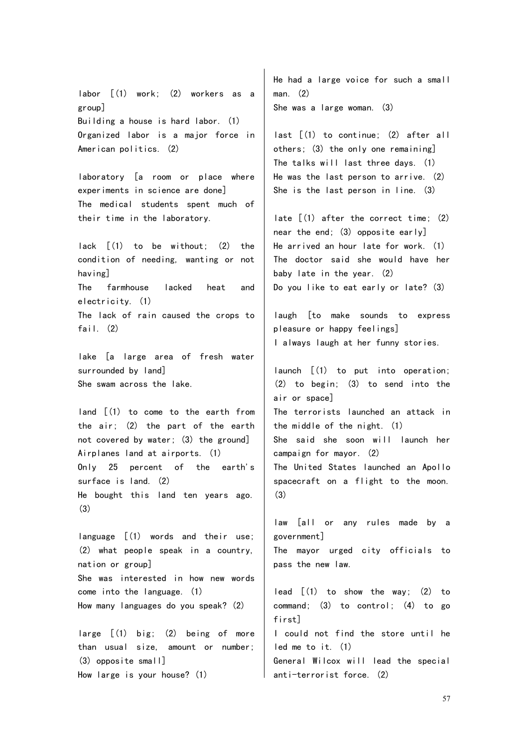labor [(1) work; (2) workers as a group]
Building a house is hard labor. (1)
Organized labor is a major force in American politics. (2)

laboratory [a room or place where experiments in science are done]
The medical students spent much of their time in the laboratory.

lack [(1) to be without; (2) the condition of needing, wanting or not having]
The farmhouse lacked heat and electricity. (1)
The lack of rain caused the crops to fail. (2)

lake [a large area of fresh water surrounded by land]
She swam across the lake.

land [(1) to come to the earth from the air; (2) the part of the earth not covered by water; (3) the ground]
Airplanes land at airports. (1)
Only 25 percent of the earth's surface is land. (2)
He bought this land ten years ago. (3)

language [(1) words and their use; (2) what people speak in a country, nation or group]
She was interested in how new words come into the language. (1)
How many languages do you speak? (2)

large [(1) big; (2) being of more than usual size, amount or number; (3) opposite small]
How large is your house? (1)
He had a large voice for such a small man. (2)
She was a large woman. (3)

last [(1) to continue; (2) after all others; (3) the only one remaining]
The talks will last three days. (1)
He was the last person to arrive. (2)
She is the last person in line. (3)

late [(1) after the correct time; (2) near the end; (3) opposite early]
He arrived an hour late for work. (1)
The doctor said she would have her baby late in the year. (2)
Do you like to eat early or late? (3)

laugh [to make sounds to express pleasure or happy feelings]
I always laugh at her funny stories.

launch [(1) to put into operation; (2) to begin; (3) to send into the air or space]
The terrorists launched an attack in the middle of the night. (1)
She said she soon will launch her campaign for mayor. (2)
The United States launched an Apollo spacecraft on a flight to the moon. (3)

law [all or any rules made by a government]
The mayor urged city officials to pass the new law.

lead [(1) to show the way; (2) to command; (3) to control; (4) to go first]
I could not find the store until he led me to it. (1)
General Wilcox will lead the special anti-terrorist force. (2)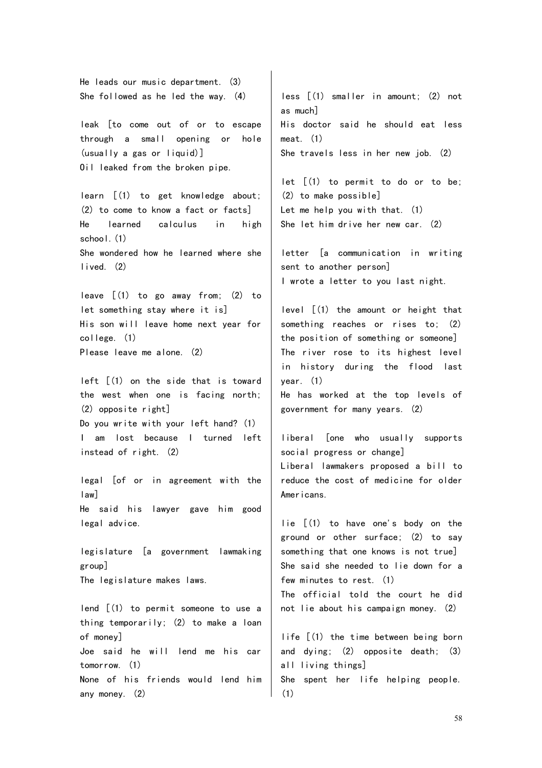He leads our music department. (3)
She followed as he led the way. (4)

leak [to come out of or to escape through a small opening or hole (usually a gas or liquid)]
Oil leaked from the broken pipe.

learn [(1) to get knowledge about; (2) to come to know a fact or facts]
He learned calculus in high school.(1)
She wondered how he learned where she lived. (2)

leave [(1) to go away from; (2) to let something stay where it is]
His son will leave home next year for college. (1)
Please leave me alone. (2)

left [(1) on the side that is toward the west when one is facing north; (2) opposite right]
Do you write with your left hand? (1)
I am lost because I turned left instead of right. (2)

legal [of or in agreement with the law]
He said his lawyer gave him good legal advice.

legislature [a government lawmaking group]
The legislature makes laws.

lend [(1) to permit someone to use a thing temporarily; (2) to make a loan of money]
Joe said he will lend me his car tomorrow. (1)
None of his friends would lend him any money. (2)

less [(1) smaller in amount; (2) not as much]
His doctor said he should eat less meat. (1)
She travels less in her new job. (2)

let [(1) to permit to do or to be; (2) to make possible]
Let me help you with that. (1)
She let him drive her new car. (2)

letter [a communication in writing sent to another person]
I wrote a letter to you last night.

level [(1) the amount or height that something reaches or rises to; (2) the position of something or someone]
The river rose to its highest level in history during the flood last year. (1)
He has worked at the top levels of government for many years. (2)

liberal [one who usually supports social progress or change]
Liberal lawmakers proposed a bill to reduce the cost of medicine for older Americans.

lie [(1) to have one's body on the ground or other surface; (2) to say something that one knows is not true]
She said she needed to lie down for a few minutes to rest. (1)
The official told the court he did not lie about his campaign money. (2)

life [(1) the time between being born and dying; (2) opposite death; (3) all living things]
She spent her life helping people. (1)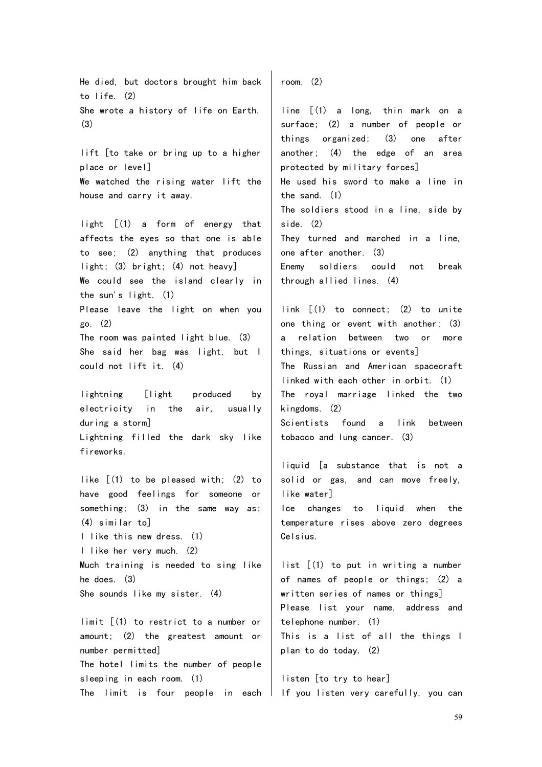He died, but doctors brought him back to life. (2)
She wrote a history of life on Earth. (3)

lift [to take or bring up to a higher place or level]
We watched the rising water lift the house and carry it away.

light [(1) a form of energy that affects the eyes so that one is able to see; (2) anything that produces light; (3) bright; (4) not heavy]
We could see the island clearly in the sun's light. (1)
Please leave the light on when you go. (2)
The room was painted light blue. (3)
She said her bag was light, but I could not lift it. (4)

lightning [light produced by electricity in the air, usually during a storm]
Lightning filled the dark sky like fireworks.

like [(1) to be pleased with; (2) to have good feelings for someone or something; (3) in the same way as; (4) similar to]
I like this new dress. (1)
I like her very much. (2)
Much training is needed to sing like he does. (3)
She sounds like my sister. (4)

limit [(1) to restrict to a number or amount; (2) the greatest amount or number permitted]
The hotel limits the number of people sleeping in each room. (1)
The limit is four people in each room. (2)

line [(1) a long, thin mark on a surface; (2) a number of people or things organized; (3) one after another; (4) the edge of an area protected by military forces]
He used his sword to make a line in the sand. (1)
The soldiers stood in a line, side by side. (2)
They turned and marched in a line, one after another. (3)
Enemy soldiers could not break through allied lines. (4)

link [(1) to connect; (2) to unite one thing or event with another; (3) a relation between two or more things, situations or events]
The Russian and American spacecraft linked with each other in orbit. (1)
The royal marriage linked the two kingdoms. (2)
Scientists found a link between tobacco and lung cancer. (3)

liquid [a substance that is not a solid or gas, and can move freely, like water]
Ice changes to liquid when the temperature rises above zero degrees Celsius.

list [(1) to put in writing a number of names of people or things; (2) a written series of names or things]
Please list your name, address and telephone number. (1)
This is a list of all the things I plan to do today. (2)

listen [to try to hear]
If you listen very carefully, you can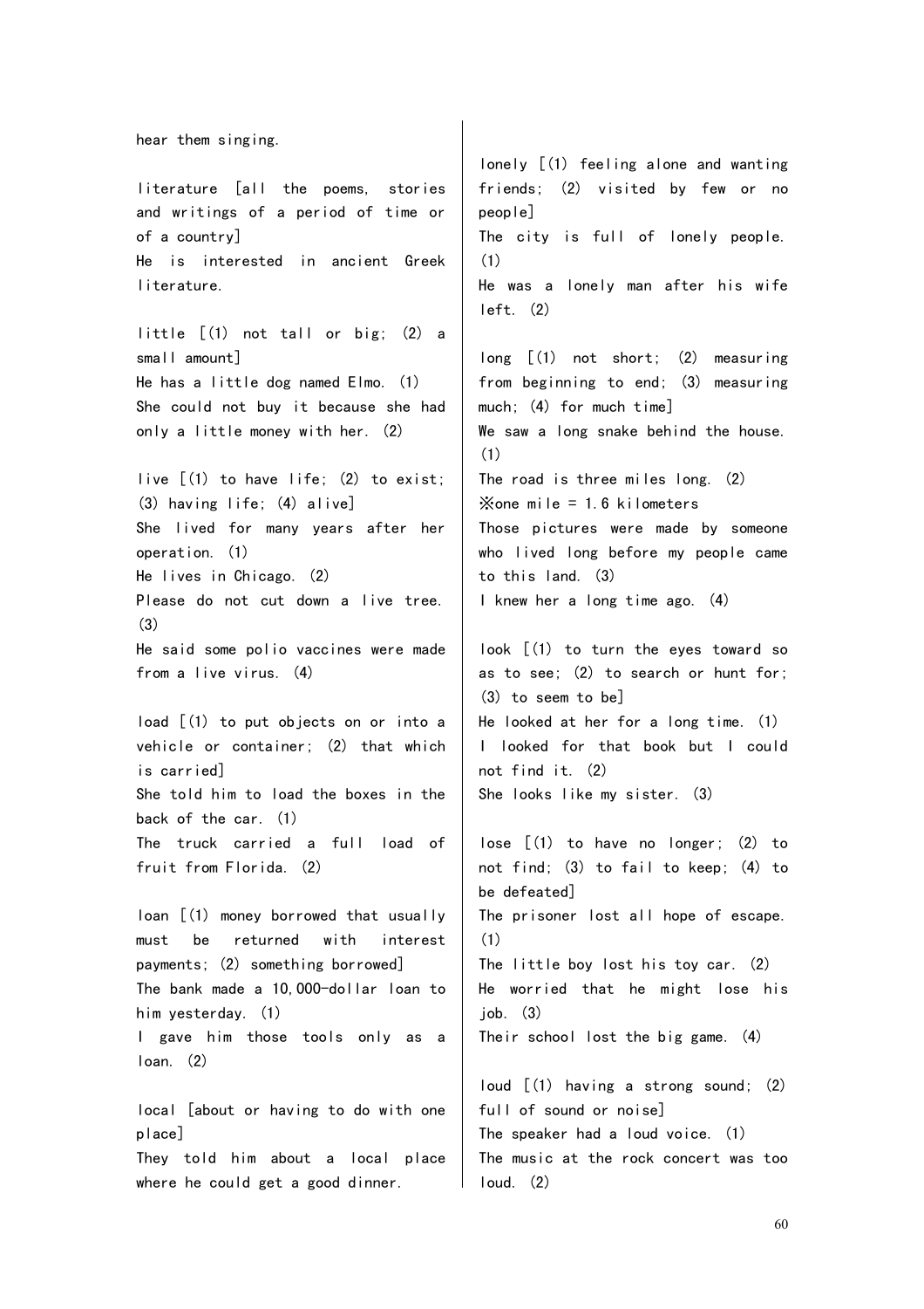hear them singing.

literature [all the poems, stories and writings of a period of time or of a country]
He is interested in ancient Greek literature.

little [(1) not tall or big; (2) a small amount]
He has a little dog named Elmo. (1)
She could not buy it because she had only a little money with her. (2)

live [(1) to have life; (2) to exist; (3) having life; (4) alive]
She lived for many years after her operation. (1)
He lives in Chicago. (2)
Please do not cut down a live tree. (3)
He said some polio vaccines were made from a live virus. (4)

load [(1) to put objects on or into a vehicle or container; (2) that which is carried]
She told him to load the boxes in the back of the car. (1)
The truck carried a full load of fruit from Florida. (2)

loan [(1) money borrowed that usually must be returned with interest payments; (2) something borrowed]
The bank made a 10,000-dollar loan to him yesterday. (1)
I gave him those tools only as a loan. (2)

local [about or having to do with one place]
They told him about a local place where he could get a good dinner.

lonely [(1) feeling alone and wanting friends; (2) visited by few or no people]
The city is full of lonely people. (1)
He was a lonely man after his wife left. (2)

long [(1) not short; (2) measuring from beginning to end; (3) measuring much; (4) for much time]
We saw a long snake behind the house. (1)
The road is three miles long. (2)
※one mile = 1.6 kilometers
Those pictures were made by someone who lived long before my people came to this land. (3)
I knew her a long time ago. (4)

look [(1) to turn the eyes toward so as to see; (2) to search or hunt for; (3) to seem to be]
He looked at her for a long time. (1)
I looked for that book but I could not find it. (2)
She looks like my sister. (3)

lose [(1) to have no longer; (2) to not find; (3) to fail to keep; (4) to be defeated]
The prisoner lost all hope of escape. (1)
The little boy lost his toy car. (2)
He worried that he might lose his job. (3)
Their school lost the big game. (4)

loud [(1) having a strong sound; (2) full of sound or noise]
The speaker had a loud voice. (1)
The music at the rock concert was too loud. (2)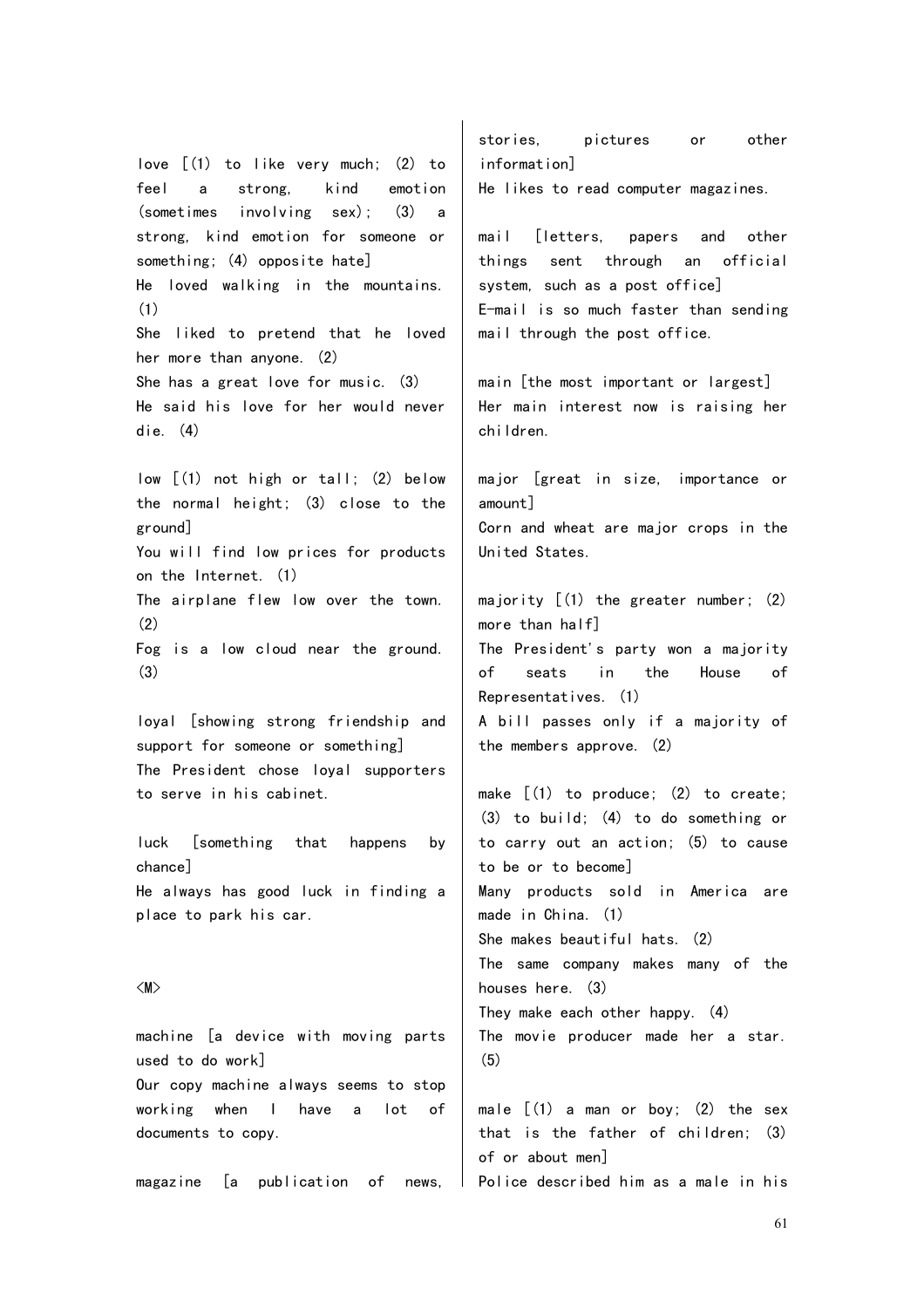love [(1) to like very much; (2) to feel a strong, kind emotion (sometimes involving sex); (3) a strong, kind emotion for someone or something; (4) opposite hate]
He loved walking in the mountains. (1)
She liked to pretend that he loved her more than anyone. (2)
She has a great love for music. (3)
He said his love for her would never die. (4)

low [(1) not high or tall; (2) below the normal height; (3) close to the ground]
You will find low prices for products on the Internet. (1)
The airplane flew low over the town. (2)
Fog is a low cloud near the ground. (3)

loyal [showing strong friendship and support for someone or something]
The President chose loyal supporters to serve in his cabinet.

luck [something that happens by chance]
He always has good luck in finding a place to park his car.

## <M>

machine [a device with moving parts used to do work]
Our copy machine always seems to stop working when I have a lot of documents to copy.

magazine [a publication of news, stories, pictures or other information]
He likes to read computer magazines.

mail [letters, papers and other things sent through an official system, such as a post office]
E-mail is so much faster than sending mail through the post office.

main [the most important or largest]
Her main interest now is raising her children.

major [great in size, importance or amount]
Corn and wheat are major crops in the United States.

majority [(1) the greater number; (2) more than half]
The President's party won a majority of seats in the House of Representatives. (1)
A bill passes only if a majority of the members approve. (2)

make [(1) to produce; (2) to create; (3) to build; (4) to do something or to carry out an action; (5) to cause to be or to become]
Many products sold in America are made in China. (1)
She makes beautiful hats. (2)
The same company makes many of the houses here. (3)
They make each other happy. (4)
The movie producer made her a star. (5)

male [(1) a man or boy; (2) the sex that is the father of children; (3) of or about men]
Police described him as a male in his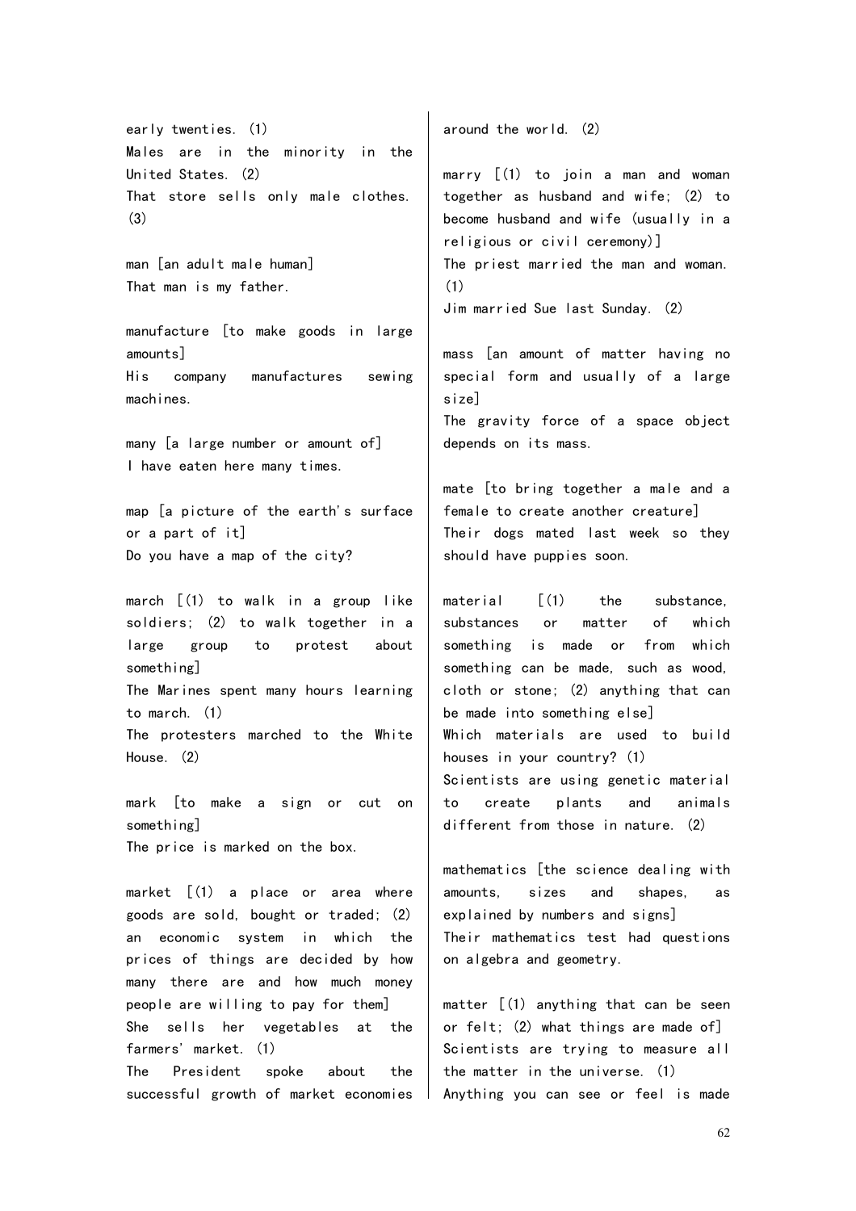early twenties. (1)
Males are in the minority in the United States. (2)
That store sells only male clothes. (3)

man [an adult male human]
That man is my father.

manufacture [to make goods in large amounts]
His company manufactures sewing machines.

many [a large number or amount of]
I have eaten here many times.

map [a picture of the earth's surface or a part of it]
Do you have a map of the city?

march [(1) to walk in a group like soldiers; (2) to walk together in a large group to protest about something]
The Marines spent many hours learning to march. (1)
The protesters marched to the White House. (2)

mark [to make a sign or cut on something]
The price is marked on the box.

market [(1) a place or area where goods are sold, bought or traded; (2) an economic system in which the prices of things are decided by how many there are and how much money people are willing to pay for them]
She sells her vegetables at the farmers' market. (1)
The President spoke about the successful growth of market economies around the world. (2)

marry [(1) to join a man and woman together as husband and wife; (2) to become husband and wife (usually in a religious or civil ceremony)]
The priest married the man and woman. (1)
Jim married Sue last Sunday. (2)

mass [an amount of matter having no special form and usually of a large size]
The gravity force of a space object depends on its mass.

mate [to bring together a male and a female to create another creature]
Their dogs mated last week so they should have puppies soon.

material [(1) the substance, substances or matter of which something is made or from which something can be made, such as wood, cloth or stone; (2) anything that can be made into something else]
Which materials are used to build houses in your country? (1)
Scientists are using genetic material to create plants and animals different from those in nature. (2)

mathematics [the science dealing with amounts, sizes and shapes, as explained by numbers and signs]
Their mathematics test had questions on algebra and geometry.

matter [(1) anything that can be seen or felt; (2) what things are made of]
Scientists are trying to measure all the matter in the universe. (1)
Anything you can see or feel is made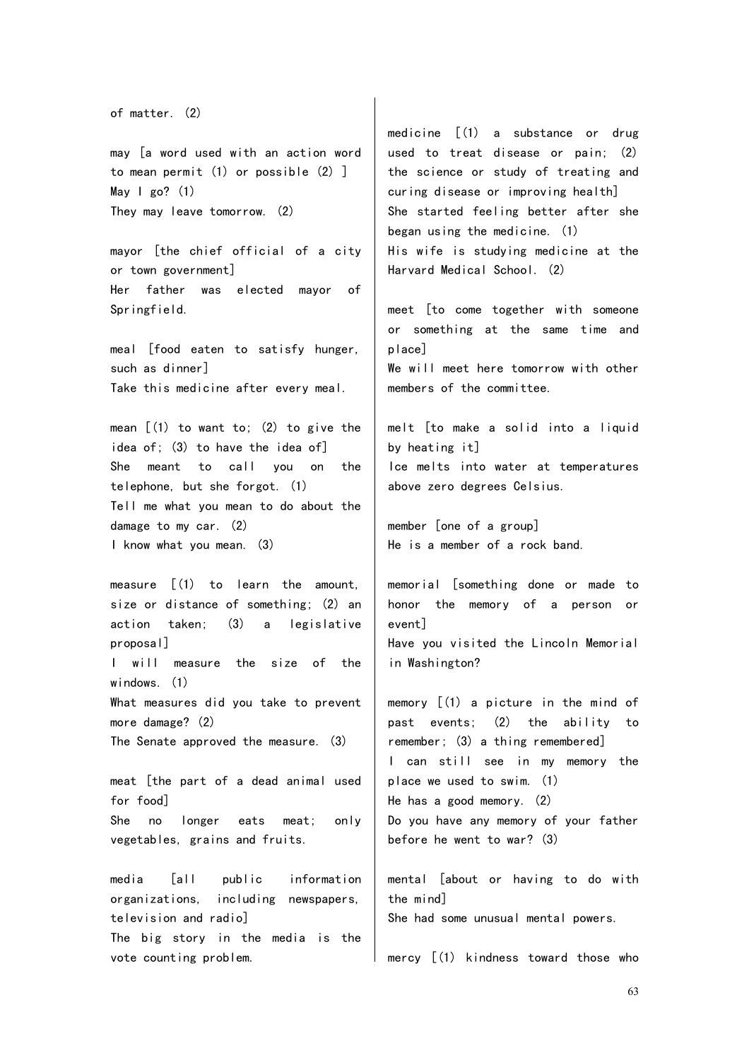of matter. (2)

may [a word used with an action word to mean permit (1) or possible (2) ]
May I go? (1)
They may leave tomorrow. (2)

mayor [the chief official of a city or town government]
Her father was elected mayor of Springfield.

meal [food eaten to satisfy hunger, such as dinner]
Take this medicine after every meal.

mean [(1) to want to; (2) to give the idea of; (3) to have the idea of]
She meant to call you on the telephone, but she forgot. (1)
Tell me what you mean to do about the damage to my car. (2)
I know what you mean. (3)

measure [(1) to learn the amount, size or distance of something; (2) an action taken; (3) a legislative proposal]
I will measure the size of the windows. (1)
What measures did you take to prevent more damage? (2)
The Senate approved the measure. (3)

meat [the part of a dead animal used for food]
She no longer eats meat; only vegetables, grains and fruits.

media [all public information organizations, including newspapers, television and radio]
The big story in the media is the vote counting problem.

medicine [(1) a substance or drug used to treat disease or pain; (2) the science or study of treating and curing disease or improving health]
She started feeling better after she began using the medicine. (1)
His wife is studying medicine at the Harvard Medical School. (2)

meet [to come together with someone or something at the same time and place]
We will meet here tomorrow with other members of the committee.

melt [to make a solid into a liquid by heating it]
Ice melts into water at temperatures above zero degrees Celsius.

member [one of a group]
He is a member of a rock band.

memorial [something done or made to honor the memory of a person or event]
Have you visited the Lincoln Memorial in Washington?

memory [(1) a picture in the mind of past events; (2) the ability to remember; (3) a thing remembered]
I can still see in my memory the place we used to swim. (1)
He has a good memory. (2)
Do you have any memory of your father before he went to war? (3)

mental [about or having to do with the mind]
She had some unusual mental powers.

mercy [(1) kindness toward those who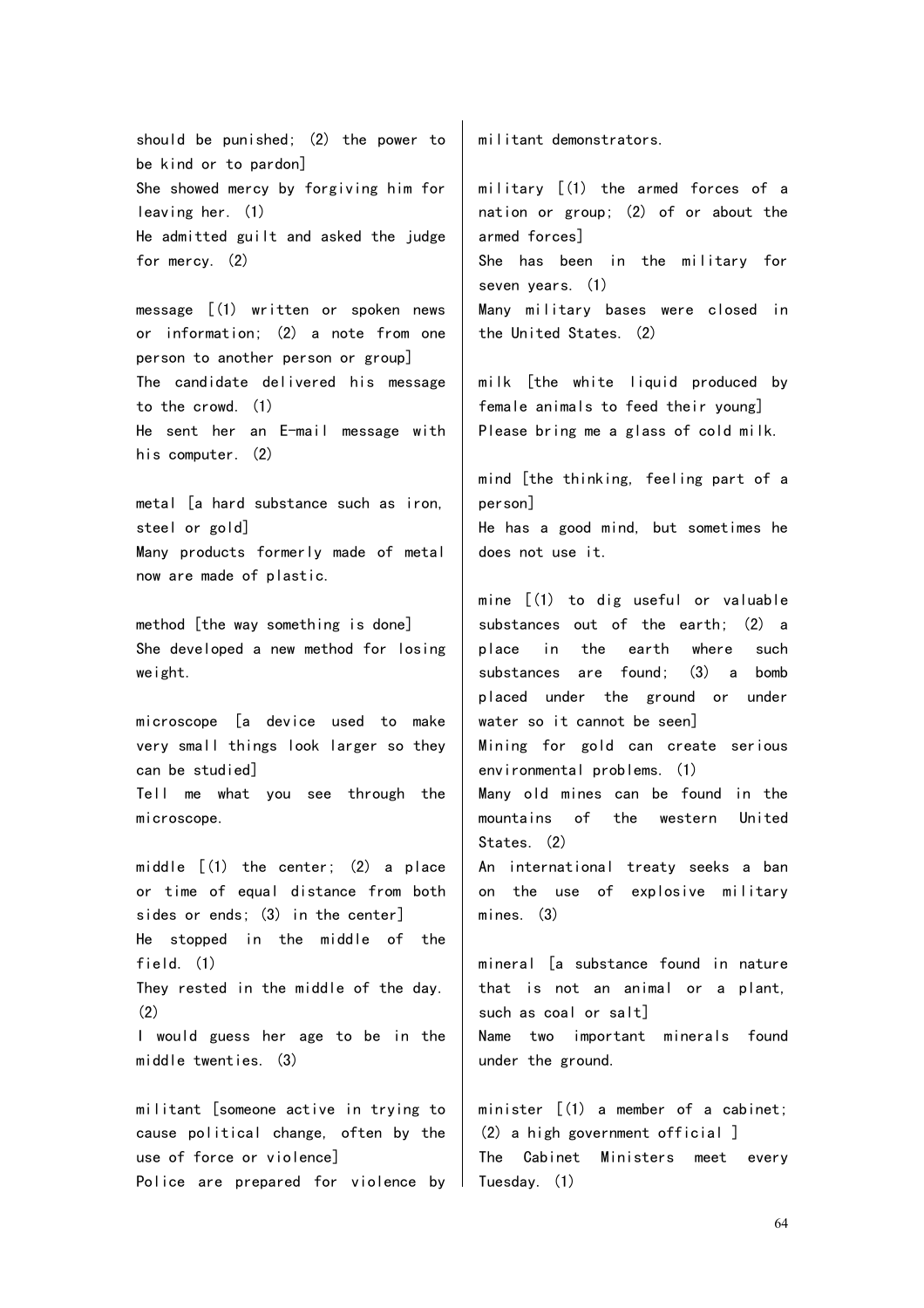should be punished; (2) the power to be kind or to pardon]
She showed mercy by forgiving him for leaving her. (1)
He admitted guilt and asked the judge for mercy. (2)

message [(1) written or spoken news or information; (2) a note from one person to another person or group]
The candidate delivered his message to the crowd. (1)
He sent her an E-mail message with his computer. (2)

metal [a hard substance such as iron, steel or gold]
Many products formerly made of metal now are made of plastic.

method [the way something is done]
She developed a new method for losing weight.

microscope [a device used to make very small things look larger so they can be studied]
Tell me what you see through the microscope.

middle [(1) the center; (2) a place or time of equal distance from both sides or ends; (3) in the center]
He stopped in the middle of the field. (1)
They rested in the middle of the day. (2)
I would guess her age to be in the middle twenties. (3)

militant [someone active in trying to cause political change, often by the use of force or violence]
Police are prepared for violence by militant demonstrators.

military [(1) the armed forces of a nation or group; (2) of or about the armed forces]
She has been in the military for seven years. (1)
Many military bases were closed in the United States. (2)

milk [the white liquid produced by female animals to feed their young]
Please bring me a glass of cold milk.

mind [the thinking, feeling part of a person]
He has a good mind, but sometimes he does not use it.

mine [(1) to dig useful or valuable substances out of the earth; (2) a place in the earth where such substances are found; (3) a bomb placed under the ground or under water so it cannot be seen]
Mining for gold can create serious environmental problems. (1)
Many old mines can be found in the mountains of the western United States. (2)
An international treaty seeks a ban on the use of explosive military mines. (3)

mineral [a substance found in nature that is not an animal or a plant, such as coal or salt]
Name two important minerals found under the ground.

minister [(1) a member of a cabinet; (2) a high government official ]
The Cabinet Ministers meet every Tuesday. (1)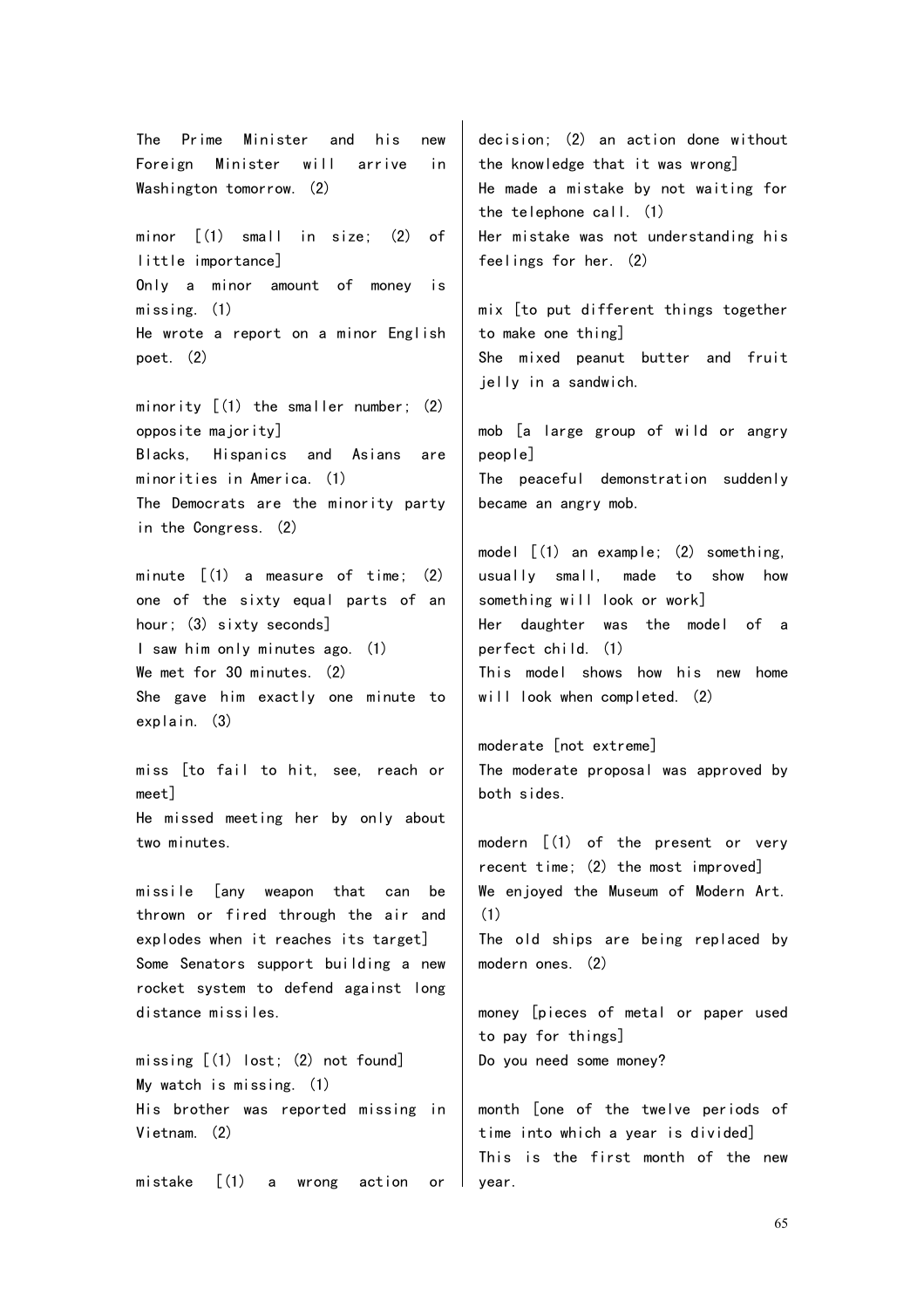The Prime Minister and his new Foreign Minister will arrive in Washington tomorrow. (2)

minor [(1) small in size; (2) of little importance]
Only a minor amount of money is missing. (1)
He wrote a report on a minor English poet. (2)

minority [(1) the smaller number; (2) opposite majority]
Blacks, Hispanics and Asians are minorities in America. (1)
The Democrats are the minority party in the Congress. (2)

minute [(1) a measure of time; (2) one of the sixty equal parts of an hour; (3) sixty seconds]
I saw him only minutes ago. (1)
We met for 30 minutes. (2)
She gave him exactly one minute to explain. (3)

miss [to fail to hit, see, reach or meet]
He missed meeting her by only about two minutes.

missile [any weapon that can be thrown or fired through the air and explodes when it reaches its target]
Some Senators support building a new rocket system to defend against long distance missiles.

missing [(1) lost; (2) not found]
My watch is missing. (1)
His brother was reported missing in Vietnam. (2)

mistake [(1) a wrong action or decision; (2) an action done without the knowledge that it was wrong]
He made a mistake by not waiting for the telephone call. (1)
Her mistake was not understanding his feelings for her. (2)

mix [to put different things together to make one thing]
She mixed peanut butter and fruit jelly in a sandwich.

mob [a large group of wild or angry people]
The peaceful demonstration suddenly became an angry mob.

model [(1) an example; (2) something, usually small, made to show how something will look or work]
Her daughter was the model of a perfect child. (1)
This model shows how his new home will look when completed. (2)

moderate [not extreme]
The moderate proposal was approved by both sides.

modern [(1) of the present or very recent time; (2) the most improved]
We enjoyed the Museum of Modern Art. (1)
The old ships are being replaced by modern ones. (2)

money [pieces of metal or paper used to pay for things]
Do you need some money?

month [one of the twelve periods of time into which a year is divided]
This is the first month of the new year.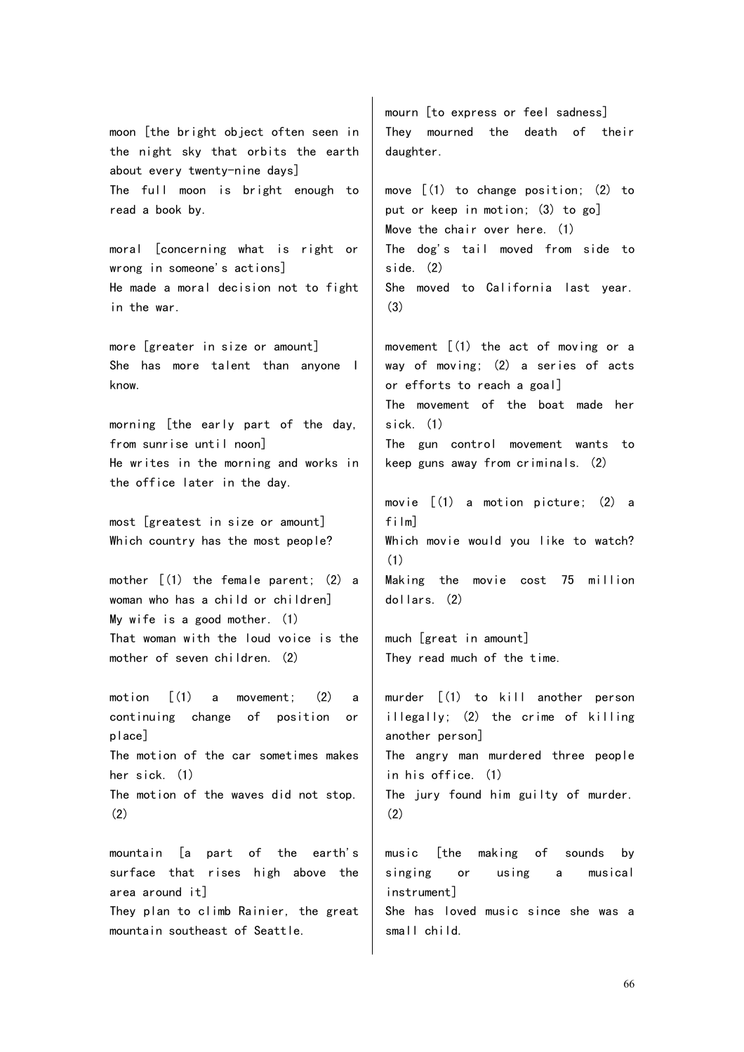moon [the bright object often seen in the night sky that orbits the earth about every twenty-nine days]
The full moon is bright enough to read a book by.

moral [concerning what is right or wrong in someone's actions]
He made a moral decision not to fight in the war.

more [greater in size or amount]
She has more talent than anyone I know.

morning [the early part of the day, from sunrise until noon]
He writes in the morning and works in the office later in the day.

most [greatest in size or amount]
Which country has the most people?

mother [(1) the female parent; (2) a woman who has a child or children]
My wife is a good mother. (1)
That woman with the loud voice is the mother of seven children. (2)

motion [(1) a movement; (2) a continuing change of position or place]
The motion of the car sometimes makes her sick. (1)
The motion of the waves did not stop. (2)

mountain [a part of the earth's surface that rises high above the area around it]
They plan to climb Rainier, the great mountain southeast of Seattle.

mourn [to express or feel sadness]
They mourned the death of their daughter.

move [(1) to change position; (2) to put or keep in motion; (3) to go]
Move the chair over here. (1)
The dog's tail moved from side to side. (2)
She moved to California last year. (3)

movement [(1) the act of moving or a way of moving; (2) a series of acts or efforts to reach a goal]
The movement of the boat made her sick. (1)
The gun control movement wants to keep guns away from criminals. (2)

movie [(1) a motion picture; (2) a film]
Which movie would you like to watch? (1)
Making the movie cost 75 million dollars. (2)

much [great in amount]
They read much of the time.

murder [(1) to kill another person illegally; (2) the crime of killing another person]
The angry man murdered three people in his office. (1)
The jury found him guilty of murder. (2)

music [the making of sounds by singing or using a musical instrument]
She has loved music since she was a small child.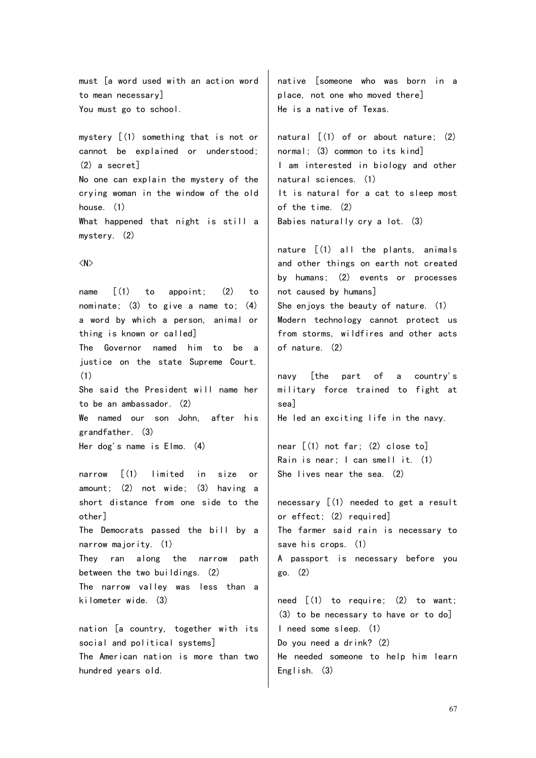must [a word used with an action word to mean necessary]
You must go to school.

mystery [(1) something that is not or cannot be explained or understood; (2) a secret]
No one can explain the mystery of the crying woman in the window of the old house. (1)
What happened that night is still a mystery. (2)

<N>

name [(1) to appoint; (2) to nominate; (3) to give a name to; (4) a word by which a person, animal or thing is known or called]
The Governor named him to be a justice on the state Supreme Court. (1)
She said the President will name her to be an ambassador. (2)
We named our son John, after his grandfather. (3)
Her dog's name is Elmo. (4)

narrow [(1) limited in size or amount; (2) not wide; (3) having a short distance from one side to the other]
The Democrats passed the bill by a narrow majority. (1)
They ran along the narrow path between the two buildings. (2)
The narrow valley was less than a kilometer wide. (3)

nation [a country, together with its social and political systems]
The American nation is more than two hundred years old.

native [someone who was born in a place, not one who moved there]
He is a native of Texas.

natural [(1) of or about nature; (2) normal; (3) common to its kind]
I am interested in biology and other natural sciences. (1)
It is natural for a cat to sleep most of the time. (2)
Babies naturally cry a lot. (3)

nature [(1) all the plants, animals and other things on earth not created by humans; (2) events or processes not caused by humans]
She enjoys the beauty of nature. (1)
Modern technology cannot protect us from storms, wildfires and other acts of nature. (2)

navy [the part of a country's military force trained to fight at sea]
He led an exciting life in the navy.

near [(1) not far; (2) close to]
Rain is near; I can smell it. (1)
She lives near the sea. (2)

necessary [(1) needed to get a result or effect; (2) required]
The farmer said rain is necessary to save his crops. (1)
A passport is necessary before you go. (2)

need [(1) to require; (2) to want; (3) to be necessary to have or to do]
I need some sleep. (1)
Do you need a drink? (2)
He needed someone to help him learn English. (3)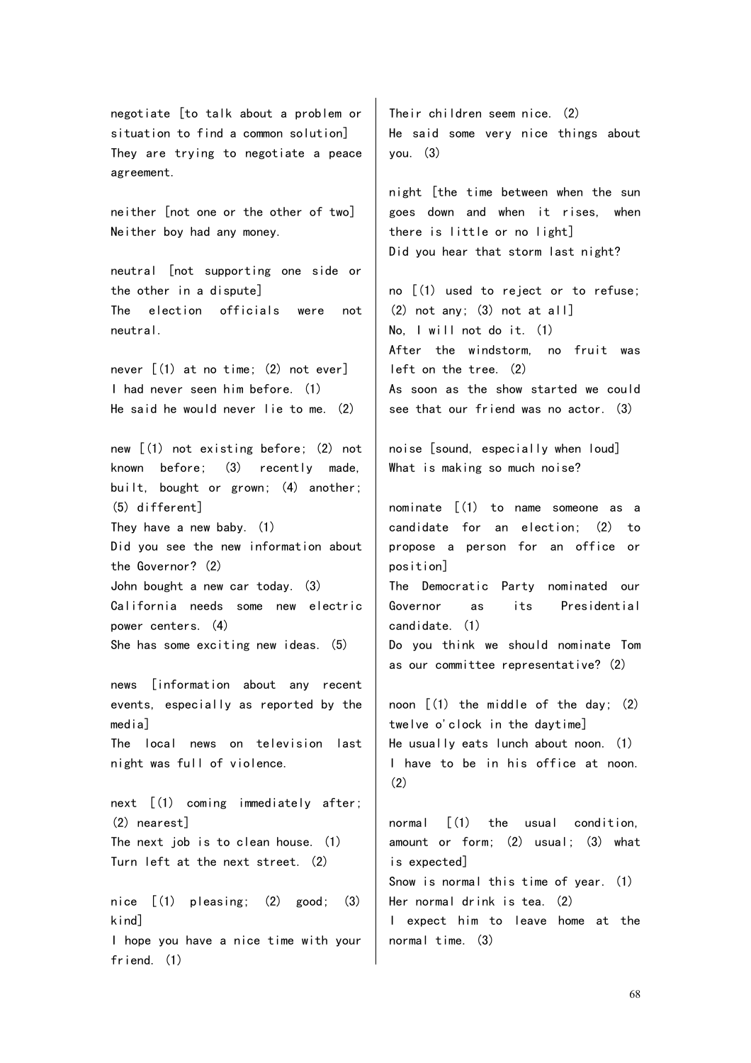negotiate [to talk about a problem or situation to find a common solution]
They are trying to negotiate a peace agreement.

neither [not one or the other of two]
Neither boy had any money.

neutral [not supporting one side or the other in a dispute]
The election officials were not neutral.

never [(1) at no time; (2) not ever]
I had never seen him before. (1)
He said he would never lie to me. (2)

new [(1) not existing before; (2) not known before; (3) recently made, built, bought or grown; (4) another; (5) different]
They have a new baby. (1)
Did you see the new information about the Governor? (2)
John bought a new car today. (3)
California needs some new electric power centers. (4)
She has some exciting new ideas. (5)

news [information about any recent events, especially as reported by the media]
The local news on television last night was full of violence.

next [(1) coming immediately after; (2) nearest]
The next job is to clean house. (1)
Turn left at the next street. (2)

nice [(1) pleasing; (2) good; (3) kind]
I hope you have a nice time with your friend. (1)
Their children seem nice. (2)
He said some very nice things about you. (3)

night [the time between when the sun goes down and when it rises, when there is little or no light]
Did you hear that storm last night?

no [(1) used to reject or to refuse; (2) not any; (3) not at all]
No, I will not do it. (1)
After the windstorm, no fruit was left on the tree. (2)
As soon as the show started we could see that our friend was no actor. (3)

noise [sound, especially when loud]
What is making so much noise?

nominate [(1) to name someone as a candidate for an election; (2) to propose a person for an office or position]
The Democratic Party nominated our Governor as its Presidential candidate. (1)
Do you think we should nominate Tom as our committee representative? (2)

noon [(1) the middle of the day; (2) twelve o'clock in the daytime]
He usually eats lunch about noon. (1)
I have to be in his office at noon. (2)

normal [(1) the usual condition, amount or form; (2) usual; (3) what is expected]
Snow is normal this time of year. (1)
Her normal drink is tea. (2)
I expect him to leave home at the normal time. (3)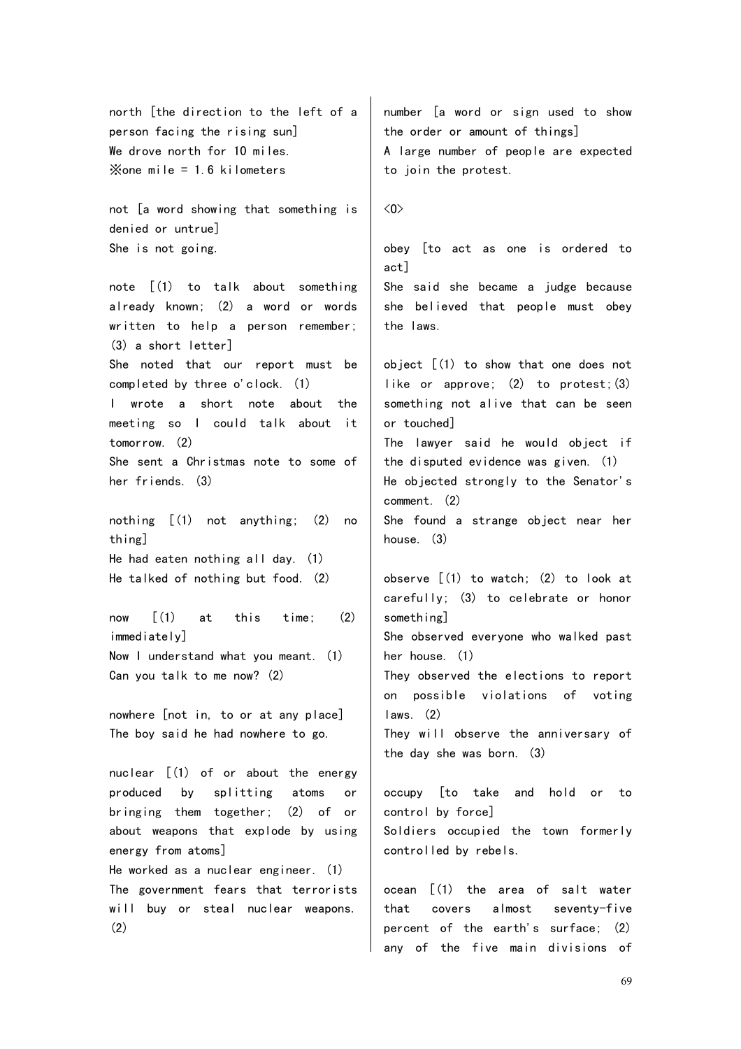north [the direction to the left of a person facing the rising sun]
We drove north for 10 miles.
※one mile = 1.6 kilometers

not [a word showing that something is denied or untrue]
She is not going.

note [(1) to talk about something already known; (2) a word or words written to help a person remember; (3) a short letter]
She noted that our report must be completed by three o'clock. (1)
I wrote a short note about the meeting so I could talk about it tomorrow. (2)
She sent a Christmas note to some of her friends. (3)

nothing [(1) not anything; (2) no thing]
He had eaten nothing all day. (1)
He talked of nothing but food. (2)

now [(1) at this time; (2) immediately]
Now I understand what you meant. (1)
Can you talk to me now? (2)

nowhere [not in, to or at any place]
The boy said he had nowhere to go.

nuclear [(1) of or about the energy produced by splitting atoms or bringing them together; (2) of or about weapons that explode by using energy from atoms]
He worked as a nuclear engineer. (1)
The government fears that terrorists will buy or steal nuclear weapons. (2)

number [a word or sign used to show the order or amount of things]
A large number of people are expected to join the protest.

<O>

obey [to act as one is ordered to act]
She said she became a judge because she believed that people must obey the laws.

object [(1) to show that one does not like or approve; (2) to protest;(3) something not alive that can be seen or touched]
The lawyer said he would object if the disputed evidence was given. (1)
He objected strongly to the Senator's comment. (2)
She found a strange object near her house. (3)

observe [(1) to watch; (2) to look at carefully; (3) to celebrate or honor something]
She observed everyone who walked past her house. (1)
They observed the elections to report on possible violations of voting laws. (2)
They will observe the anniversary of the day she was born. (3)

occupy [to take and hold or to control by force]
Soldiers occupied the town formerly controlled by rebels.

ocean [(1) the area of salt water that covers almost seventy-five percent of the earth's surface; (2) any of the five main divisions of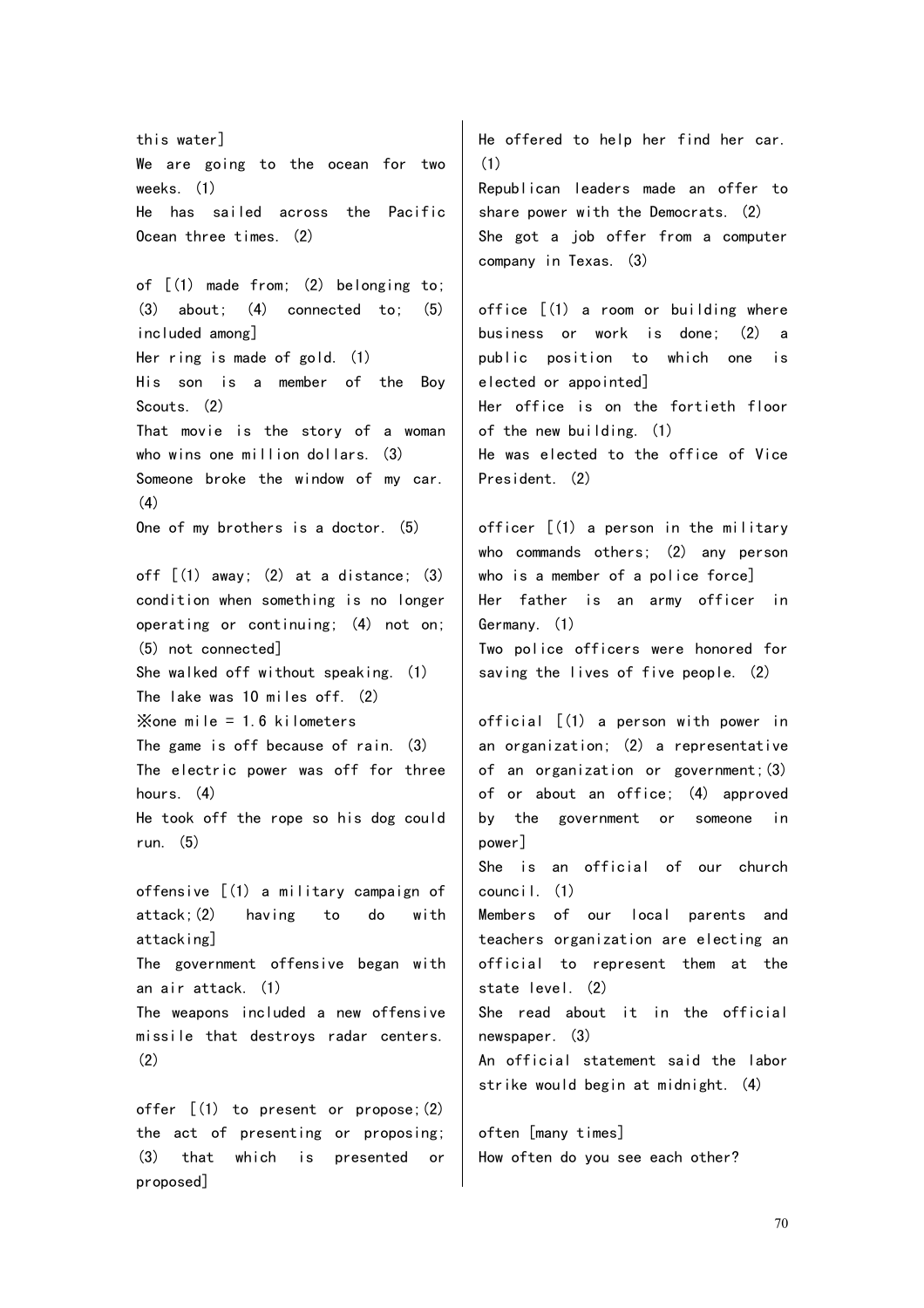this water]
We are going to the ocean for two weeks. (1)
He has sailed across the Pacific Ocean three times. (2)

of [(1) made from; (2) belonging to; (3) about; (4) connected to; (5) included among]
Her ring is made of gold. (1)
His son is a member of the Boy Scouts. (2)
That movie is the story of a woman who wins one million dollars. (3)
Someone broke the window of my car. (4)
One of my brothers is a doctor. (5)

off [(1) away; (2) at a distance; (3) condition when something is no longer operating or continuing; (4) not on; (5) not connected]
She walked off without speaking. (1)
The lake was 10 miles off. (2)
※one mile = 1.6 kilometers
The game is off because of rain. (3)
The electric power was off for three hours. (4)
He took off the rope so his dog could run. (5)

offensive [(1) a military campaign of attack;(2) having to do with attacking]
The government offensive began with an air attack. (1)
The weapons included a new offensive missile that destroys radar centers. (2)

offer [(1) to present or propose;(2) the act of presenting or proposing; (3) that which is presented or proposed]
He offered to help her find her car. (1)
Republican leaders made an offer to share power with the Democrats. (2)
She got a job offer from a computer company in Texas. (3)

office [(1) a room or building where business or work is done; (2) a public position to which one is elected or appointed]
Her office is on the fortieth floor of the new building. (1)
He was elected to the office of Vice President. (2)

officer [(1) a person in the military who commands others; (2) any person who is a member of a police force]
Her father is an army officer in Germany. (1)
Two police officers were honored for saving the lives of five people. (2)

official [(1) a person with power in an organization; (2) a representative of an organization or government;(3) of or about an office; (4) approved by the government or someone in power]
She is an official of our church council. (1)
Members of our local parents and teachers organization are electing an official to represent them at the state level. (2)
She read about it in the official newspaper. (3)
An official statement said the labor strike would begin at midnight. (4)

often [many times]
How often do you see each other?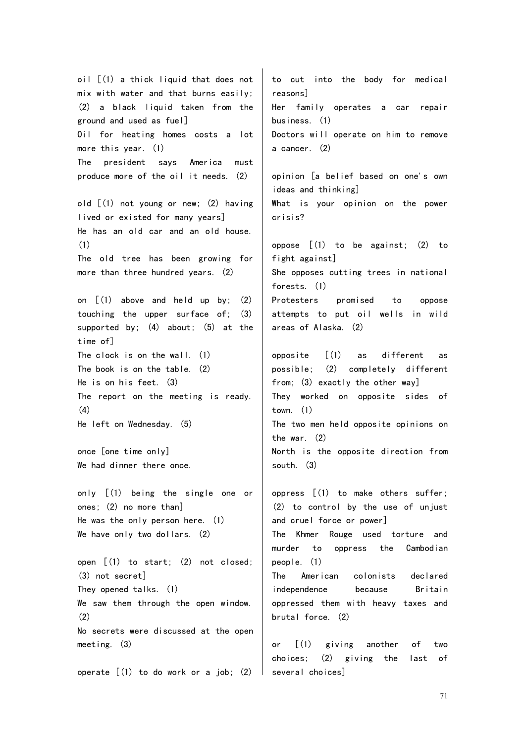oil [(1) a thick liquid that does not mix with water and that burns easily; (2) a black liquid taken from the ground and used as fuel]
Oil for heating homes costs a lot more this year. (1)
The president says America must produce more of the oil it needs. (2)

old [(1) not young or new; (2) having lived or existed for many years]
He has an old car and an old house. (1)
The old tree has been growing for more than three hundred years. (2)

on [(1) above and held up by; (2) touching the upper surface of; (3) supported by; (4) about; (5) at the time of]
The clock is on the wall. (1)
The book is on the table. (2)
He is on his feet. (3)
The report on the meeting is ready. (4)
He left on Wednesday. (5)

once [one time only]
We had dinner there once.

only [(1) being the single one or ones; (2) no more than]
He was the only person here. (1)
We have only two dollars. (2)

open [(1) to start; (2) not closed; (3) not secret]
They opened talks. (1)
We saw them through the open window. (2)
No secrets were discussed at the open meeting. (3)

operate [(1) to do work or a job; (2) to cut into the body for medical reasons]
Her family operates a car repair business. (1)
Doctors will operate on him to remove a cancer. (2)

opinion [a belief based on one's own ideas and thinking]
What is your opinion on the power crisis?

oppose [(1) to be against; (2) to fight against]
She opposes cutting trees in national forests. (1)
Protesters promised to oppose attempts to put oil wells in wild areas of Alaska. (2)

opposite [(1) as different as possible; (2) completely different from; (3) exactly the other way]
They worked on opposite sides of town. (1)
The two men held opposite opinions on the war. (2)
North is the opposite direction from south. (3)

oppress [(1) to make others suffer; (2) to control by the use of unjust and cruel force or power]
The Khmer Rouge used torture and murder to oppress the Cambodian people. (1)
The American colonists declared independence because Britain oppressed them with heavy taxes and brutal force. (2)

or [(1) giving another of two choices; (2) giving the last of several choices]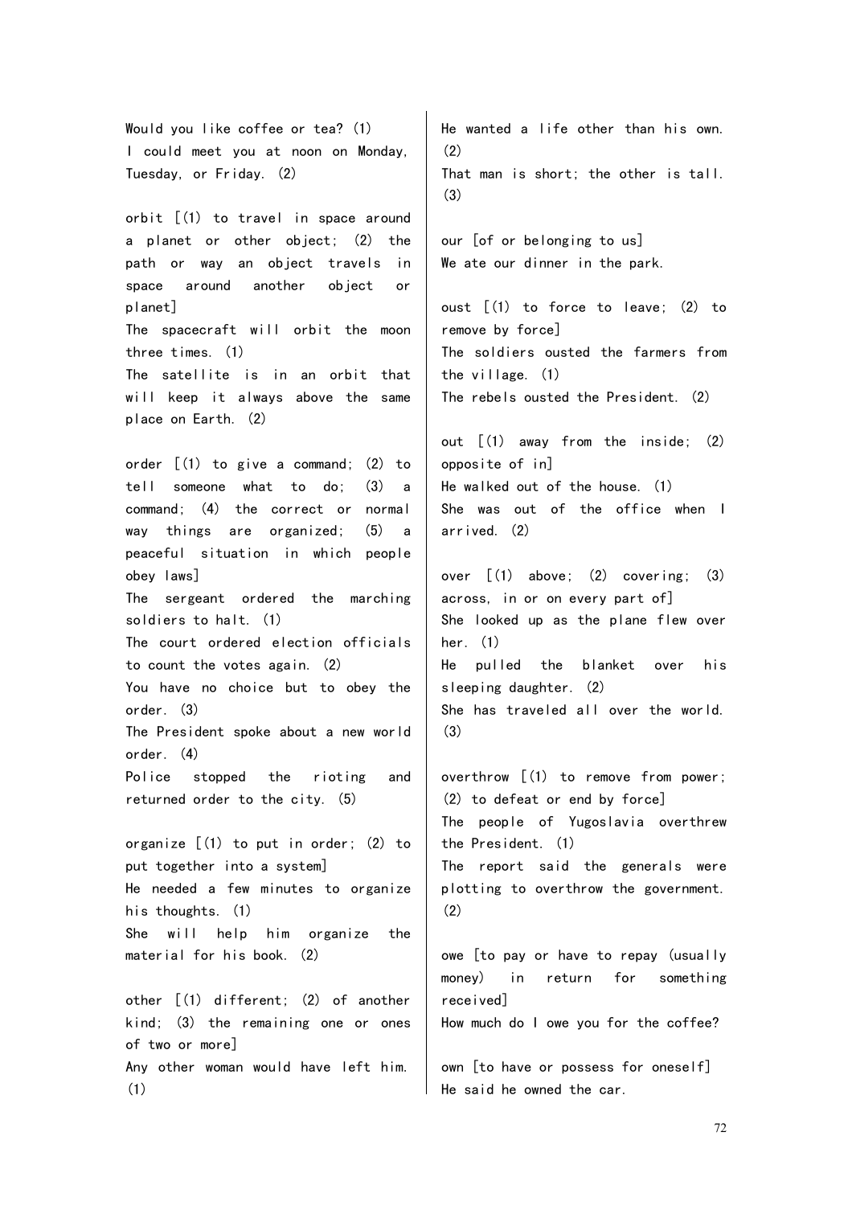Would you like coffee or tea? (1)
I could meet you at noon on Monday, Tuesday, or Friday. (2)

orbit [(1) to travel in space around a planet or other object; (2) the path or way an object travels in space around another object or planet]
The spacecraft will orbit the moon three times. (1)
The satellite is in an orbit that will keep it always above the same place on Earth. (2)

order [(1) to give a command; (2) to tell someone what to do; (3) a command; (4) the correct or normal way things are organized; (5) a peaceful situation in which people obey laws]
The sergeant ordered the marching soldiers to halt. (1)
The court ordered election officials to count the votes again. (2)
You have no choice but to obey the order. (3)
The President spoke about a new world order. (4)
Police stopped the rioting and returned order to the city. (5)

organize [(1) to put in order; (2) to put together into a system]
He needed a few minutes to organize his thoughts. (1)
She will help him organize the material for his book. (2)

other [(1) different; (2) of another kind; (3) the remaining one or ones of two or more]
Any other woman would have left him. (1)
He wanted a life other than his own. (2)
That man is short; the other is tall. (3)

our [of or belonging to us]
We ate our dinner in the park.

oust [(1) to force to leave; (2) to remove by force]
The soldiers ousted the farmers from the village. (1)
The rebels ousted the President. (2)

out [(1) away from the inside; (2) opposite of in]
He walked out of the house. (1)
She was out of the office when I arrived. (2)

over [(1) above; (2) covering; (3) across, in or on every part of]
She looked up as the plane flew over her. (1)
He pulled the blanket over his sleeping daughter. (2)
She has traveled all over the world. (3)

overthrow [(1) to remove from power; (2) to defeat or end by force]
The people of Yugoslavia overthrew the President. (1)
The report said the generals were plotting to overthrow the government. (2)

owe [to pay or have to repay (usually money) in return for something received]
How much do I owe you for the coffee?

own [to have or possess for oneself]
He said he owned the car.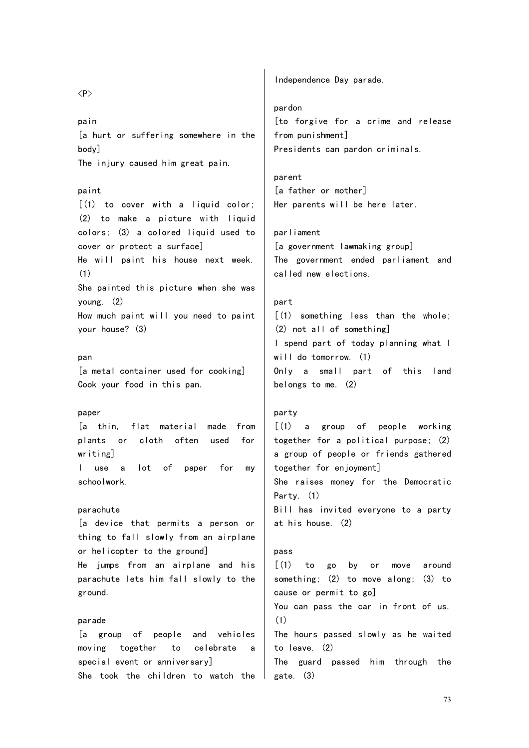<P>

pain
[a hurt or suffering somewhere in the body]
The injury caused him great pain.

paint
[(1) to cover with a liquid color; (2) to make a picture with liquid colors; (3) a colored liquid used to cover or protect a surface]
He will paint his house next week. (1)
She painted this picture when she was young. (2)
How much paint will you need to paint your house? (3)

pan
[a metal container used for cooking]
Cook your food in this pan.

paper
[a thin, flat material made from plants or cloth often used for writing]
I use a lot of paper for my schoolwork.

parachute
[a device that permits a person or thing to fall slowly from an airplane or helicopter to the ground]
He jumps from an airplane and his parachute lets him fall slowly to the ground.

parade
[a group of people and vehicles moving together to celebrate a special event or anniversary]
She took the children to watch the Independence Day parade.

pardon
[to forgive for a crime and release from punishment]
Presidents can pardon criminals.

parent
[a father or mother]
Her parents will be here later.

parliament
[a government lawmaking group]
The government ended parliament and called new elections.

part
[(1) something less than the whole; (2) not all of something]
I spend part of today planning what I will do tomorrow. (1)
Only a small part of this land belongs to me. (2)

party
[(1) a group of people working together for a political purpose; (2) a group of people or friends gathered together for enjoyment]
She raises money for the Democratic Party. (1)
Bill has invited everyone to a party at his house. (2)

pass
[(1) to go by or move around something; (2) to move along; (3) to cause or permit to go]
You can pass the car in front of us. (1)
The hours passed slowly as he waited to leave. (2)
The guard passed him through the gate. (3)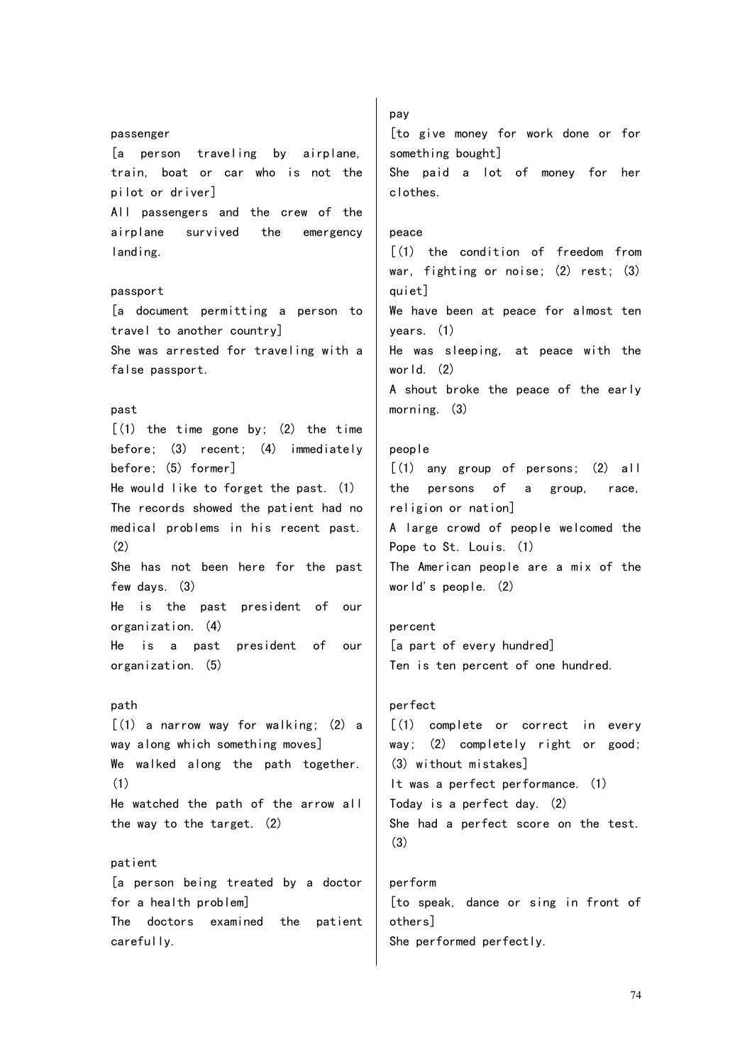passenger

[a person traveling by airplane, train, boat or car who is not the pilot or driver]

All passengers and the crew of the airplane survived the emergency landing.

passport

[a document permitting a person to travel to another country]

She was arrested for traveling with a false passport.

past

[(1) the time gone by; (2) the time before; (3) recent; (4) immediately before; (5) former]

He would like to forget the past. (1)

The records showed the patient had no medical problems in his recent past. (2)

She has not been here for the past few days. (3)

He is the past president of our organization. (4)

He is a past president of our organization. (5)

path

[(1) a narrow way for walking; (2) a way along which something moves]

We walked along the path together. (1)

He watched the path of the arrow all the way to the target. (2)

patient

[a person being treated by a doctor for a health problem]

The doctors examined the patient carefully.

pay

[to give money for work done or for something bought]

She paid a lot of money for her clothes.

peace

[(1) the condition of freedom from war, fighting or noise; (2) rest; (3) quiet]

We have been at peace for almost ten years. (1)

He was sleeping, at peace with the world. (2)

A shout broke the peace of the early morning. (3)

people

[(1) any group of persons; (2) all the persons of a group, race, religion or nation]

A large crowd of people welcomed the Pope to St. Louis. (1)

The American people are a mix of the world's people. (2)

percent

[a part of every hundred]

Ten is ten percent of one hundred.

perfect

[(1) complete or correct in every way; (2) completely right or good; (3) without mistakes]

It was a perfect performance. (1)

Today is a perfect day. (2)

She had a perfect score on the test. (3)

perform

[to speak, dance or sing in front of others]

She performed perfectly.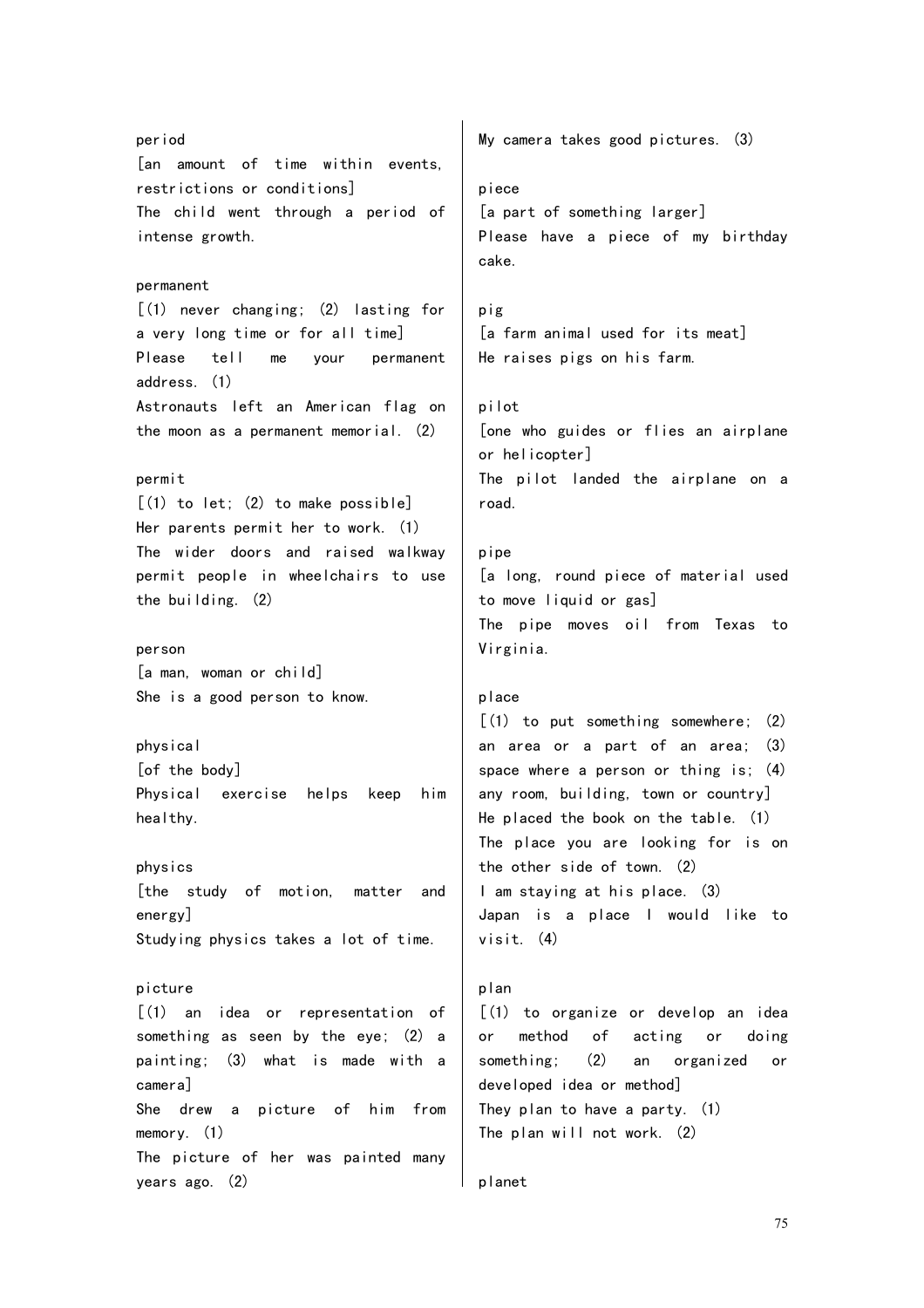period
[an amount of time within events, restrictions or conditions]
The child went through a period of intense growth.

permanent
[(1) never changing; (2) lasting for a very long time or for all time]
Please tell me your permanent address. (1)
Astronauts left an American flag on the moon as a permanent memorial. (2)

permit
[(1) to let; (2) to make possible]
Her parents permit her to work. (1)
The wider doors and raised walkway permit people in wheelchairs to use the building. (2)

person
[a man, woman or child]
She is a good person to know.

physical
[of the body]
Physical exercise helps keep him healthy.

physics
[the study of motion, matter and energy]
Studying physics takes a lot of time.

picture
[(1) an idea or representation of something as seen by the eye; (2) a painting; (3) what is made with a camera]
She drew a picture of him from memory. (1)
The picture of her was painted many years ago. (2)
My camera takes good pictures. (3)

piece
[a part of something larger]
Please have a piece of my birthday cake.

pig
[a farm animal used for its meat]
He raises pigs on his farm.

pilot
[one who guides or flies an airplane or helicopter]
The pilot landed the airplane on a road.

pipe
[a long, round piece of material used to move liquid or gas]
The pipe moves oil from Texas to Virginia.

place
[(1) to put something somewhere; (2) an area or a part of an area; (3) space where a person or thing is; (4) any room, building, town or country]
He placed the book on the table. (1)
The place you are looking for is on the other side of town. (2)
I am staying at his place. (3)
Japan is a place I would like to visit. (4)

plan
[(1) to organize or develop an idea or method of acting or doing something; (2) an organized or developed idea or method]
They plan to have a party. (1)
The plan will not work. (2)

planet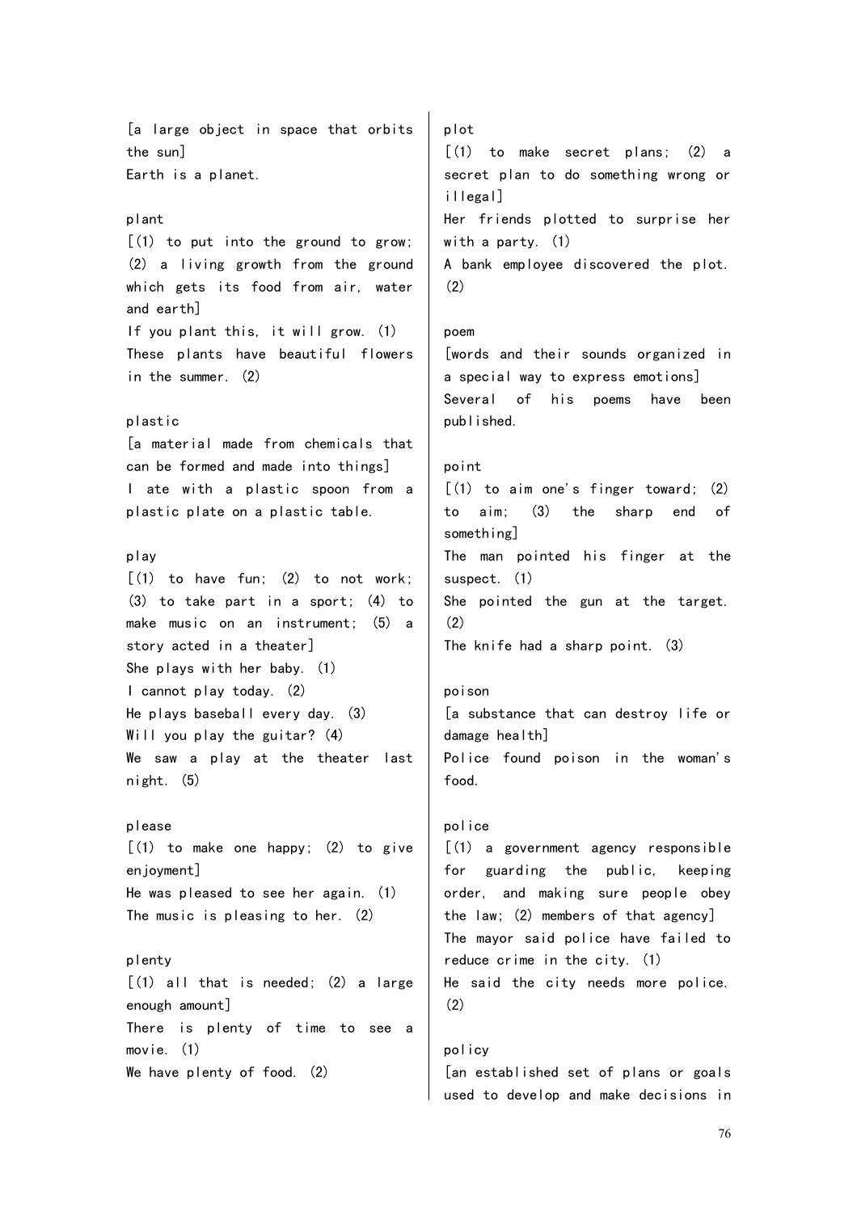[a large object in space that orbits the sun]
Earth is a planet.

plant
[(1) to put into the ground to grow; (2) a living growth from the ground which gets its food from air, water and earth]
If you plant this, it will grow. (1)
These plants have beautiful flowers in the summer. (2)

plastic
[a material made from chemicals that can be formed and made into things]
I ate with a plastic spoon from a plastic plate on a plastic table.

play
[(1) to have fun; (2) to not work; (3) to take part in a sport; (4) to make music on an instrument; (5) a story acted in a theater]
She plays with her baby. (1)
I cannot play today. (2)
He plays baseball every day. (3)
Will you play the guitar? (4)
We saw a play at the theater last night. (5)

please
[(1) to make one happy; (2) to give enjoyment]
He was pleased to see her again. (1)
The music is pleasing to her. (2)

plenty
[(1) all that is needed; (2) a large enough amount]
There is plenty of time to see a movie. (1)
We have plenty of food. (2)

plot
[(1) to make secret plans; (2) a secret plan to do something wrong or illegal]
Her friends plotted to surprise her with a party. (1)
A bank employee discovered the plot. (2)

poem
[words and their sounds organized in a special way to express emotions]
Several of his poems have been published.

point
[(1) to aim one's finger toward; (2) to aim; (3) the sharp end of something]
The man pointed his finger at the suspect. (1)
She pointed the gun at the target. (2)
The knife had a sharp point. (3)

poison
[a substance that can destroy life or damage health]
Police found poison in the woman's food.

police
[(1) a government agency responsible for guarding the public, keeping order, and making sure people obey the law; (2) members of that agency]
The mayor said police have failed to reduce crime in the city. (1)
He said the city needs more police. (2)

policy
[an established set of plans or goals used to develop and make decisions in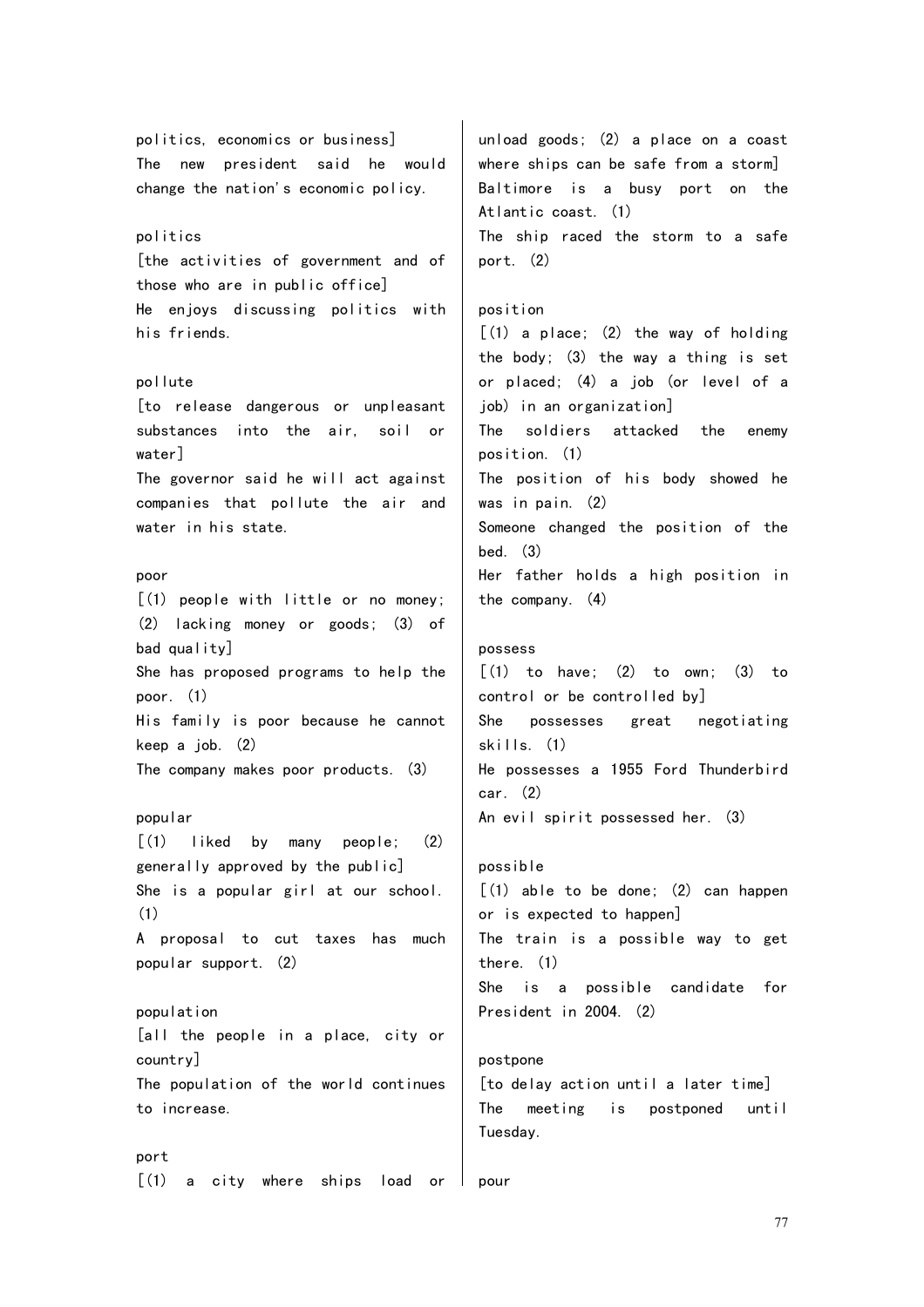politics, economics or business]
The new president said he would change the nation's economic policy.

politics
[the activities of government and of those who are in public office]
He enjoys discussing politics with his friends.

pollute
[to release dangerous or unpleasant substances into the air, soil or water]
The governor said he will act against companies that pollute the air and water in his state.

poor
[(1) people with little or no money; (2) lacking money or goods; (3) of bad quality]
She has proposed programs to help the poor. (1)
His family is poor because he cannot keep a job. (2)
The company makes poor products. (3)

popular
[(1) liked by many people; (2) generally approved by the public]
She is a popular girl at our school. (1)
A proposal to cut taxes has much popular support. (2)

population
[all the people in a place, city or country]
The population of the world continues to increase.

port
[(1) a city where ships load or unload goods; (2) a place on a coast where ships can be safe from a storm]
Baltimore is a busy port on the Atlantic coast. (1)
The ship raced the storm to a safe port. (2)

position
[(1) a place; (2) the way of holding the body; (3) the way a thing is set or placed; (4) a job (or level of a job) in an organization]
The soldiers attacked the enemy position. (1)
The position of his body showed he was in pain. (2)
Someone changed the position of the bed. (3)
Her father holds a high position in the company. (4)

possess
[(1) to have; (2) to own; (3) to control or be controlled by]
She possesses great negotiating skills. (1)
He possesses a 1955 Ford Thunderbird car. (2)
An evil spirit possessed her. (3)

possible
[(1) able to be done; (2) can happen or is expected to happen]
The train is a possible way to get there. (1)
She is a possible candidate for President in 2004. (2)

postpone
[to delay action until a later time]
The meeting is postponed until Tuesday.

pour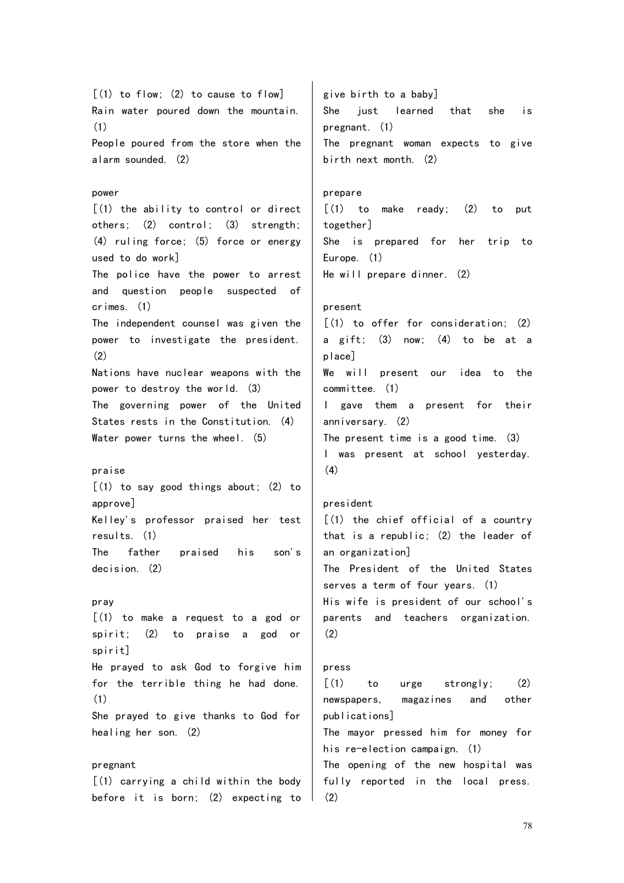[(1) to flow; (2) to cause to flow]
Rain water poured down the mountain. (1)
People poured from the store when the alarm sounded. (2)

power
[(1) the ability to control or direct others; (2) control; (3) strength; (4) ruling force; (5) force or energy used to do work]
The police have the power to arrest and question people suspected of crimes. (1)
The independent counsel was given the power to investigate the president. (2)
Nations have nuclear weapons with the power to destroy the world. (3)
The governing power of the United States rests in the Constitution. (4)
Water power turns the wheel. (5)

praise
[(1) to say good things about; (2) to approve]
Kelley's professor praised her test results. (1)
The father praised his son's decision. (2)

pray
[(1) to make a request to a god or spirit; (2) to praise a god or spirit]
He prayed to ask God to forgive him for the terrible thing he had done. (1)
She prayed to give thanks to God for healing her son. (2)

pregnant
[(1) carrying a child within the body before it is born; (2) expecting to give birth to a baby]
She just learned that she is pregnant. (1)
The pregnant woman expects to give birth next month. (2)

prepare
[(1) to make ready; (2) to put together]
She is prepared for her trip to Europe. (1)
He will prepare dinner. (2)

present
[(1) to offer for consideration; (2) a gift; (3) now; (4) to be at a place]
We will present our idea to the committee. (1)
I gave them a present for their anniversary. (2)
The present time is a good time. (3)
I was present at school yesterday. (4)

president
[(1) the chief official of a country that is a republic; (2) the leader of an organization]
The President of the United States serves a term of four years. (1)
His wife is president of our school's parents and teachers organization. (2)

press
[(1) to urge strongly; (2) newspapers, magazines and other publications]
The mayor pressed him for money for his re-election campaign. (1)
The opening of the new hospital was fully reported in the local press. (2)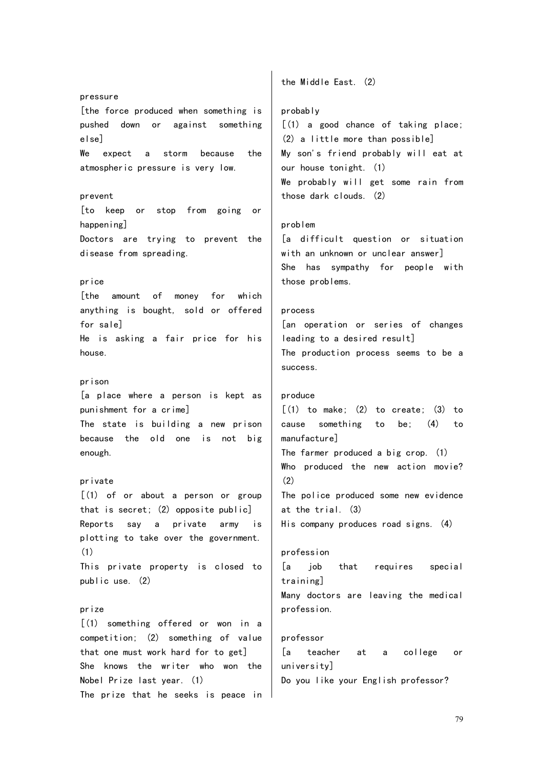pressure

[the force produced when something is pushed down or against something else]

We expect a storm because the atmospheric pressure is very low.

prevent

[to keep or stop from going or happening]

Doctors are trying to prevent the disease from spreading.

price

[the amount of money for which anything is bought, sold or offered for sale]

He is asking a fair price for his house.

prison

[a place where a person is kept as punishment for a crime]

The state is building a new prison because the old one is not big enough.

private

[(1) of or about a person or group that is secret; (2) opposite public]

Reports say a private army is plotting to take over the government. (1)

This private property is closed to public use. (2)

prize

[(1) something offered or won in a competition; (2) something of value that one must work hard for to get]

She knows the writer who won the Nobel Prize last year. (1)

The prize that he seeks is peace in the Middle East. (2)

probably

[(1) a good chance of taking place; (2) a little more than possible]

My son's friend probably will eat at our house tonight. (1)

We probably will get some rain from those dark clouds. (2)

problem

[a difficult question or situation with an unknown or unclear answer]

She has sympathy for people with those problems.

process

[an operation or series of changes leading to a desired result]

The production process seems to be a success.

produce

[(1) to make; (2) to create; (3) to cause something to be; (4) to manufacture]

The farmer produced a big crop. (1)

Who produced the new action movie? (2)

The police produced some new evidence at the trial. (3)

His company produces road signs. (4)

profession

[a job that requires special training]

Many doctors are leaving the medical profession.

professor

[a teacher at a college or university]

Do you like your English professor?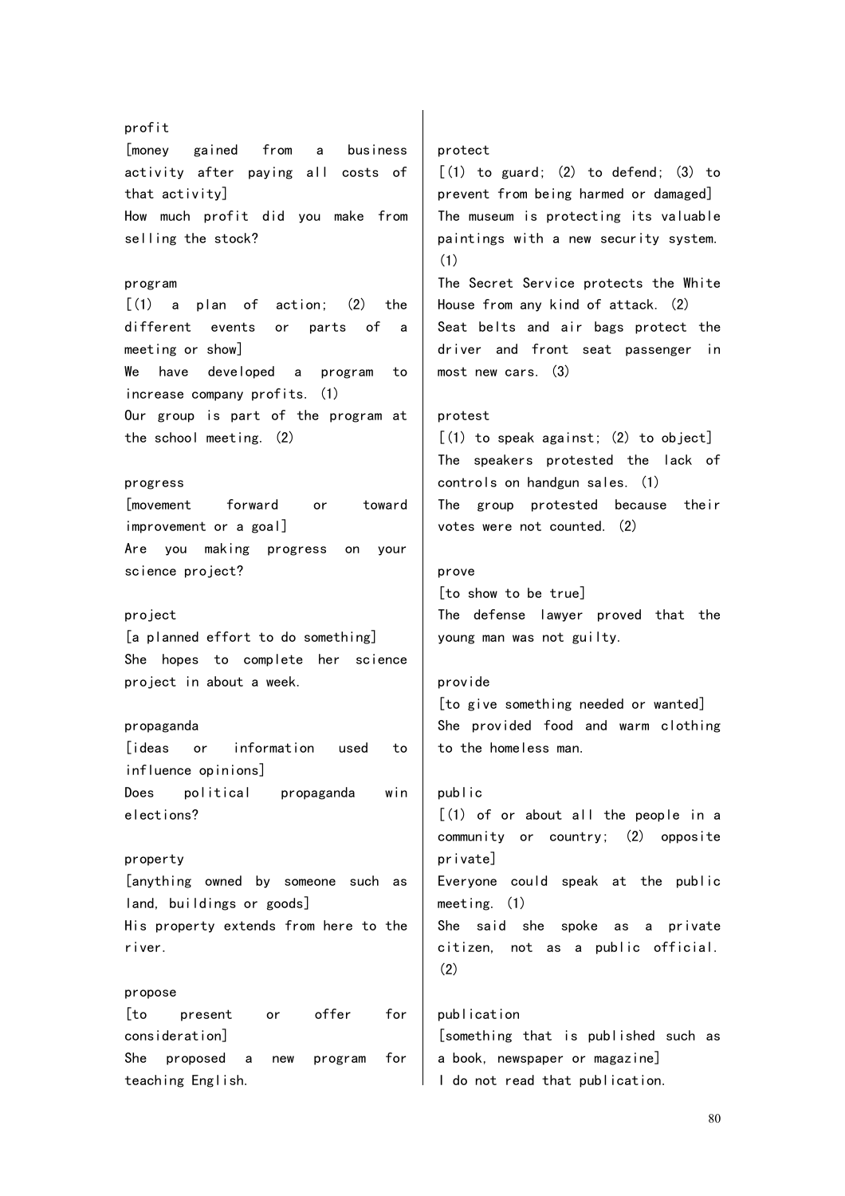profit
[money gained from a business activity after paying all costs of that activity]
How much profit did you make from selling the stock?

program
[(1) a plan of action; (2) the different events or parts of a meeting or show]
We have developed a program to increase company profits. (1)
Our group is part of the program at the school meeting. (2)

progress
[movement forward or toward improvement or a goal]
Are you making progress on your science project?

project
[a planned effort to do something]
She hopes to complete her science project in about a week.

propaganda
[ideas or information used to influence opinions]
Does political propaganda win elections?

property
[anything owned by someone such as land, buildings or goods]
His property extends from here to the river.

propose
[to present or offer for consideration]
She proposed a new program for teaching English.

protect
[(1) to guard; (2) to defend; (3) to prevent from being harmed or damaged]
The museum is protecting its valuable paintings with a new security system. (1)
The Secret Service protects the White House from any kind of attack. (2)
Seat belts and air bags protect the driver and front seat passenger in most new cars. (3)

protest
[(1) to speak against; (2) to object]
The speakers protested the lack of controls on handgun sales. (1)
The group protested because their votes were not counted. (2)

prove
[to show to be true]
The defense lawyer proved that the young man was not guilty.

provide
[to give something needed or wanted]
She provided food and warm clothing to the homeless man.

public
[(1) of or about all the people in a community or country; (2) opposite private]
Everyone could speak at the public meeting. (1)
She said she spoke as a private citizen, not as a public official. (2)

publication
[something that is published such as a book, newspaper or magazine]
I do not read that publication.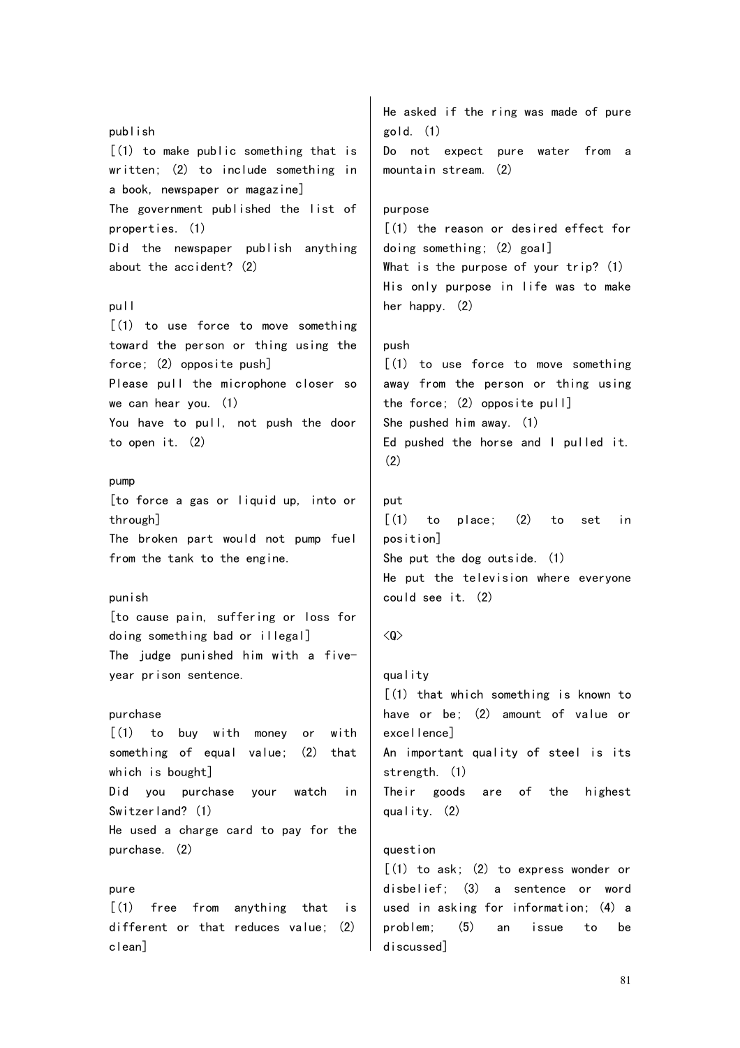publish

[(1) to make public something that is written; (2) to include something in a book, newspaper or magazine]

The government published the list of properties. (1)

Did the newspaper publish anything about the accident? (2)

pull

[(1) to use force to move something toward the person or thing using the force; (2) opposite push]

Please pull the microphone closer so we can hear you. (1)

You have to pull, not push the door to open it. (2)

pump

[to force a gas or liquid up, into or through]

The broken part would not pump fuel from the tank to the engine.

punish

[to cause pain, suffering or loss for doing something bad or illegal]

The judge punished him with a five-year prison sentence.

purchase

[(1) to buy with money or with something of equal value; (2) that which is bought]

Did you purchase your watch in Switzerland? (1)

He used a charge card to pay for the purchase. (2)

pure

[(1) free from anything that is different or that reduces value; (2) clean]

He asked if the ring was made of pure gold. (1)

Do not expect pure water from a mountain stream. (2)

purpose

[(1) the reason or desired effect for doing something; (2) goal]

What is the purpose of your trip? (1)

His only purpose in life was to make her happy. (2)

push

[(1) to use force to move something away from the person or thing using the force; (2) opposite pull]

She pushed him away. (1)

Ed pushed the horse and I pulled it. (2)

put

[(1) to place; (2) to set in position]

She put the dog outside. (1)

He put the television where everyone could see it. (2)

<Q>

quality

[(1) that which something is known to have or be; (2) amount of value or excellence]

An important quality of steel is its strength. (1)

Their goods are of the highest quality. (2)

question

[(1) to ask; (2) to express wonder or disbelief; (3) a sentence or word used in asking for information; (4) a problem; (5) an issue to be discussed]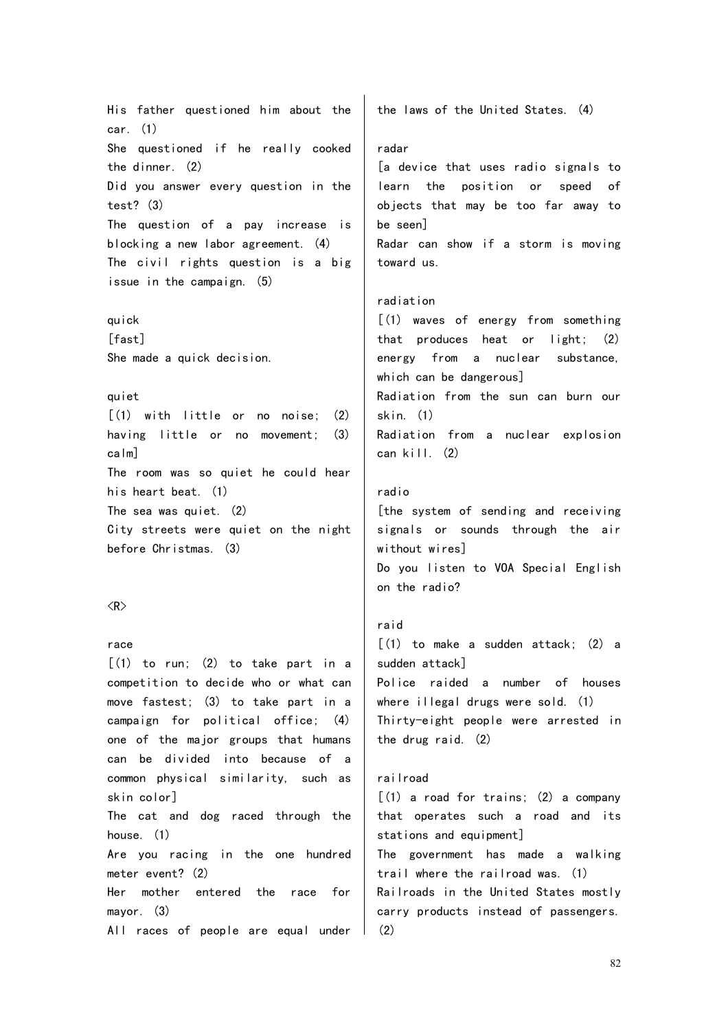His father questioned him about the car. (1)
She questioned if he really cooked the dinner. (2)
Did you answer every question in the test? (3)
The question of a pay increase is blocking a new labor agreement. (4)
The civil rights question is a big issue in the campaign. (5)

quick
[fast]
She made a quick decision.

quiet
[(1) with little or no noise; (2) having little or no movement; (3) calm]
The room was so quiet he could hear his heart beat. (1)
The sea was quiet. (2)
City streets were quiet on the night before Christmas. (3)

<R>

race
[(1) to run; (2) to take part in a competition to decide who or what can move fastest; (3) to take part in a campaign for political office; (4) one of the major groups that humans can be divided into because of a common physical similarity, such as skin color]
The cat and dog raced through the house. (1)
Are you racing in the one hundred meter event? (2)
Her mother entered the race for mayor. (3)
All races of people are equal under the laws of the United States. (4)

radar
[a device that uses radio signals to learn the position or speed of objects that may be too far away to be seen]
Radar can show if a storm is moving toward us.

radiation
[(1) waves of energy from something that produces heat or light; (2) energy from a nuclear substance, which can be dangerous]
Radiation from the sun can burn our skin. (1)
Radiation from a nuclear explosion can kill. (2)

radio
[the system of sending and receiving signals or sounds through the air without wires]
Do you listen to VOA Special English on the radio?

raid
[(1) to make a sudden attack; (2) a sudden attack]
Police raided a number of houses where illegal drugs were sold. (1)
Thirty-eight people were arrested in the drug raid. (2)

railroad
[(1) a road for trains; (2) a company that operates such a road and its stations and equipment]
The government has made a walking trail where the railroad was. (1)
Railroads in the United States mostly carry products instead of passengers. (2)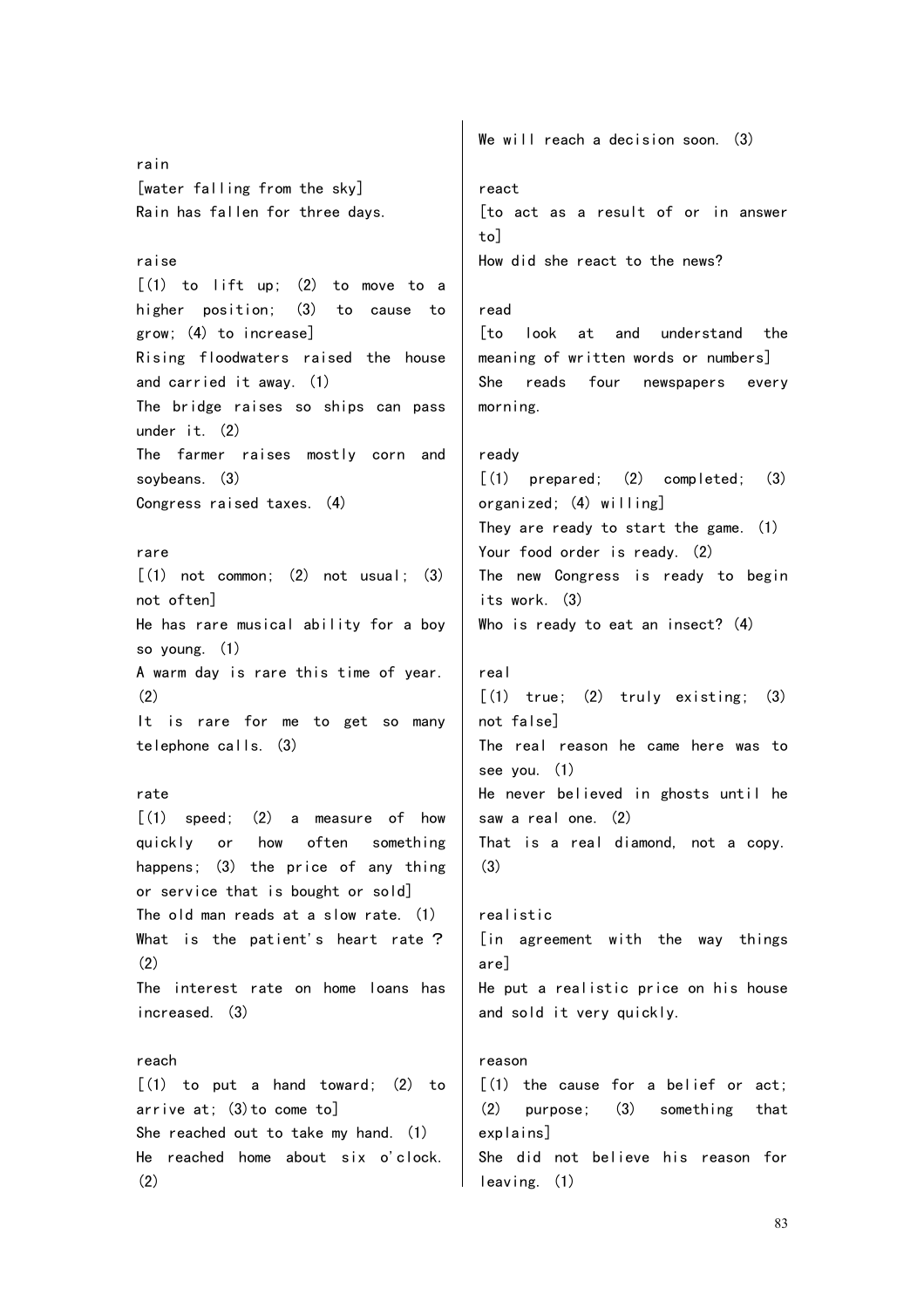rain
[water falling from the sky]
Rain has fallen for three days.

raise
[(1) to lift up; (2) to move to a higher position; (3) to cause to grow; (4) to increase]
Rising floodwaters raised the house and carried it away. (1)
The bridge raises so ships can pass under it. (2)
The farmer raises mostly corn and soybeans. (3)
Congress raised taxes. (4)

rare
[(1) not common; (2) not usual; (3) not often]
He has rare musical ability for a boy so young. (1)
A warm day is rare this time of year. (2)
It is rare for me to get so many telephone calls. (3)

rate
[(1) speed; (2) a measure of how quickly or how often something happens; (3) the price of any thing or service that is bought or sold]
The old man reads at a slow rate. (1)
What is the patient's heart rate？ (2)
The interest rate on home loans has increased. (3)

reach
[(1) to put a hand toward; (2) to arrive at; (3)to come to]
She reached out to take my hand. (1)
He reached home about six o'clock. (2)
We will reach a decision soon. (3)

react
[to act as a result of or in answer to]
How did she react to the news?

read
[to look at and understand the meaning of written words or numbers]
She reads four newspapers every morning.

ready
[(1) prepared; (2) completed; (3) organized; (4) willing]
They are ready to start the game. (1)
Your food order is ready. (2)
The new Congress is ready to begin its work. (3)
Who is ready to eat an insect? (4)

real
[(1) true; (2) truly existing; (3) not false]
The real reason he came here was to see you. (1)
He never believed in ghosts until he saw a real one. (2)
That is a real diamond, not a copy. (3)

realistic
[in agreement with the way things are]
He put a realistic price on his house and sold it very quickly.

reason
[(1) the cause for a belief or act; (2) purpose; (3) something that explains]
She did not believe his reason for leaving. (1)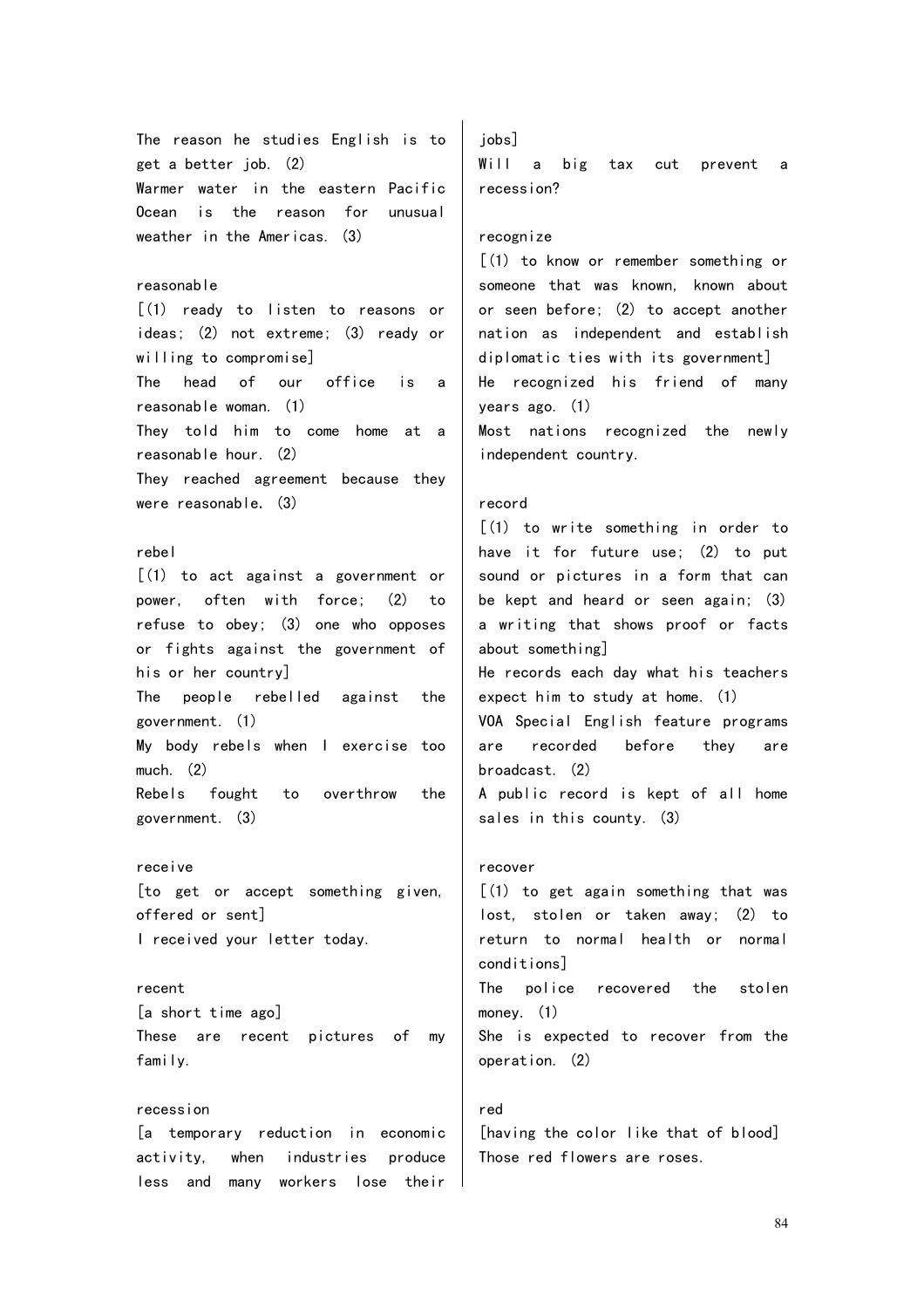The reason he studies English is to get a better job. (2)
Warmer water in the eastern Pacific Ocean is the reason for unusual weather in the Americas. (3)

reasonable
[(1) ready to listen to reasons or ideas; (2) not extreme; (3) ready or willing to compromise]
The head of our office is a reasonable woman. (1)
They told him to come home at a reasonable hour. (2)
They reached agreement because they were reasonable. (3)

rebel
[(1) to act against a government or power, often with force; (2) to refuse to obey; (3) one who opposes or fights against the government of his or her country]
The people rebelled against the government. (1)
My body rebels when I exercise too much. (2)
Rebels fought to overthrow the government. (3)

receive
[to get or accept something given, offered or sent]
I received your letter today.

recent
[a short time ago]
These are recent pictures of my family.

recession
[a temporary reduction in economic activity, when industries produce less and many workers lose their jobs]
Will a big tax cut prevent a recession?

recognize
[(1) to know or remember something or someone that was known, known about or seen before; (2) to accept another nation as independent and establish diplomatic ties with its government]
He recognized his friend of many years ago. (1)
Most nations recognized the newly independent country.

record
[(1) to write something in order to have it for future use; (2) to put sound or pictures in a form that can be kept and heard or seen again; (3) a writing that shows proof or facts about something]
He records each day what his teachers expect him to study at home. (1)
VOA Special English feature programs are recorded before they are broadcast. (2)
A public record is kept of all home sales in this county. (3)

recover
[(1) to get again something that was lost, stolen or taken away; (2) to return to normal health or normal conditions]
The police recovered the stolen money. (1)
She is expected to recover from the operation. (2)

red
[having the color like that of blood]
Those red flowers are roses.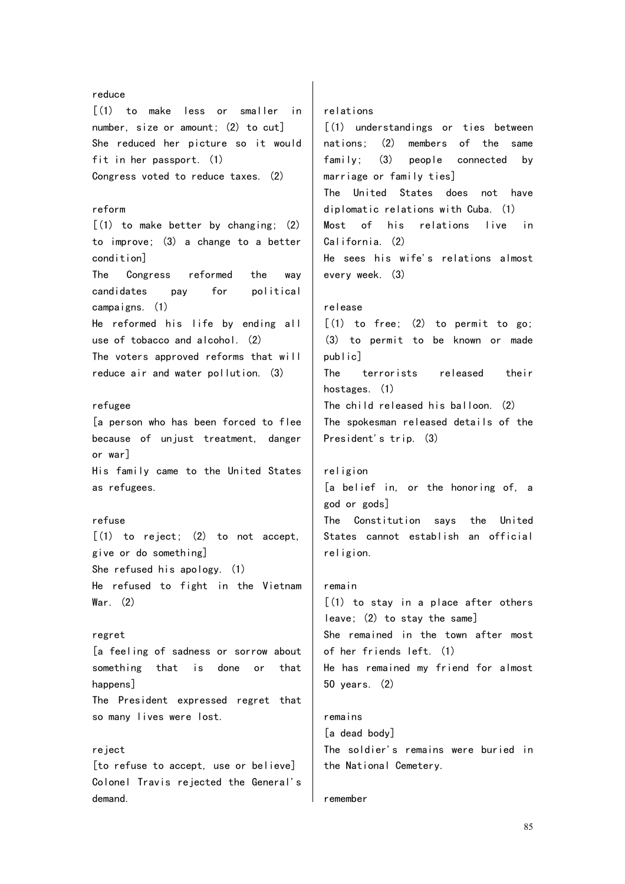reduce

[(1) to make less or smaller in number, size or amount; (2) to cut]

She reduced her picture so it would fit in her passport. (1)

Congress voted to reduce taxes. (2)

reform

[(1) to make better by changing; (2) to improve; (3) a change to a better condition]

The Congress reformed the way candidates pay for political campaigns. (1)

He reformed his life by ending all use of tobacco and alcohol. (2)

The voters approved reforms that will reduce air and water pollution. (3)

refugee

[a person who has been forced to flee because of unjust treatment, danger or war]

His family came to the United States as refugees.

refuse

[(1) to reject; (2) to not accept, give or do something]

She refused his apology. (1)

He refused to fight in the Vietnam War. (2)

regret

[a feeling of sadness or sorrow about something that is done or that happens]

The President expressed regret that so many lives were lost.

reject

[to refuse to accept, use or believe]

Colonel Travis rejected the General's demand.

relations

[(1) understandings or ties between nations; (2) members of the same family; (3) people connected by marriage or family ties]

The United States does not have diplomatic relations with Cuba. (1)

Most of his relations live in California. (2)

He sees his wife's relations almost every week. (3)

release

[(1) to free; (2) to permit to go; (3) to permit to be known or made public]

The terrorists released their hostages. (1)

The child released his balloon. (2)

The spokesman released details of the President's trip. (3)

religion

[a belief in, or the honoring of, a god or gods]

The Constitution says the United States cannot establish an official religion.

remain

[(1) to stay in a place after others leave; (2) to stay the same]

She remained in the town after most of her friends left. (1)

He has remained my friend for almost 50 years. (2)

remains

[a dead body]

The soldier's remains were buried in the National Cemetery.

remember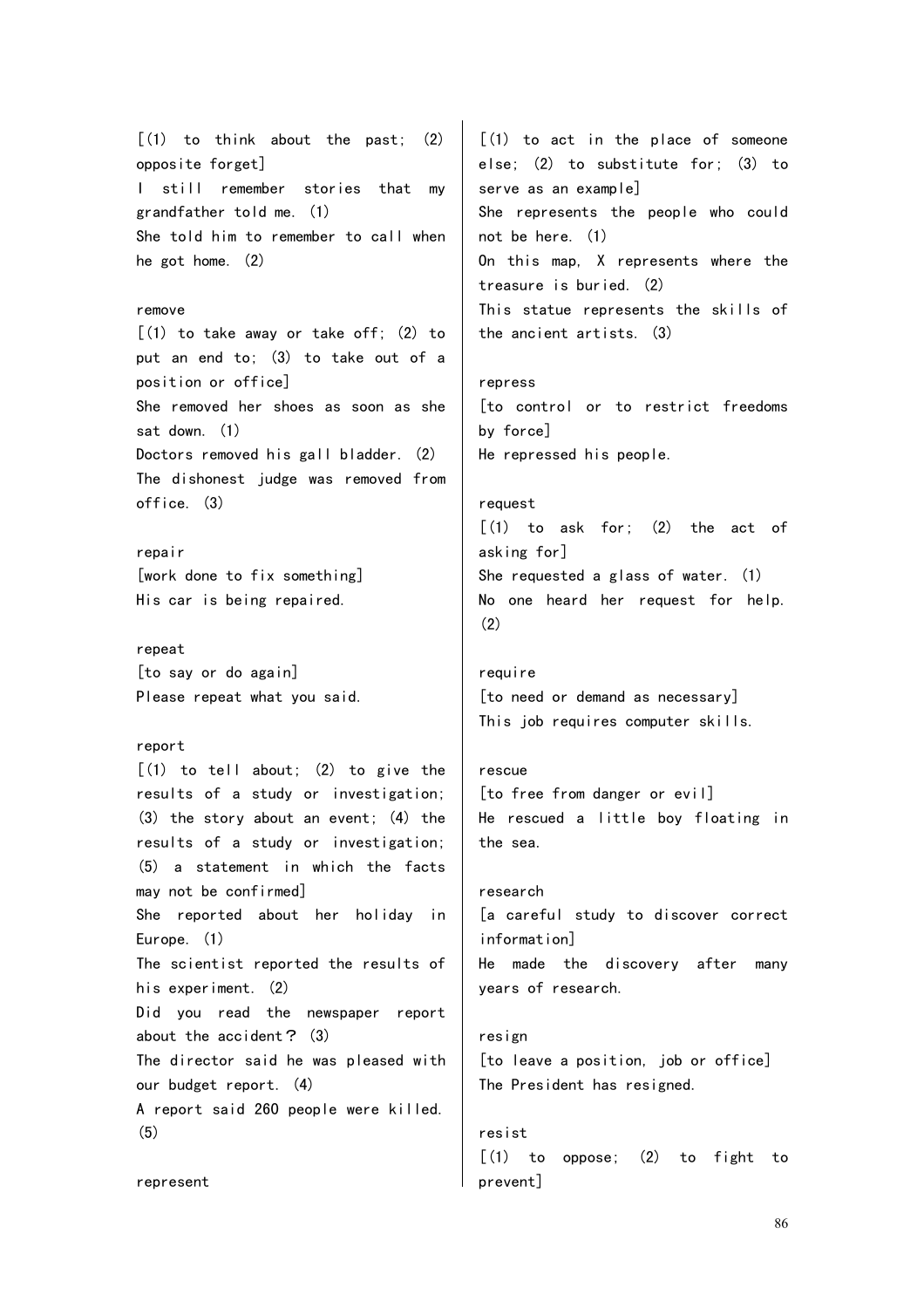[(1) to think about the past; (2) opposite forget]
I still remember stories that my grandfather told me. (1)
She told him to remember to call when he got home. (2)

remove
[(1) to take away or take off; (2) to put an end to; (3) to take out of a position or office]
She removed her shoes as soon as she sat down. (1)
Doctors removed his gall bladder. (2)
The dishonest judge was removed from office. (3)

repair
[work done to fix something]
His car is being repaired.

repeat
[to say or do again]
Please repeat what you said.

report
[(1) to tell about; (2) to give the results of a study or investigation; (3) the story about an event; (4) the results of a study or investigation; (5) a statement in which the facts may not be confirmed]
She reported about her holiday in Europe. (1)
The scientist reported the results of his experiment. (2)
Did you read the newspaper report about the accident? (3)
The director said he was pleased with our budget report. (4)
A report said 260 people were killed. (5)

represent
[(1) to act in the place of someone else; (2) to substitute for; (3) to serve as an example]
She represents the people who could not be here. (1)
On this map, X represents where the treasure is buried. (2)
This statue represents the skills of the ancient artists. (3)

repress
[to control or to restrict freedoms by force]
He repressed his people.

request
[(1) to ask for; (2) the act of asking for]
She requested a glass of water. (1)
No one heard her request for help. (2)

require
[to need or demand as necessary]
This job requires computer skills.

rescue
[to free from danger or evil]
He rescued a little boy floating in the sea.

research
[a careful study to discover correct information]
He made the discovery after many years of research.

resign
[to leave a position, job or office]
The President has resigned.

resist
[(1) to oppose; (2) to fight to prevent]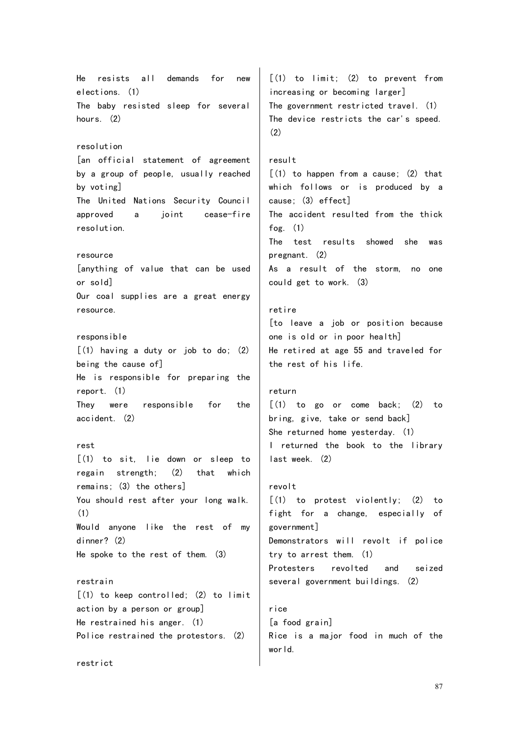He resists all demands for new elections. (1)
The baby resisted sleep for several hours. (2)

resolution
[an official statement of agreement by a group of people, usually reached by voting]
The United Nations Security Council approved a joint cease-fire resolution.

resource
[anything of value that can be used or sold]
Our coal supplies are a great energy resource.

responsible
[(1) having a duty or job to do; (2) being the cause of]
He is responsible for preparing the report. (1)
They were responsible for the accident. (2)

rest
[(1) to sit, lie down or sleep to regain strength; (2) that which remains; (3) the others]
You should rest after your long walk. (1)
Would anyone like the rest of my dinner? (2)
He spoke to the rest of them. (3)

restrain
[(1) to keep controlled; (2) to limit action by a person or group]
He restrained his anger. (1)
Police restrained the protestors. (2)

restrict
[(1) to limit; (2) to prevent from increasing or becoming larger]
The government restricted travel. (1)
The device restricts the car's speed. (2)

result
[(1) to happen from a cause; (2) that which follows or is produced by a cause; (3) effect]
The accident resulted from the thick fog. (1)
The test results showed she was pregnant. (2)
As a result of the storm, no one could get to work. (3)

retire
[to leave a job or position because one is old or in poor health]
He retired at age 55 and traveled for the rest of his life.

return
[(1) to go or come back; (2) to bring, give, take or send back]
She returned home yesterday. (1)
I returned the book to the library last week. (2)

revolt
[(1) to protest violently; (2) to fight for a change, especially of government]
Demonstrators will revolt if police try to arrest them. (1)
Protesters revolted and seized several government buildings. (2)

rice
[a food grain]
Rice is a major food in much of the world.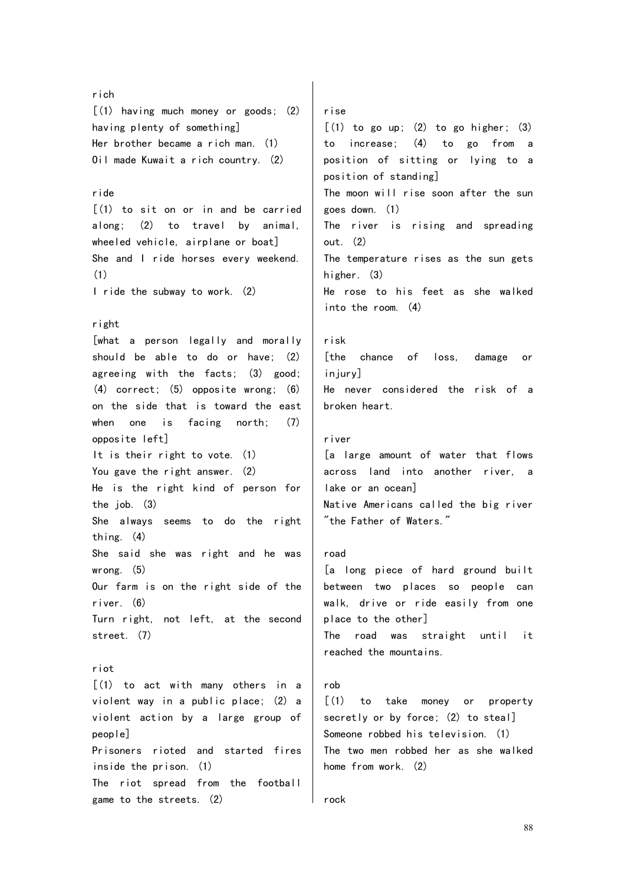rich
[(1) having much money or goods; (2) having plenty of something]
Her brother became a rich man. (1)
Oil made Kuwait a rich country. (2)

ride
[(1) to sit on or in and be carried along; (2) to travel by animal, wheeled vehicle, airplane or boat]
She and I ride horses every weekend. (1)
I ride the subway to work. (2)

right
[what a person legally and morally should be able to do or have; (2) agreeing with the facts; (3) good; (4) correct; (5) opposite wrong; (6) on the side that is toward the east when one is facing north; (7) opposite left]
It is their right to vote. (1)
You gave the right answer. (2)
He is the right kind of person for the job. (3)
She always seems to do the right thing. (4)
She said she was right and he was wrong. (5)
Our farm is on the right side of the river. (6)
Turn right, not left, at the second street. (7)

riot
[(1) to act with many others in a violent way in a public place; (2) a violent action by a large group of people]
Prisoners rioted and started fires inside the prison. (1)
The riot spread from the football game to the streets. (2)

rise
[(1) to go up; (2) to go higher; (3) to increase; (4) to go from a position of sitting or lying to a position of standing]
The moon will rise soon after the sun goes down. (1)
The river is rising and spreading out. (2)
The temperature rises as the sun gets higher. (3)
He rose to his feet as she walked into the room. (4)

risk
[the chance of loss, damage or injury]
He never considered the risk of a broken heart.

river
[a large amount of water that flows across land into another river, a lake or an ocean]
Native Americans called the big river "the Father of Waters."

road
[a long piece of hard ground built between two places so people can walk, drive or ride easily from one place to the other]
The road was straight until it reached the mountains.

rob
[(1) to take money or property secretly or by force; (2) to steal]
Someone robbed his television. (1)
The two men robbed her as she walked home from work. (2)

rock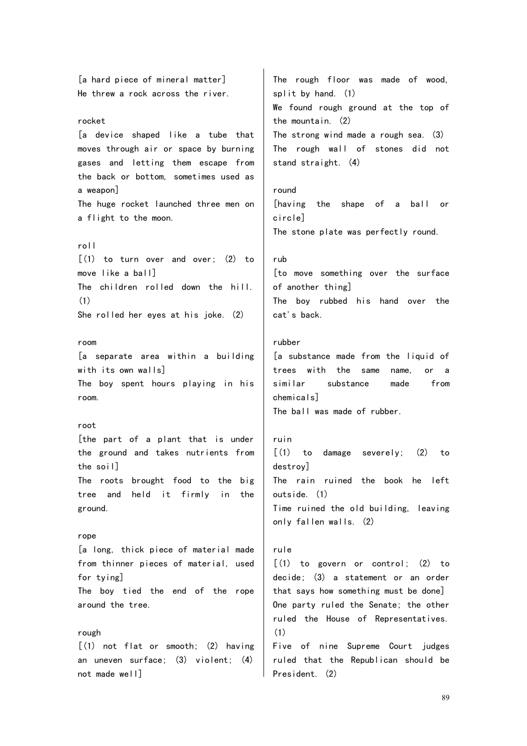[a hard piece of mineral matter]
He threw a rock across the river.

rocket
[a device shaped like a tube that moves through air or space by burning gases and letting them escape from the back or bottom, sometimes used as a weapon]
The huge rocket launched three men on a flight to the moon.

roll
[(1) to turn over and over; (2) to move like a ball]
The children rolled down the hill. (1)
She rolled her eyes at his joke. (2)

room
[a separate area within a building with its own walls]
The boy spent hours playing in his room.

root
[the part of a plant that is under the ground and takes nutrients from the soil]
The roots brought food to the big tree and held it firmly in the ground.

rope
[a long, thick piece of material made from thinner pieces of material, used for tying]
The boy tied the end of the rope around the tree.

rough
[(1) not flat or smooth; (2) having an uneven surface; (3) violent; (4) not made well]
The rough floor was made of wood, split by hand. (1)
We found rough ground at the top of the mountain. (2)
The strong wind made a rough sea. (3)
The rough wall of stones did not stand straight. (4)

round
[having the shape of a ball or circle]
The stone plate was perfectly round.

rub
[to move something over the surface of another thing]
The boy rubbed his hand over the cat's back.

rubber
[a substance made from the liquid of trees with the same name, or a similar substance made from chemicals]
The ball was made of rubber.

ruin
[(1) to damage severely; (2) to destroy]
The rain ruined the book he left outside. (1)
Time ruined the old building, leaving only fallen walls. (2)

rule
[(1) to govern or control; (2) to decide; (3) a statement or an order that says how something must be done]
One party ruled the Senate; the other ruled the House of Representatives. (1)
Five of nine Supreme Court judges ruled that the Republican should be President. (2)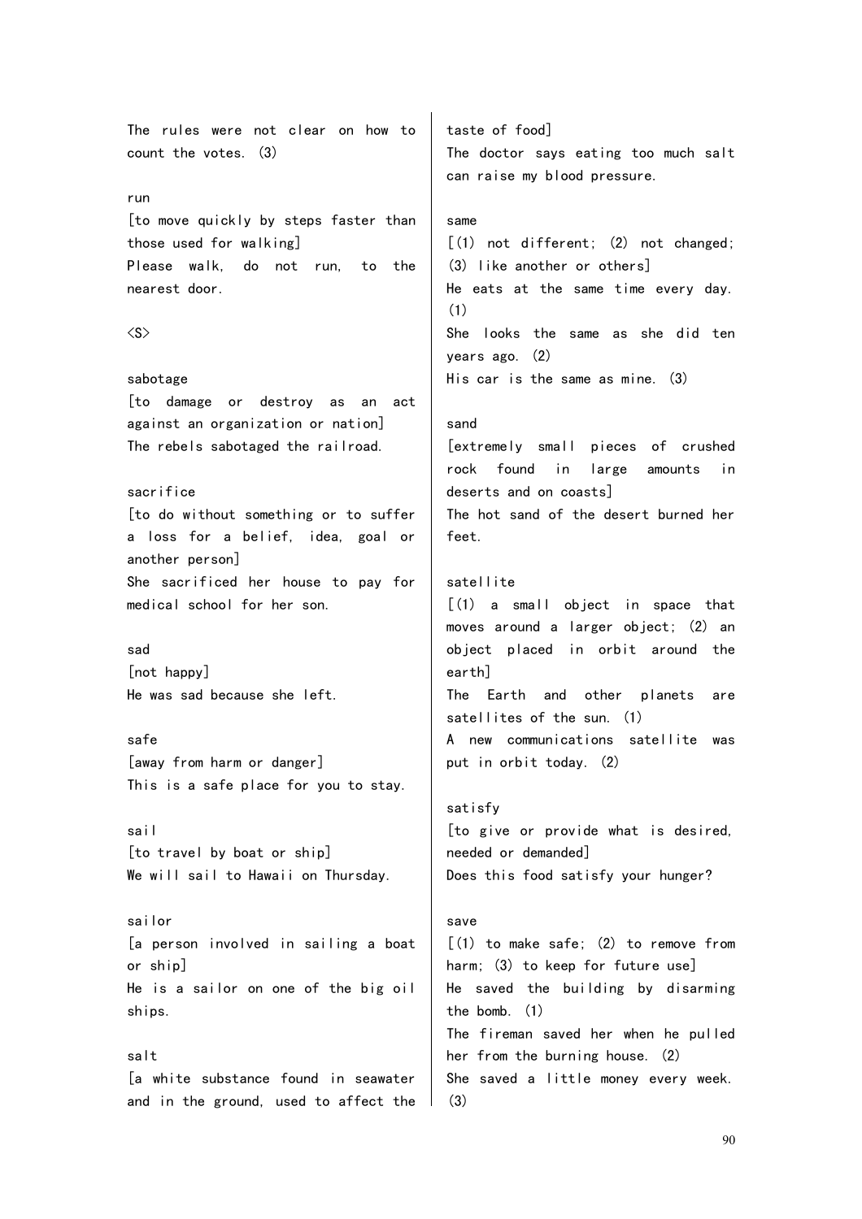The rules were not clear on how to count the votes. (3)

run
[to move quickly by steps faster than those used for walking]
Please walk, do not run, to the nearest door.

<S>

sabotage
[to damage or destroy as an act against an organization or nation]
The rebels sabotaged the railroad.

sacrifice
[to do without something or to suffer a loss for a belief, idea, goal or another person]
She sacrificed her house to pay for medical school for her son.

sad
[not happy]
He was sad because she left.

safe
[away from harm or danger]
This is a safe place for you to stay.

sail
[to travel by boat or ship]
We will sail to Hawaii on Thursday.

sailor
[a person involved in sailing a boat or ship]
He is a sailor on one of the big oil ships.

salt
[a white substance found in seawater and in the ground, used to affect the taste of food]
The doctor says eating too much salt can raise my blood pressure.

same
[(1) not different; (2) not changed; (3) like another or others]
He eats at the same time every day. (1)
She looks the same as she did ten years ago. (2)
His car is the same as mine. (3)

sand
[extremely small pieces of crushed rock found in large amounts in deserts and on coasts]
The hot sand of the desert burned her feet.

satellite
[(1) a small object in space that moves around a larger object; (2) an object placed in orbit around the earth]
The Earth and other planets are satellites of the sun. (1)
A new communications satellite was put in orbit today. (2)

satisfy
[to give or provide what is desired, needed or demanded]
Does this food satisfy your hunger?

save
[(1) to make safe; (2) to remove from harm; (3) to keep for future use]
He saved the building by disarming the bomb. (1)
The fireman saved her when he pulled her from the burning house. (2)
She saved a little money every week. (3)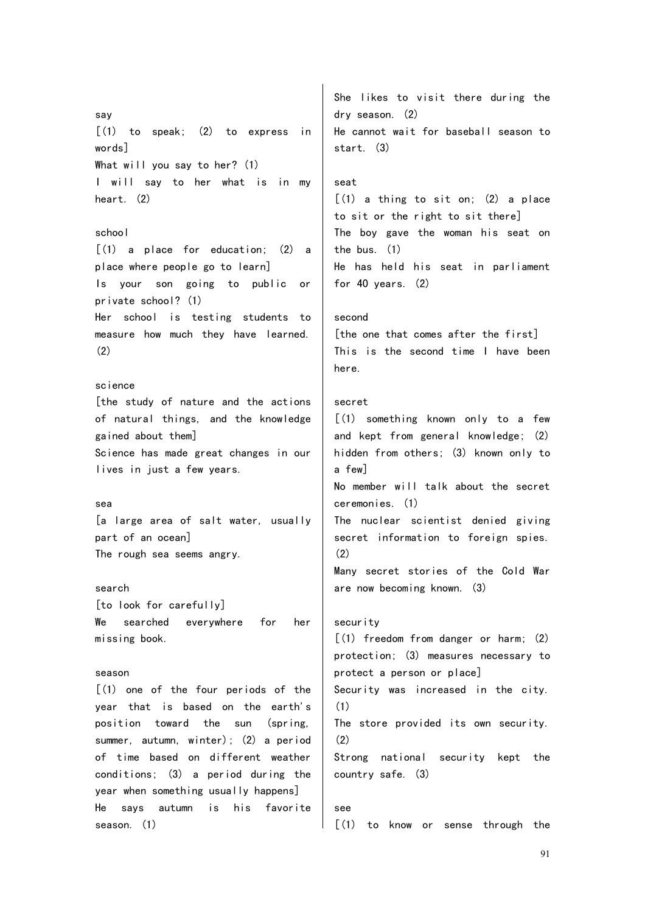say

[(1) to speak; (2) to express in words]

What will you say to her? (1)

I will say to her what is in my heart. (2)

school

[(1) a place for education; (2) a place where people go to learn]

Is your son going to public or private school? (1)

Her school is testing students to measure how much they have learned. (2)

science

[the study of nature and the actions of natural things, and the knowledge gained about them]

Science has made great changes in our lives in just a few years.

sea

[a large area of salt water, usually part of an ocean]

The rough sea seems angry.

search

[to look for carefully]

We searched everywhere for her missing book.

season

[(1) one of the four periods of the year that is based on the earth's position toward the sun (spring, summer, autumn, winter); (2) a period of time based on different weather conditions; (3) a period during the year when something usually happens]

He says autumn is his favorite season. (1)

She likes to visit there during the dry season. (2)

He cannot wait for baseball season to start. (3)

seat

[(1) a thing to sit on; (2) a place to sit or the right to sit there]

The boy gave the woman his seat on the bus. (1)

He has held his seat in parliament for 40 years. (2)

second

[the one that comes after the first]

This is the second time I have been here.

secret

[(1) something known only to a few and kept from general knowledge; (2) hidden from others; (3) known only to a few]

No member will talk about the secret ceremonies. (1)

The nuclear scientist denied giving secret information to foreign spies. (2)

Many secret stories of the Cold War are now becoming known. (3)

security

[(1) freedom from danger or harm; (2) protection; (3) measures necessary to protect a person or place]

Security was increased in the city. (1)

The store provided its own security. (2)

Strong national security kept the country safe. (3)

see

[(1) to know or sense through the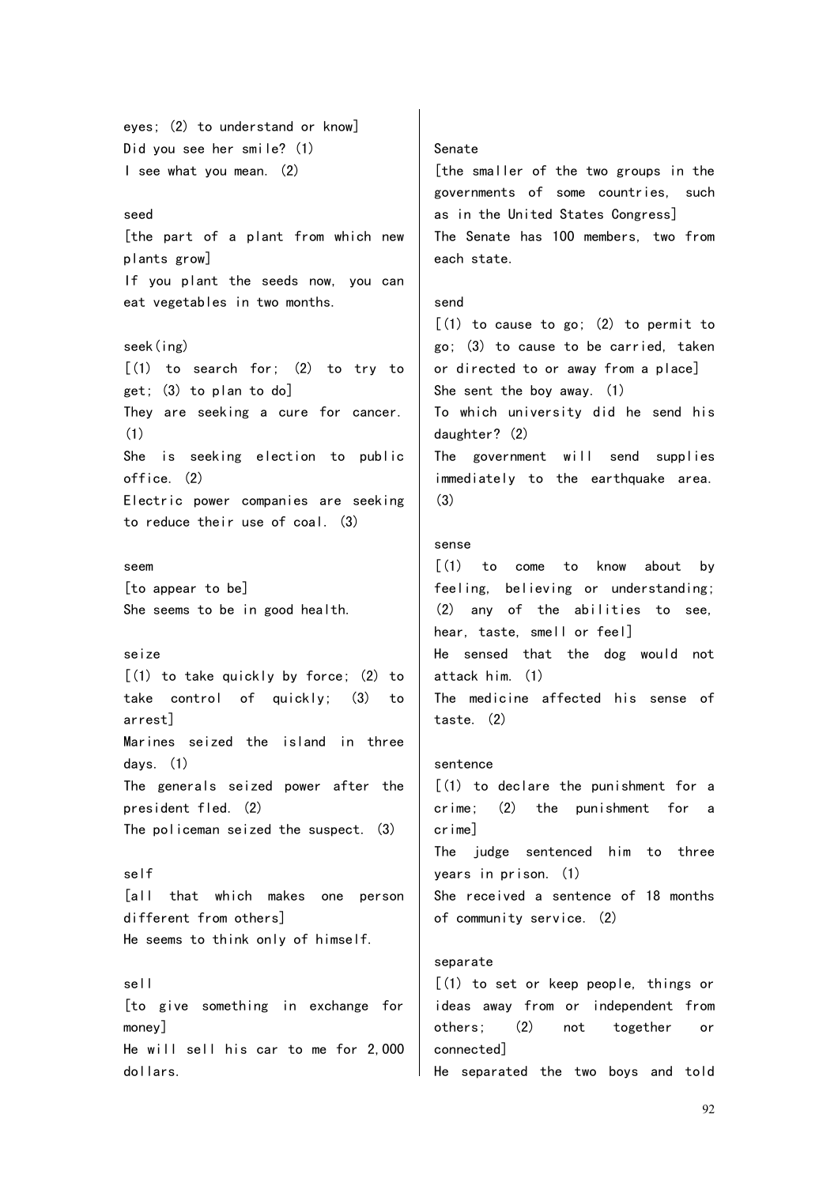eyes; (2) to understand or know]
Did you see her smile? (1)
I see what you mean. (2)

seed
[the part of a plant from which new plants grow]
If you plant the seeds now, you can eat vegetables in two months.

seek(ing)
[(1) to search for; (2) to try to get; (3) to plan to do]
They are seeking a cure for cancer. (1)
She is seeking election to public office. (2)
Electric power companies are seeking to reduce their use of coal. (3)

seem
[to appear to be]
She seems to be in good health.

seize
[(1) to take quickly by force; (2) to take control of quickly; (3) to arrest]
Marines seized the island in three days. (1)
The generals seized power after the president fled. (2)
The policeman seized the suspect. (3)

self
[all that which makes one person different from others]
He seems to think only of himself.

sell
[to give something in exchange for money]
He will sell his car to me for 2,000 dollars.

Senate
[the smaller of the two groups in the governments of some countries, such as in the United States Congress]
The Senate has 100 members, two from each state.

send
[(1) to cause to go; (2) to permit to go; (3) to cause to be carried, taken or directed to or away from a place]
She sent the boy away. (1)
To which university did he send his daughter? (2)
The government will send supplies immediately to the earthquake area. (3)

sense
[(1) to come to know about by feeling, believing or understanding; (2) any of the abilities to see, hear, taste, smell or feel]
He sensed that the dog would not attack him. (1)
The medicine affected his sense of taste. (2)

sentence
[(1) to declare the punishment for a crime; (2) the punishment for a crime]
The judge sentenced him to three years in prison. (1)
She received a sentence of 18 months of community service. (2)

separate
[(1) to set or keep people, things or ideas away from or independent from others; (2) not together or connected]
He separated the two boys and told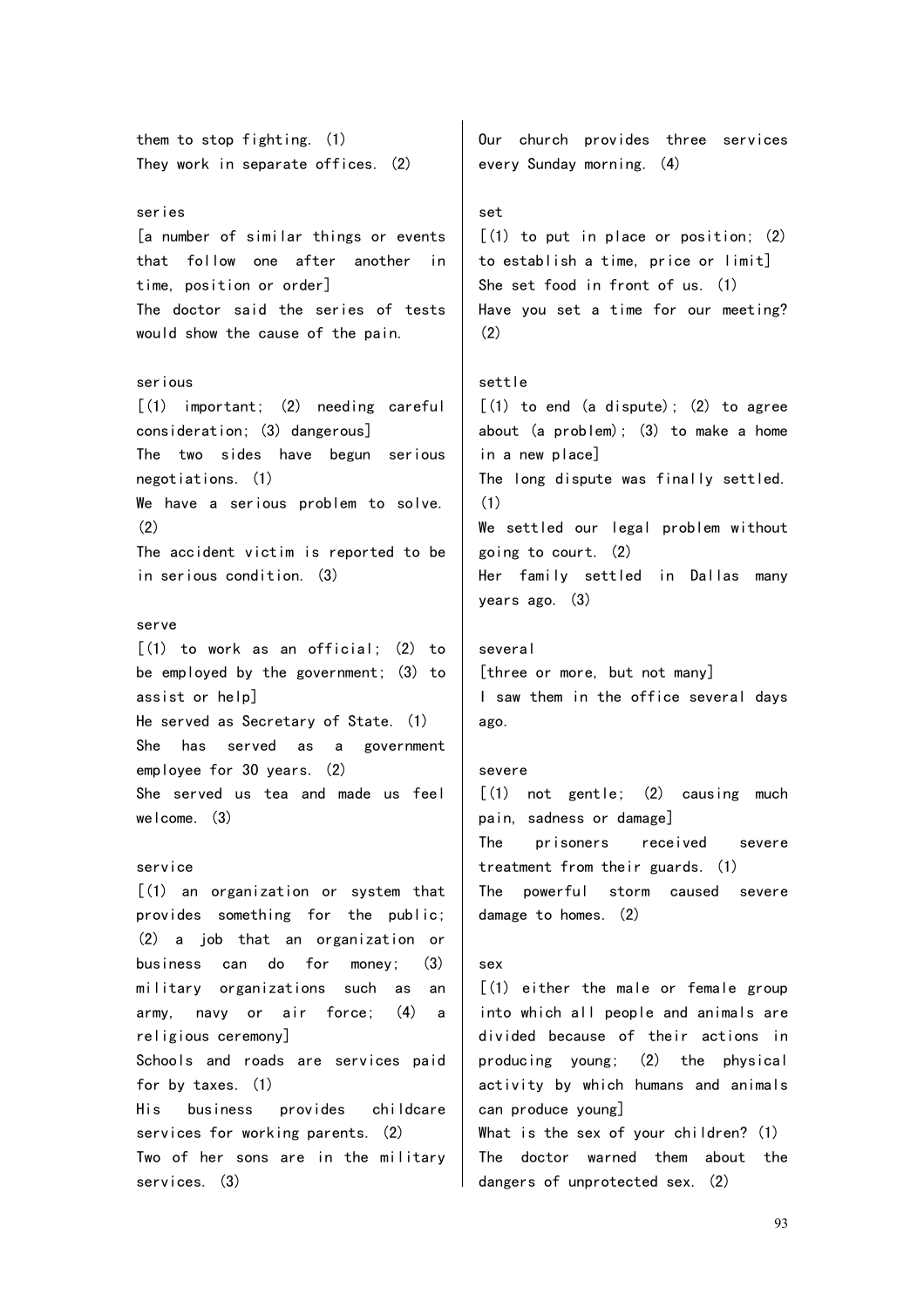them to stop fighting. (1)
They work in separate offices. (2)

series
[a number of similar things or events that follow one after another in time, position or order]
The doctor said the series of tests would show the cause of the pain.

serious
[(1) important; (2) needing careful consideration; (3) dangerous]
The two sides have begun serious negotiations. (1)
We have a serious problem to solve. (2)
The accident victim is reported to be in serious condition. (3)

serve
[(1) to work as an official; (2) to be employed by the government; (3) to assist or help]
He served as Secretary of State. (1)
She has served as a government employee for 30 years. (2)
She served us tea and made us feel welcome. (3)

service
[(1) an organization or system that provides something for the public; (2) a job that an organization or business can do for money; (3) military organizations such as an army, navy or air force; (4) a religious ceremony]
Schools and roads are services paid for by taxes. (1)
His business provides childcare services for working parents. (2)
Two of her sons are in the military services. (3)
Our church provides three services every Sunday morning. (4)

set
[(1) to put in place or position; (2) to establish a time, price or limit]
She set food in front of us. (1)
Have you set a time for our meeting? (2)

settle
[(1) to end (a dispute); (2) to agree about (a problem); (3) to make a home in a new place]
The long dispute was finally settled. (1)
We settled our legal problem without going to court. (2)
Her family settled in Dallas many years ago. (3)

several
[three or more, but not many]
I saw them in the office several days ago.

severe
[(1) not gentle; (2) causing much pain, sadness or damage]
The prisoners received severe treatment from their guards. (1)
The powerful storm caused severe damage to homes. (2)

sex
[(1) either the male or female group into which all people and animals are divided because of their actions in producing young; (2) the physical activity by which humans and animals can produce young]
What is the sex of your children? (1)
The doctor warned them about the dangers of unprotected sex. (2)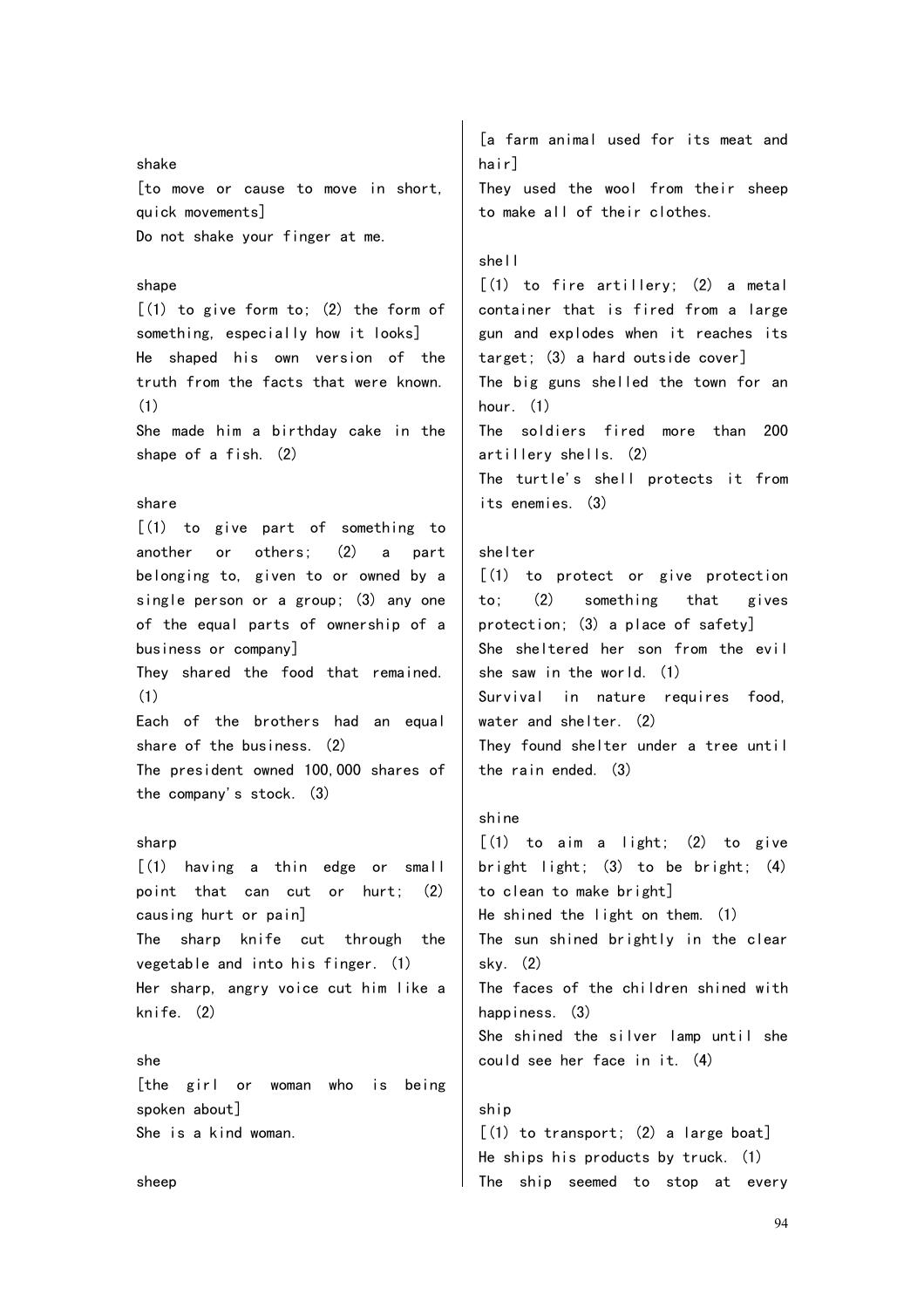shake
[to move or cause to move in short, quick movements]
Do not shake your finger at me.

shape
[(1) to give form to; (2) the form of something, especially how it looks]
He shaped his own version of the truth from the facts that were known. (1)
She made him a birthday cake in the shape of a fish. (2)

share
[(1) to give part of something to another or others; (2) a part belonging to, given to or owned by a single person or a group; (3) any one of the equal parts of ownership of a business or company]
They shared the food that remained. (1)
Each of the brothers had an equal share of the business. (2)
The president owned 100,000 shares of the company's stock. (3)

sharp
[(1) having a thin edge or small point that can cut or hurt; (2) causing hurt or pain]
The sharp knife cut through the vegetable and into his finger. (1)
Her sharp, angry voice cut him like a knife. (2)

she
[the girl or woman who is being spoken about]
She is a kind woman.

sheep
[a farm animal used for its meat and hair]
They used the wool from their sheep to make all of their clothes.

shell
[(1) to fire artillery; (2) a metal container that is fired from a large gun and explodes when it reaches its target; (3) a hard outside cover]
The big guns shelled the town for an hour. (1)
The soldiers fired more than 200 artillery shells. (2)
The turtle's shell protects it from its enemies. (3)

shelter
[(1) to protect or give protection to; (2) something that gives protection; (3) a place of safety]
She sheltered her son from the evil she saw in the world. (1)
Survival in nature requires food, water and shelter. (2)
They found shelter under a tree until the rain ended. (3)

shine
[(1) to aim a light; (2) to give bright light; (3) to be bright; (4) to clean to make bright]
He shined the light on them. (1)
The sun shined brightly in the clear sky. (2)
The faces of the children shined with happiness. (3)
She shined the silver lamp until she could see her face in it. (4)

ship
[(1) to transport; (2) a large boat]
He ships his products by truck. (1)
The ship seemed to stop at every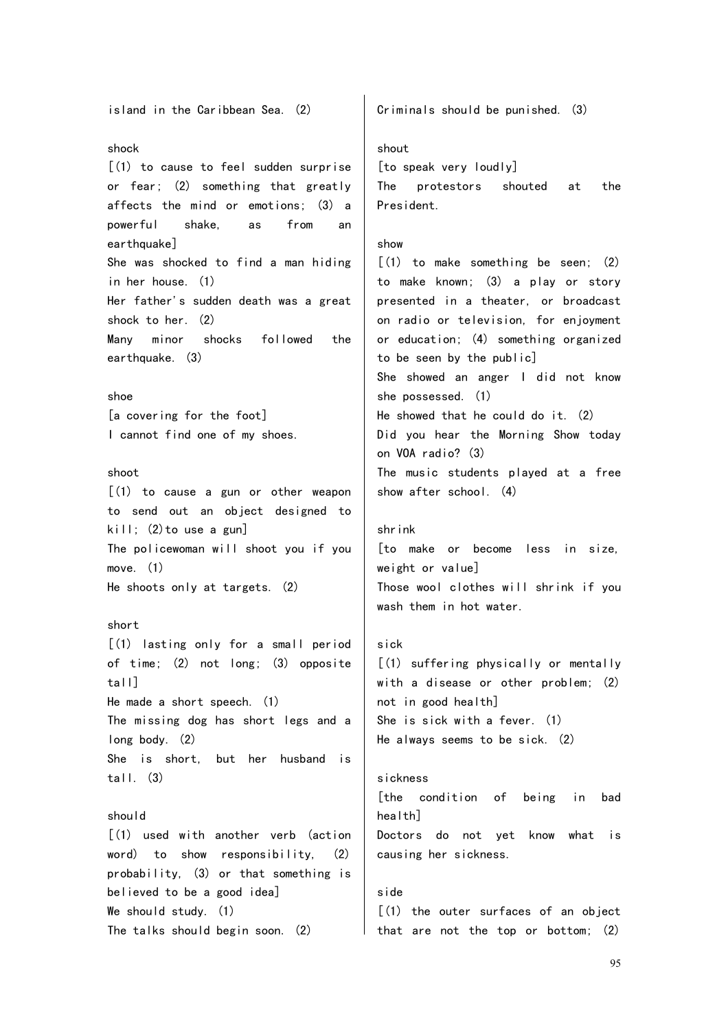island in the Caribbean Sea. (2)

shock
[(1) to cause to feel sudden surprise or fear; (2) something that greatly affects the mind or emotions; (3) a powerful shake, as from an earthquake]
She was shocked to find a man hiding in her house. (1)
Her father's sudden death was a great shock to her. (2)
Many minor shocks followed the earthquake. (3)

shoe
[a covering for the foot]
I cannot find one of my shoes.

shoot
[(1) to cause a gun or other weapon to send out an object designed to kill; (2)to use a gun]
The policewoman will shoot you if you move. (1)
He shoots only at targets. (2)

short
[(1) lasting only for a small period of time; (2) not long; (3) opposite tall]
He made a short speech. (1)
The missing dog has short legs and a long body. (2)
She is short, but her husband is tall. (3)

should
[(1) used with another verb (action word) to show responsibility, (2) probability, (3) or that something is believed to be a good idea]
We should study. (1)
The talks should begin soon. (2)
Criminals should be punished. (3)

shout
[to speak very loudly]
The protestors shouted at the President.

show
[(1) to make something be seen; (2) to make known; (3) a play or story presented in a theater, or broadcast on radio or television, for enjoyment or education; (4) something organized to be seen by the public]
She showed an anger I did not know she possessed. (1)
He showed that he could do it. (2)
Did you hear the Morning Show today on VOA radio? (3)
The music students played at a free show after school. (4)

shrink
[to make or become less in size, weight or value]
Those wool clothes will shrink if you wash them in hot water.

sick
[(1) suffering physically or mentally with a disease or other problem; (2) not in good health]
She is sick with a fever. (1)
He always seems to be sick. (2)

sickness
[the condition of being in bad health]
Doctors do not yet know what is causing her sickness.

side
[(1) the outer surfaces of an object that are not the top or bottom; (2)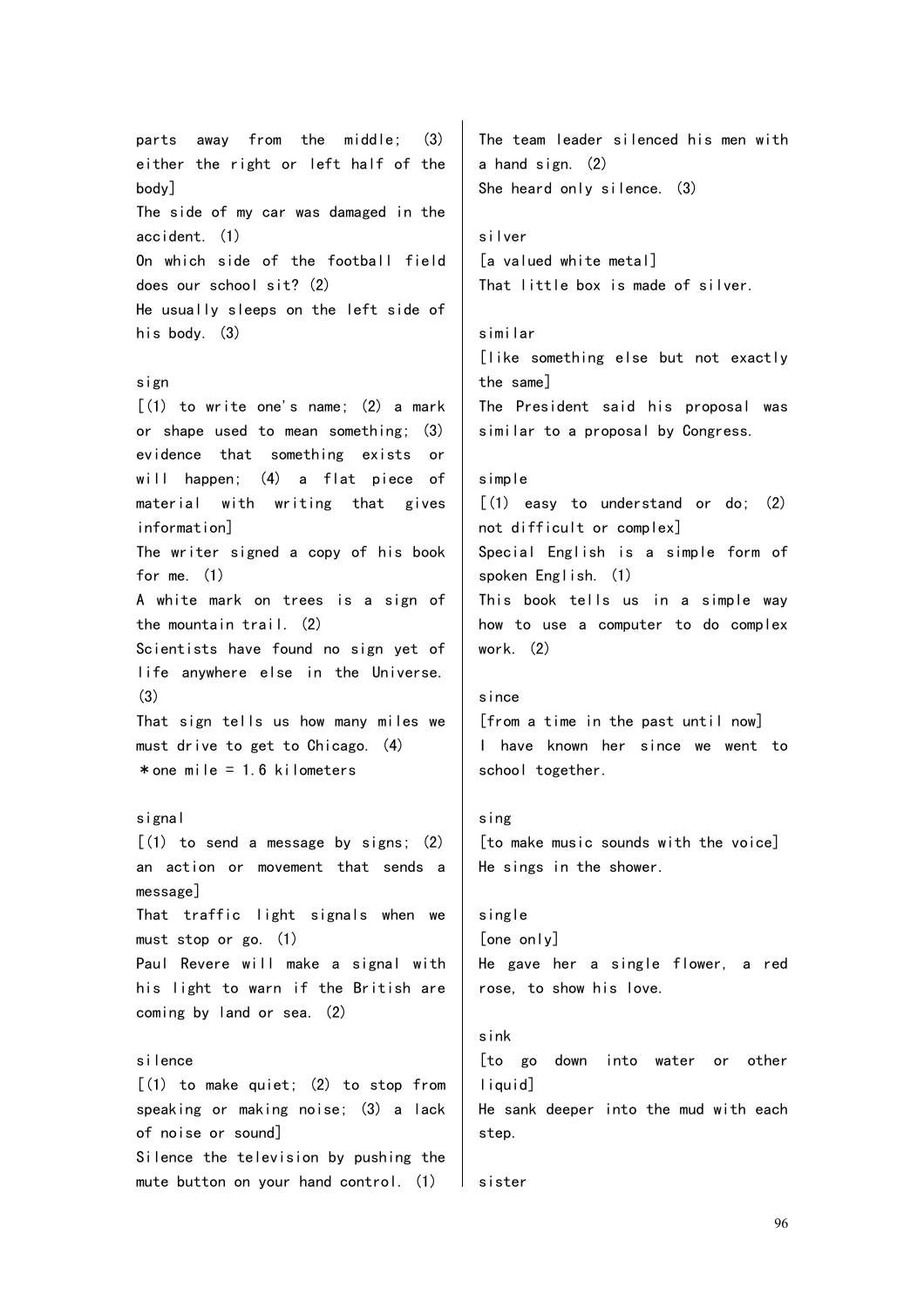parts away from the middle; (3) either the right or left half of the body]
The side of my car was damaged in the accident. (1)
On which side of the football field does our school sit? (2)
He usually sleeps on the left side of his body. (3)

sign
[(1) to write one's name; (2) a mark or shape used to mean something; (3) evidence that something exists or will happen; (4) a flat piece of material with writing that gives information]
The writer signed a copy of his book for me. (1)
A white mark on trees is a sign of the mountain trail. (2)
Scientists have found no sign yet of life anywhere else in the Universe. (3)
That sign tells us how many miles we must drive to get to Chicago. (4)
*one mile = 1.6 kilometers

signal
[(1) to send a message by signs; (2) an action or movement that sends a message]
That traffic light signals when we must stop or go. (1)
Paul Revere will make a signal with his light to warn if the British are coming by land or sea. (2)

silence
[(1) to make quiet; (2) to stop from speaking or making noise; (3) a lack of noise or sound]
Silence the television by pushing the mute button on your hand control. (1)
The team leader silenced his men with a hand sign. (2)
She heard only silence. (3)

silver
[a valued white metal]
That little box is made of silver.

similar
[like something else but not exactly the same]
The President said his proposal was similar to a proposal by Congress.

simple
[(1) easy to understand or do; (2) not difficult or complex]
Special English is a simple form of spoken English. (1)
This book tells us in a simple way how to use a computer to do complex work. (2)

since
[from a time in the past until now]
I have known her since we went to school together.

sing
[to make music sounds with the voice]
He sings in the shower.

single
[one only]
He gave her a single flower, a red rose, to show his love.

sink
[to go down into water or other liquid]
He sank deeper into the mud with each step.

sister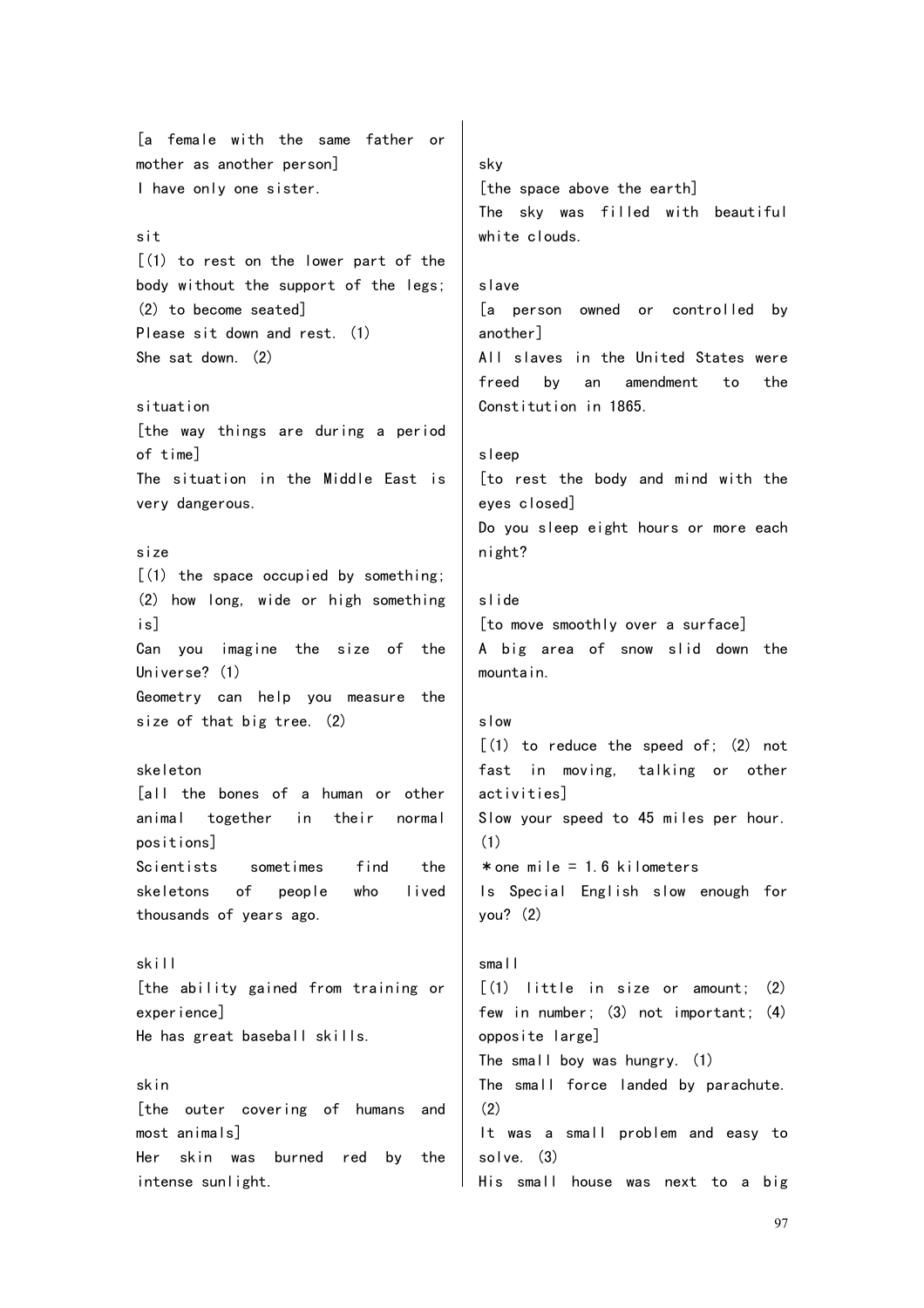[a female with the same father or mother as another person]
I have only one sister.

sit
[(1) to rest on the lower part of the body without the support of the legs; (2) to become seated]
Please sit down and rest. (1)
She sat down. (2)

situation
[the way things are during a period of time]
The situation in the Middle East is very dangerous.

size
[(1) the space occupied by something; (2) how long, wide or high something is]
Can you imagine the size of the Universe? (1)
Geometry can help you measure the size of that big tree. (2)

skeleton
[all the bones of a human or other animal together in their normal positions]
Scientists sometimes find the skeletons of people who lived thousands of years ago.

skill
[the ability gained from training or experience]
He has great baseball skills.

skin
[the outer covering of humans and most animals]
Her skin was burned red by the intense sunlight.

sky
[the space above the earth]
The sky was filled with beautiful white clouds.

slave
[a person owned or controlled by another]
All slaves in the United States were freed by an amendment to the Constitution in 1865.

sleep
[to rest the body and mind with the eyes closed]
Do you sleep eight hours or more each night?

slide
[to move smoothly over a surface]
A big area of snow slid down the mountain.

slow
[(1) to reduce the speed of; (2) not fast in moving, talking or other activities]
Slow your speed to 45 miles per hour. (1)
＊one mile = 1.6 kilometers
Is Special English slow enough for you? (2)

small
[(1) little in size or amount; (2) few in number; (3) not important; (4) opposite large]
The small boy was hungry. (1)
The small force landed by parachute. (2)
It was a small problem and easy to solve. (3)
His small house was next to a big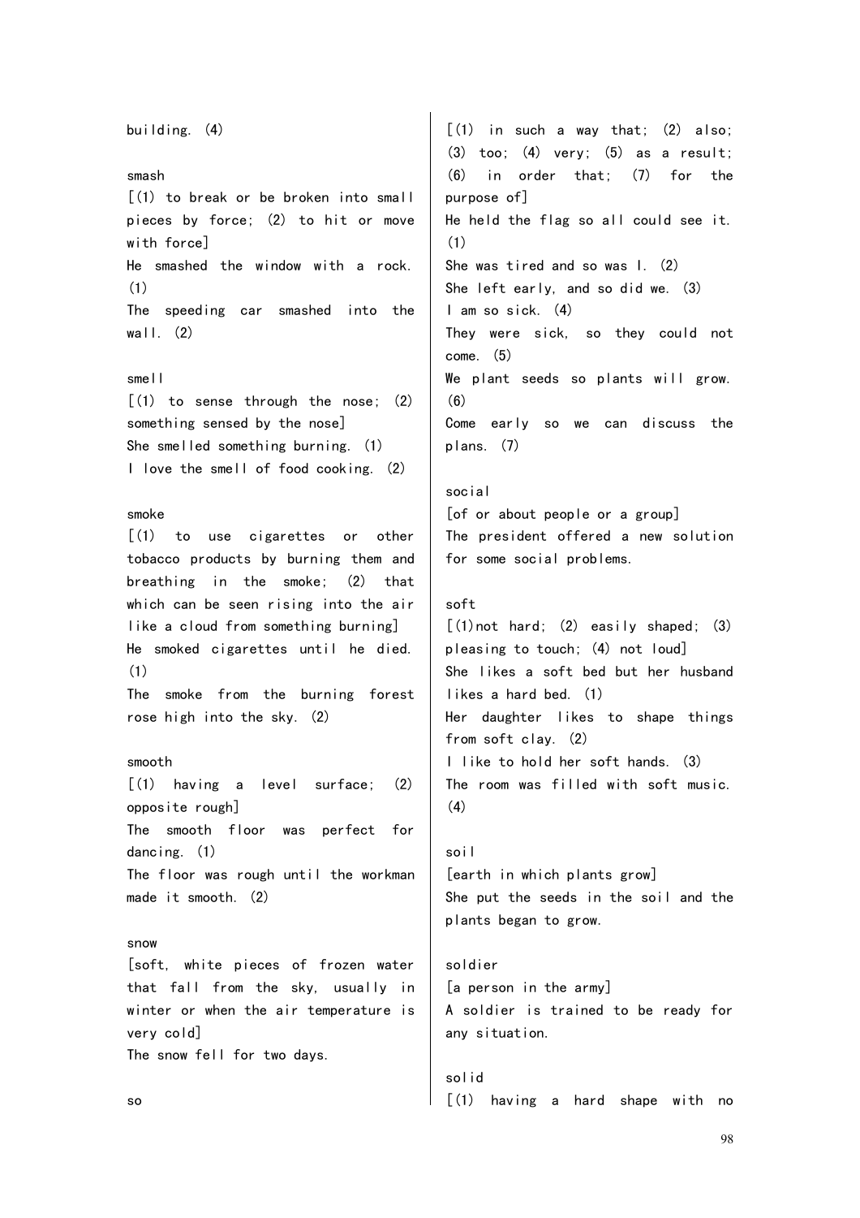building. (4)

smash

[(1) to break or be broken into small pieces by force; (2) to hit or move with force]

He smashed the window with a rock. (1)

The speeding car smashed into the wall. (2)

smell

[(1) to sense through the nose; (2) something sensed by the nose]

She smelled something burning. (1)

I love the smell of food cooking. (2)

smoke

[(1) to use cigarettes or other tobacco products by burning them and breathing in the smoke; (2) that which can be seen rising into the air like a cloud from something burning]

He smoked cigarettes until he died. (1)

The smoke from the burning forest rose high into the sky. (2)

smooth

[(1) having a level surface; (2) opposite rough]

The smooth floor was perfect for dancing. (1)

The floor was rough until the workman made it smooth. (2)

snow

[soft, white pieces of frozen water that fall from the sky, usually in winter or when the air temperature is very cold]

The snow fell for two days.

so

[(1) in such a way that; (2) also; (3) too; (4) very; (5) as a result; (6) in order that; (7) for the purpose of]

He held the flag so all could see it. (1)

She was tired and so was I. (2)

She left early, and so did we. (3)

I am so sick. (4)

They were sick, so they could not come. (5)

We plant seeds so plants will grow. (6)

Come early so we can discuss the plans. (7)

social

[of or about people or a group]

The president offered a new solution for some social problems.

soft

[(1)not hard; (2) easily shaped; (3) pleasing to touch; (4) not loud]

She likes a soft bed but her husband likes a hard bed. (1)

Her daughter likes to shape things from soft clay. (2)

I like to hold her soft hands. (3)

The room was filled with soft music. (4)

soil

[earth in which plants grow]

She put the seeds in the soil and the plants began to grow.

soldier

[a person in the army]

A soldier is trained to be ready for any situation.

solid

[(1) having a hard shape with no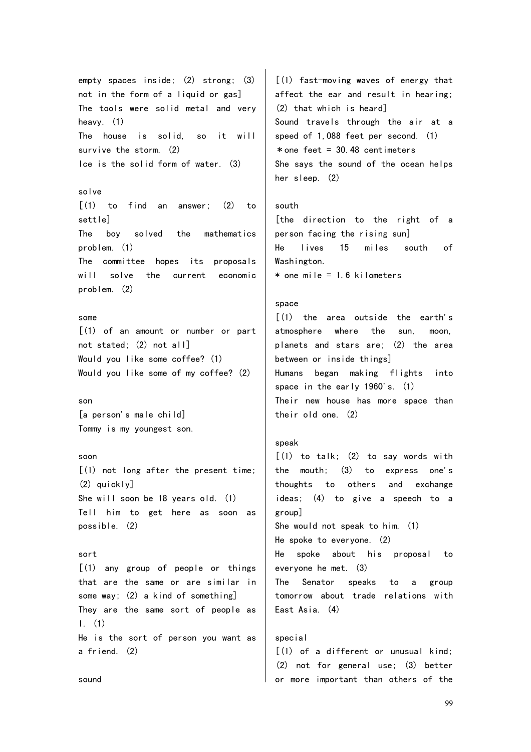empty spaces inside; (2) strong; (3) not in the form of a liquid or gas]
The tools were solid metal and very heavy. (1)
The house is solid, so it will survive the storm. (2)
Ice is the solid form of water. (3)

solve
[(1) to find an answer; (2) to settle]
The boy solved the mathematics problem. (1)
The committee hopes its proposals will solve the current economic problem. (2)

some
[(1) of an amount or number or part not stated; (2) not all]
Would you like some coffee? (1)
Would you like some of my coffee? (2)

son
[a person's male child]
Tommy is my youngest son.

soon
[(1) not long after the present time; (2) quickly]
She will soon be 18 years old. (1)
Tell him to get here as soon as possible. (2)

sort
[(1) any group of people or things that are the same or are similar in some way; (2) a kind of something]
They are the same sort of people as I. (1)
He is the sort of person you want as a friend. (2)

sound
[(1) fast-moving waves of energy that affect the ear and result in hearing; (2) that which is heard]
Sound travels through the air at a speed of 1,088 feet per second. (1)
＊one feet = 30.48 centimeters
She says the sound of the ocean helps her sleep. (2)

south
[the direction to the right of a person facing the rising sun]
He lives 15 miles south of Washington.
* one mile = 1.6 kilometers

space
[(1) the area outside the earth's atmosphere where the sun, moon, planets and stars are; (2) the area between or inside things]
Humans began making flights into space in the early 1960's. (1)
Their new house has more space than their old one. (2)

speak
[(1) to talk; (2) to say words with the mouth; (3) to express one's thoughts to others and exchange ideas; (4) to give a speech to a group]
She would not speak to him. (1)
He spoke to everyone. (2)
He spoke about his proposal to everyone he met. (3)
The Senator speaks to a group tomorrow about trade relations with East Asia. (4)

special
[(1) of a different or unusual kind; (2) not for general use; (3) better or more important than others of the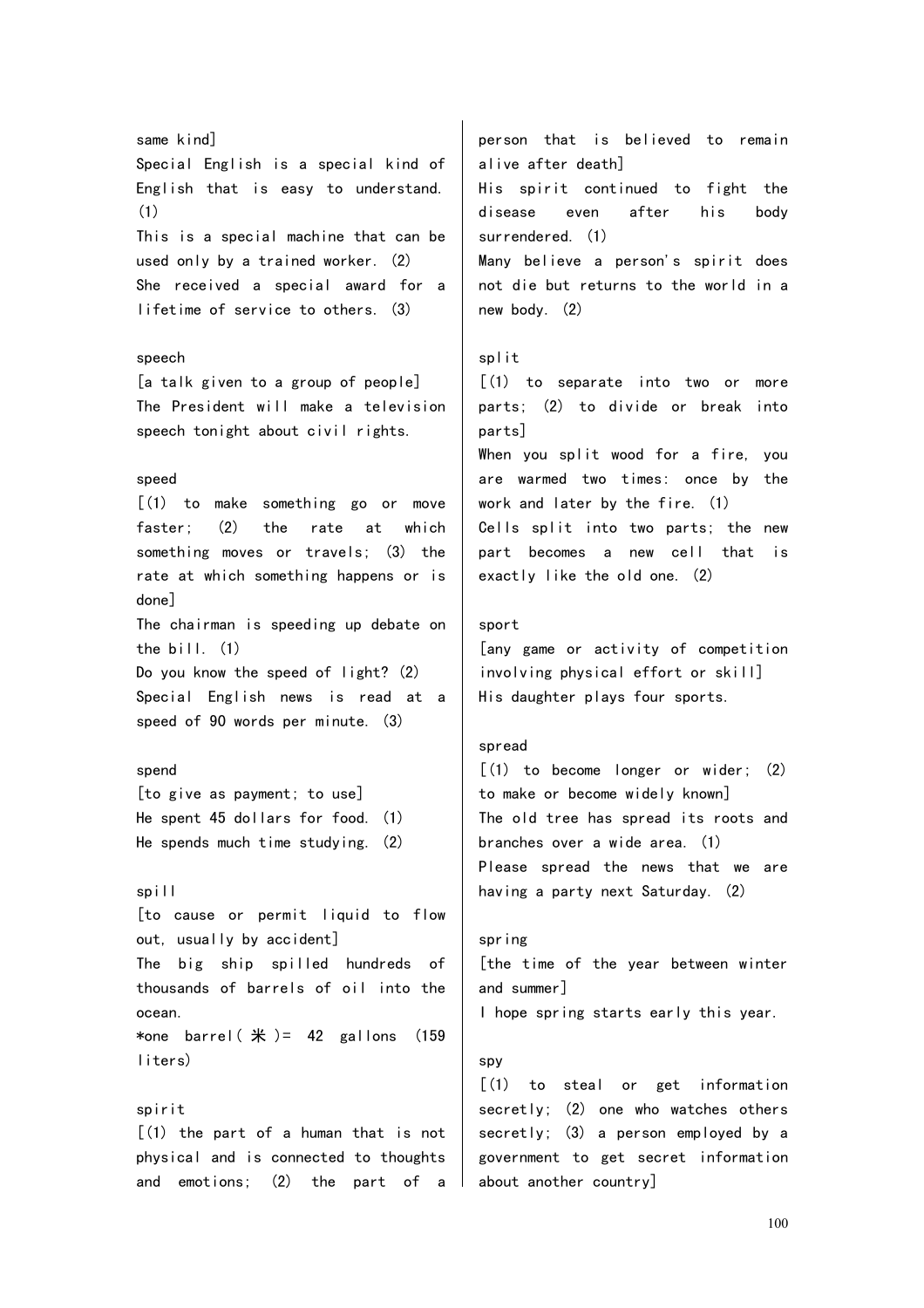same kind]

Special English is a special kind of English that is easy to understand. (1)

This is a special machine that can be used only by a trained worker. (2)

She received a special award for a lifetime of service to others. (3)

speech

[a talk given to a group of people]

The President will make a television speech tonight about civil rights.

speed

[(1) to make something go or move faster; (2) the rate at which something moves or travels; (3) the rate at which something happens or is done]

The chairman is speeding up debate on the bill. (1)

Do you know the speed of light? (2)

Special English news is read at a speed of 90 words per minute. (3)

spend

[to give as payment; to use]

He spent 45 dollars for food. (1)

He spends much time studying. (2)

spill

[to cause or permit liquid to flow out, usually by accident]

The big ship spilled hundreds of thousands of barrels of oil into the ocean.

*one barrel(米)= 42 gallons (159 liters)

spirit

[(1) the part of a human that is not physical and is connected to thoughts and emotions; (2) the part of a person that is believed to remain alive after death]

His spirit continued to fight the disease even after his body surrendered. (1)

Many believe a person's spirit does not die but returns to the world in a new body. (2)

split

[(1) to separate into two or more parts; (2) to divide or break into parts]

When you split wood for a fire, you are warmed two times: once by the work and later by the fire. (1)

Cells split into two parts; the new part becomes a new cell that is exactly like the old one. (2)

sport

[any game or activity of competition involving physical effort or skill]

His daughter plays four sports.

spread

[(1) to become longer or wider; (2) to make or become widely known]

The old tree has spread its roots and branches over a wide area. (1)

Please spread the news that we are having a party next Saturday. (2)

spring

[the time of the year between winter and summer]

I hope spring starts early this year.

spy

[(1) to steal or get information secretly; (2) one who watches others secretly; (3) a person employed by a government to get secret information about another country]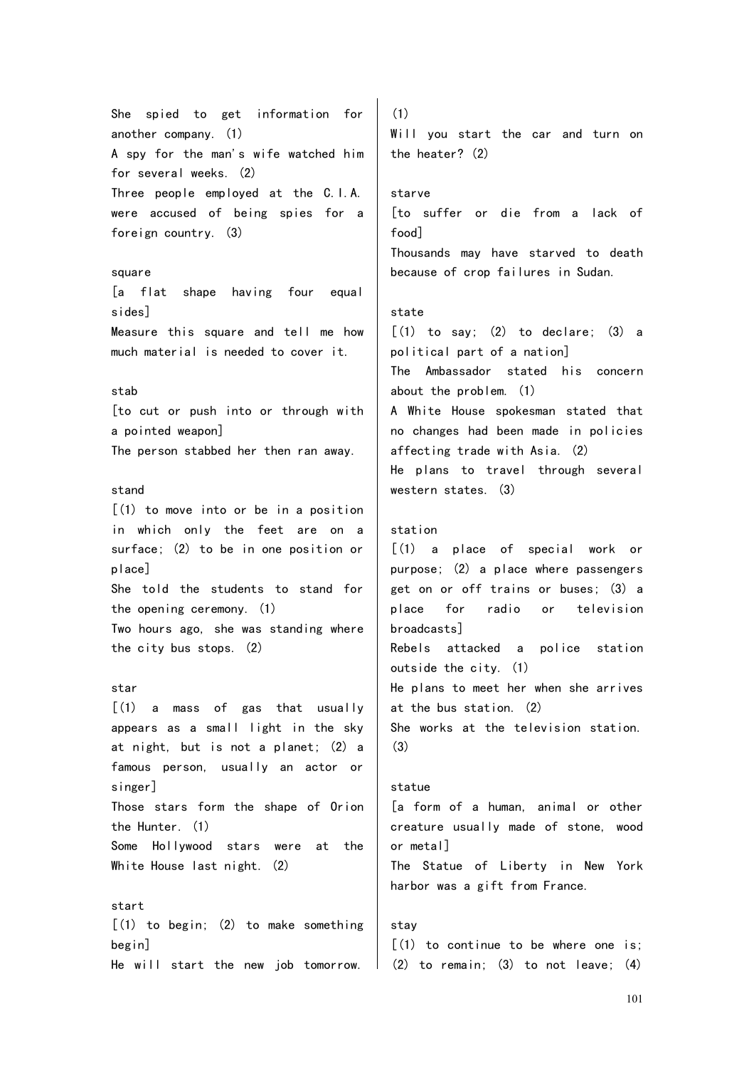She spied to get information for another company. (1)
A spy for the man's wife watched him for several weeks. (2)
Three people employed at the C.I.A. were accused of being spies for a foreign country. (3)

square
[a flat shape having four equal sides]
Measure this square and tell me how much material is needed to cover it.

stab
[to cut or push into or through with a pointed weapon]
The person stabbed her then ran away.

stand
[(1) to move into or be in a position in which only the feet are on a surface; (2) to be in one position or place]
She told the students to stand for the opening ceremony. (1)
Two hours ago, she was standing where the city bus stops. (2)

star
[(1) a mass of gas that usually appears as a small light in the sky at night, but is not a planet; (2) a famous person, usually an actor or singer]
Those stars form the shape of Orion the Hunter. (1)
Some Hollywood stars were at the White House last night. (2)

start
[(1) to begin; (2) to make something begin]
He will start the new job tomorrow. (1)
Will you start the car and turn on the heater? (2)

starve
[to suffer or die from a lack of food]
Thousands may have starved to death because of crop failures in Sudan.

state
[(1) to say; (2) to declare; (3) a political part of a nation]
The Ambassador stated his concern about the problem. (1)
A White House spokesman stated that no changes had been made in policies affecting trade with Asia. (2)
He plans to travel through several western states. (3)

station
[(1) a place of special work or purpose; (2) a place where passengers get on or off trains or buses; (3) a place for radio or television broadcasts]
Rebels attacked a police station outside the city. (1)
He plans to meet her when she arrives at the bus station. (2)
She works at the television station. (3)

statue
[a form of a human, animal or other creature usually made of stone, wood or metal]
The Statue of Liberty in New York harbor was a gift from France.

stay
[(1) to continue to be where one is; (2) to remain; (3) to not leave; (4)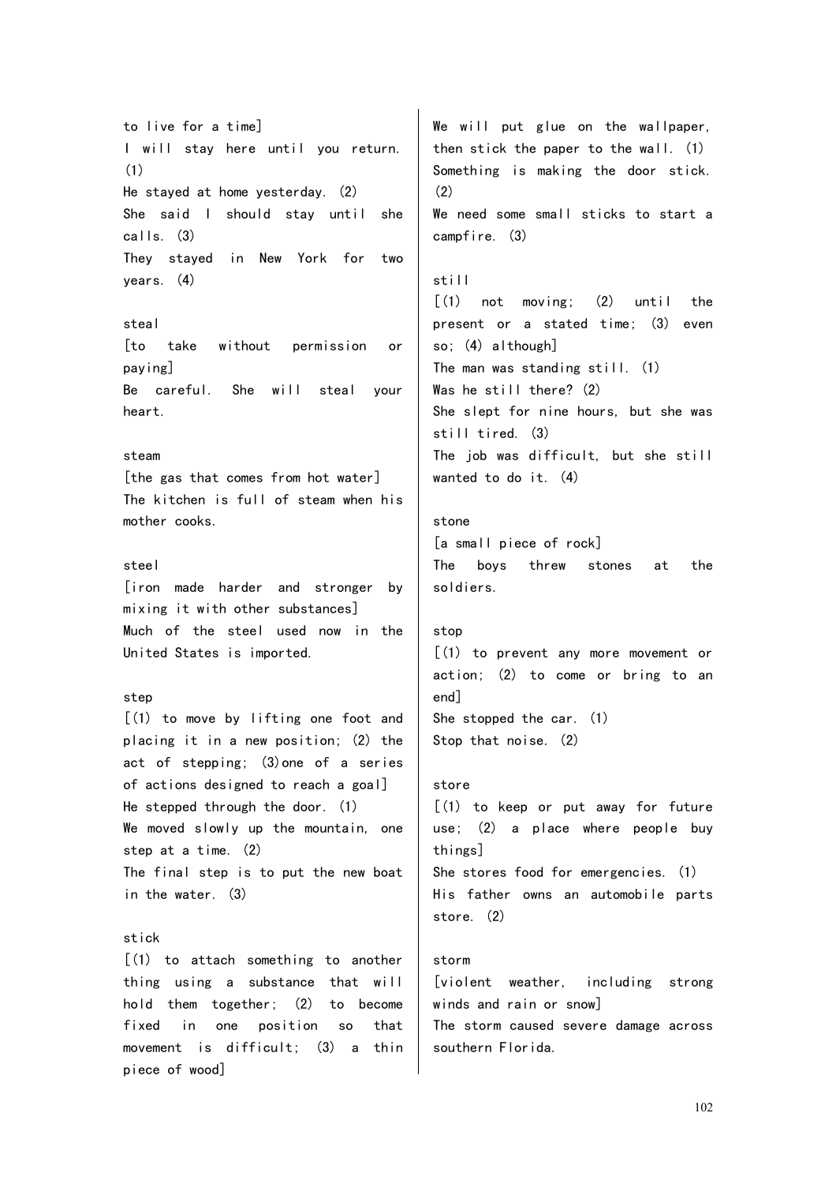to live for a time]

I will stay here until you return. (1)

He stayed at home yesterday. (2)

She said I should stay until she calls. (3)

They stayed in New York for two years. (4)

steal

[to take without permission or paying]

Be careful. She will steal your heart.

steam

[the gas that comes from hot water]

The kitchen is full of steam when his mother cooks.

steel

[iron made harder and stronger by mixing it with other substances]

Much of the steel used now in the United States is imported.

step

[(1) to move by lifting one foot and placing it in a new position; (2) the act of stepping; (3)one of a series of actions designed to reach a goal]

He stepped through the door. (1)

We moved slowly up the mountain, one step at a time. (2)

The final step is to put the new boat in the water. (3)

stick

[(1) to attach something to another thing using a substance that will hold them together; (2) to become fixed in one position so that movement is difficult; (3) a thin piece of wood]

We will put glue on the wallpaper, then stick the paper to the wall. (1)

Something is making the door stick. (2)

We need some small sticks to start a campfire. (3)

still

[(1) not moving; (2) until the present or a stated time; (3) even so; (4) although]

The man was standing still. (1)

Was he still there? (2)

She slept for nine hours, but she was still tired. (3)

The job was difficult, but she still wanted to do it. (4)

stone

[a small piece of rock]

The boys threw stones at the soldiers.

stop

[(1) to prevent any more movement or action; (2) to come or bring to an end]

She stopped the car. (1)

Stop that noise. (2)

store

[(1) to keep or put away for future use; (2) a place where people buy things]

She stores food for emergencies. (1)

His father owns an automobile parts store. (2)

storm

[violent weather, including strong winds and rain or snow]

The storm caused severe damage across southern Florida.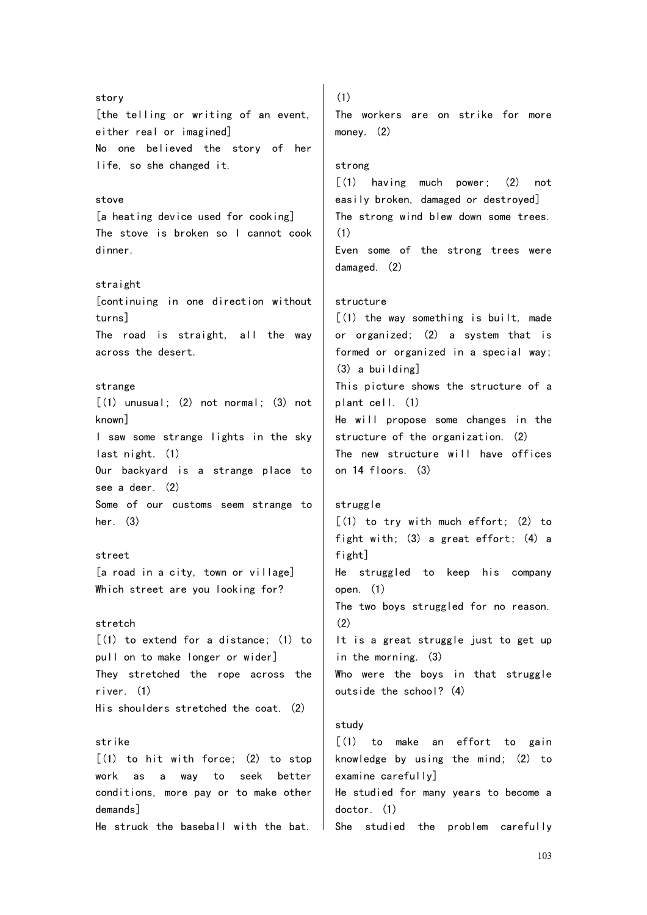story

[the telling or writing of an event, either real or imagined]

No one believed the story of her life, so she changed it.

stove

[a heating device used for cooking]

The stove is broken so I cannot cook dinner.

straight

[continuing in one direction without turns]

The road is straight, all the way across the desert.

strange

[(1) unusual; (2) not normal; (3) not known]

I saw some strange lights in the sky last night. (1)

Our backyard is a strange place to see a deer. (2)

Some of our customs seem strange to her. (3)

street

[a road in a city, town or village]

Which street are you looking for?

stretch

[(1) to extend for a distance; (1) to pull on to make longer or wider]

They stretched the rope across the river. (1)

His shoulders stretched the coat. (2)

strike

[(1) to hit with force; (2) to stop work as a way to seek better conditions, more pay or to make other demands]

He struck the baseball with the bat. (1)

The workers are on strike for more money. (2)

strong

[(1) having much power; (2) not easily broken, damaged or destroyed]

The strong wind blew down some trees. (1)

Even some of the strong trees were damaged. (2)

structure

[(1) the way something is built, made or organized; (2) a system that is formed or organized in a special way; (3) a building]

This picture shows the structure of a plant cell. (1)

He will propose some changes in the structure of the organization. (2)

The new structure will have offices on 14 floors. (3)

struggle

[(1) to try with much effort; (2) to fight with; (3) a great effort; (4) a fight]

He struggled to keep his company open. (1)

The two boys struggled for no reason. (2)

It is a great struggle just to get up in the morning. (3)

Who were the boys in that struggle outside the school? (4)

study

[(1) to make an effort to gain knowledge by using the mind; (2) to examine carefully]

He studied for many years to become a doctor. (1)

She studied the problem carefully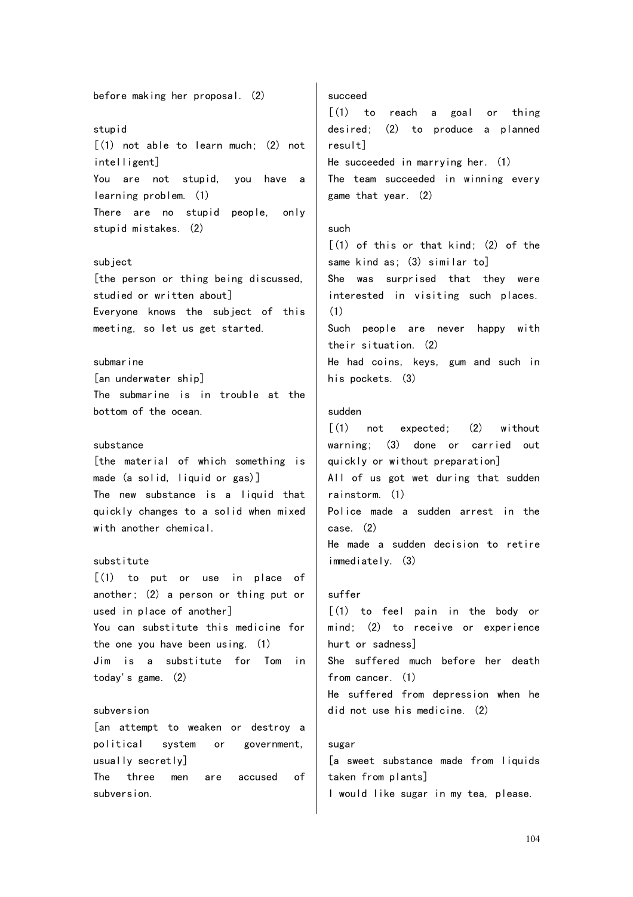before making her proposal. (2)

stupid
[(1) not able to learn much; (2) not intelligent]
You are not stupid, you have a learning problem. (1)
There are no stupid people, only stupid mistakes. (2)

subject
[the person or thing being discussed, studied or written about]
Everyone knows the subject of this meeting, so let us get started.

submarine
[an underwater ship]
The submarine is in trouble at the bottom of the ocean.

substance
[the material of which something is made (a solid, liquid or gas)]
The new substance is a liquid that quickly changes to a solid when mixed with another chemical.

substitute
[(1) to put or use in place of another; (2) a person or thing put or used in place of another]
You can substitute this medicine for the one you have been using. (1)
Jim is a substitute for Tom in today's game. (2)

subversion
[an attempt to weaken or destroy a political system or government, usually secretly]
The three men are accused of subversion.

succeed
[(1) to reach a goal or thing desired; (2) to produce a planned result]
He succeeded in marrying her. (1)
The team succeeded in winning every game that year. (2)

such
[(1) of this or that kind; (2) of the same kind as; (3) similar to]
She was surprised that they were interested in visiting such places. (1)
Such people are never happy with their situation. (2)
He had coins, keys, gum and such in his pockets. (3)

sudden
[(1) not expected; (2) without warning; (3) done or carried out quickly or without preparation]
All of us got wet during that sudden rainstorm. (1)
Police made a sudden arrest in the case. (2)
He made a sudden decision to retire immediately. (3)

suffer
[(1) to feel pain in the body or mind; (2) to receive or experience hurt or sadness]
She suffered much before her death from cancer. (1)
He suffered from depression when he did not use his medicine. (2)

sugar
[a sweet substance made from liquids taken from plants]
I would like sugar in my tea, please.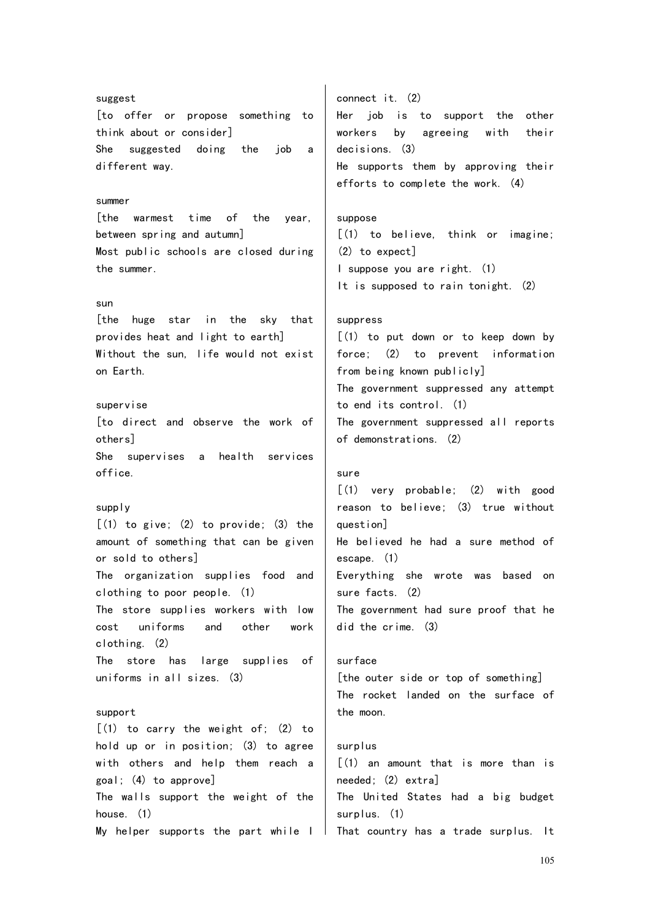suggest
[to offer or propose something to think about or consider]
She suggested doing the job a different way.

summer
[the warmest time of the year, between spring and autumn]
Most public schools are closed during the summer.

sun
[the huge star in the sky that provides heat and light to earth]
Without the sun, life would not exist on Earth.

supervise
[to direct and observe the work of others]
She supervises a health services office.

supply
[(1) to give; (2) to provide; (3) the amount of something that can be given or sold to others]
The organization supplies food and clothing to poor people. (1)
The store supplies workers with low cost uniforms and other work clothing. (2)
The store has large supplies of uniforms in all sizes. (3)

support
[(1) to carry the weight of; (2) to hold up or in position; (3) to agree with others and help them reach a goal; (4) to approve]
The walls support the weight of the house. (1)
My helper supports the part while I connect it. (2)
Her job is to support the other workers by agreeing with their decisions. (3)
He supports them by approving their efforts to complete the work. (4)

suppose
[(1) to believe, think or imagine; (2) to expect]
I suppose you are right. (1)
It is supposed to rain tonight. (2)

suppress
[(1) to put down or to keep down by force; (2) to prevent information from being known publicly]
The government suppressed any attempt to end its control. (1)
The government suppressed all reports of demonstrations. (2)

sure
[(1) very probable; (2) with good reason to believe; (3) true without question]
He believed he had a sure method of escape. (1)
Everything she wrote was based on sure facts. (2)
The government had sure proof that he did the crime. (3)

surface
[the outer side or top of something]
The rocket landed on the surface of the moon.

surplus
[(1) an amount that is more than is needed; (2) extra]
The United States had a big budget surplus. (1)
That country has a trade surplus. It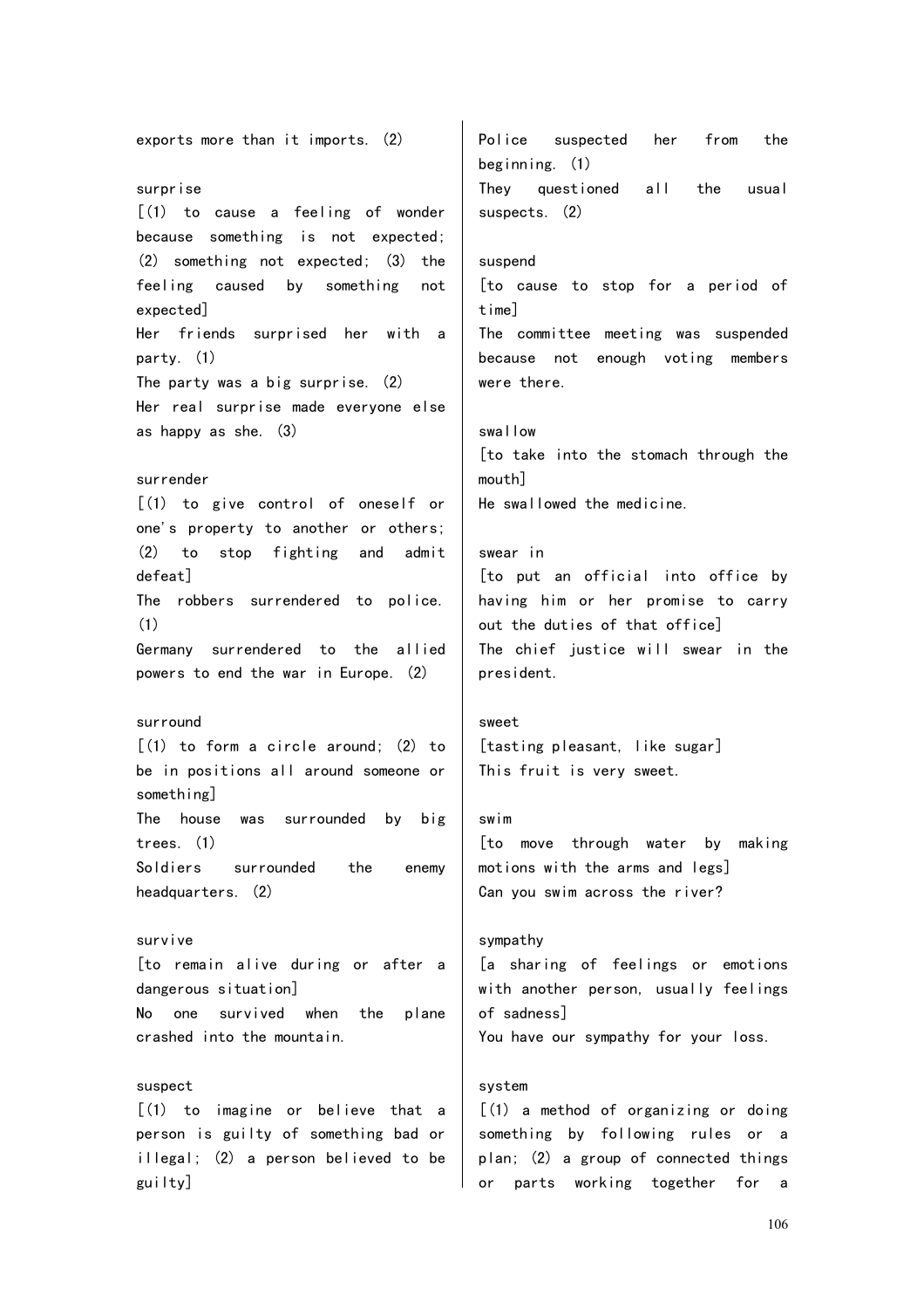exports more than it imports. (2)

surprise
[(1) to cause a feeling of wonder because something is not expected; (2) something not expected; (3) the feeling caused by something not expected]
Her friends surprised her with a party. (1)
The party was a big surprise. (2)
Her real surprise made everyone else as happy as she. (3)

surrender
[(1) to give control of oneself or one's property to another or others; (2) to stop fighting and admit defeat]
The robbers surrendered to police. (1)
Germany surrendered to the allied powers to end the war in Europe. (2)

surround
[(1) to form a circle around; (2) to be in positions all around someone or something]
The house was surrounded by big trees. (1)
Soldiers surrounded the enemy headquarters. (2)

survive
[to remain alive during or after a dangerous situation]
No one survived when the plane crashed into the mountain.

suspect
[(1) to imagine or believe that a person is guilty of something bad or illegal; (2) a person believed to be guilty]
Police suspected her from the beginning. (1)
They questioned all the usual suspects. (2)

suspend
[to cause to stop for a period of time]
The committee meeting was suspended because not enough voting members were there.

swallow
[to take into the stomach through the mouth]
He swallowed the medicine.

swear in
[to put an official into office by having him or her promise to carry out the duties of that office]
The chief justice will swear in the president.

sweet
[tasting pleasant, like sugar]
This fruit is very sweet.

swim
[to move through water by making motions with the arms and legs]
Can you swim across the river?

sympathy
[a sharing of feelings or emotions with another person, usually feelings of sadness]
You have our sympathy for your loss.

system
[(1) a method of organizing or doing something by following rules or a plan; (2) a group of connected things or parts working together for a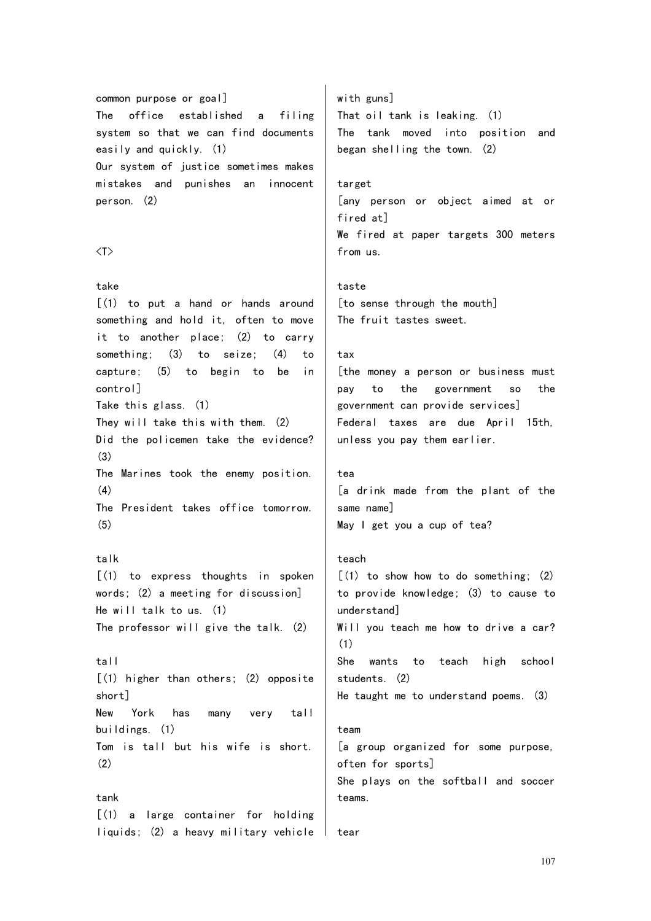common purpose or goal]
The office established a filing system so that we can find documents easily and quickly. (1)
Our system of justice sometimes makes mistakes and punishes an innocent person. (2)

<T>

take
[(1) to put a hand or hands around something and hold it, often to move it to another place; (2) to carry something; (3) to seize; (4) to capture; (5) to begin to be in control]
Take this glass. (1)
They will take this with them. (2)
Did the policemen take the evidence? (3)
The Marines took the enemy position. (4)
The President takes office tomorrow. (5)

talk
[(1) to express thoughts in spoken words; (2) a meeting for discussion]
He will talk to us. (1)
The professor will give the talk. (2)

tall
[(1) higher than others; (2) opposite short]
New York has many very tall buildings. (1)
Tom is tall but his wife is short. (2)

tank
[(1) a large container for holding liquids; (2) a heavy military vehicle with guns]
That oil tank is leaking. (1)
The tank moved into position and began shelling the town. (2)

target
[any person or object aimed at or fired at]
We fired at paper targets 300 meters from us.

taste
[to sense through the mouth]
The fruit tastes sweet.

tax
[the money a person or business must pay to the government so the government can provide services]
Federal taxes are due April 15th, unless you pay them earlier.

tea
[a drink made from the plant of the same name]
May I get you a cup of tea?

teach
[(1) to show how to do something; (2) to provide knowledge; (3) to cause to understand]
Will you teach me how to drive a car? (1)
She wants to teach high school students. (2)
He taught me to understand poems. (3)

team
[a group organized for some purpose, often for sports]
She plays on the softball and soccer teams.

tear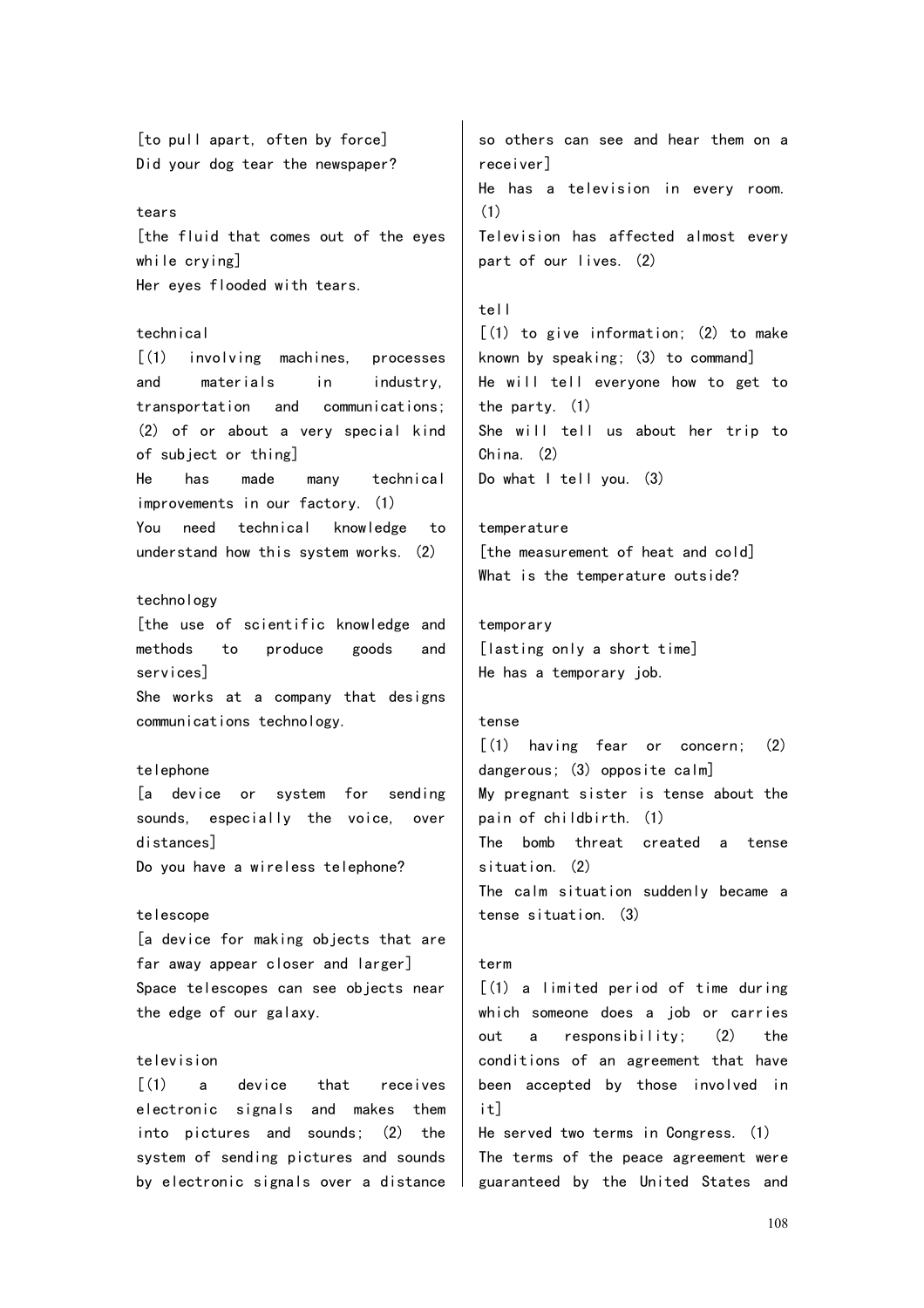[to pull apart, often by force]
Did your dog tear the newspaper?

tears
[the fluid that comes out of the eyes while crying]
Her eyes flooded with tears.

technical
[(1) involving machines, processes and materials in industry, transportation and communications; (2) of or about a very special kind of subject or thing]
He has made many technical improvements in our factory. (1)
You need technical knowledge to understand how this system works. (2)

technology
[the use of scientific knowledge and methods to produce goods and services]
She works at a company that designs communications technology.

telephone
[a device or system for sending sounds, especially the voice, over distances]
Do you have a wireless telephone?

telescope
[a device for making objects that are far away appear closer and larger]
Space telescopes can see objects near the edge of our galaxy.

television
[(1) a device that receives electronic signals and makes them into pictures and sounds; (2) the system of sending pictures and sounds by electronic signals over a distance so others can see and hear them on a receiver]
He has a television in every room. (1)
Television has affected almost every part of our lives. (2)

tell
[(1) to give information; (2) to make known by speaking; (3) to command]
He will tell everyone how to get to the party. (1)
She will tell us about her trip to China. (2)
Do what I tell you. (3)

temperature
[the measurement of heat and cold]
What is the temperature outside?

temporary
[lasting only a short time]
He has a temporary job.

tense
[(1) having fear or concern; (2) dangerous; (3) opposite calm]
My pregnant sister is tense about the pain of childbirth. (1)
The bomb threat created a tense situation. (2)
The calm situation suddenly became a tense situation. (3)

term
[(1) a limited period of time during which someone does a job or carries out a responsibility; (2) the conditions of an agreement that have been accepted by those involved in it]
He served two terms in Congress. (1)
The terms of the peace agreement were guaranteed by the United States and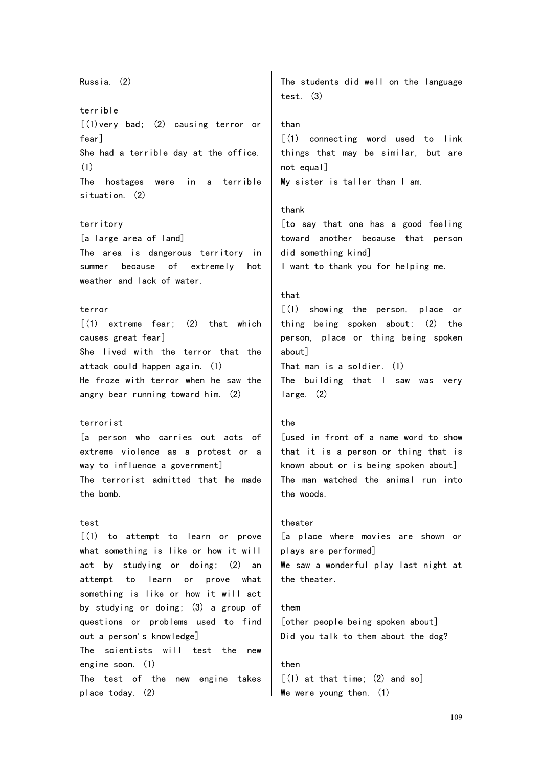Russia. (2)

terrible
[(1)very bad; (2) causing terror or fear]
She had a terrible day at the office. (1)
The hostages were in a terrible situation. (2)

territory
[a large area of land]
The area is dangerous territory in summer because of extremely hot weather and lack of water.

terror
[(1) extreme fear; (2) that which causes great fear]
She lived with the terror that the attack could happen again. (1)
He froze with terror when he saw the angry bear running toward him. (2)

terrorist
[a person who carries out acts of extreme violence as a protest or a way to influence a government]
The terrorist admitted that he made the bomb.

test
[(1) to attempt to learn or prove what something is like or how it will act by studying or doing; (2) an attempt to learn or prove what something is like or how it will act by studying or doing; (3) a group of questions or problems used to find out a person's knowledge]
The scientists will test the new engine soon. (1)
The test of the new engine takes place today. (2)
The students did well on the language test. (3)

than
[(1) connecting word used to link things that may be similar, but are not equal]
My sister is taller than I am.

thank
[to say that one has a good feeling toward another because that person did something kind]
I want to thank you for helping me.

that
[(1) showing the person, place or thing being spoken about; (2) the person, place or thing being spoken about]
That man is a soldier. (1)
The building that I saw was very large. (2)

the
[used in front of a name word to show that it is a person or thing that is known about or is being spoken about]
The man watched the animal run into the woods.

theater
[a place where movies are shown or plays are performed]
We saw a wonderful play last night at the theater.

them
[other people being spoken about]
Did you talk to them about the dog?

then
[(1) at that time; (2) and so]
We were young then. (1)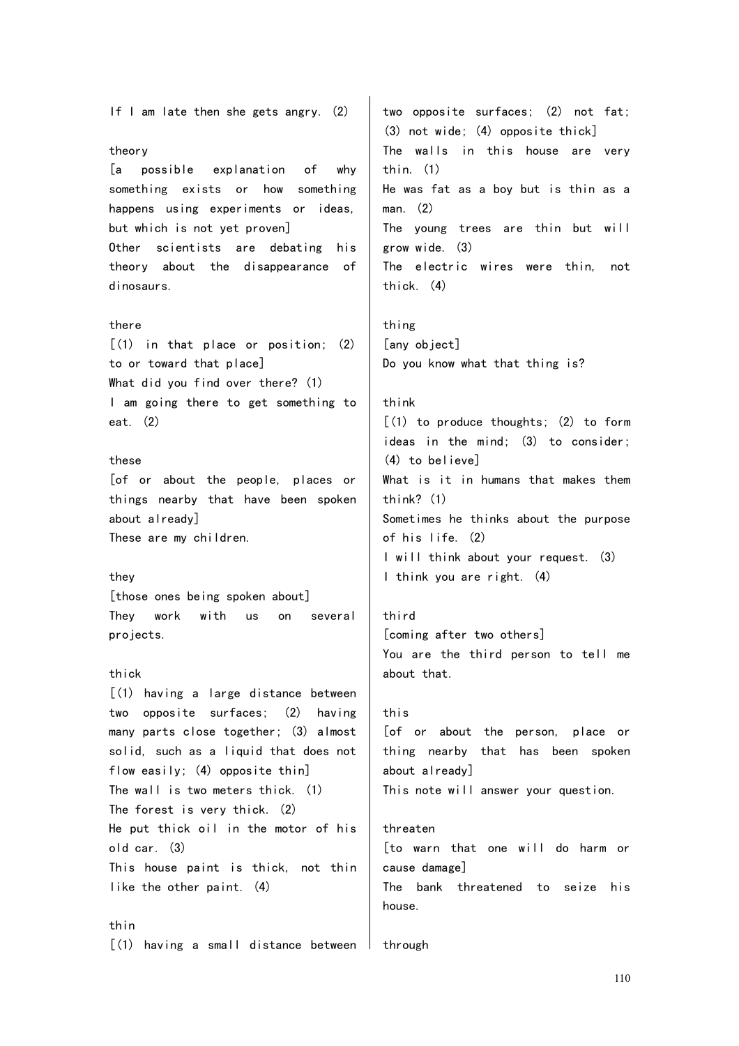If I am late then she gets angry. (2)

theory
[a possible explanation of why something exists or how something happens using experiments or ideas, but which is not yet proven]
Other scientists are debating his theory about the disappearance of dinosaurs.

there
[(1) in that place or position; (2) to or toward that place]
What did you find over there? (1)
I am going there to get something to eat. (2)

these
[of or about the people, places or things nearby that have been spoken about already]
These are my children.

they
[those ones being spoken about]
They work with us on several projects.

thick
[(1) having a large distance between two opposite surfaces; (2) having many parts close together; (3) almost solid, such as a liquid that does not flow easily; (4) opposite thin]
The wall is two meters thick. (1)
The forest is very thick. (2)
He put thick oil in the motor of his old car. (3)
This house paint is thick, not thin like the other paint. (4)

thin
[(1) having a small distance between two opposite surfaces; (2) not fat; (3) not wide; (4) opposite thick]
The walls in this house are very thin. (1)
He was fat as a boy but is thin as a man. (2)
The young trees are thin but will grow wide. (3)
The electric wires were thin, not thick. (4)

thing
[any object]
Do you know what that thing is?

think
[(1) to produce thoughts; (2) to form ideas in the mind; (3) to consider; (4) to believe]
What is it in humans that makes them think? (1)
Sometimes he thinks about the purpose of his life. (2)
I will think about your request. (3)
I think you are right. (4)

third
[coming after two others]
You are the third person to tell me about that.

this
[of or about the person, place or thing nearby that has been spoken about already]
This note will answer your question.

threaten
[to warn that one will do harm or cause damage]
The bank threatened to seize his house.

through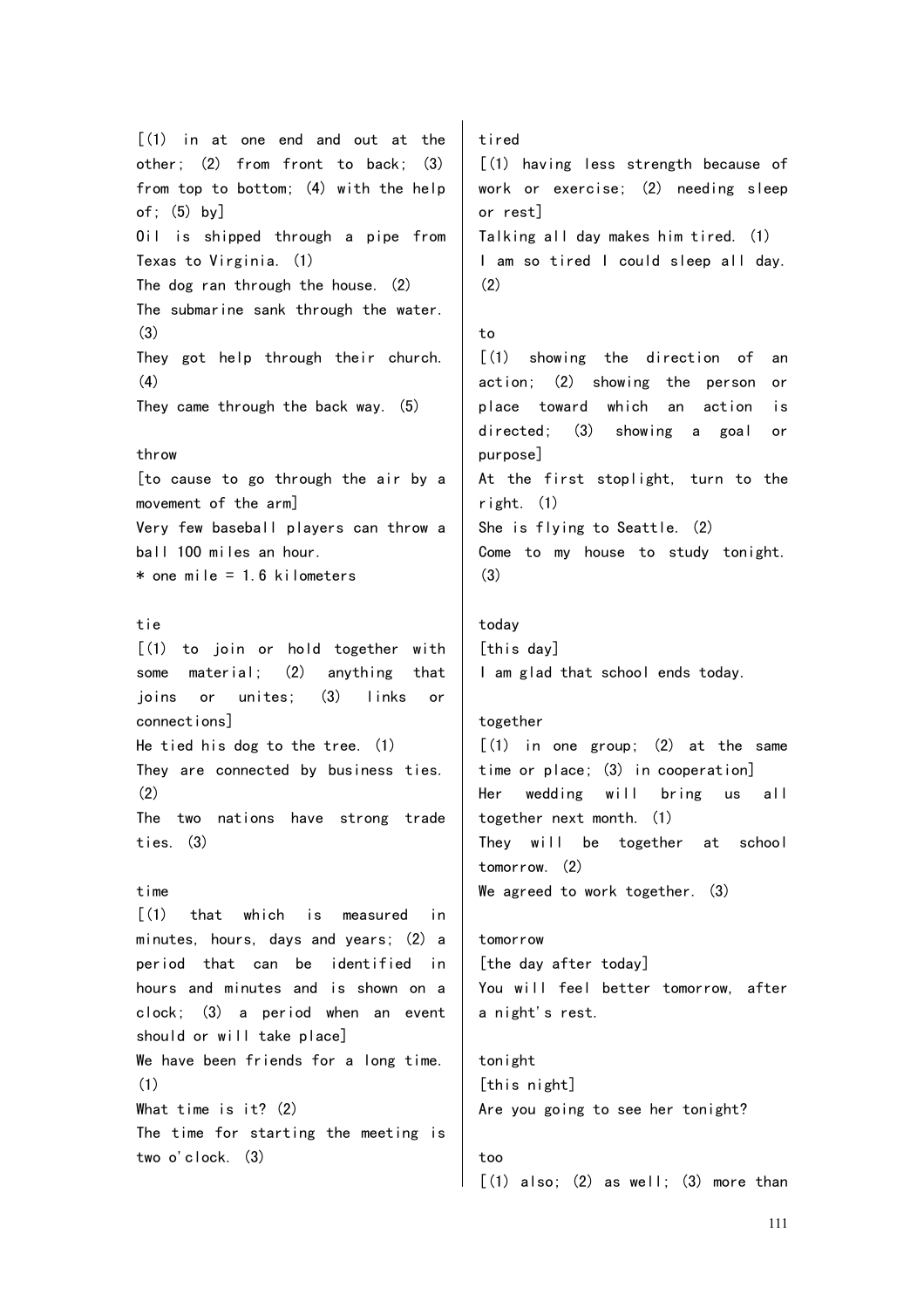[(1) in at one end and out at the other; (2) from front to back; (3) from top to bottom; (4) with the help of; (5) by]
Oil is shipped through a pipe from Texas to Virginia. (1)
The dog ran through the house. (2)
The submarine sank through the water. (3)
They got help through their church. (4)
They came through the back way. (5)

throw
[to cause to go through the air by a movement of the arm]
Very few baseball players can throw a ball 100 miles an hour.
* one mile = 1.6 kilometers

tie
[(1) to join or hold together with some material; (2) anything that joins or unites; (3) links or connections]
He tied his dog to the tree. (1)
They are connected by business ties. (2)
The two nations have strong trade ties. (3)

time
[(1) that which is measured in minutes, hours, days and years; (2) a period that can be identified in hours and minutes and is shown on a clock; (3) a period when an event should or will take place]
We have been friends for a long time. (1)
What time is it? (2)
The time for starting the meeting is two o'clock. (3)

tired
[(1) having less strength because of work or exercise; (2) needing sleep or rest]
Talking all day makes him tired. (1)
I am so tired I could sleep all day. (2)

to
[(1) showing the direction of an action; (2) showing the person or place toward which an action is directed; (3) showing a goal or purpose]
At the first stoplight, turn to the right. (1)
She is flying to Seattle. (2)
Come to my house to study tonight. (3)

today
[this day]
I am glad that school ends today.

together
[(1) in one group; (2) at the same time or place; (3) in cooperation]
Her wedding will bring us all together next month. (1)
They will be together at school tomorrow. (2)
We agreed to work together. (3)

tomorrow
[the day after today]
You will feel better tomorrow, after a night's rest.

tonight
[this night]
Are you going to see her tonight?

too
[(1) also; (2) as well; (3) more than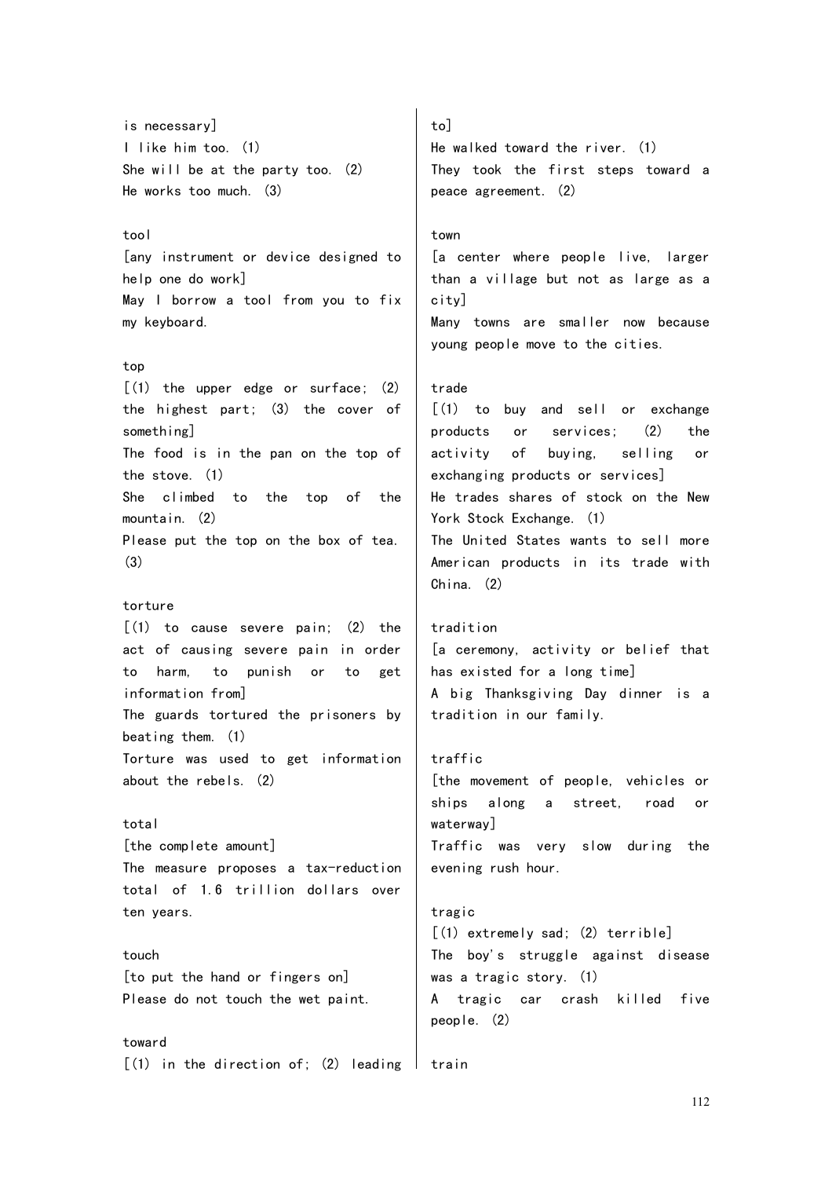is necessary]
I like him too. (1)
She will be at the party too. (2)
He works too much. (3)

tool
[any instrument or device designed to help one do work]
May I borrow a tool from you to fix my keyboard.

top
[(1) the upper edge or surface; (2) the highest part; (3) the cover of something]
The food is in the pan on the top of the stove. (1)
She climbed to the top of the mountain. (2)
Please put the top on the box of tea. (3)

torture
[(1) to cause severe pain; (2) the act of causing severe pain in order to harm, to punish or to get information from]
The guards tortured the prisoners by beating them. (1)
Torture was used to get information about the rebels. (2)

total
[the complete amount]
The measure proposes a tax-reduction total of 1.6 trillion dollars over ten years.

touch
[to put the hand or fingers on]
Please do not touch the wet paint.

toward
[(1) in the direction of; (2) leading to]
He walked toward the river. (1)
They took the first steps toward a peace agreement. (2)

town
[a center where people live, larger than a village but not as large as a city]
Many towns are smaller now because young people move to the cities.

trade
[(1) to buy and sell or exchange products or services; (2) the activity of buying, selling or exchanging products or services]
He trades shares of stock on the New York Stock Exchange. (1)
The United States wants to sell more American products in its trade with China. (2)

tradition
[a ceremony, activity or belief that has existed for a long time]
A big Thanksgiving Day dinner is a tradition in our family.

traffic
[the movement of people, vehicles or ships along a street, road or waterway]
Traffic was very slow during the evening rush hour.

tragic
[(1) extremely sad; (2) terrible]
The boy's struggle against disease was a tragic story. (1)
A tragic car crash killed five people. (2)

train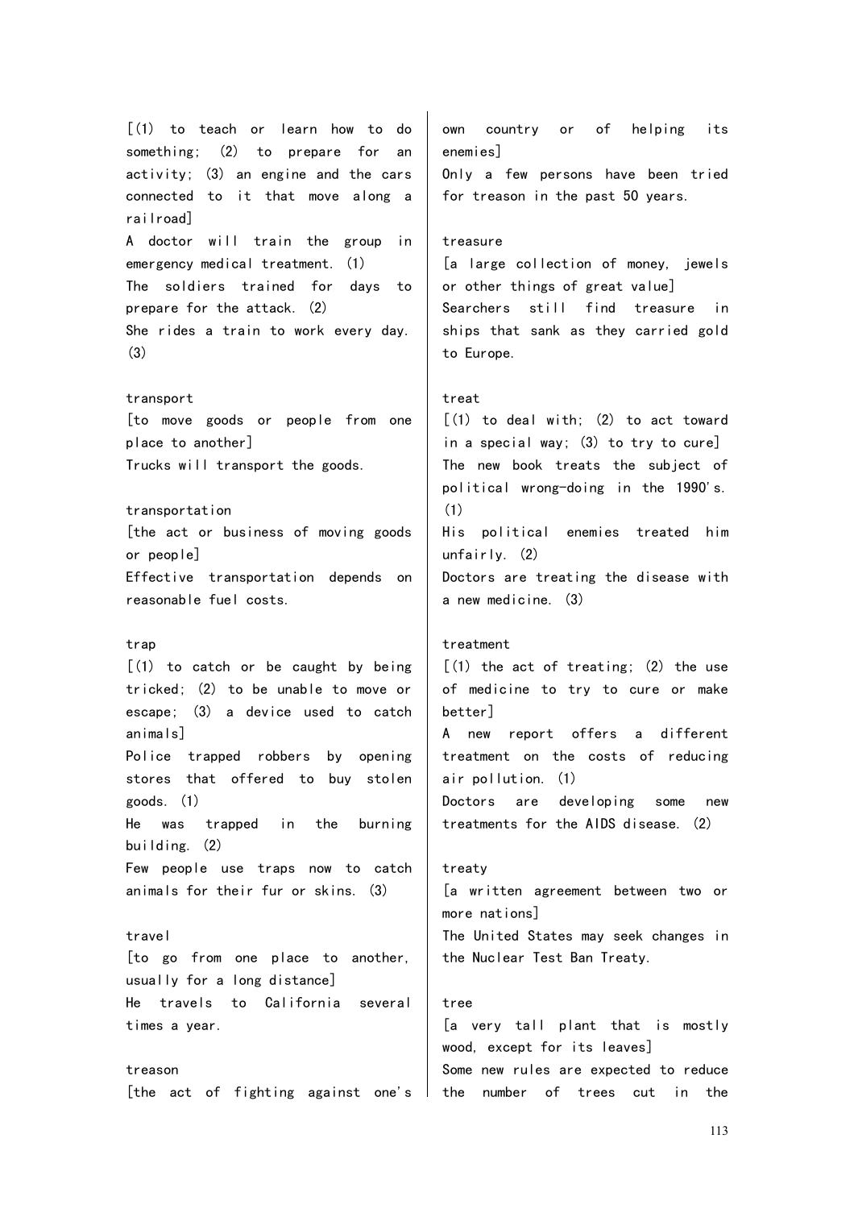[(1) to teach or learn how to do something; (2) to prepare for an activity; (3) an engine and the cars connected to it that move along a railroad]
A doctor will train the group in emergency medical treatment. (1)
The soldiers trained for days to prepare for the attack. (2)
She rides a train to work every day. (3)

transport
[to move goods or people from one place to another]
Trucks will transport the goods.

transportation
[the act or business of moving goods or people]
Effective transportation depends on reasonable fuel costs.

trap
[(1) to catch or be caught by being tricked; (2) to be unable to move or escape; (3) a device used to catch animals]
Police trapped robbers by opening stores that offered to buy stolen goods. (1)
He was trapped in the burning building. (2)
Few people use traps now to catch animals for their fur or skins. (3)

travel
[to go from one place to another, usually for a long distance]
He travels to California several times a year.

treason
[the act of fighting against one's own country or of helping its enemies]
Only a few persons have been tried for treason in the past 50 years.

treasure
[a large collection of money, jewels or other things of great value]
Searchers still find treasure in ships that sank as they carried gold to Europe.

treat
[(1) to deal with; (2) to act toward in a special way; (3) to try to cure]
The new book treats the subject of political wrong-doing in the 1990's. (1)
His political enemies treated him unfairly. (2)
Doctors are treating the disease with a new medicine. (3)

treatment
[(1) the act of treating; (2) the use of medicine to try to cure or make better]
A new report offers a different treatment on the costs of reducing air pollution. (1)
Doctors are developing some new treatments for the AIDS disease. (2)

treaty
[a written agreement between two or more nations]
The United States may seek changes in the Nuclear Test Ban Treaty.

tree
[a very tall plant that is mostly wood, except for its leaves]
Some new rules are expected to reduce the number of trees cut in the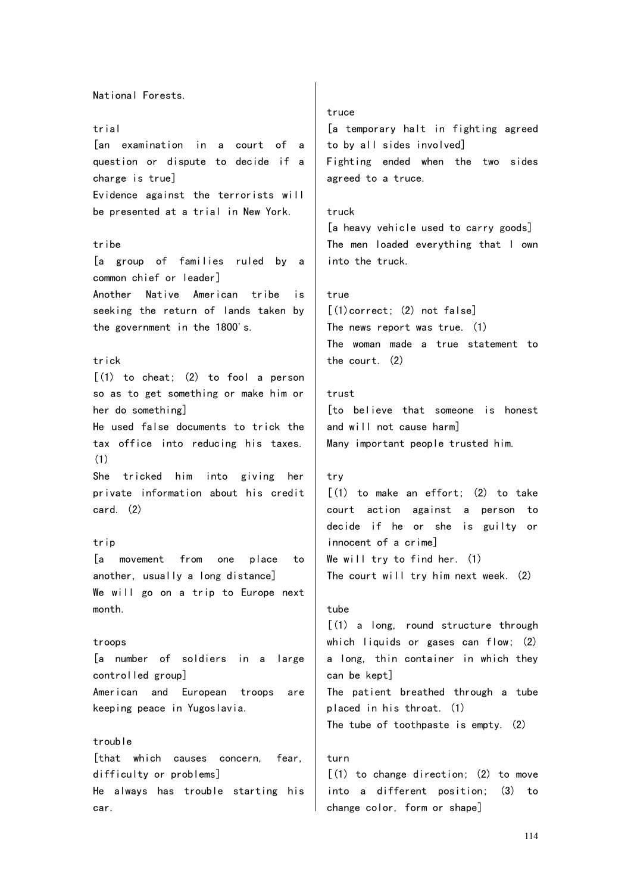National Forests.

trial

[an examination in a court of a question or dispute to decide if a charge is true]

Evidence against the terrorists will be presented at a trial in New York.

tribe

[a group of families ruled by a common chief or leader]

Another Native American tribe is seeking the return of lands taken by the government in the 1800's.

trick

[(1) to cheat; (2) to fool a person so as to get something or make him or her do something]

He used false documents to trick the tax office into reducing his taxes. (1)

She tricked him into giving her private information about his credit card. (2)

trip

[a movement from one place to another, usually a long distance]

We will go on a trip to Europe next month.

troops

[a number of soldiers in a large controlled group]

American and European troops are keeping peace in Yugoslavia.

trouble

[that which causes concern, fear, difficulty or problems]

He always has trouble starting his car.

truce

[a temporary halt in fighting agreed to by all sides involved]

Fighting ended when the two sides agreed to a truce.

truck

[a heavy vehicle used to carry goods]

The men loaded everything that I own into the truck.

true

[(1)correct; (2) not false]

The news report was true. (1)

The woman made a true statement to the court. (2)

trust

[to believe that someone is honest and will not cause harm]

Many important people trusted him.

try

[(1) to make an effort; (2) to take court action against a person to decide if he or she is guilty or innocent of a crime]

We will try to find her. (1)

The court will try him next week. (2)

tube

[(1) a long, round structure through which liquids or gases can flow; (2) a long, thin container in which they can be kept]

The patient breathed through a tube placed in his throat. (1)

The tube of toothpaste is empty. (2)

turn

[(1) to change direction; (2) to move into a different position; (3) to change color, form or shape]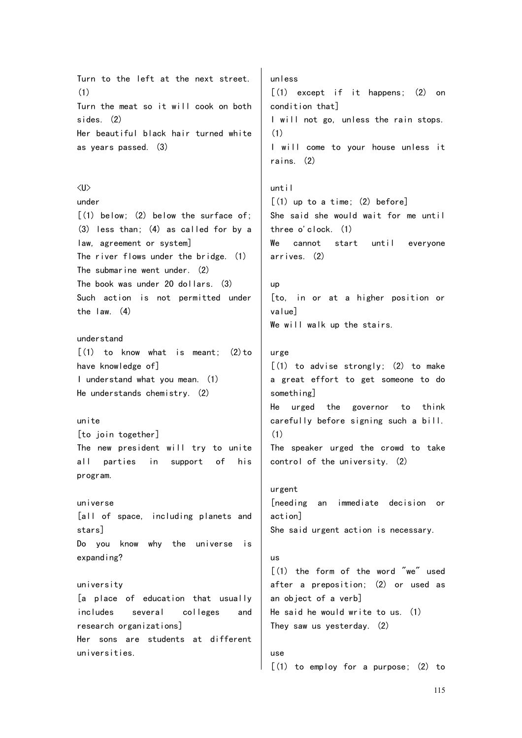Turn to the left at the next street. (1)
Turn the meat so it will cook on both sides. (2)
Her beautiful black hair turned white as years passed. (3)

<U>

under
[(1) below; (2) below the surface of; (3) less than; (4) as called for by a law, agreement or system]
The river flows under the bridge. (1)
The submarine went under. (2)
The book was under 20 dollars. (3)
Such action is not permitted under the law. (4)

understand
[(1) to know what is meant; (2)to have knowledge of]
I understand what you mean. (1)
He understands chemistry. (2)

unite
[to join together]
The new president will try to unite all parties in support of his program.

universe
[all of space, including planets and stars]
Do you know why the universe is expanding?

university
[a place of education that usually includes several colleges and research organizations]
Her sons are students at different universities.

unless
[(1) except if it happens; (2) on condition that]
I will not go, unless the rain stops. (1)
I will come to your house unless it rains. (2)

until
[(1) up to a time; (2) before]
She said she would wait for me until three o'clock. (1)
We cannot start until everyone arrives. (2)

up
[to, in or at a higher position or value]
We will walk up the stairs.

urge
[(1) to advise strongly; (2) to make a great effort to get someone to do something]
He urged the governor to think carefully before signing such a bill. (1)
The speaker urged the crowd to take control of the university. (2)

urgent
[needing an immediate decision or action]
She said urgent action is necessary.

us
[(1) the form of the word "we" used after a preposition; (2) or used as an object of a verb]
He said he would write to us. (1)
They saw us yesterday. (2)

use
[(1) to employ for a purpose; (2) to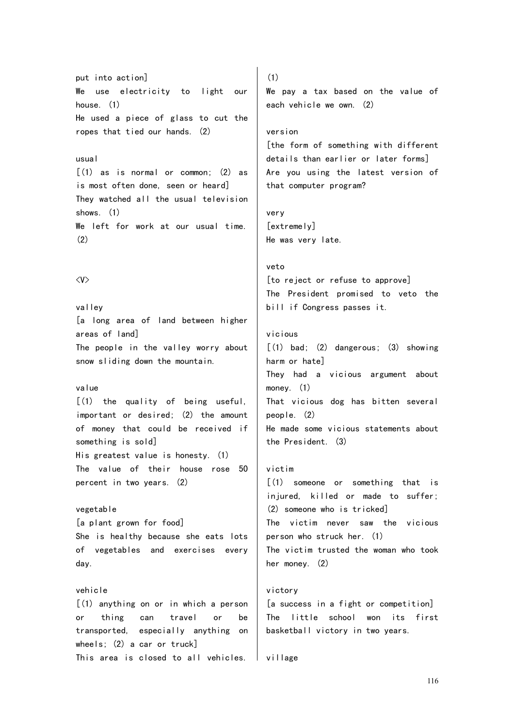put into action]
We use electricity to light our house. (1)
He used a piece of glass to cut the ropes that tied our hands. (2)

usual
[(1) as is normal or common; (2) as is most often done, seen or heard]
They watched all the usual television shows. (1)
We left for work at our usual time. (2)

<V>

valley
[a long area of land between higher areas of land]
The people in the valley worry about snow sliding down the mountain.

value
[(1) the quality of being useful, important or desired; (2) the amount of money that could be received if something is sold]
His greatest value is honesty. (1)
The value of their house rose 50 percent in two years. (2)

vegetable
[a plant grown for food]
She is healthy because she eats lots of vegetables and exercises every day.

vehicle
[(1) anything on or in which a person or thing can travel or be transported, especially anything on wheels; (2) a car or truck]
This area is closed to all vehicles. (1)
We pay a tax based on the value of each vehicle we own. (2)

version
[the form of something with different details than earlier or later forms]
Are you using the latest version of that computer program?

very
[extremely]
He was very late.

veto
[to reject or refuse to approve]
The President promised to veto the bill if Congress passes it.

vicious
[(1) bad; (2) dangerous; (3) showing harm or hate]
They had a vicious argument about money. (1)
That vicious dog has bitten several people. (2)
He made some vicious statements about the President. (3)

victim
[(1) someone or something that is injured, killed or made to suffer; (2) someone who is tricked]
The victim never saw the vicious person who struck her. (1)
The victim trusted the woman who took her money. (2)

victory
[a success in a fight or competition]
The little school won its first basketball victory in two years.

village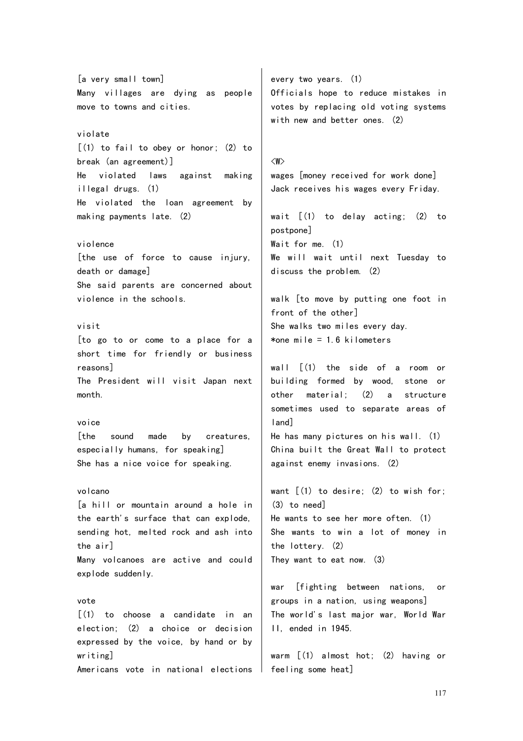[a very small town]
Many villages are dying as people move to towns and cities.

violate
[(1) to fail to obey or honor; (2) to break (an agreement)]
He violated laws against making illegal drugs. (1)
He violated the loan agreement by making payments late. (2)

violence
[the use of force to cause injury, death or damage]
She said parents are concerned about violence in the schools.

visit
[to go to or come to a place for a short time for friendly or business reasons]
The President will visit Japan next month.

voice
[the sound made by creatures, especially humans, for speaking]
She has a nice voice for speaking.

volcano
[a hill or mountain around a hole in the earth's surface that can explode, sending hot, melted rock and ash into the air]
Many volcanoes are active and could explode suddenly.

vote
[(1) to choose a candidate in an election; (2) a choice or decision expressed by the voice, by hand or by writing]
Americans vote in national elections every two years. (1)
Officials hope to reduce mistakes in votes by replacing old voting systems with new and better ones. (2)

<W>

wages [money received for work done]
Jack receives his wages every Friday.

wait [(1) to delay acting; (2) to postpone]
Wait for me. (1)
We will wait until next Tuesday to discuss the problem. (2)

walk [to move by putting one foot in front of the other]
She walks two miles every day.
*one mile = 1.6 kilometers

wall [(1) the side of a room or building formed by wood, stone or other material; (2) a structure sometimes used to separate areas of land]
He has many pictures on his wall. (1)
China built the Great Wall to protect against enemy invasions. (2)

want [(1) to desire; (2) to wish for; (3) to need]
He wants to see her more often. (1)
She wants to win a lot of money in the lottery. (2)
They want to eat now. (3)

war [fighting between nations, or groups in a nation, using weapons]
The world's last major war, World War II, ended in 1945.

warm [(1) almost hot; (2) having or feeling some heat]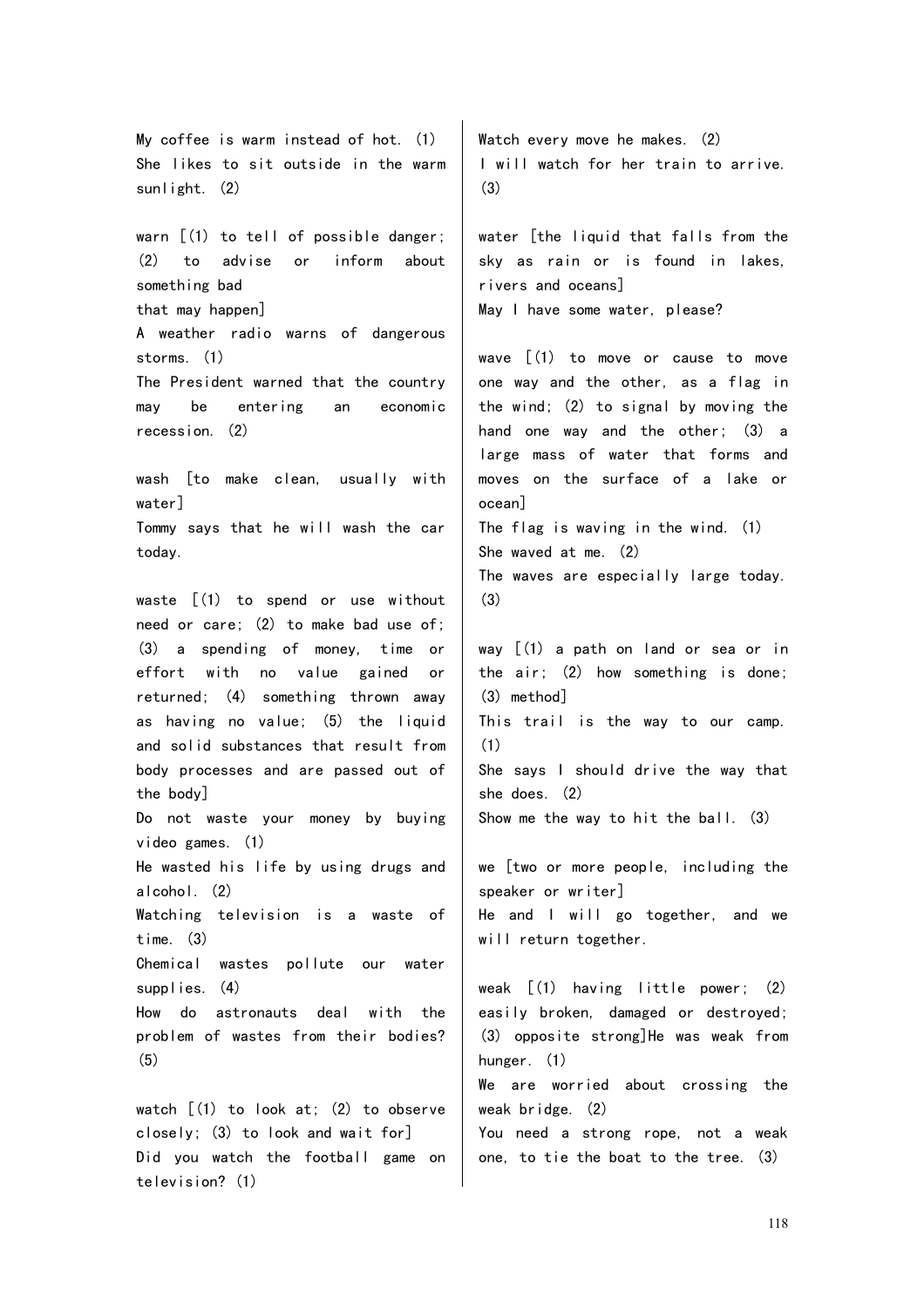My coffee is warm instead of hot. (1)
She likes to sit outside in the warm sunlight. (2)

warn [(1) to tell of possible danger; (2) to advise or inform about something bad
that may happen]
A weather radio warns of dangerous storms. (1)
The President warned that the country may be entering an economic recession. (2)

wash [to make clean, usually with water]
Tommy says that he will wash the car today.

waste [(1) to spend or use without need or care; (2) to make bad use of; (3) a spending of money, time or effort with no value gained or returned; (4) something thrown away as having no value; (5) the liquid and solid substances that result from body processes and are passed out of the body]
Do not waste your money by buying video games. (1)
He wasted his life by using drugs and alcohol. (2)
Watching television is a waste of time. (3)
Chemical wastes pollute our water supplies. (4)
How do astronauts deal with the problem of wastes from their bodies? (5)

watch [(1) to look at; (2) to observe closely; (3) to look and wait for]
Did you watch the football game on television? (1)
Watch every move he makes. (2)
I will watch for her train to arrive. (3)

water [the liquid that falls from the sky as rain or is found in lakes, rivers and oceans]
May I have some water, please?

wave [(1) to move or cause to move one way and the other, as a flag in the wind; (2) to signal by moving the hand one way and the other; (3) a large mass of water that forms and moves on the surface of a lake or ocean]
The flag is waving in the wind. (1)
She waved at me. (2)
The waves are especially large today. (3)

way [(1) a path on land or sea or in the air; (2) how something is done; (3) method]
This trail is the way to our camp. (1)
She says I should drive the way that she does. (2)
Show me the way to hit the ball. (3)

we [two or more people, including the speaker or writer]
He and I will go together, and we will return together.

weak [(1) having little power; (2) easily broken, damaged or destroyed; (3) opposite strong]He was weak from hunger. (1)
We are worried about crossing the weak bridge. (2)
You need a strong rope, not a weak one, to tie the boat to the tree. (3)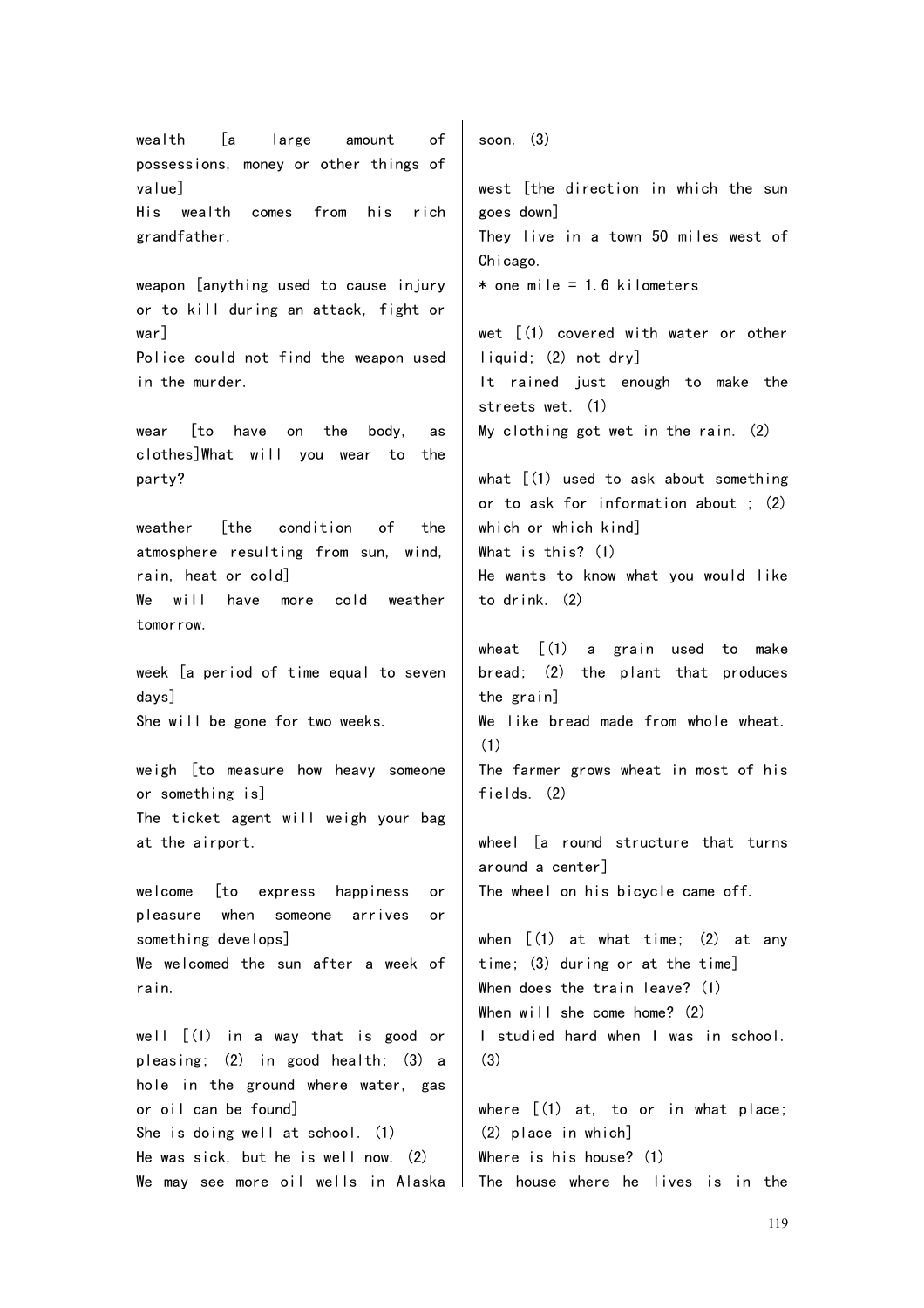wealth [a large amount of possessions, money or other things of value]
His wealth comes from his rich grandfather.

weapon [anything used to cause injury or to kill during an attack, fight or war]
Police could not find the weapon used in the murder.

wear [to have on the body, as clothes]What will you wear to the party?

weather [the condition of the atmosphere resulting from sun, wind, rain, heat or cold]
We will have more cold weather tomorrow.

week [a period of time equal to seven days]
She will be gone for two weeks.

weigh [to measure how heavy someone or something is]
The ticket agent will weigh your bag at the airport.

welcome [to express happiness or pleasure when someone arrives or something develops]
We welcomed the sun after a week of rain.

well [(1) in a way that is good or pleasing; (2) in good health; (3) a hole in the ground where water, gas or oil can be found]
She is doing well at school. (1)
He was sick, but he is well now. (2)
We may see more oil wells in Alaska soon. (3)

west [the direction in which the sun goes down]
They live in a town 50 miles west of Chicago.
* one mile = 1.6 kilometers

wet [(1) covered with water or other liquid; (2) not dry]
It rained just enough to make the streets wet. (1)
My clothing got wet in the rain. (2)

what [(1) used to ask about something or to ask for information about ; (2) which or which kind]
What is this? (1)
He wants to know what you would like to drink. (2)

wheat [(1) a grain used to make bread; (2) the plant that produces the grain]
We like bread made from whole wheat. (1)
The farmer grows wheat in most of his fields. (2)

wheel [a round structure that turns around a center]
The wheel on his bicycle came off.

when [(1) at what time; (2) at any time; (3) during or at the time]
When does the train leave? (1)
When will she come home? (2)
I studied hard when I was in school. (3)

where [(1) at, to or in what place; (2) place in which]
Where is his house? (1)
The house where he lives is in the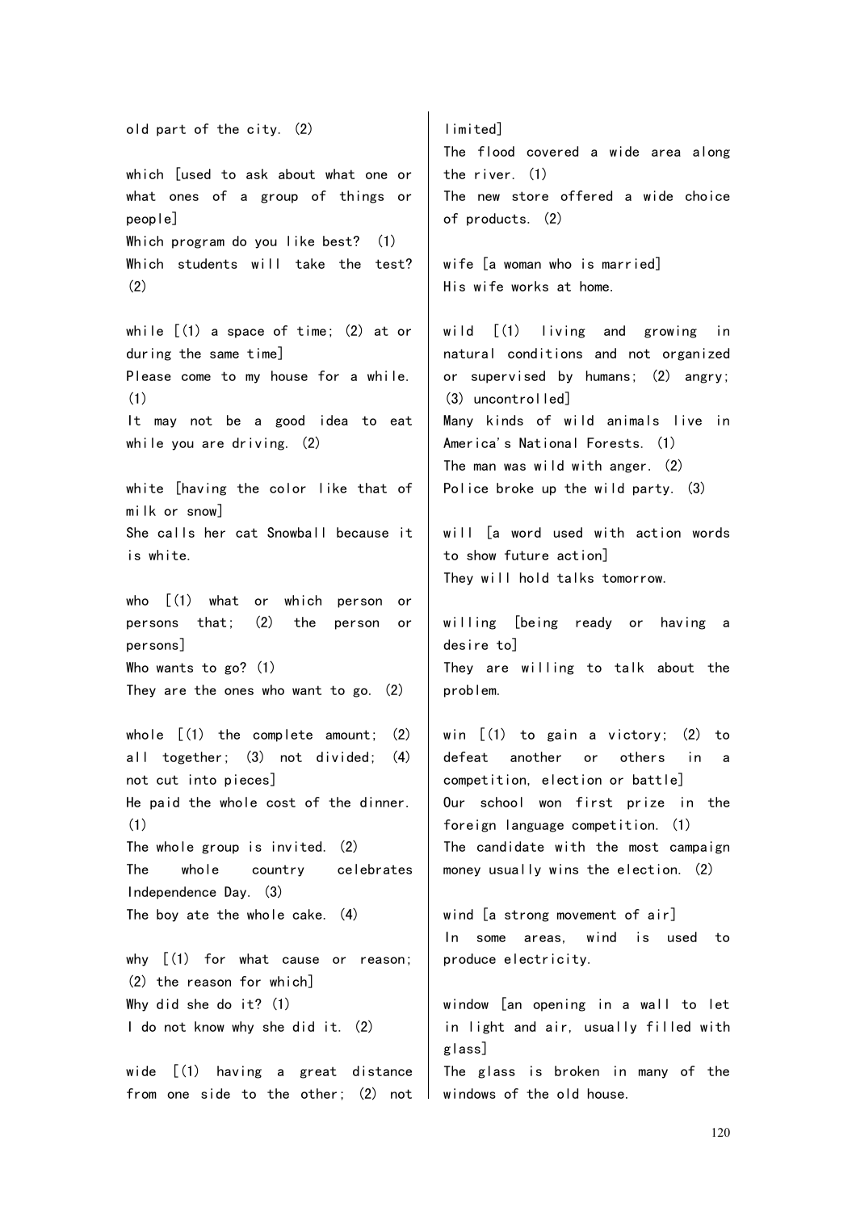old part of the city. (2)

which [used to ask about what one or what ones of a group of things or people]
Which program do you like best? (1)
Which students will take the test? (2)

while [(1) a space of time; (2) at or during the same time]
Please come to my house for a while. (1)
It may not be a good idea to eat while you are driving. (2)

white [having the color like that of milk or snow]
She calls her cat Snowball because it is white.

who [(1) what or which person or persons that; (2) the person or persons]
Who wants to go? (1)
They are the ones who want to go. (2)

whole [(1) the complete amount; (2) all together; (3) not divided; (4) not cut into pieces]
He paid the whole cost of the dinner. (1)
The whole group is invited. (2)
The whole country celebrates Independence Day. (3)
The boy ate the whole cake. (4)

why [(1) for what cause or reason; (2) the reason for which]
Why did she do it? (1)
I do not know why she did it. (2)

wide [(1) having a great distance from one side to the other; (2) not limited]
The flood covered a wide area along the river. (1)
The new store offered a wide choice of products. (2)

wife [a woman who is married]
His wife works at home.

wild [(1) living and growing in natural conditions and not organized or supervised by humans; (2) angry; (3) uncontrolled]
Many kinds of wild animals live in America's National Forests. (1)
The man was wild with anger. (2)
Police broke up the wild party. (3)

will [a word used with action words to show future action]
They will hold talks tomorrow.

willing [being ready or having a desire to]
They are willing to talk about the problem.

win [(1) to gain a victory; (2) to defeat another or others in a competition, election or battle]
Our school won first prize in the foreign language competition. (1)
The candidate with the most campaign money usually wins the election. (2)

wind [a strong movement of air]
In some areas, wind is used to produce electricity.

window [an opening in a wall to let in light and air, usually filled with glass]
The glass is broken in many of the windows of the old house.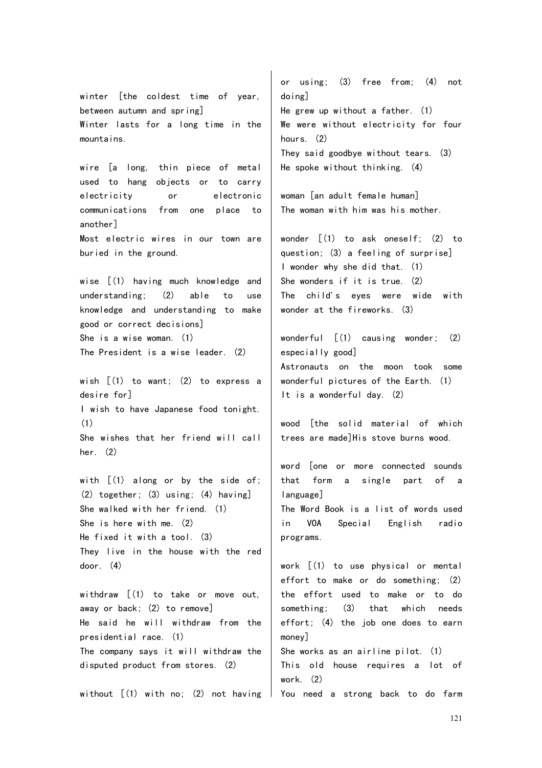winter [the coldest time of year, between autumn and spring]
Winter lasts for a long time in the mountains.

wire [a long, thin piece of metal used to hang objects or to carry electricity or electronic communications from one place to another]
Most electric wires in our town are buried in the ground.

wise [(1) having much knowledge and understanding; (2) able to use knowledge and understanding to make good or correct decisions]
She is a wise woman. (1)
The President is a wise leader. (2)

wish [(1) to want; (2) to express a desire for]
I wish to have Japanese food tonight. (1)
She wishes that her friend will call her. (2)

with [(1) along or by the side of; (2) together; (3) using; (4) having]
She walked with her friend. (1)
She is here with me. (2)
He fixed it with a tool. (3)
They live in the house with the red door. (4)

withdraw [(1) to take or move out, away or back; (2) to remove]
He said he will withdraw from the presidential race. (1)
The company says it will withdraw the disputed product from stores. (2)

without [(1) with no; (2) not having or using; (3) free from; (4) not doing]
He grew up without a father. (1)
We were without electricity for four hours. (2)
They said goodbye without tears. (3)
He spoke without thinking. (4)

woman [an adult female human]
The woman with him was his mother.

wonder [(1) to ask oneself; (2) to question; (3) a feeling of surprise]
I wonder why she did that. (1)
She wonders if it is true. (2)
The child's eyes were wide with wonder at the fireworks. (3)

wonderful [(1) causing wonder; (2) especially good]
Astronauts on the moon took some wonderful pictures of the Earth. (1)
It is a wonderful day. (2)

wood [the solid material of which trees are made]His stove burns wood.

word [one or more connected sounds that form a single part of a language]
The Word Book is a list of words used in VOA Special English radio programs.

work [(1) to use physical or mental effort to make or do something; (2) the effort used to make or to do something; (3) that which needs effort; (4) the job one does to earn money]
She works as an airline pilot. (1)
This old house requires a lot of work. (2)
You need a strong back to do farm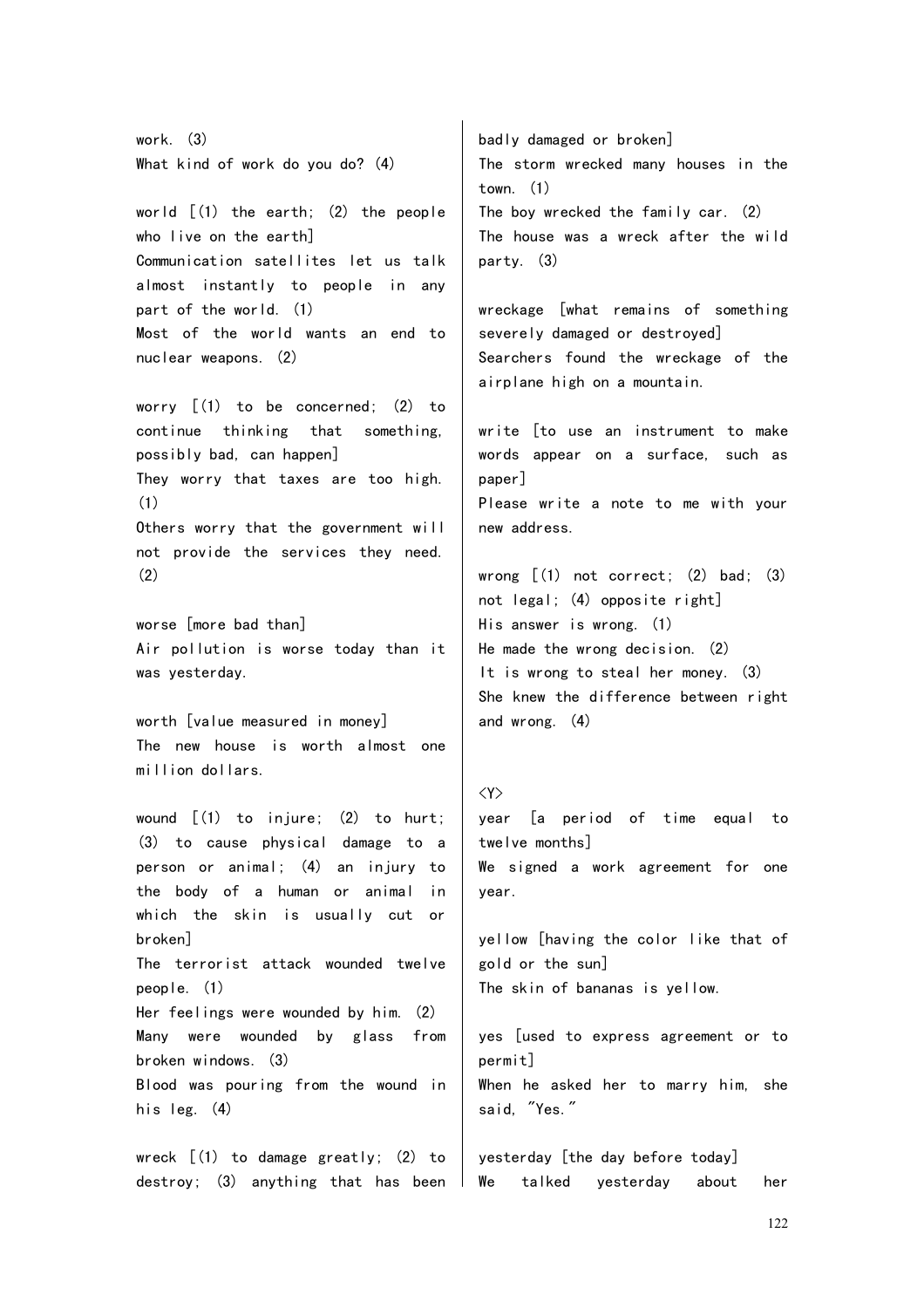work. (3)
What kind of work do you do? (4)

world [(1) the earth; (2) the people who live on the earth]
Communication satellites let us talk almost instantly to people in any part of the world. (1)
Most of the world wants an end to nuclear weapons. (2)

worry [(1) to be concerned; (2) to continue thinking that something, possibly bad, can happen]
They worry that taxes are too high. (1)
Others worry that the government will not provide the services they need. (2)

worse [more bad than]
Air pollution is worse today than it was yesterday.

worth [value measured in money]
The new house is worth almost one million dollars.

wound [(1) to injure; (2) to hurt; (3) to cause physical damage to a person or animal; (4) an injury to the body of a human or animal in which the skin is usually cut or broken]
The terrorist attack wounded twelve people. (1)
Her feelings were wounded by him. (2)
Many were wounded by glass from broken windows. (3)
Blood was pouring from the wound in his leg. (4)

wreck [(1) to damage greatly; (2) to destroy; (3) anything that has been badly damaged or broken]
The storm wrecked many houses in the town. (1)
The boy wrecked the family car. (2)
The house was a wreck after the wild party. (3)

wreckage [what remains of something severely damaged or destroyed]
Searchers found the wreckage of the airplane high on a mountain.

write [to use an instrument to make words appear on a surface, such as paper]
Please write a note to me with your new address.

wrong [(1) not correct; (2) bad; (3) not legal; (4) opposite right]
His answer is wrong. (1)
He made the wrong decision. (2)
It is wrong to steal her money. (3)
She knew the difference between right and wrong. (4)

<Y>
year [a period of time equal to twelve months]
We signed a work agreement for one year.

yellow [having the color like that of gold or the sun]
The skin of bananas is yellow.

yes [used to express agreement or to permit]
When he asked her to marry him, she said, "Yes."

yesterday [the day before today]
We talked yesterday about her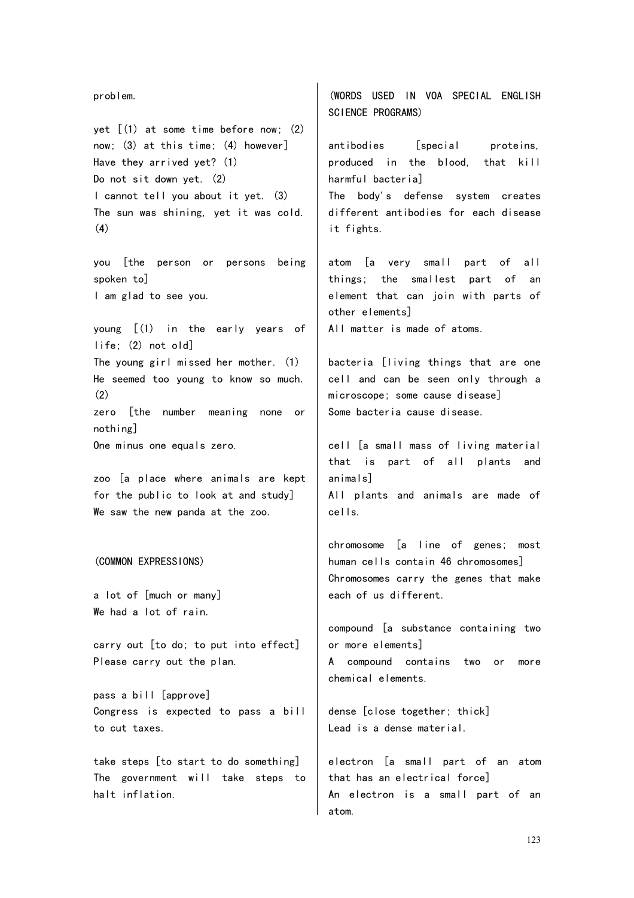problem.

yet [(1) at some time before now; (2) now; (3) at this time; (4) however]
Have they arrived yet? (1)
Do not sit down yet. (2)
I cannot tell you about it yet. (3)
The sun was shining, yet it was cold. (4)

you [the person or persons being spoken to]
I am glad to see you.

young [(1) in the early years of life; (2) not old]
The young girl missed her mother. (1)
He seemed too young to know so much. (2)
zero [the number meaning none or nothing]
One minus one equals zero.

zoo [a place where animals are kept for the public to look at and study]
We saw the new panda at the zoo.

(COMMON EXPRESSIONS)

a lot of [much or many]
We had a lot of rain.

carry out [to do; to put into effect]
Please carry out the plan.

pass a bill [approve]
Congress is expected to pass a bill to cut taxes.

take steps [to start to do something]
The government will take steps to halt inflation.

(WORDS USED IN VOA SPECIAL ENGLISH SCIENCE PROGRAMS)

antibodies [special proteins, produced in the blood, that kill harmful bacteria]
The body's defense system creates different antibodies for each disease it fights.

atom [a very small part of all things; the smallest part of an element that can join with parts of other elements]
All matter is made of atoms.

bacteria [living things that are one cell and can be seen only through a microscope; some cause disease]
Some bacteria cause disease.

cell [a small mass of living material that is part of all plants and animals]
All plants and animals are made of cells.

chromosome [a line of genes; most human cells contain 46 chromosomes]
Chromosomes carry the genes that make each of us different.

compound [a substance containing two or more elements]
A compound contains two or more chemical elements.

dense [close together; thick]
Lead is a dense material.

electron [a small part of an atom that has an electrical force]
An electron is a small part of an atom.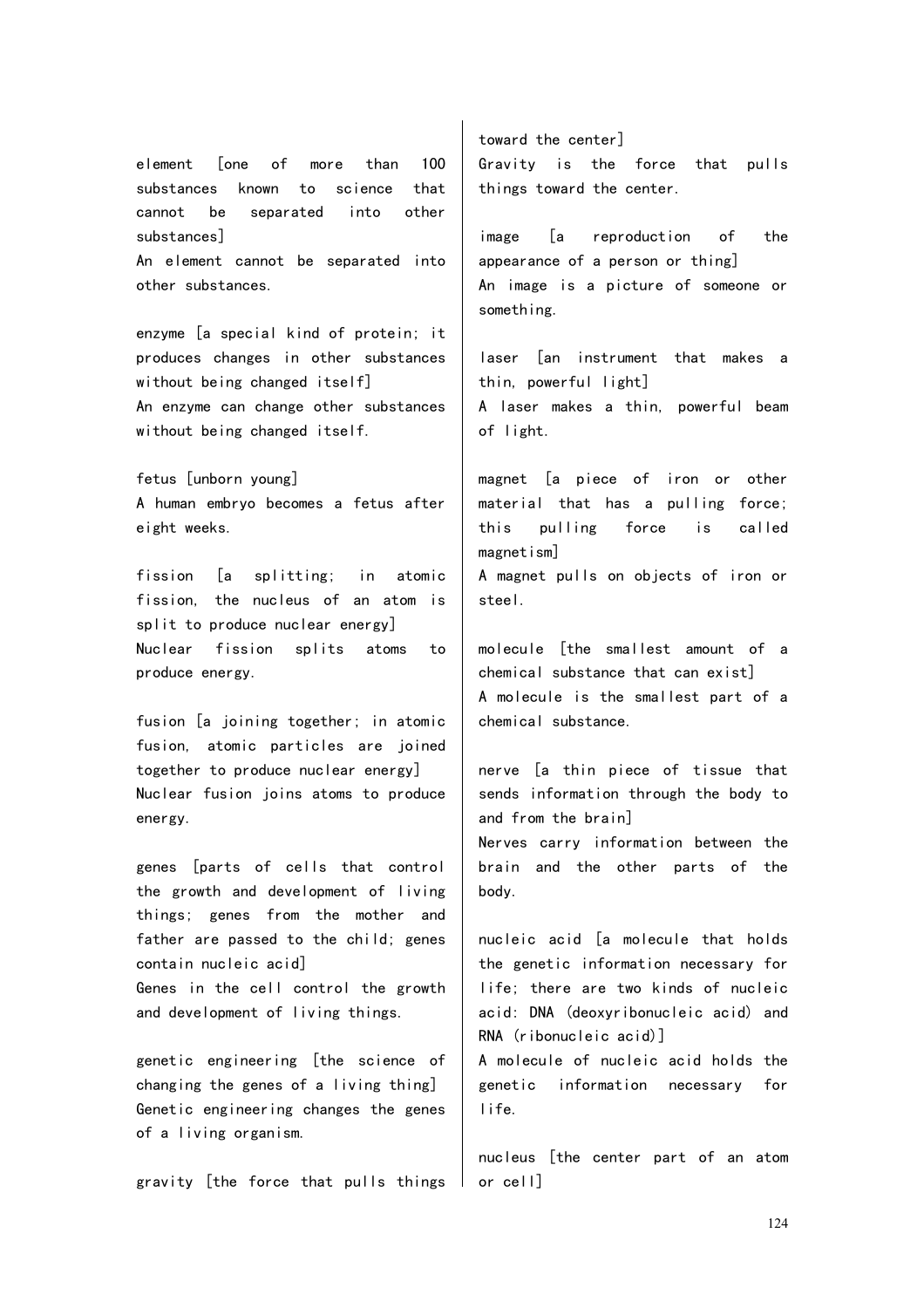element [one of more than 100 substances known to science that cannot be separated into other substances]
An element cannot be separated into other substances.

enzyme [a special kind of protein; it produces changes in other substances without being changed itself]
An enzyme can change other substances without being changed itself.

fetus [unborn young]
A human embryo becomes a fetus after eight weeks.

fission [a splitting; in atomic fission, the nucleus of an atom is split to produce nuclear energy]
Nuclear fission splits atoms to produce energy.

fusion [a joining together; in atomic fusion, atomic particles are joined together to produce nuclear energy]
Nuclear fusion joins atoms to produce energy.

genes [parts of cells that control the growth and development of living things; genes from the mother and father are passed to the child; genes contain nucleic acid]
Genes in the cell control the growth and development of living things.

genetic engineering [the science of changing the genes of a living thing]
Genetic engineering changes the genes of a living organism.

gravity [the force that pulls things toward the center]
Gravity is the force that pulls things toward the center.

image [a reproduction of the appearance of a person or thing]
An image is a picture of someone or something.

laser [an instrument that makes a thin, powerful light]
A laser makes a thin, powerful beam of light.

magnet [a piece of iron or other material that has a pulling force; this pulling force is called magnetism]
A magnet pulls on objects of iron or steel.

molecule [the smallest amount of a chemical substance that can exist]
A molecule is the smallest part of a chemical substance.

nerve [a thin piece of tissue that sends information through the body to and from the brain]
Nerves carry information between the brain and the other parts of the body.

nucleic acid [a molecule that holds the genetic information necessary for life; there are two kinds of nucleic acid: DNA (deoxyribonucleic acid) and RNA (ribonucleic acid)]
A molecule of nucleic acid holds the genetic information necessary for life.

nucleus [the center part of an atom or cell]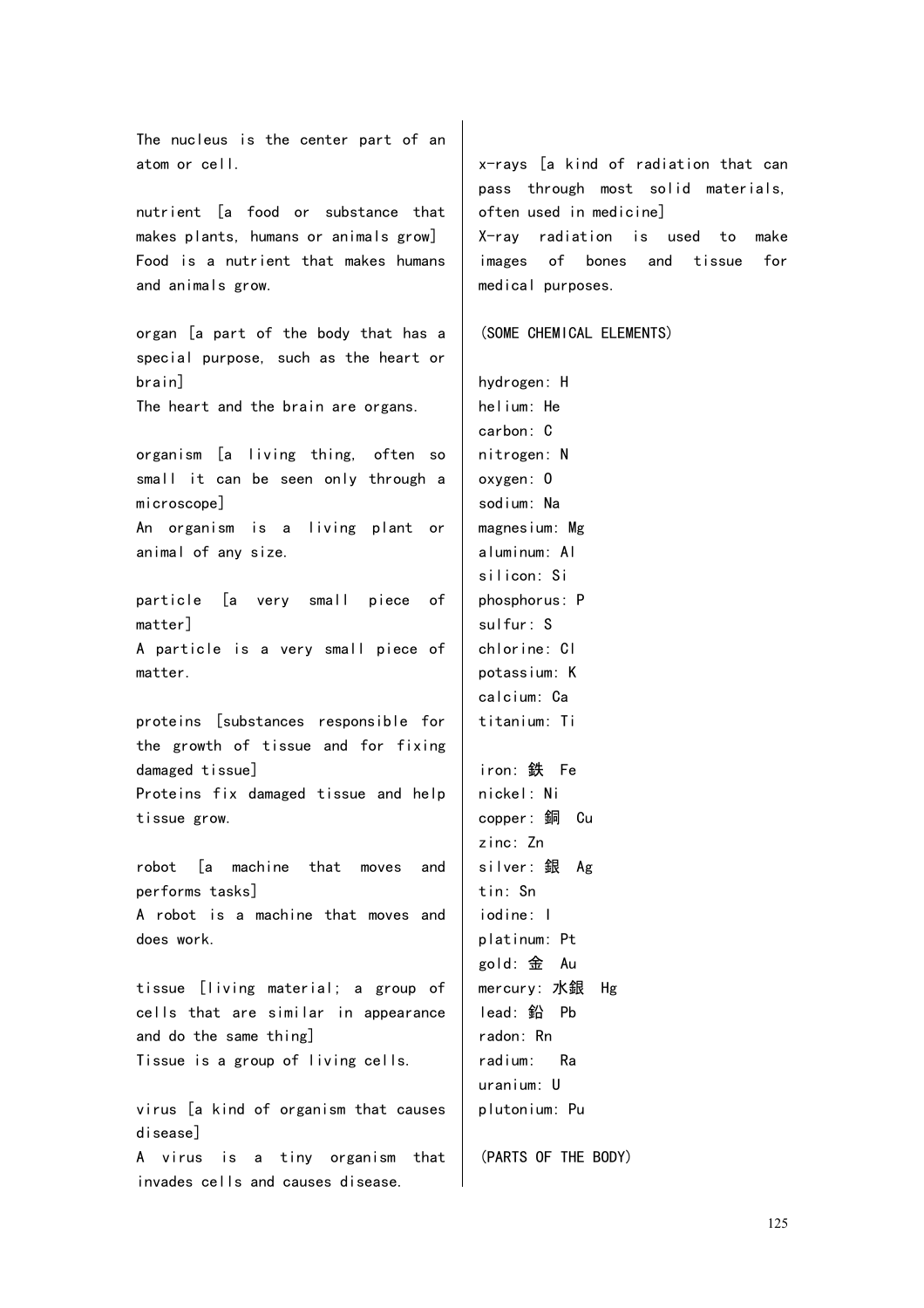The nucleus is the center part of an atom or cell.

nutrient [a food or substance that makes plants, humans or animals grow]
Food is a nutrient that makes humans and animals grow.

organ [a part of the body that has a special purpose, such as the heart or brain]
The heart and the brain are organs.

organism [a living thing, often so small it can be seen only through a microscope]
An organism is a living plant or animal of any size.

particle [a very small piece of matter]
A particle is a very small piece of matter.

proteins [substances responsible for the growth of tissue and for fixing damaged tissue]
Proteins fix damaged tissue and help tissue grow.

robot [a machine that moves and performs tasks]
A robot is a machine that moves and does work.

tissue [living material; a group of cells that are similar in appearance and do the same thing]
Tissue is a group of living cells.

virus [a kind of organism that causes disease]
A virus is a tiny organism that invades cells and causes disease.

x-rays [a kind of radiation that can pass through most solid materials, often used in medicine]
X-ray radiation is used to make images of bones and tissue for medical purposes.

(SOME CHEMICAL ELEMENTS)

hydrogen: H
helium: He
carbon: C
nitrogen: N
oxygen: O
sodium: Na
magnesium: Mg
aluminum: Al
silicon: Si
phosphorus: P
sulfur: S
chlorine: Cl
potassium: K
calcium: Ca
titanium: Ti

iron: 鉄 Fe
nickel: Ni
copper: 銅 Cu
zinc: Zn
silver: 銀 Ag
tin: Sn
iodine: I
platinum: Pt
gold: 金 Au
mercury: 水銀 Hg
lead: 鉛 Pb
radon: Rn
radium: Ra
uranium: U
plutonium: Pu

(PARTS OF THE BODY)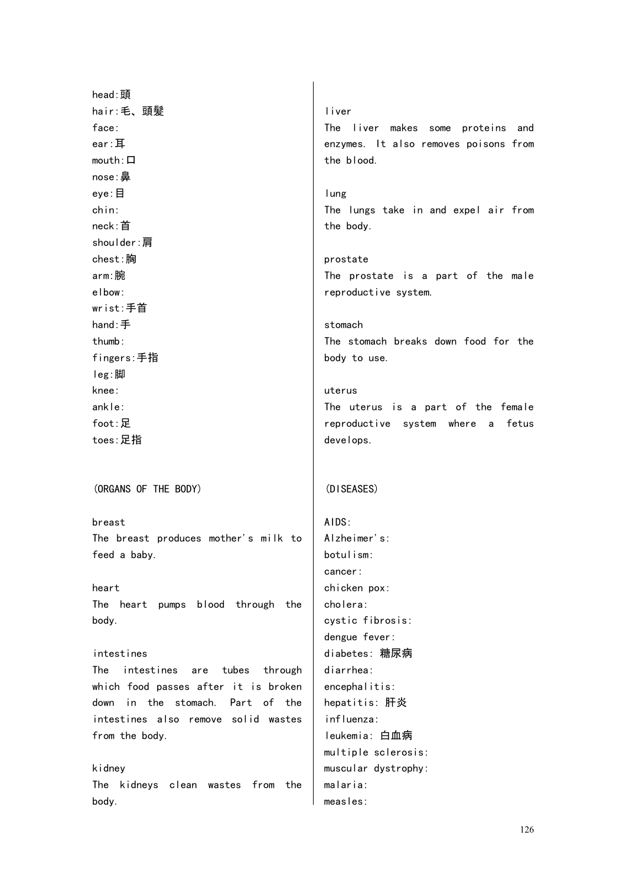head:頭
hair:毛、頭髪
face:
ear:耳
mouth:口
nose:鼻
eye:目
chin:
neck:首
shoulder:肩
chest:胸
arm:腕
elbow:
wrist:手首
hand:手
thumb:
fingers:手指
leg:脚
knee:
ankle:
foot:足
toes:足指

(ORGANS OF THE BODY)

breast
The breast produces mother's milk to feed a baby.

heart
The heart pumps blood through the body.

intestines
The intestines are tubes through which food passes after it is broken down in the stomach. Part of the intestines also remove solid wastes from the body.

kidney
The kidneys clean wastes from the body.

liver
The liver makes some proteins and enzymes. It also removes poisons from the blood.

lung
The lungs take in and expel air from the body.

prostate
The prostate is a part of the male reproductive system.

stomach
The stomach breaks down food for the body to use.

uterus
The uterus is a part of the female reproductive system where a fetus develops.

(DISEASES)

AIDS:
Alzheimer's:
botulism:
cancer:
chicken pox:
cholera:
cystic fibrosis:
dengue fever:
diabetes: 糖尿病
diarrhea:
encephalitis:
hepatitis: 肝炎
influenza:
leukemia: 白血病
multiple sclerosis:
muscular dystrophy:
malaria:
measles: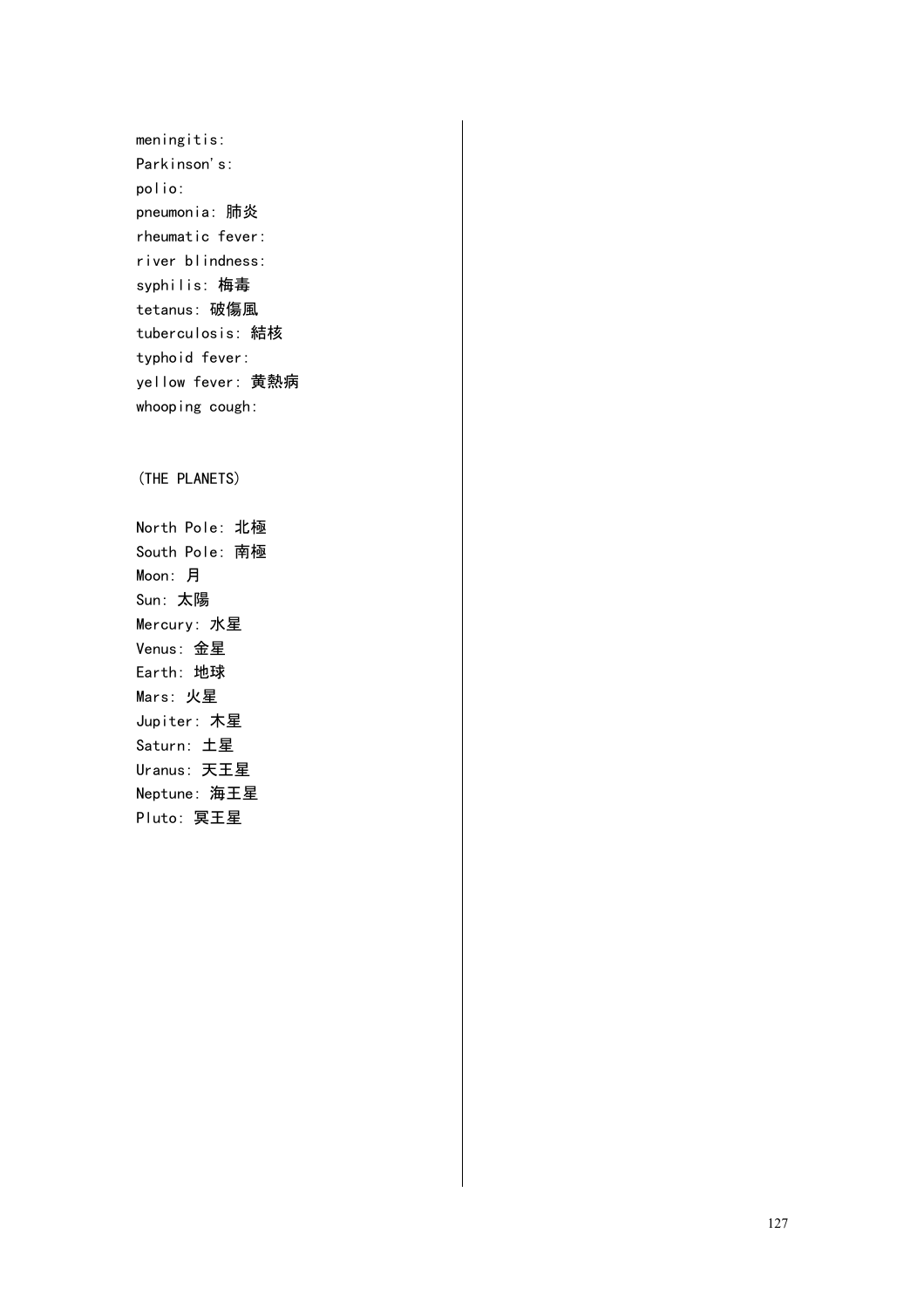meningitis:
Parkinson's:
polio:
pneumonia: 肺炎
rheumatic fever:
river blindness:
syphilis: 梅毒
tetanus: 破傷風
tuberculosis: 結核
typhoid fever:
yellow fever: 黄熱病
whooping cough:

(THE PLANETS)

North Pole: 北極
South Pole: 南極
Moon: 月
Sun: 太陽
Mercury: 水星
Venus: 金星
Earth: 地球
Mars: 火星
Jupiter: 木星
Saturn: 土星
Uranus: 天王星
Neptune: 海王星
Pluto: 冥王星